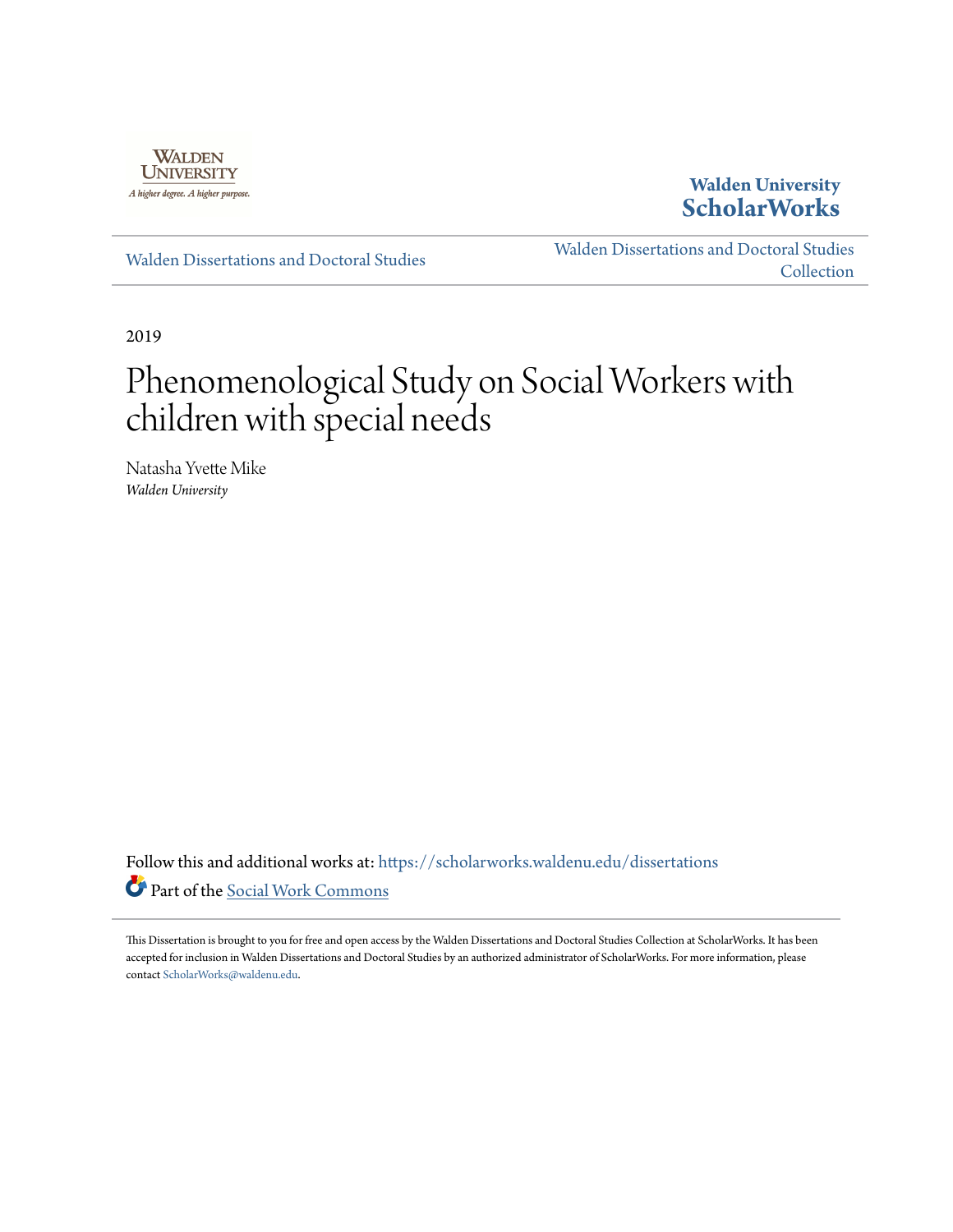Walden University

A higher degree. A higher purpose.

**Walden University ScholarWorks**

Walden Dissertations and Doctoral Studies

Walden Dissertations and Doctoral Studies Collection

2019

# Phenomenological Study on Social Workers with children with special needs

Natasha Yvette Mike
*Walden University*

Follow this and additional works at: https://scholarworks.waldenu.edu/dissertations

Part of the Social Work Commons

This Dissertation is brought to you for free and open access by the Walden Dissertations and Doctoral Studies Collection at ScholarWorks. It has been accepted for inclusion in Walden Dissertations and Doctoral Studies by an authorized administrator of ScholarWorks. For more information, please contact ScholarWorks@waldenu.edu.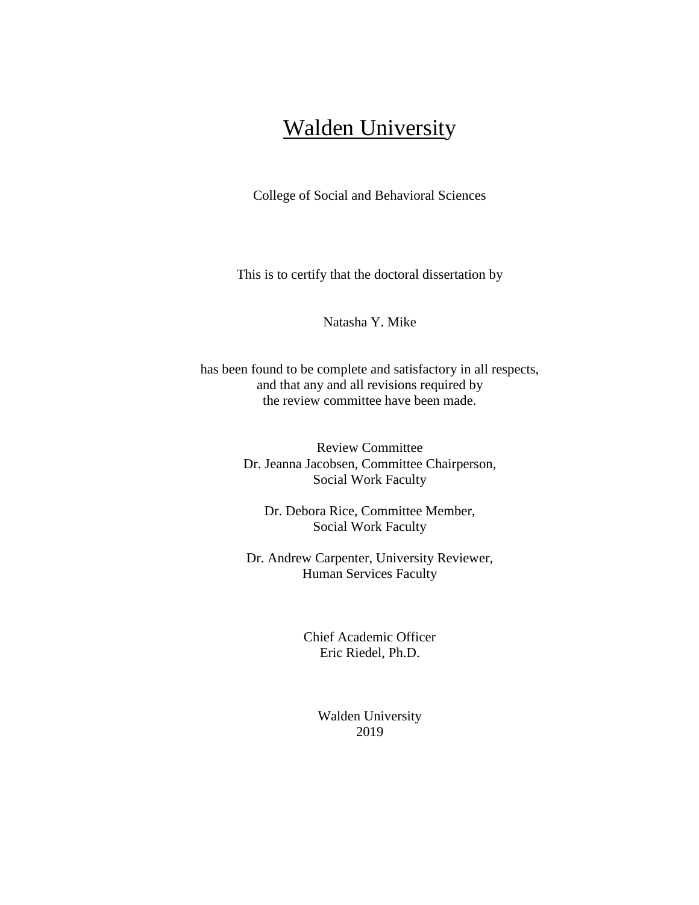# Walden University

College of Social and Behavioral Sciences

This is to certify that the doctoral dissertation by

Natasha Y. Mike

has been found to be complete and satisfactory in all respects,
and that any and all revisions required by
the review committee have been made.

Review Committee
Dr. Jeanna Jacobsen, Committee Chairperson,
Social Work Faculty

Dr. Debora Rice, Committee Member,
Social Work Faculty

Dr. Andrew Carpenter, University Reviewer,
Human Services Faculty

Chief Academic Officer
Eric Riedel, Ph.D.

Walden University
2019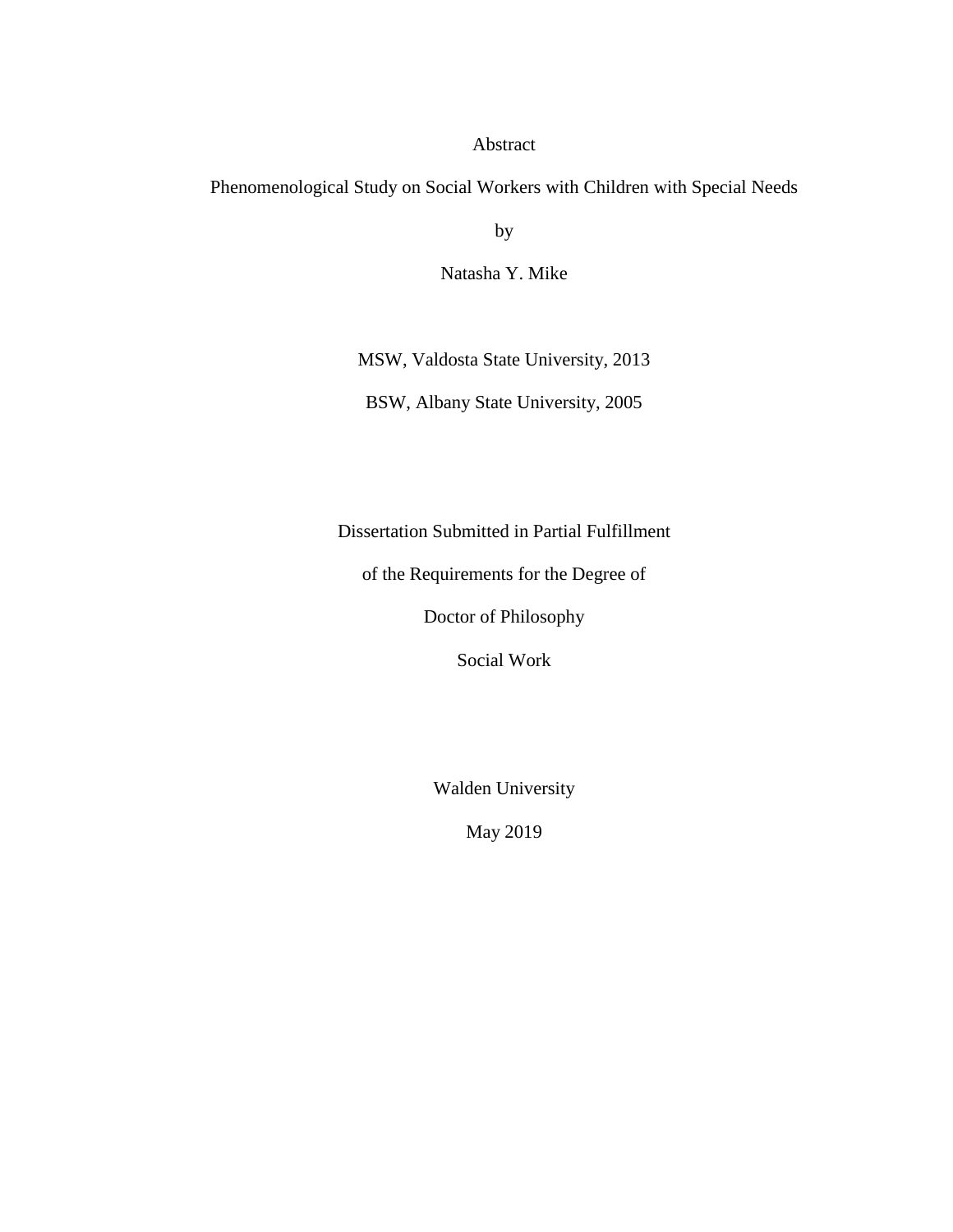Abstract

Phenomenological Study on Social Workers with Children with Special Needs

by

Natasha Y. Mike

MSW, Valdosta State University, 2013

BSW, Albany State University, 2005

Dissertation Submitted in Partial Fulfillment

of the Requirements for the Degree of

Doctor of Philosophy

Social Work

Walden University

May 2019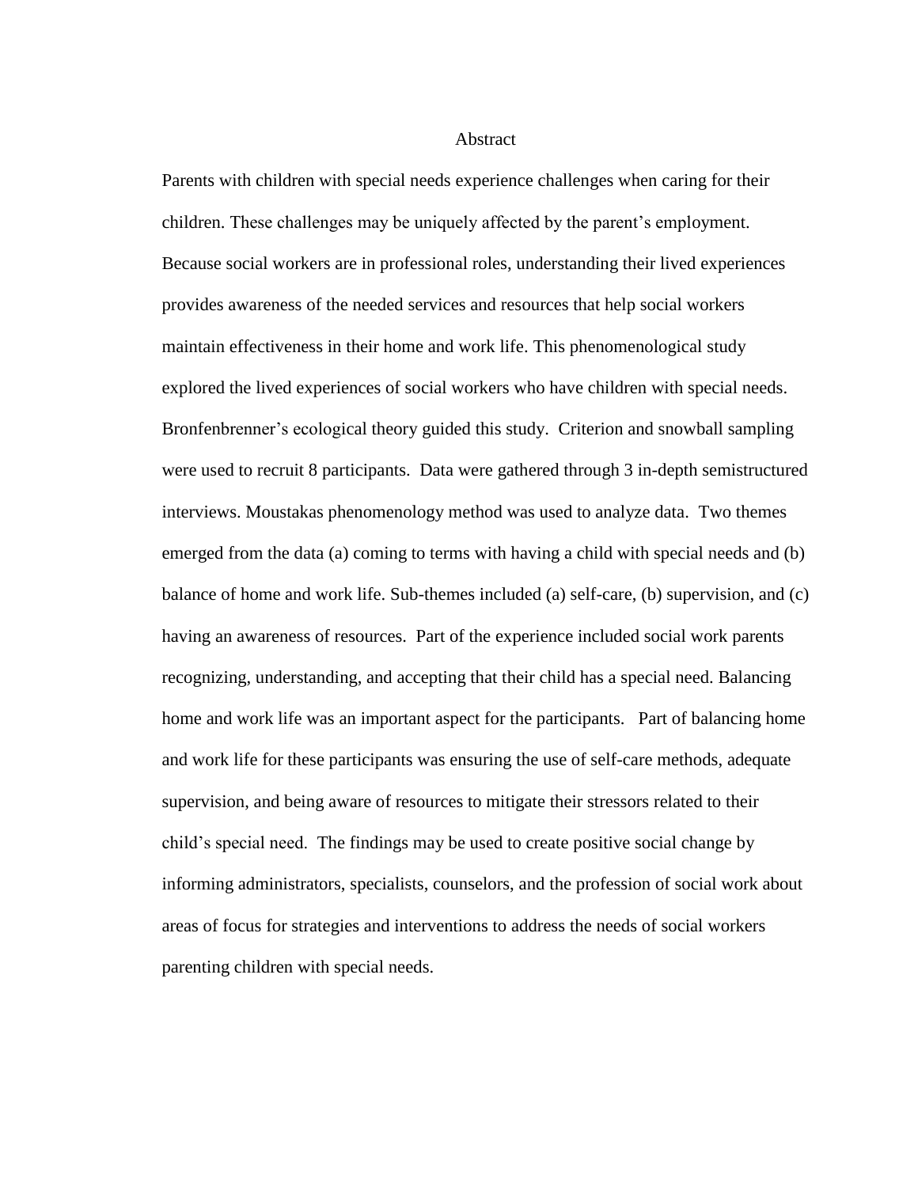# Abstract

Parents with children with special needs experience challenges when caring for their children. These challenges may be uniquely affected by the parent's employment. Because social workers are in professional roles, understanding their lived experiences provides awareness of the needed services and resources that help social workers maintain effectiveness in their home and work life. This phenomenological study explored the lived experiences of social workers who have children with special needs. Bronfenbrenner's ecological theory guided this study. Criterion and snowball sampling were used to recruit 8 participants. Data were gathered through 3 in-depth semistructured interviews. Moustakas phenomenology method was used to analyze data. Two themes emerged from the data (a) coming to terms with having a child with special needs and (b) balance of home and work life. Sub-themes included (a) self-care, (b) supervision, and (c) having an awareness of resources. Part of the experience included social work parents recognizing, understanding, and accepting that their child has a special need. Balancing home and work life was an important aspect for the participants. Part of balancing home and work life for these participants was ensuring the use of self-care methods, adequate supervision, and being aware of resources to mitigate their stressors related to their child's special need. The findings may be used to create positive social change by informing administrators, specialists, counselors, and the profession of social work about areas of focus for strategies and interventions to address the needs of social workers parenting children with special needs.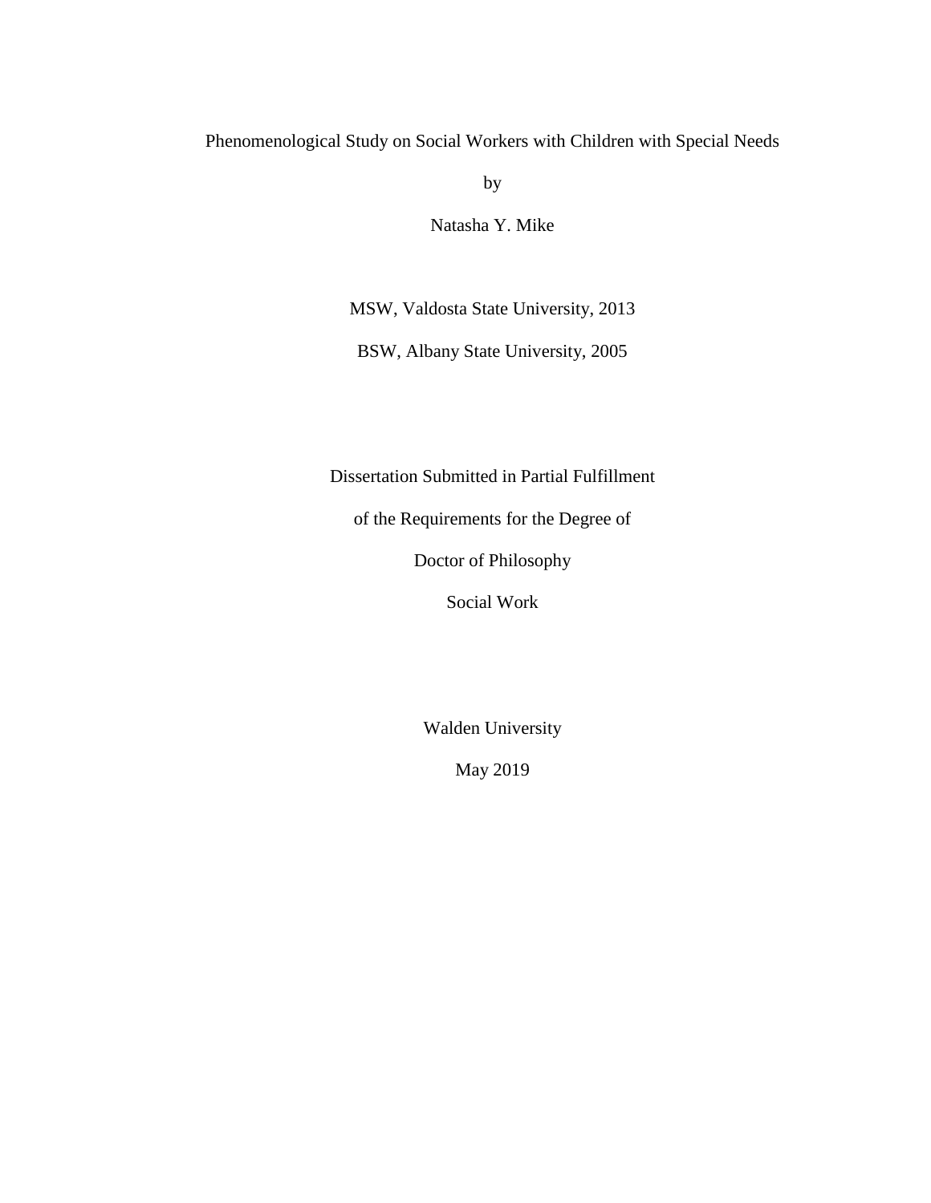Phenomenological Study on Social Workers with Children with Special Needs

by

Natasha Y. Mike

MSW, Valdosta State University, 2013

BSW, Albany State University, 2005

Dissertation Submitted in Partial Fulfillment

of the Requirements for the Degree of

Doctor of Philosophy

Social Work

Walden University

May 2019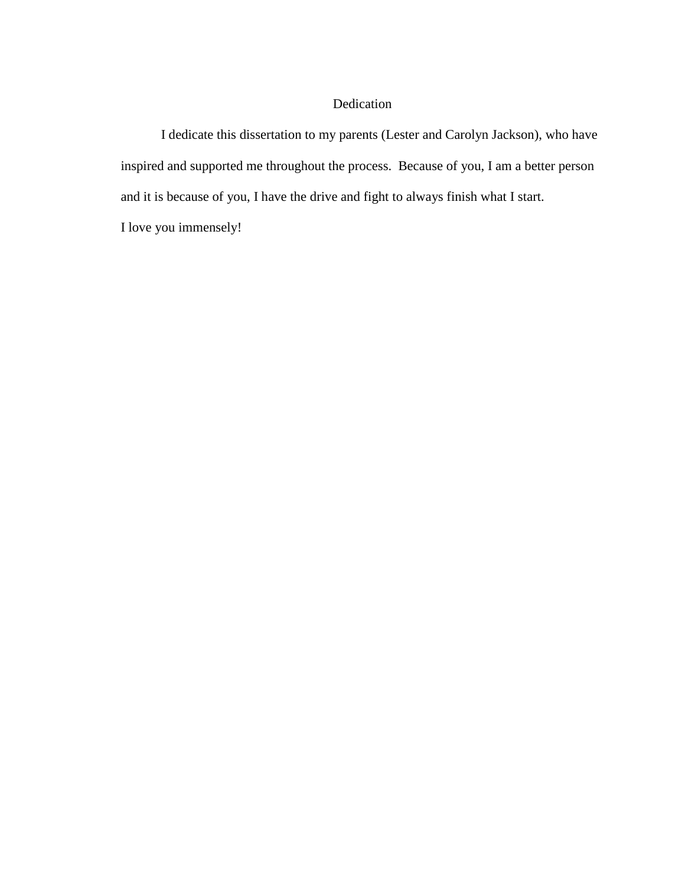# Dedication

I dedicate this dissertation to my parents (Lester and Carolyn Jackson), who have inspired and supported me throughout the process. Because of you, I am a better person and it is because of you, I have the drive and fight to always finish what I start.

I love you immensely!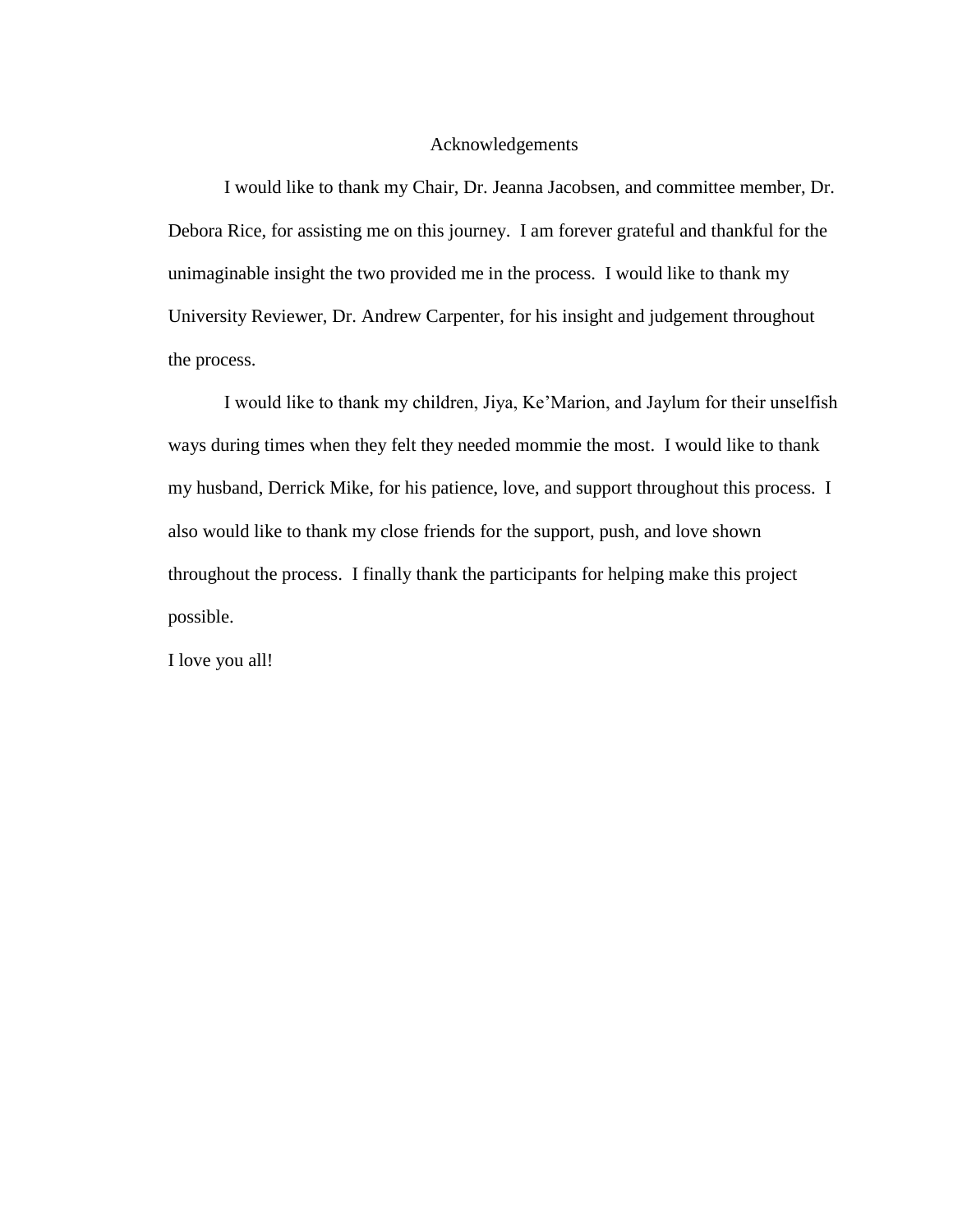# Acknowledgements

I would like to thank my Chair, Dr. Jeanna Jacobsen, and committee member, Dr. Debora Rice, for assisting me on this journey. I am forever grateful and thankful for the unimaginable insight the two provided me in the process. I would like to thank my University Reviewer, Dr. Andrew Carpenter, for his insight and judgement throughout the process.

I would like to thank my children, Jiya, Ke'Marion, and Jaylum for their unselfish ways during times when they felt they needed mommie the most. I would like to thank my husband, Derrick Mike, for his patience, love, and support throughout this process. I also would like to thank my close friends for the support, push, and love shown throughout the process. I finally thank the participants for helping make this project possible.

I love you all!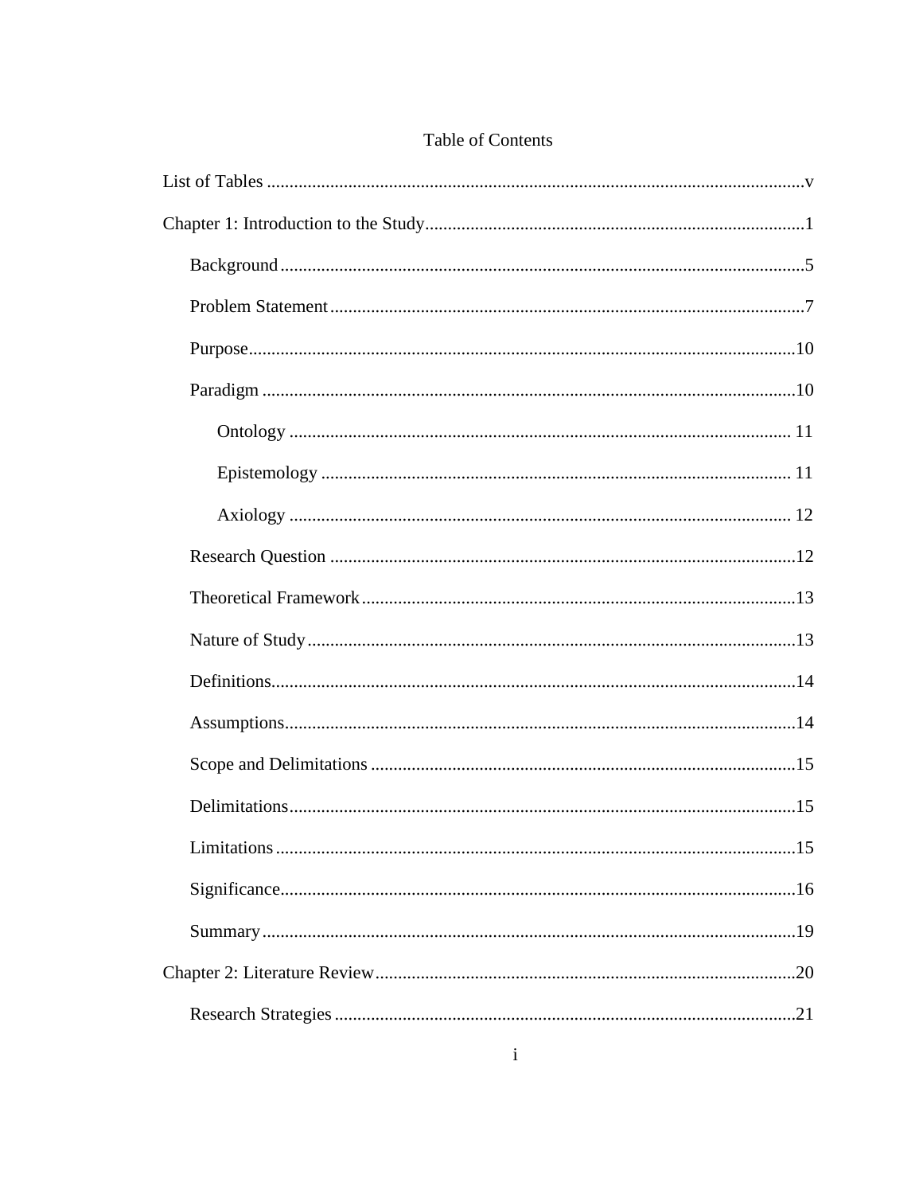# Table of Contents

List of Tables ........................................................................................................v

Chapter 1: Introduction to the Study...................................................................1

- Background..................................................................................................5
- Problem Statement........................................................................................7
- Purpose.......................................................................................................10
- Paradigm....................................................................................................10
  - Ontology ...............................................................................................11
  - Epistemology ........................................................................................11
  - Axiology ...............................................................................................12
- Research Question ......................................................................................12
- Theoretical Framework...............................................................................13
- Nature of Study...........................................................................................13
- Definitions..................................................................................................14
- Assumptions................................................................................................14
- Scope and Delimitations .............................................................................15
- Delimitations...............................................................................................15
- Limitations..................................................................................................15
- Significance................................................................................................16
- Summary.....................................................................................................19

Chapter 2: Literature Review............................................................................20

- Research Strategies.....................................................................................21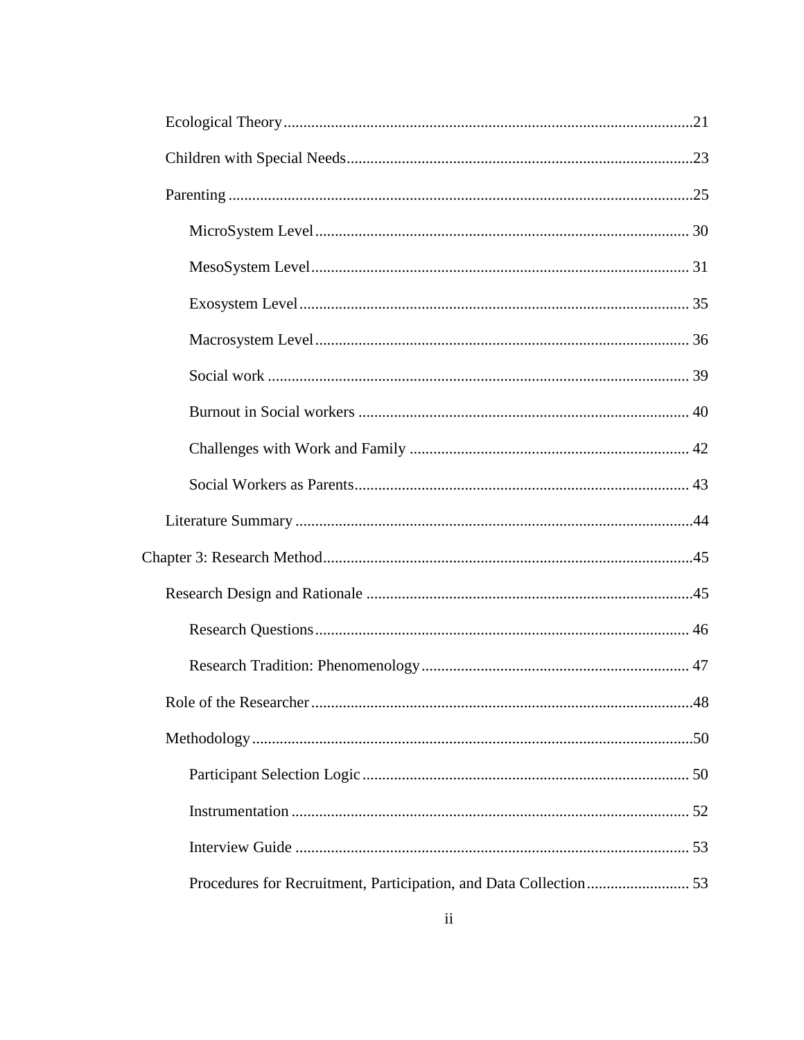Ecological Theory .......................................................................................................21

Children with Special Needs .......................................................................................23

Parenting .....................................................................................................................25

MicroSystem Level .............................................................................................. 30

MesoSystem Level ............................................................................................... 31

Exosystem Level .................................................................................................. 35

Macrosystem Level .............................................................................................. 36

Social work .......................................................................................................... 39

Burnout in Social workers ................................................................................... 40

Challenges with Work and Family ...................................................................... 42

Social Workers as Parents .................................................................................... 43

Literature Summary ....................................................................................................44

Chapter 3: Research Method .............................................................................................45

Research Design and Rationale ..................................................................................45

Research Questions .............................................................................................. 46

Research Tradition: Phenomenology ................................................................... 47

Role of the Researcher ................................................................................................48

Methodology ...............................................................................................................50

Participant Selection Logic .................................................................................. 50

Instrumentation .................................................................................................... 52

Interview Guide ................................................................................................... 53

Procedures for Recruitment, Participation, and Data Collection .......................... 53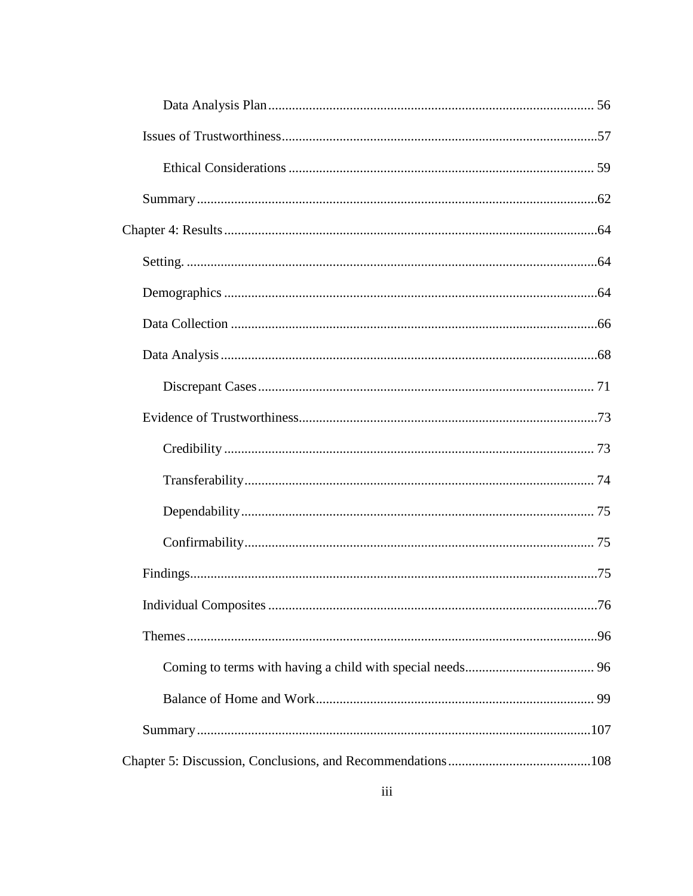Data Analysis Plan ................................................................................................ 56

Issues of Trustworthiness ............................................................................................57

Ethical Considerations ......................................................................................... 59

Summary ......................................................................................................................62

Chapter 4: Results .............................................................................................................64

Setting. .........................................................................................................................64

Demographics ..............................................................................................................64

Data Collection ............................................................................................................66

Data Analysis ...............................................................................................................68

Discrepant Cases .................................................................................................. 71

Evidence of Trustworthiness .......................................................................................73

Credibility ............................................................................................................ 73

Transferability ...................................................................................................... 74

Dependability ....................................................................................................... 75

Confirmability ...................................................................................................... 75

Findings .......................................................................................................................75

Individual Composites .................................................................................................76

Themes ........................................................................................................................96

Coming to terms with having a child with special needs ..................................... 96

Balance of Home and Work ................................................................................. 99

Summary ....................................................................................................................107

Chapter 5: Discussion, Conclusions, and Recommendations ..........................................108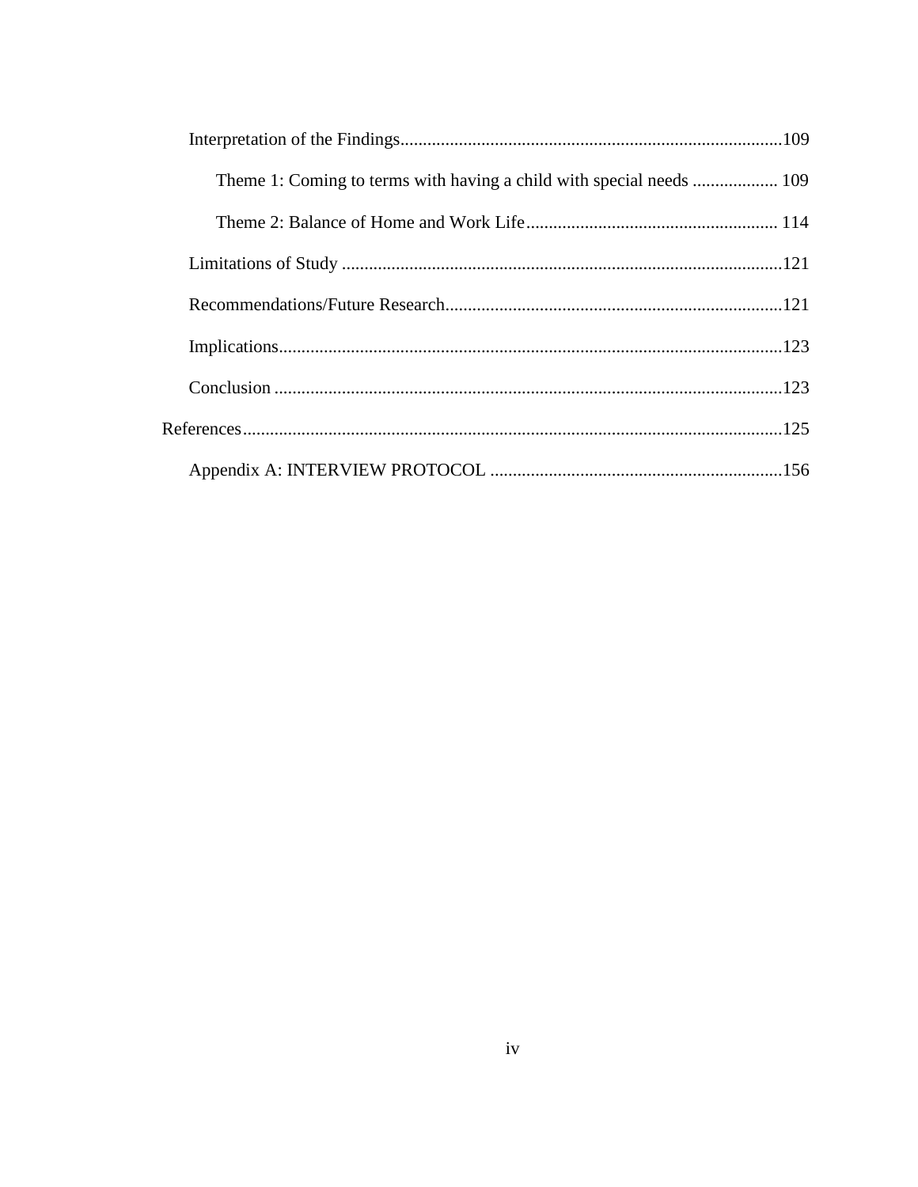Interpretation of the Findings....................................................................................109

Theme 1: Coming to terms with having a child with special needs ................... 109

Theme 2: Balance of Home and Work Life........................................................ 114

Limitations of Study ..................................................................................................121

Recommendations/Future Research...........................................................................121

Implications................................................................................................................123

Conclusion .................................................................................................................123

References........................................................................................................................125

Appendix A: INTERVIEW PROTOCOL .................................................................156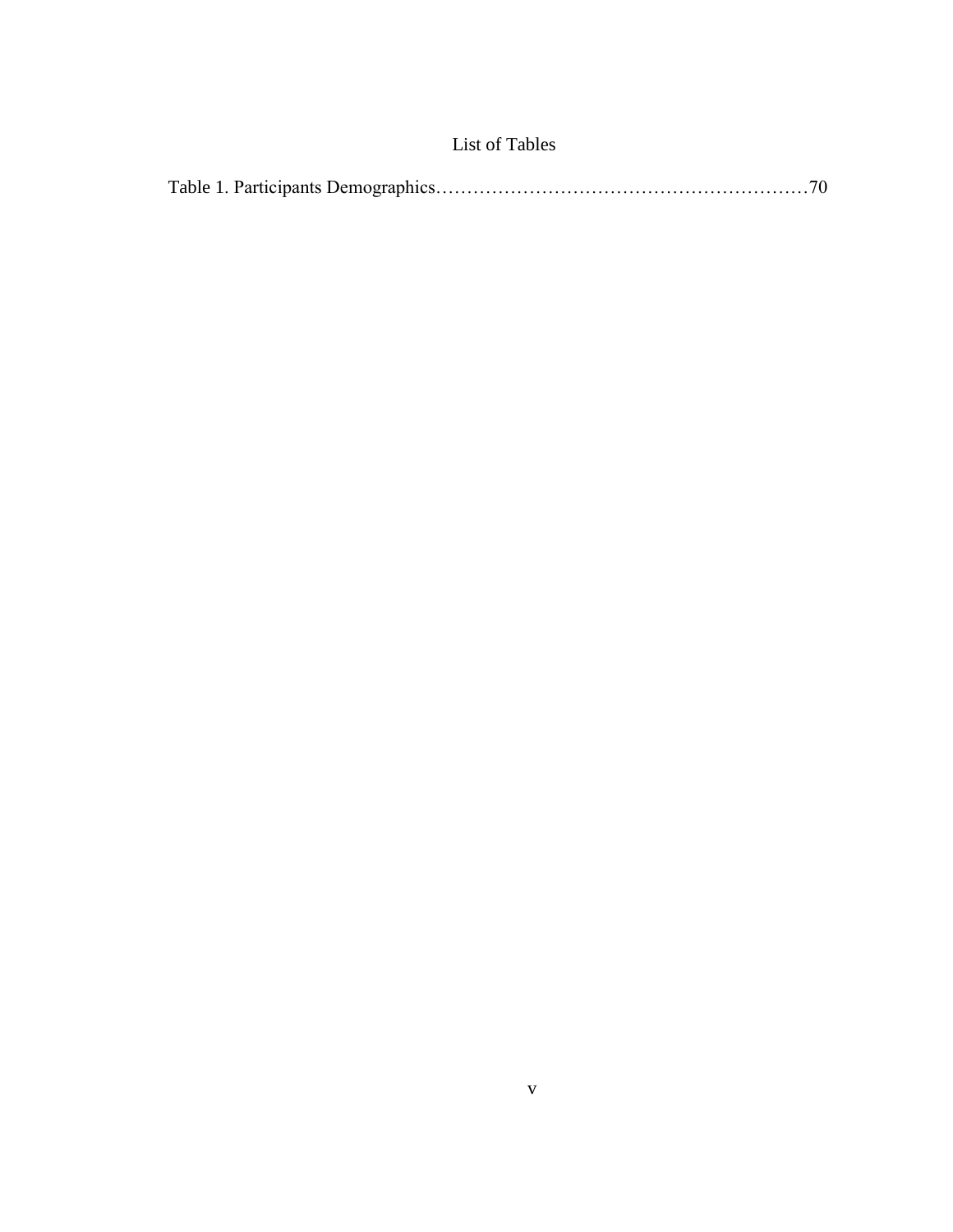# List of Tables

Table 1. Participants Demographics……………………………………………………70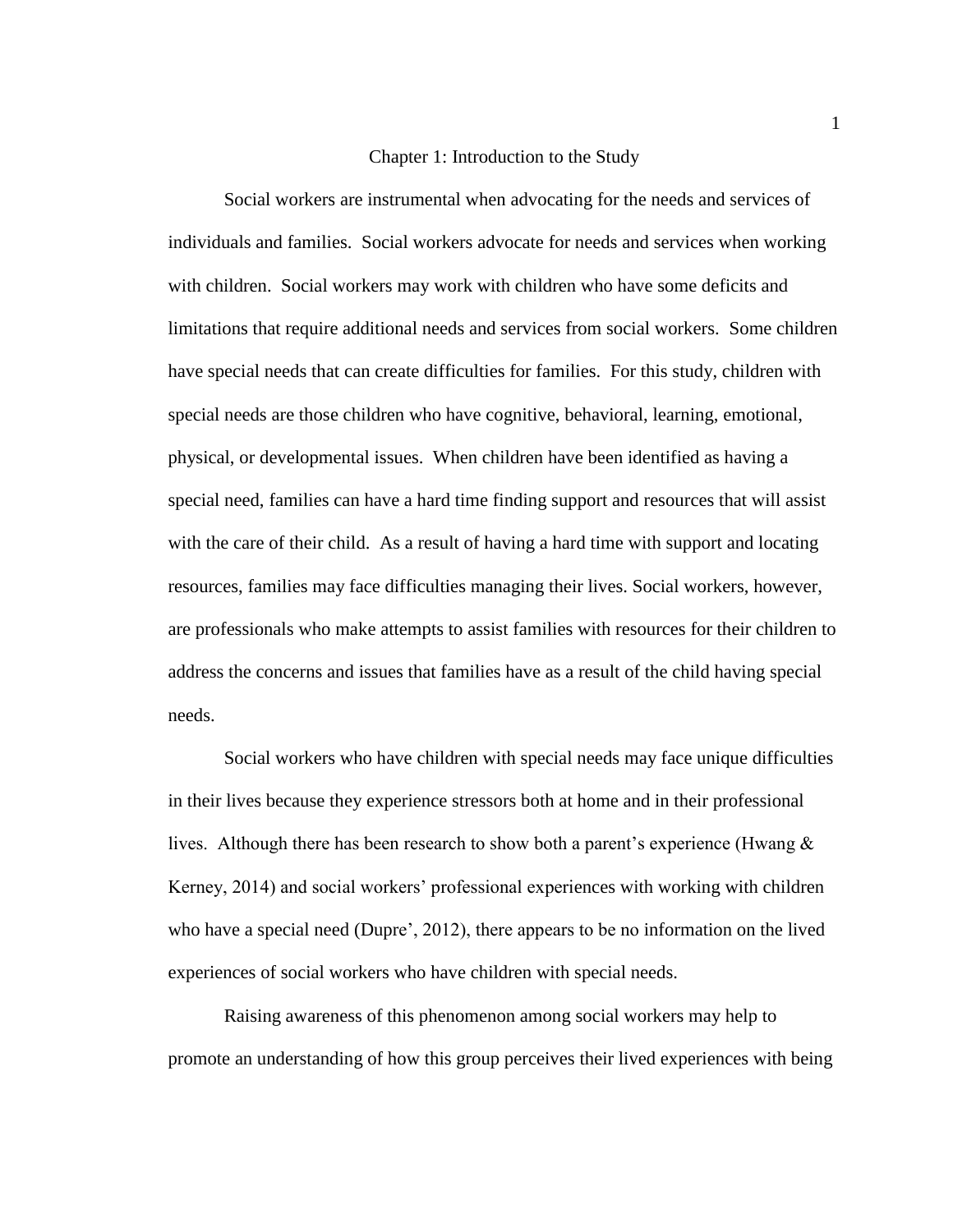# Chapter 1: Introduction to the Study

Social workers are instrumental when advocating for the needs and services of individuals and families. Social workers advocate for needs and services when working with children. Social workers may work with children who have some deficits and limitations that require additional needs and services from social workers. Some children have special needs that can create difficulties for families. For this study, children with special needs are those children who have cognitive, behavioral, learning, emotional, physical, or developmental issues. When children have been identified as having a special need, families can have a hard time finding support and resources that will assist with the care of their child. As a result of having a hard time with support and locating resources, families may face difficulties managing their lives. Social workers, however, are professionals who make attempts to assist families with resources for their children to address the concerns and issues that families have as a result of the child having special needs.

Social workers who have children with special needs may face unique difficulties in their lives because they experience stressors both at home and in their professional lives. Although there has been research to show both a parent's experience (Hwang & Kerney, 2014) and social workers' professional experiences with working with children who have a special need (Dupre', 2012), there appears to be no information on the lived experiences of social workers who have children with special needs.

Raising awareness of this phenomenon among social workers may help to promote an understanding of how this group perceives their lived experiences with being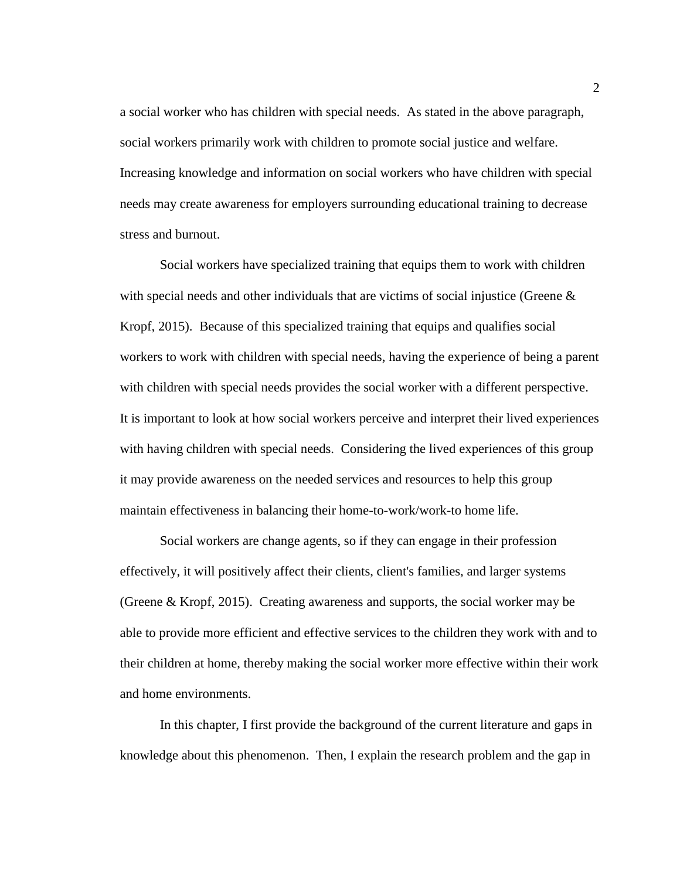a social worker who has children with special needs. As stated in the above paragraph, social workers primarily work with children to promote social justice and welfare. Increasing knowledge and information on social workers who have children with special needs may create awareness for employers surrounding educational training to decrease stress and burnout.

Social workers have specialized training that equips them to work with children with special needs and other individuals that are victims of social injustice (Greene & Kropf, 2015). Because of this specialized training that equips and qualifies social workers to work with children with special needs, having the experience of being a parent with children with special needs provides the social worker with a different perspective. It is important to look at how social workers perceive and interpret their lived experiences with having children with special needs. Considering the lived experiences of this group it may provide awareness on the needed services and resources to help this group maintain effectiveness in balancing their home-to-work/work-to home life.

Social workers are change agents, so if they can engage in their profession effectively, it will positively affect their clients, client's families, and larger systems (Greene & Kropf, 2015). Creating awareness and supports, the social worker may be able to provide more efficient and effective services to the children they work with and to their children at home, thereby making the social worker more effective within their work and home environments.

In this chapter, I first provide the background of the current literature and gaps in knowledge about this phenomenon. Then, I explain the research problem and the gap in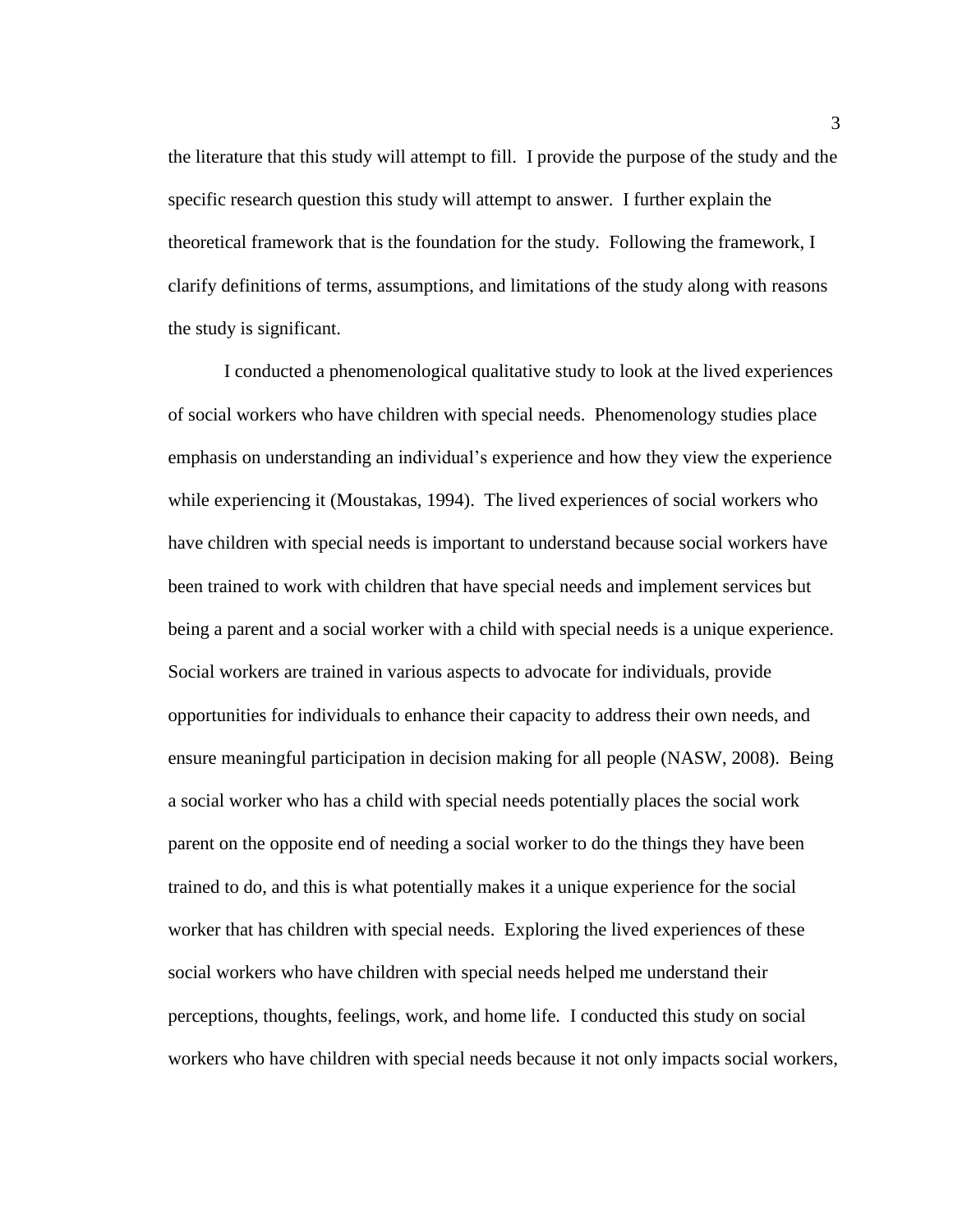the literature that this study will attempt to fill. I provide the purpose of the study and the specific research question this study will attempt to answer. I further explain the theoretical framework that is the foundation for the study. Following the framework, I clarify definitions of terms, assumptions, and limitations of the study along with reasons the study is significant.

I conducted a phenomenological qualitative study to look at the lived experiences of social workers who have children with special needs. Phenomenology studies place emphasis on understanding an individual's experience and how they view the experience while experiencing it (Moustakas, 1994). The lived experiences of social workers who have children with special needs is important to understand because social workers have been trained to work with children that have special needs and implement services but being a parent and a social worker with a child with special needs is a unique experience. Social workers are trained in various aspects to advocate for individuals, provide opportunities for individuals to enhance their capacity to address their own needs, and ensure meaningful participation in decision making for all people (NASW, 2008). Being a social worker who has a child with special needs potentially places the social work parent on the opposite end of needing a social worker to do the things they have been trained to do, and this is what potentially makes it a unique experience for the social worker that has children with special needs. Exploring the lived experiences of these social workers who have children with special needs helped me understand their perceptions, thoughts, feelings, work, and home life. I conducted this study on social workers who have children with special needs because it not only impacts social workers,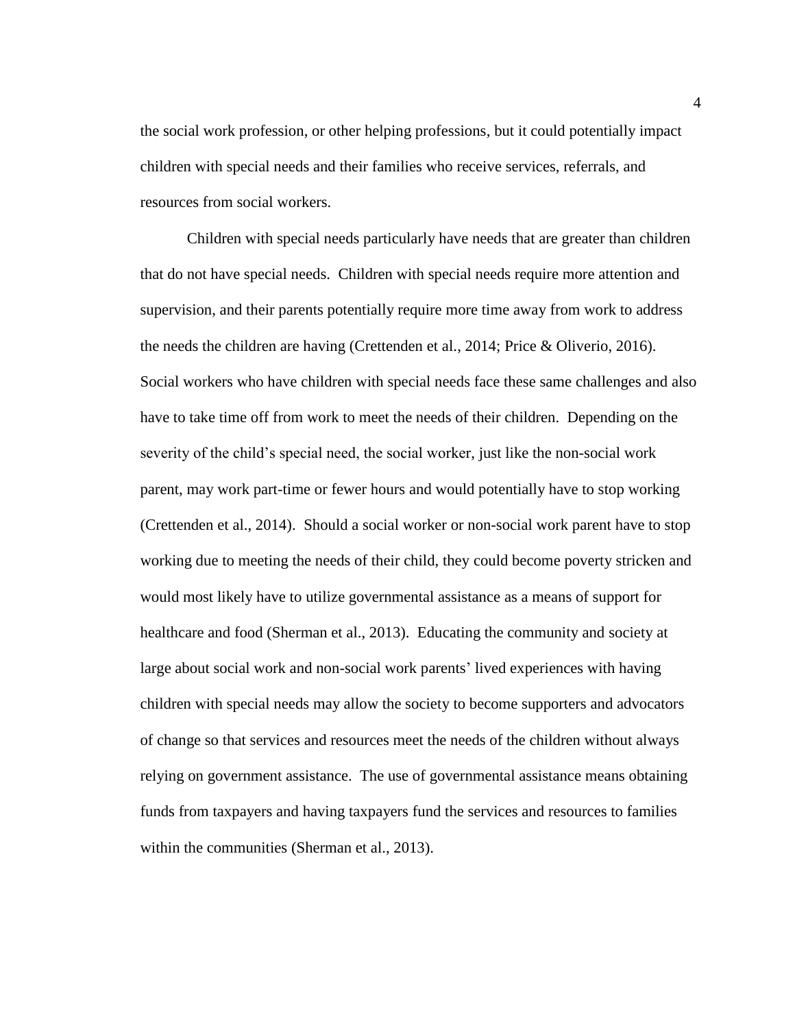the social work profession, or other helping professions, but it could potentially impact children with special needs and their families who receive services, referrals, and resources from social workers.

Children with special needs particularly have needs that are greater than children that do not have special needs. Children with special needs require more attention and supervision, and their parents potentially require more time away from work to address the needs the children are having (Crettenden et al., 2014; Price & Oliverio, 2016). Social workers who have children with special needs face these same challenges and also have to take time off from work to meet the needs of their children. Depending on the severity of the child's special need, the social worker, just like the non-social work parent, may work part-time or fewer hours and would potentially have to stop working (Crettenden et al., 2014). Should a social worker or non-social work parent have to stop working due to meeting the needs of their child, they could become poverty stricken and would most likely have to utilize governmental assistance as a means of support for healthcare and food (Sherman et al., 2013). Educating the community and society at large about social work and non-social work parents' lived experiences with having children with special needs may allow the society to become supporters and advocators of change so that services and resources meet the needs of the children without always relying on government assistance. The use of governmental assistance means obtaining funds from taxpayers and having taxpayers fund the services and resources to families within the communities (Sherman et al., 2013).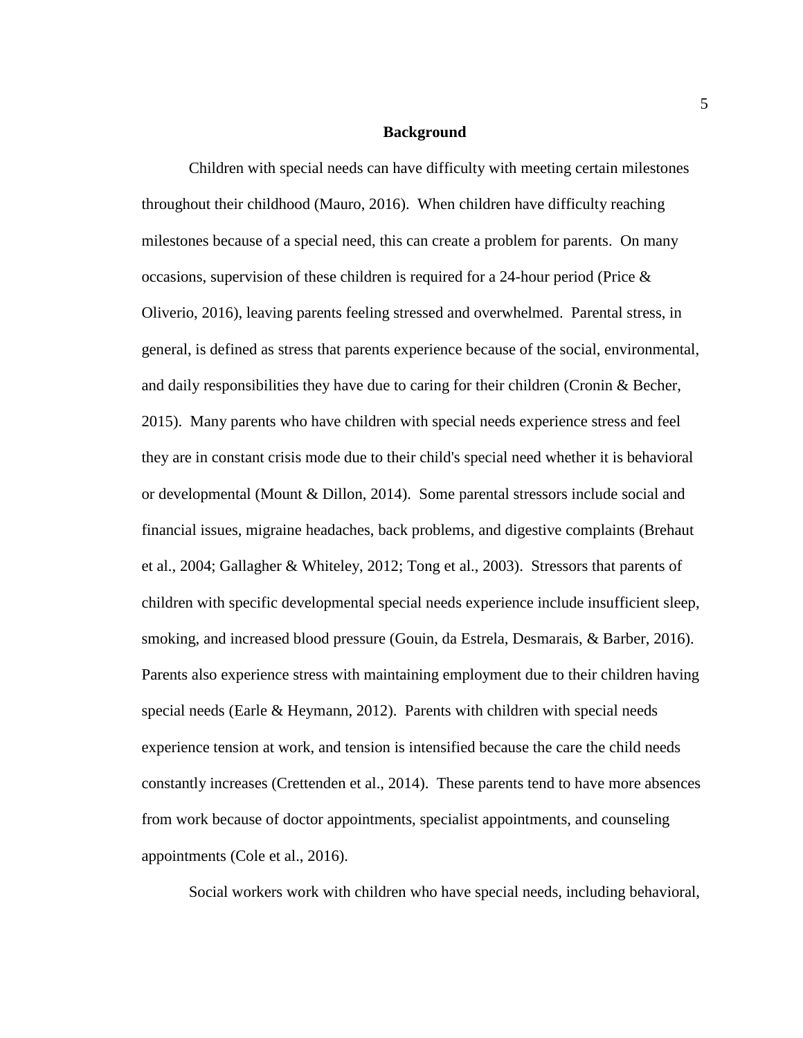## Background

Children with special needs can have difficulty with meeting certain milestones throughout their childhood (Mauro, 2016). When children have difficulty reaching milestones because of a special need, this can create a problem for parents. On many occasions, supervision of these children is required for a 24-hour period (Price & Oliverio, 2016), leaving parents feeling stressed and overwhelmed. Parental stress, in general, is defined as stress that parents experience because of the social, environmental, and daily responsibilities they have due to caring for their children (Cronin & Becher, 2015). Many parents who have children with special needs experience stress and feel they are in constant crisis mode due to their child's special need whether it is behavioral or developmental (Mount & Dillon, 2014). Some parental stressors include social and financial issues, migraine headaches, back problems, and digestive complaints (Brehaut et al., 2004; Gallagher & Whiteley, 2012; Tong et al., 2003). Stressors that parents of children with specific developmental special needs experience include insufficient sleep, smoking, and increased blood pressure (Gouin, da Estrela, Desmarais, & Barber, 2016). Parents also experience stress with maintaining employment due to their children having special needs (Earle & Heymann, 2012). Parents with children with special needs experience tension at work, and tension is intensified because the care the child needs constantly increases (Crettenden et al., 2014). These parents tend to have more absences from work because of doctor appointments, specialist appointments, and counseling appointments (Cole et al., 2016).

Social workers work with children who have special needs, including behavioral,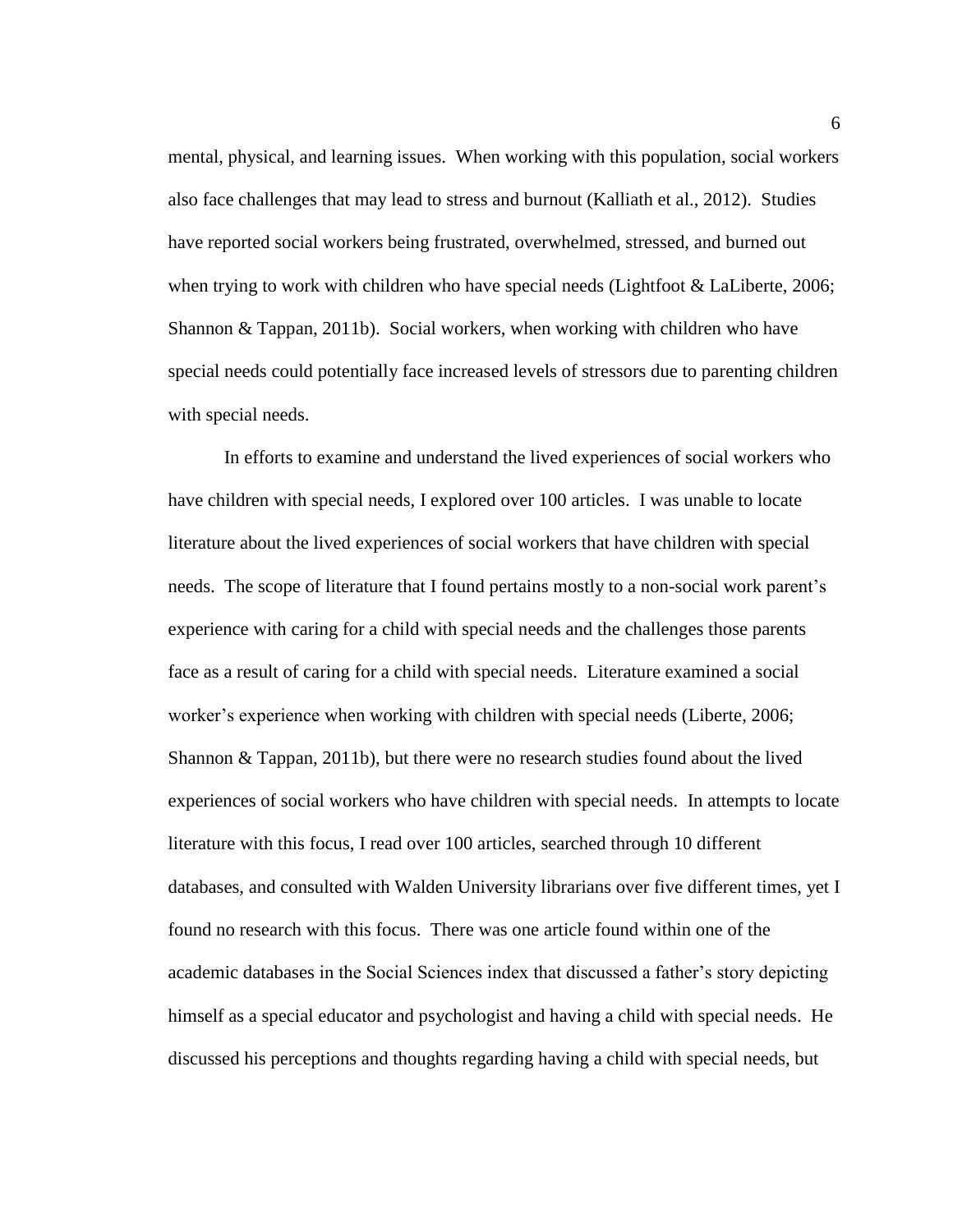mental, physical, and learning issues. When working with this population, social workers also face challenges that may lead to stress and burnout (Kalliath et al., 2012). Studies have reported social workers being frustrated, overwhelmed, stressed, and burned out when trying to work with children who have special needs (Lightfoot & LaLiberte, 2006; Shannon & Tappan, 2011b). Social workers, when working with children who have special needs could potentially face increased levels of stressors due to parenting children with special needs.

In efforts to examine and understand the lived experiences of social workers who have children with special needs, I explored over 100 articles. I was unable to locate literature about the lived experiences of social workers that have children with special needs. The scope of literature that I found pertains mostly to a non-social work parent's experience with caring for a child with special needs and the challenges those parents face as a result of caring for a child with special needs. Literature examined a social worker's experience when working with children with special needs (Liberte, 2006; Shannon & Tappan, 2011b), but there were no research studies found about the lived experiences of social workers who have children with special needs. In attempts to locate literature with this focus, I read over 100 articles, searched through 10 different databases, and consulted with Walden University librarians over five different times, yet I found no research with this focus. There was one article found within one of the academic databases in the Social Sciences index that discussed a father's story depicting himself as a special educator and psychologist and having a child with special needs. He discussed his perceptions and thoughts regarding having a child with special needs, but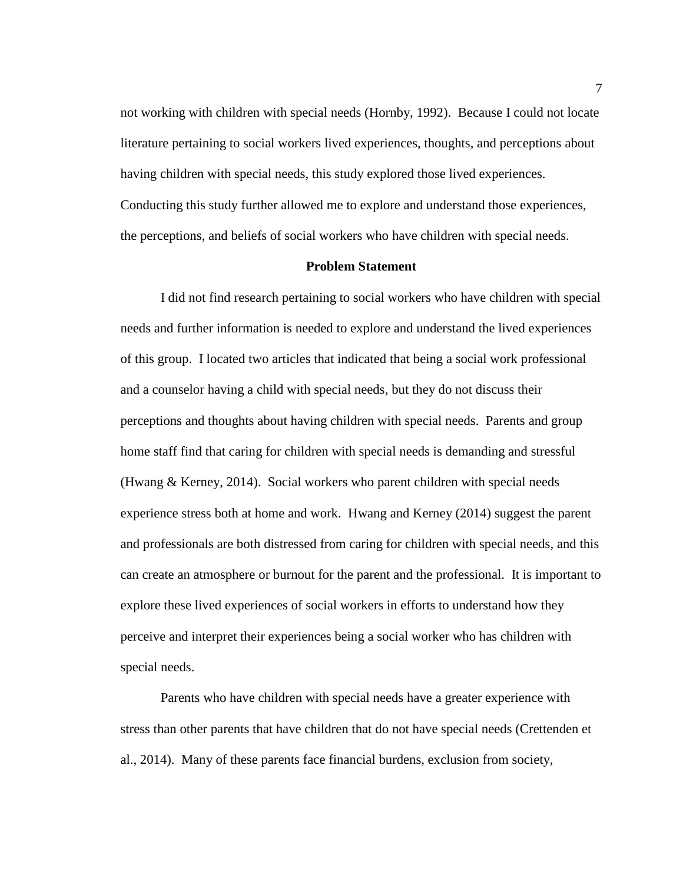not working with children with special needs (Hornby, 1992). Because I could not locate literature pertaining to social workers lived experiences, thoughts, and perceptions about having children with special needs, this study explored those lived experiences. Conducting this study further allowed me to explore and understand those experiences, the perceptions, and beliefs of social workers who have children with special needs.

## Problem Statement

I did not find research pertaining to social workers who have children with special needs and further information is needed to explore and understand the lived experiences of this group. I located two articles that indicated that being a social work professional and a counselor having a child with special needs, but they do not discuss their perceptions and thoughts about having children with special needs. Parents and group home staff find that caring for children with special needs is demanding and stressful (Hwang & Kerney, 2014). Social workers who parent children with special needs experience stress both at home and work. Hwang and Kerney (2014) suggest the parent and professionals are both distressed from caring for children with special needs, and this can create an atmosphere or burnout for the parent and the professional. It is important to explore these lived experiences of social workers in efforts to understand how they perceive and interpret their experiences being a social worker who has children with special needs.

Parents who have children with special needs have a greater experience with stress than other parents that have children that do not have special needs (Crettenden et al., 2014). Many of these parents face financial burdens, exclusion from society,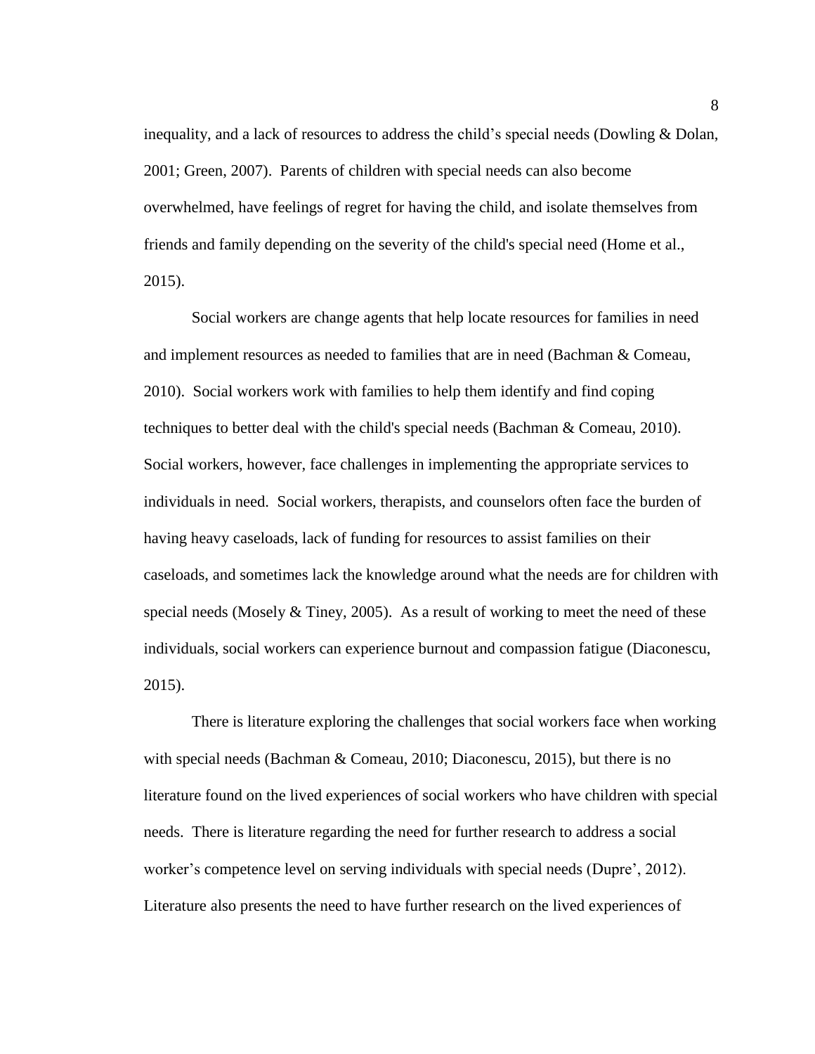inequality, and a lack of resources to address the child's special needs (Dowling & Dolan, 2001; Green, 2007). Parents of children with special needs can also become overwhelmed, have feelings of regret for having the child, and isolate themselves from friends and family depending on the severity of the child's special need (Home et al., 2015).

Social workers are change agents that help locate resources for families in need and implement resources as needed to families that are in need (Bachman & Comeau, 2010). Social workers work with families to help them identify and find coping techniques to better deal with the child's special needs (Bachman & Comeau, 2010). Social workers, however, face challenges in implementing the appropriate services to individuals in need. Social workers, therapists, and counselors often face the burden of having heavy caseloads, lack of funding for resources to assist families on their caseloads, and sometimes lack the knowledge around what the needs are for children with special needs (Mosely & Tiney, 2005). As a result of working to meet the need of these individuals, social workers can experience burnout and compassion fatigue (Diaconescu, 2015).

There is literature exploring the challenges that social workers face when working with special needs (Bachman & Comeau, 2010; Diaconescu, 2015), but there is no literature found on the lived experiences of social workers who have children with special needs. There is literature regarding the need for further research to address a social worker's competence level on serving individuals with special needs (Dupre', 2012). Literature also presents the need to have further research on the lived experiences of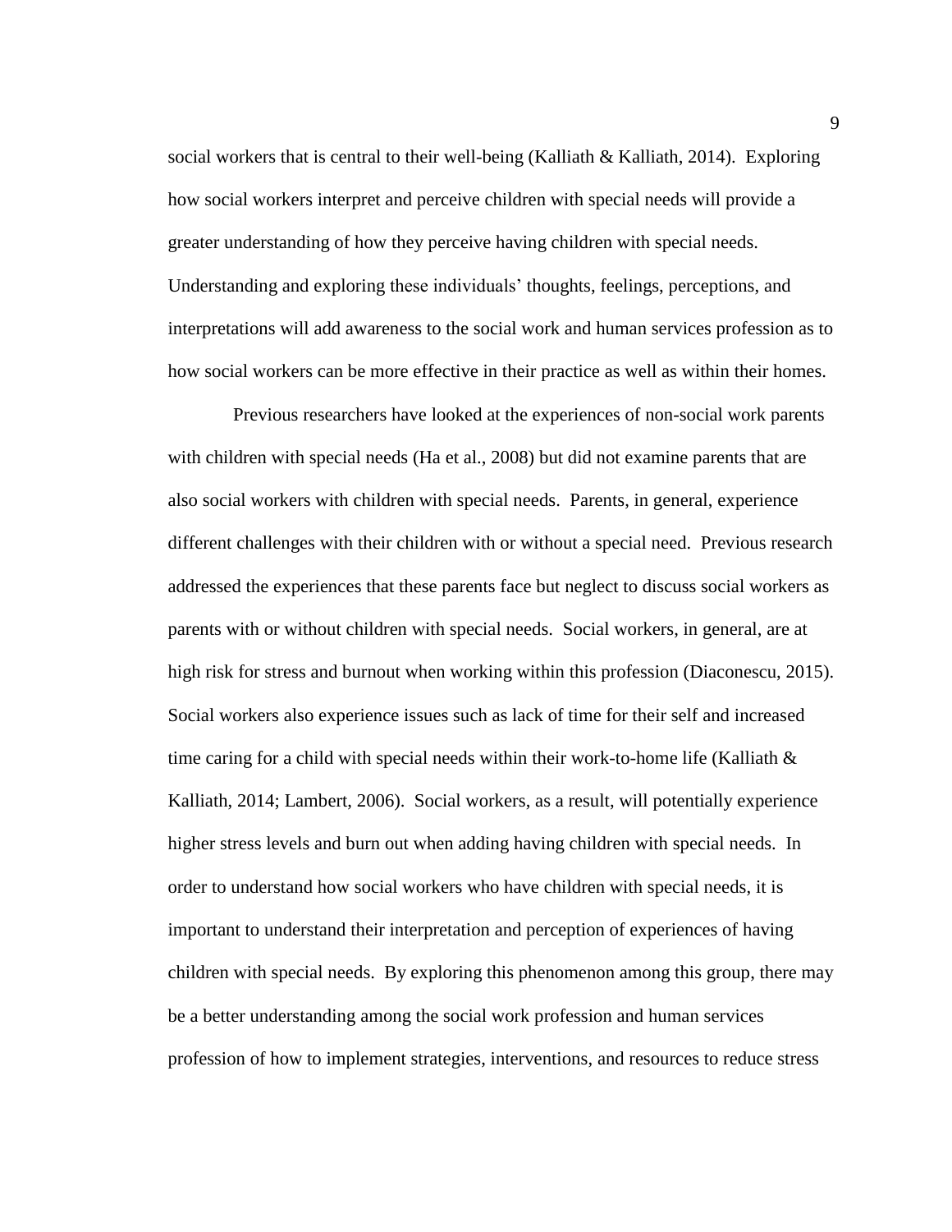social workers that is central to their well-being (Kalliath & Kalliath, 2014). Exploring how social workers interpret and perceive children with special needs will provide a greater understanding of how they perceive having children with special needs. Understanding and exploring these individuals' thoughts, feelings, perceptions, and interpretations will add awareness to the social work and human services profession as to how social workers can be more effective in their practice as well as within their homes.

Previous researchers have looked at the experiences of non-social work parents with children with special needs (Ha et al., 2008) but did not examine parents that are also social workers with children with special needs. Parents, in general, experience different challenges with their children with or without a special need. Previous research addressed the experiences that these parents face but neglect to discuss social workers as parents with or without children with special needs. Social workers, in general, are at high risk for stress and burnout when working within this profession (Diaconescu, 2015). Social workers also experience issues such as lack of time for their self and increased time caring for a child with special needs within their work-to-home life (Kalliath & Kalliath, 2014; Lambert, 2006). Social workers, as a result, will potentially experience higher stress levels and burn out when adding having children with special needs. In order to understand how social workers who have children with special needs, it is important to understand their interpretation and perception of experiences of having children with special needs. By exploring this phenomenon among this group, there may be a better understanding among the social work profession and human services profession of how to implement strategies, interventions, and resources to reduce stress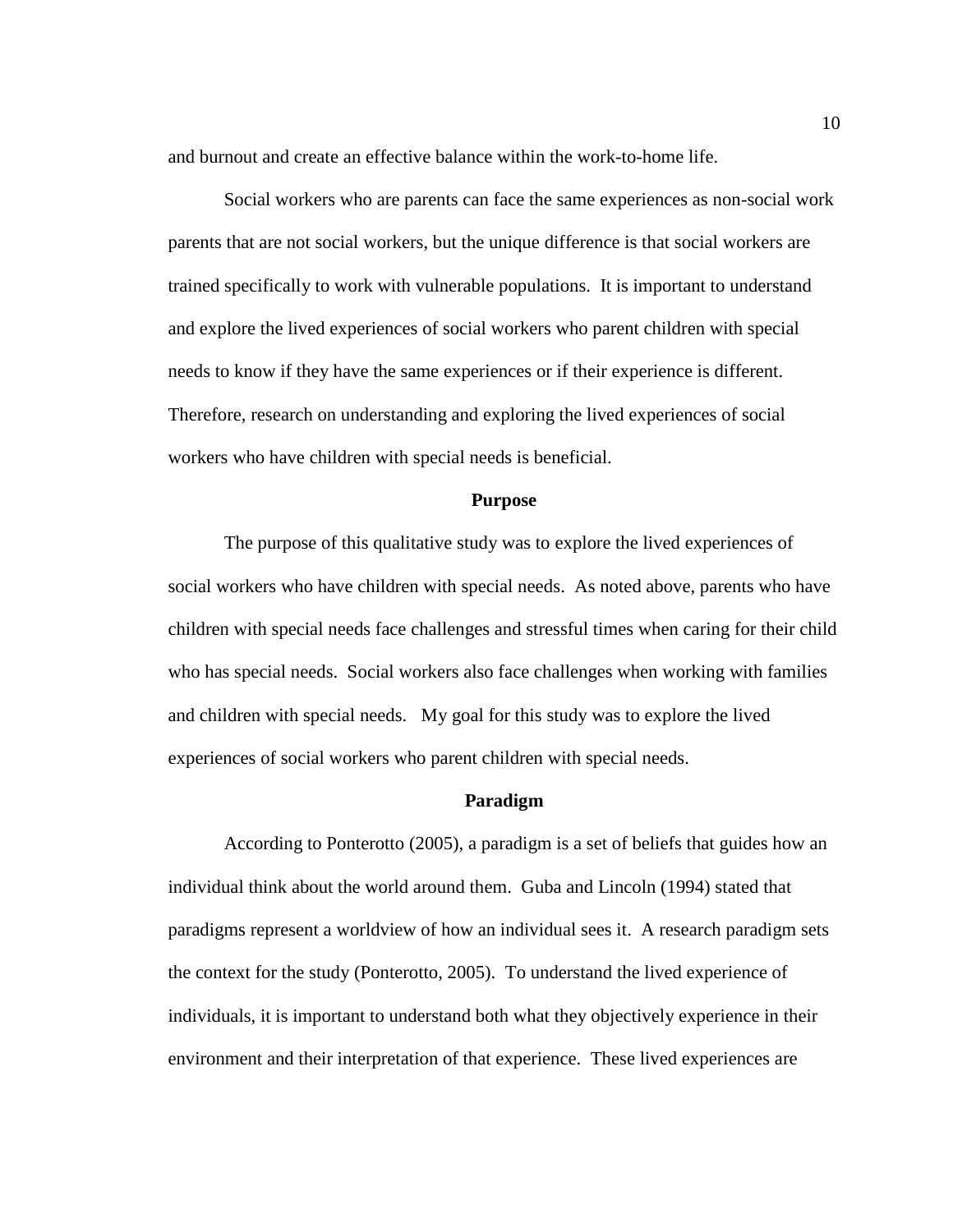and burnout and create an effective balance within the work-to-home life.

Social workers who are parents can face the same experiences as non-social work parents that are not social workers, but the unique difference is that social workers are trained specifically to work with vulnerable populations. It is important to understand and explore the lived experiences of social workers who parent children with special needs to know if they have the same experiences or if their experience is different. Therefore, research on understanding and exploring the lived experiences of social workers who have children with special needs is beneficial.

## Purpose

The purpose of this qualitative study was to explore the lived experiences of social workers who have children with special needs. As noted above, parents who have children with special needs face challenges and stressful times when caring for their child who has special needs. Social workers also face challenges when working with families and children with special needs. My goal for this study was to explore the lived experiences of social workers who parent children with special needs.

## Paradigm

According to Ponterotto (2005), a paradigm is a set of beliefs that guides how an individual think about the world around them. Guba and Lincoln (1994) stated that paradigms represent a worldview of how an individual sees it. A research paradigm sets the context for the study (Ponterotto, 2005). To understand the lived experience of individuals, it is important to understand both what they objectively experience in their environment and their interpretation of that experience. These lived experiences are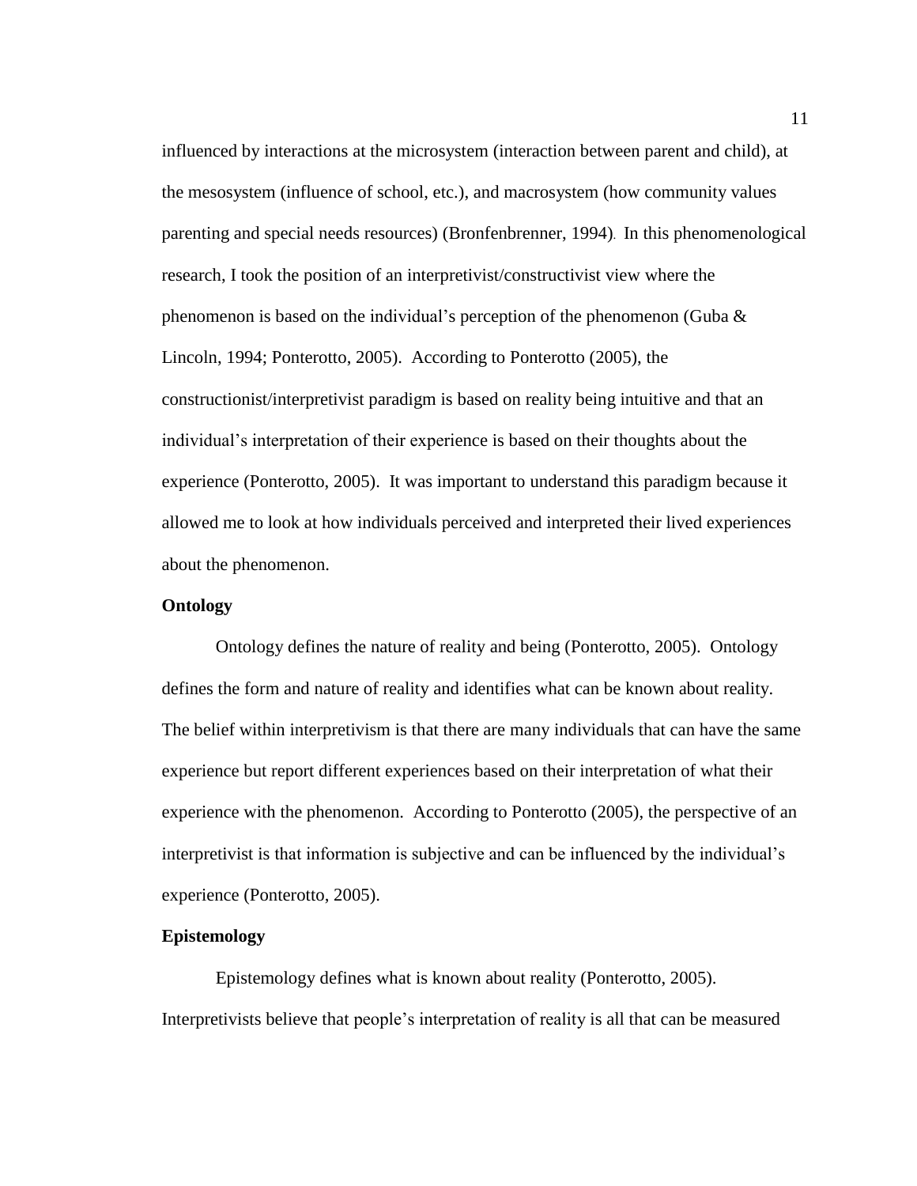influenced by interactions at the microsystem (interaction between parent and child), at the mesosystem (influence of school, etc.), and macrosystem (how community values parenting and special needs resources) (Bronfenbrenner, 1994). In this phenomenological research, I took the position of an interpretivist/constructivist view where the phenomenon is based on the individual's perception of the phenomenon (Guba & Lincoln, 1994; Ponterotto, 2005). According to Ponterotto (2005), the constructionist/interpretivist paradigm is based on reality being intuitive and that an individual's interpretation of their experience is based on their thoughts about the experience (Ponterotto, 2005). It was important to understand this paradigm because it allowed me to look at how individuals perceived and interpreted their lived experiences about the phenomenon.

### Ontology

Ontology defines the nature of reality and being (Ponterotto, 2005). Ontology defines the form and nature of reality and identifies what can be known about reality. The belief within interpretivism is that there are many individuals that can have the same experience but report different experiences based on their interpretation of what their experience with the phenomenon. According to Ponterotto (2005), the perspective of an interpretivist is that information is subjective and can be influenced by the individual's experience (Ponterotto, 2005).

### Epistemology

Epistemology defines what is known about reality (Ponterotto, 2005). Interpretivists believe that people's interpretation of reality is all that can be measured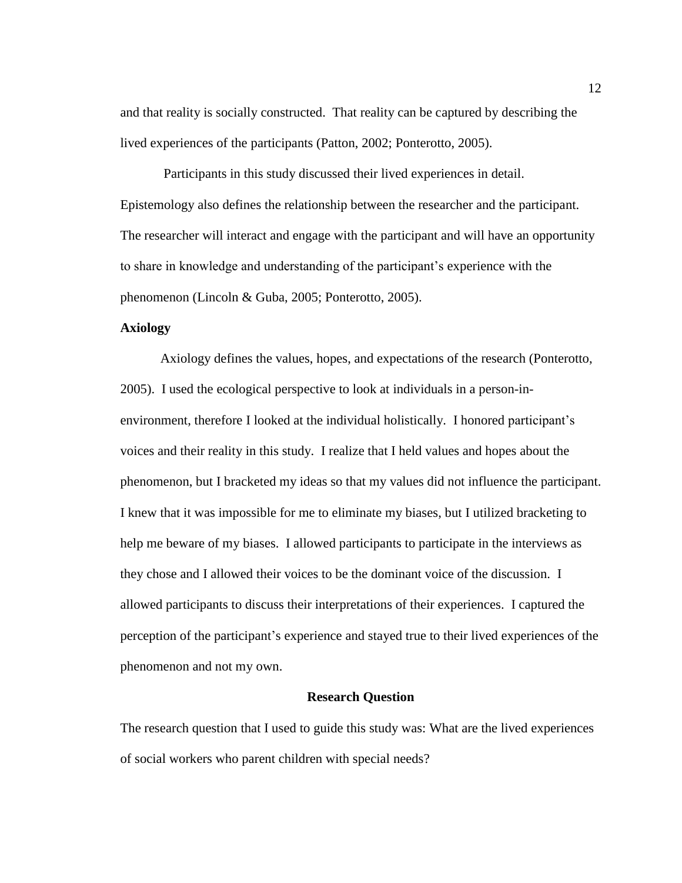and that reality is socially constructed. That reality can be captured by describing the lived experiences of the participants (Patton, 2002; Ponterotto, 2005).

Participants in this study discussed their lived experiences in detail. Epistemology also defines the relationship between the researcher and the participant. The researcher will interact and engage with the participant and will have an opportunity to share in knowledge and understanding of the participant's experience with the phenomenon (Lincoln & Guba, 2005; Ponterotto, 2005).

### Axiology

Axiology defines the values, hopes, and expectations of the research (Ponterotto, 2005). I used the ecological perspective to look at individuals in a person-in-environment, therefore I looked at the individual holistically. I honored participant's voices and their reality in this study. I realize that I held values and hopes about the phenomenon, but I bracketed my ideas so that my values did not influence the participant. I knew that it was impossible for me to eliminate my biases, but I utilized bracketing to help me beware of my biases. I allowed participants to participate in the interviews as they chose and I allowed their voices to be the dominant voice of the discussion. I allowed participants to discuss their interpretations of their experiences. I captured the perception of the participant's experience and stayed true to their lived experiences of the phenomenon and not my own.

## Research Question

The research question that I used to guide this study was: What are the lived experiences of social workers who parent children with special needs?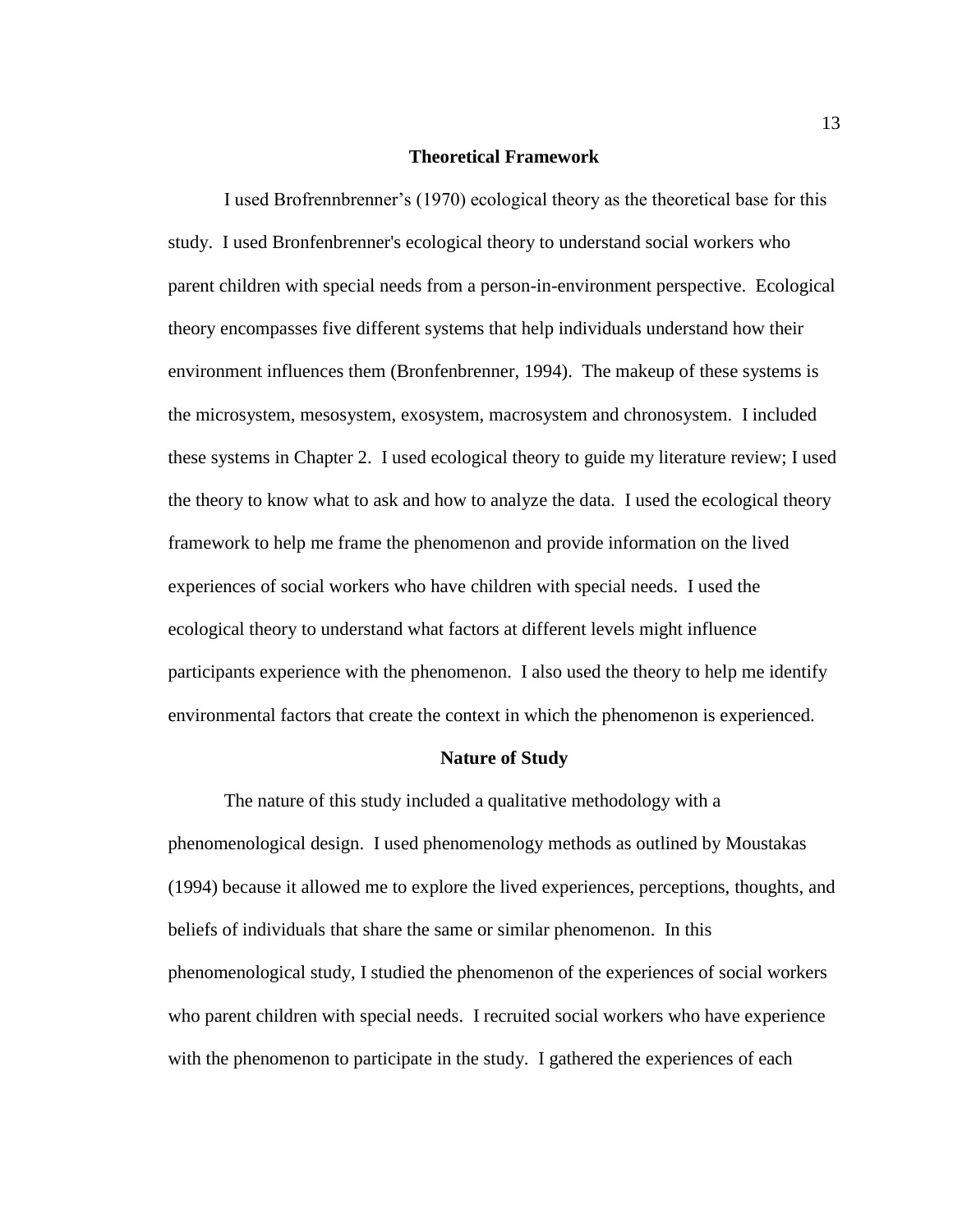## Theoretical Framework

I used Brofrennbrenner's (1970) ecological theory as the theoretical base for this study. I used Bronfenbrenner's ecological theory to understand social workers who parent children with special needs from a person-in-environment perspective. Ecological theory encompasses five different systems that help individuals understand how their environment influences them (Bronfenbrenner, 1994). The makeup of these systems is the microsystem, mesosystem, exosystem, macrosystem and chronosystem. I included these systems in Chapter 2. I used ecological theory to guide my literature review; I used the theory to know what to ask and how to analyze the data. I used the ecological theory framework to help me frame the phenomenon and provide information on the lived experiences of social workers who have children with special needs. I used the ecological theory to understand what factors at different levels might influence participants experience with the phenomenon. I also used the theory to help me identify environmental factors that create the context in which the phenomenon is experienced.

## Nature of Study

The nature of this study included a qualitative methodology with a phenomenological design. I used phenomenology methods as outlined by Moustakas (1994) because it allowed me to explore the lived experiences, perceptions, thoughts, and beliefs of individuals that share the same or similar phenomenon. In this phenomenological study, I studied the phenomenon of the experiences of social workers who parent children with special needs. I recruited social workers who have experience with the phenomenon to participate in the study. I gathered the experiences of each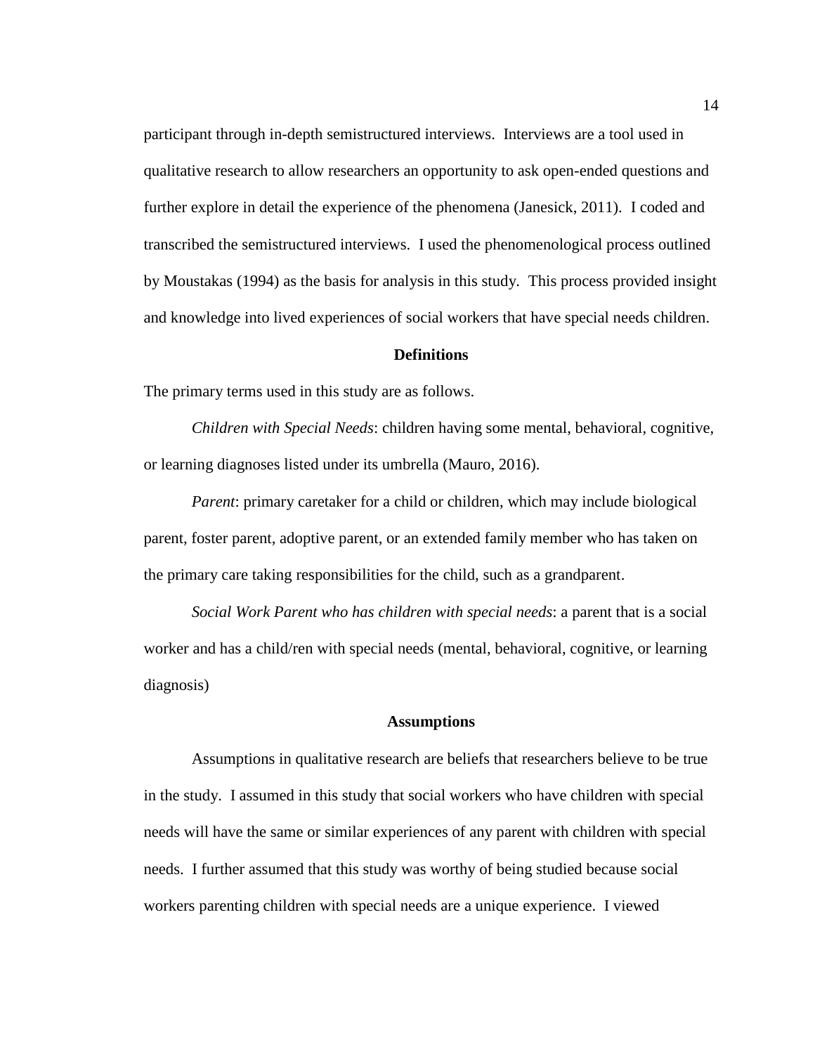participant through in-depth semistructured interviews. Interviews are a tool used in qualitative research to allow researchers an opportunity to ask open-ended questions and further explore in detail the experience of the phenomena (Janesick, 2011). I coded and transcribed the semistructured interviews. I used the phenomenological process outlined by Moustakas (1994) as the basis for analysis in this study. This process provided insight and knowledge into lived experiences of social workers that have special needs children.

## Definitions

The primary terms used in this study are as follows.

*Children with Special Needs*: children having some mental, behavioral, cognitive, or learning diagnoses listed under its umbrella (Mauro, 2016).

*Parent*: primary caretaker for a child or children, which may include biological parent, foster parent, adoptive parent, or an extended family member who has taken on the primary care taking responsibilities for the child, such as a grandparent.

*Social Work Parent who has children with special needs*: a parent that is a social worker and has a child/ren with special needs (mental, behavioral, cognitive, or learning diagnosis)

## Assumptions

Assumptions in qualitative research are beliefs that researchers believe to be true in the study. I assumed in this study that social workers who have children with special needs will have the same or similar experiences of any parent with children with special needs. I further assumed that this study was worthy of being studied because social workers parenting children with special needs are a unique experience. I viewed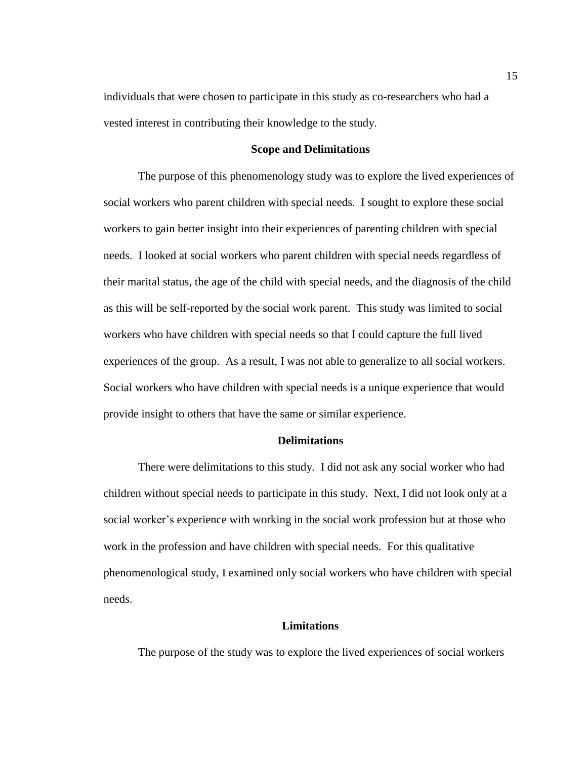individuals that were chosen to participate in this study as co-researchers who had a vested interest in contributing their knowledge to the study.

## Scope and Delimitations

The purpose of this phenomenology study was to explore the lived experiences of social workers who parent children with special needs. I sought to explore these social workers to gain better insight into their experiences of parenting children with special needs. I looked at social workers who parent children with special needs regardless of their marital status, the age of the child with special needs, and the diagnosis of the child as this will be self-reported by the social work parent. This study was limited to social workers who have children with special needs so that I could capture the full lived experiences of the group. As a result, I was not able to generalize to all social workers. Social workers who have children with special needs is a unique experience that would provide insight to others that have the same or similar experience.

## Delimitations

There were delimitations to this study. I did not ask any social worker who had children without special needs to participate in this study. Next, I did not look only at a social worker's experience with working in the social work profession but at those who work in the profession and have children with special needs. For this qualitative phenomenological study, I examined only social workers who have children with special needs.

## Limitations

The purpose of the study was to explore the lived experiences of social workers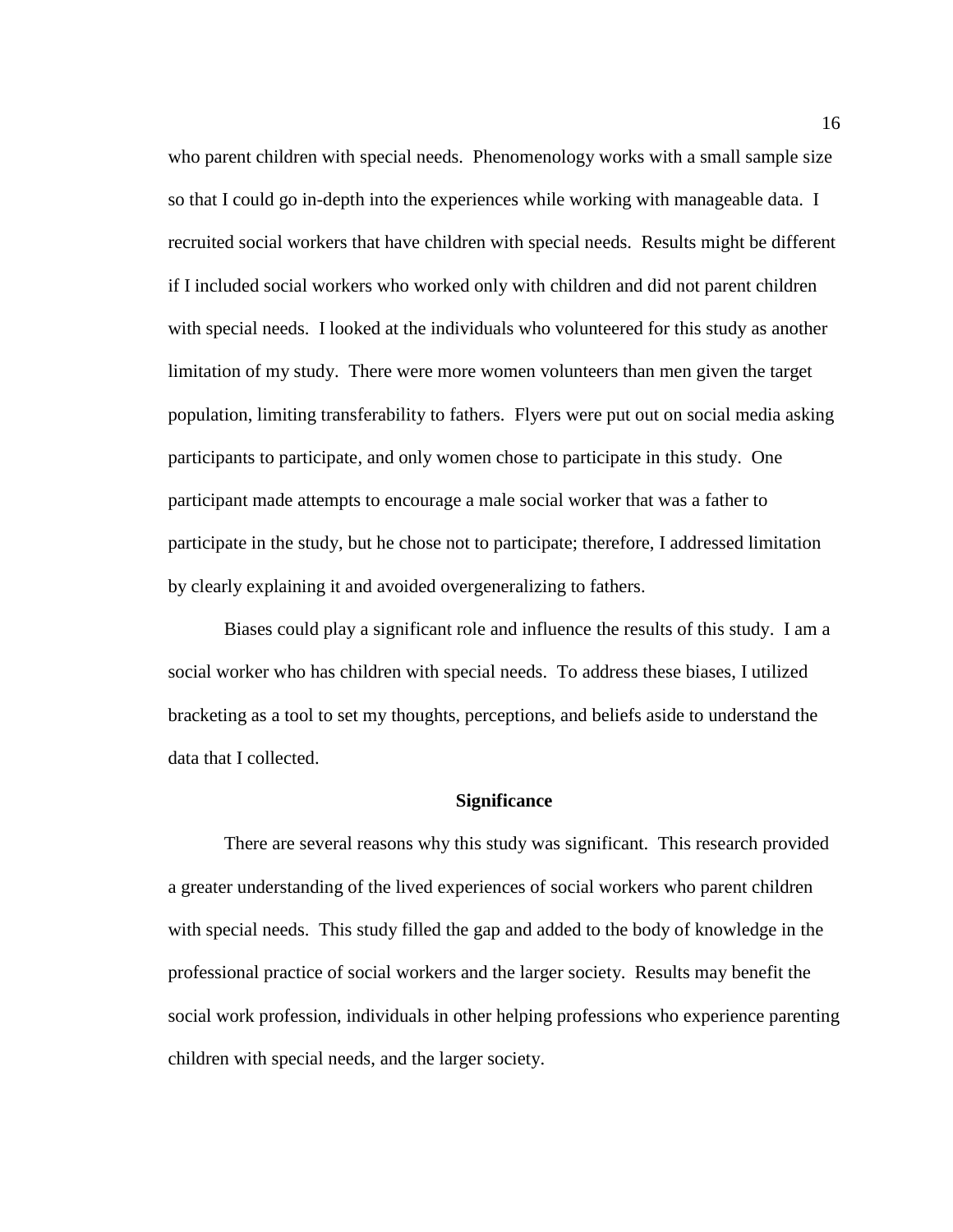who parent children with special needs. Phenomenology works with a small sample size so that I could go in-depth into the experiences while working with manageable data. I recruited social workers that have children with special needs. Results might be different if I included social workers who worked only with children and did not parent children with special needs. I looked at the individuals who volunteered for this study as another limitation of my study. There were more women volunteers than men given the target population, limiting transferability to fathers. Flyers were put out on social media asking participants to participate, and only women chose to participate in this study. One participant made attempts to encourage a male social worker that was a father to participate in the study, but he chose not to participate; therefore, I addressed limitation by clearly explaining it and avoided overgeneralizing to fathers.

Biases could play a significant role and influence the results of this study. I am a social worker who has children with special needs. To address these biases, I utilized bracketing as a tool to set my thoughts, perceptions, and beliefs aside to understand the data that I collected.

## Significance

There are several reasons why this study was significant. This research provided a greater understanding of the lived experiences of social workers who parent children with special needs. This study filled the gap and added to the body of knowledge in the professional practice of social workers and the larger society. Results may benefit the social work profession, individuals in other helping professions who experience parenting children with special needs, and the larger society.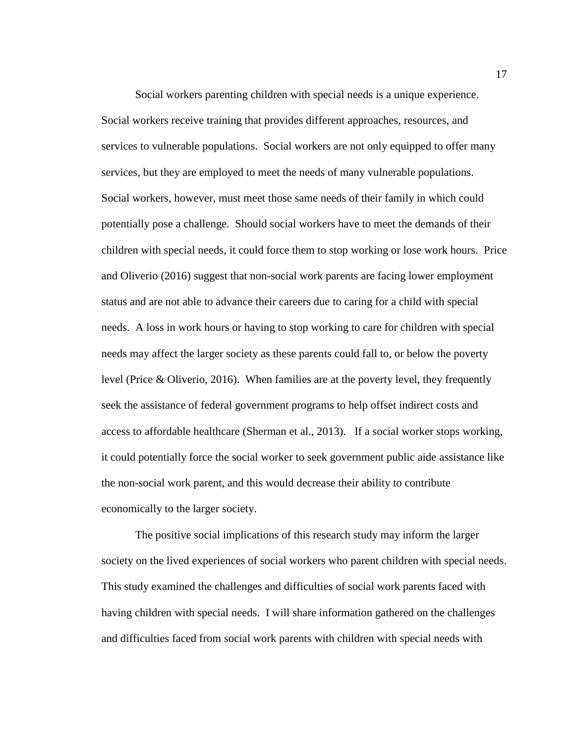Social workers parenting children with special needs is a unique experience. Social workers receive training that provides different approaches, resources, and services to vulnerable populations. Social workers are not only equipped to offer many services, but they are employed to meet the needs of many vulnerable populations. Social workers, however, must meet those same needs of their family in which could potentially pose a challenge. Should social workers have to meet the demands of their children with special needs, it could force them to stop working or lose work hours. Price and Oliverio (2016) suggest that non-social work parents are facing lower employment status and are not able to advance their careers due to caring for a child with special needs. A loss in work hours or having to stop working to care for children with special needs may affect the larger society as these parents could fall to, or below the poverty level (Price & Oliverio, 2016). When families are at the poverty level, they frequently seek the assistance of federal government programs to help offset indirect costs and access to affordable healthcare (Sherman et al., 2013). If a social worker stops working, it could potentially force the social worker to seek government public aide assistance like the non-social work parent, and this would decrease their ability to contribute economically to the larger society.

The positive social implications of this research study may inform the larger society on the lived experiences of social workers who parent children with special needs. This study examined the challenges and difficulties of social work parents faced with having children with special needs. I will share information gathered on the challenges and difficulties faced from social work parents with children with special needs with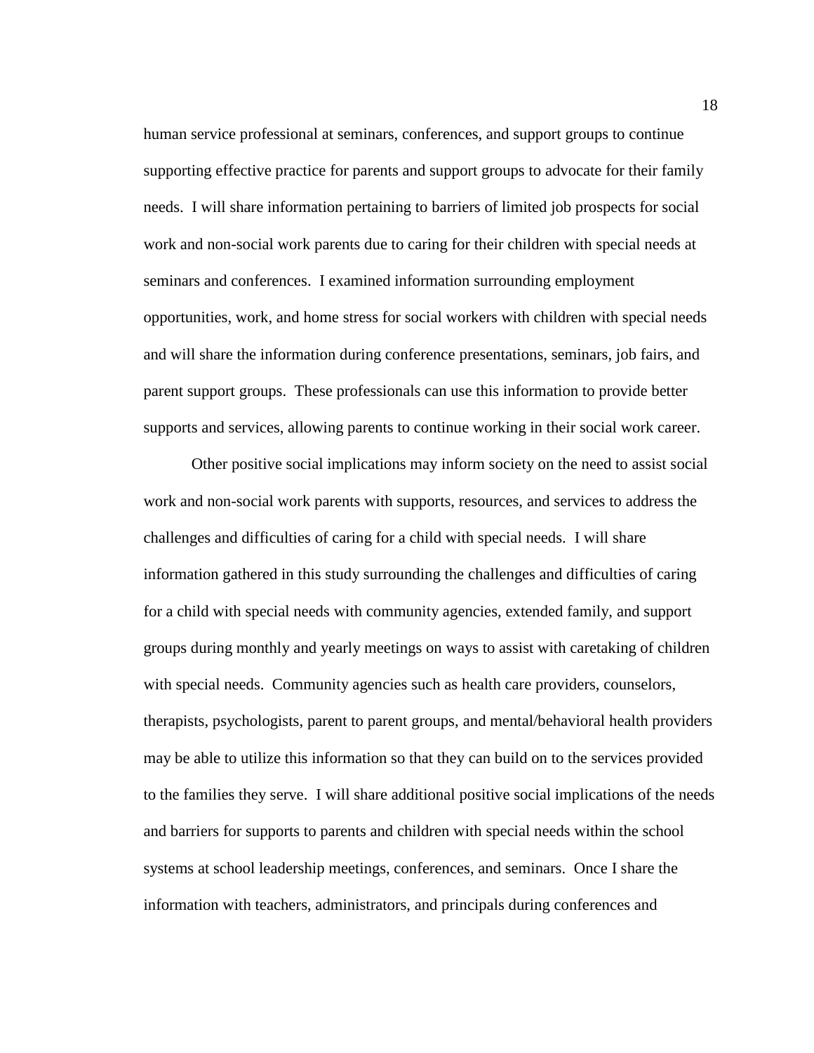human service professional at seminars, conferences, and support groups to continue supporting effective practice for parents and support groups to advocate for their family needs. I will share information pertaining to barriers of limited job prospects for social work and non-social work parents due to caring for their children with special needs at seminars and conferences. I examined information surrounding employment opportunities, work, and home stress for social workers with children with special needs and will share the information during conference presentations, seminars, job fairs, and parent support groups. These professionals can use this information to provide better supports and services, allowing parents to continue working in their social work career.

Other positive social implications may inform society on the need to assist social work and non-social work parents with supports, resources, and services to address the challenges and difficulties of caring for a child with special needs. I will share information gathered in this study surrounding the challenges and difficulties of caring for a child with special needs with community agencies, extended family, and support groups during monthly and yearly meetings on ways to assist with caretaking of children with special needs. Community agencies such as health care providers, counselors, therapists, psychologists, parent to parent groups, and mental/behavioral health providers may be able to utilize this information so that they can build on to the services provided to the families they serve. I will share additional positive social implications of the needs and barriers for supports to parents and children with special needs within the school systems at school leadership meetings, conferences, and seminars. Once I share the information with teachers, administrators, and principals during conferences and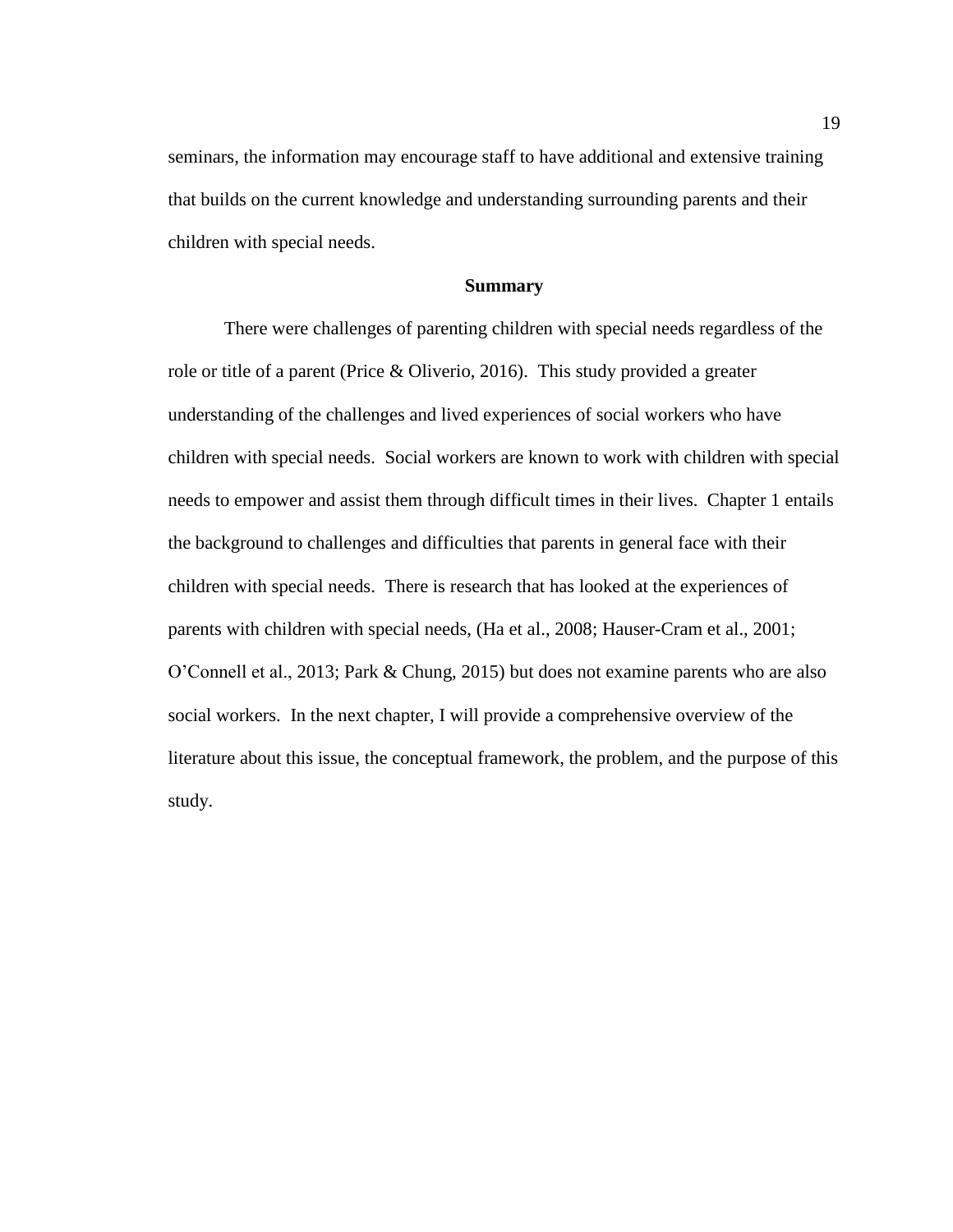seminars, the information may encourage staff to have additional and extensive training that builds on the current knowledge and understanding surrounding parents and their children with special needs.

## Summary

There were challenges of parenting children with special needs regardless of the role or title of a parent (Price & Oliverio, 2016). This study provided a greater understanding of the challenges and lived experiences of social workers who have children with special needs. Social workers are known to work with children with special needs to empower and assist them through difficult times in their lives. Chapter 1 entails the background to challenges and difficulties that parents in general face with their children with special needs. There is research that has looked at the experiences of parents with children with special needs, (Ha et al., 2008; Hauser-Cram et al., 2001; O'Connell et al., 2013; Park & Chung, 2015) but does not examine parents who are also social workers. In the next chapter, I will provide a comprehensive overview of the literature about this issue, the conceptual framework, the problem, and the purpose of this study.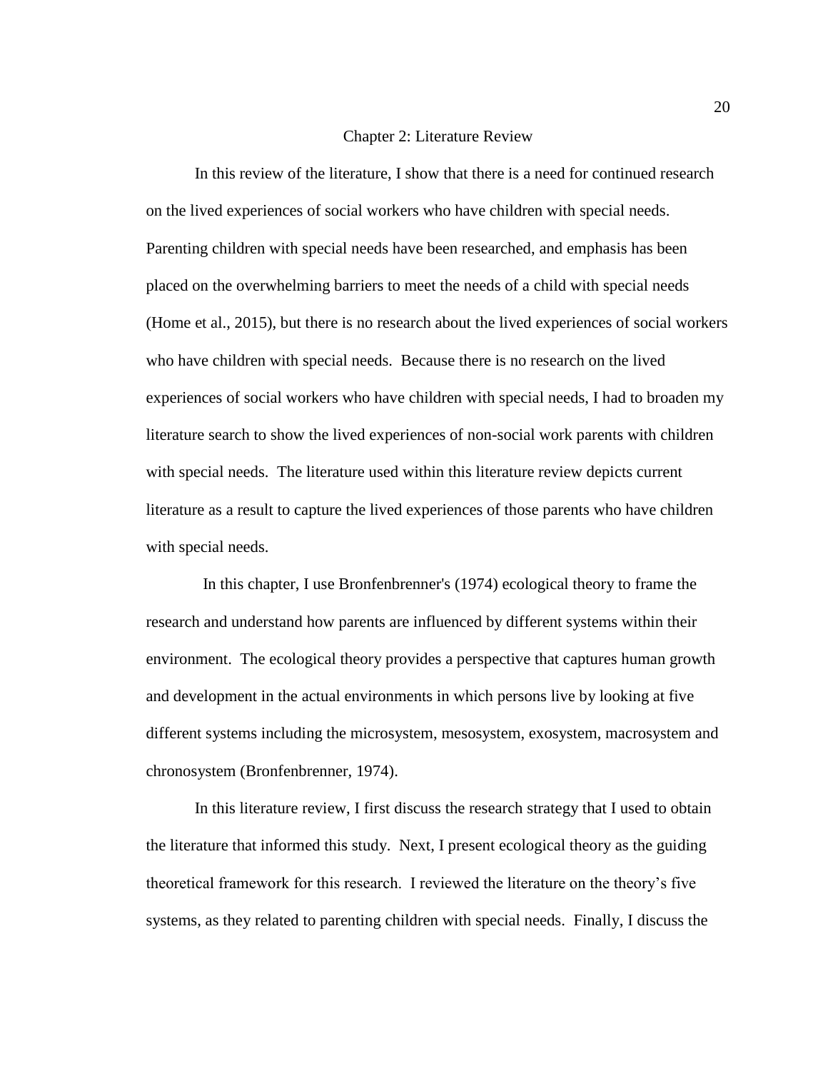# Chapter 2: Literature Review

In this review of the literature, I show that there is a need for continued research on the lived experiences of social workers who have children with special needs. Parenting children with special needs have been researched, and emphasis has been placed on the overwhelming barriers to meet the needs of a child with special needs (Home et al., 2015), but there is no research about the lived experiences of social workers who have children with special needs. Because there is no research on the lived experiences of social workers who have children with special needs, I had to broaden my literature search to show the lived experiences of non-social work parents with children with special needs. The literature used within this literature review depicts current literature as a result to capture the lived experiences of those parents who have children with special needs.

In this chapter, I use Bronfenbrenner's (1974) ecological theory to frame the research and understand how parents are influenced by different systems within their environment. The ecological theory provides a perspective that captures human growth and development in the actual environments in which persons live by looking at five different systems including the microsystem, mesosystem, exosystem, macrosystem and chronosystem (Bronfenbrenner, 1974).

In this literature review, I first discuss the research strategy that I used to obtain the literature that informed this study. Next, I present ecological theory as the guiding theoretical framework for this research. I reviewed the literature on the theory's five systems, as they related to parenting children with special needs. Finally, I discuss the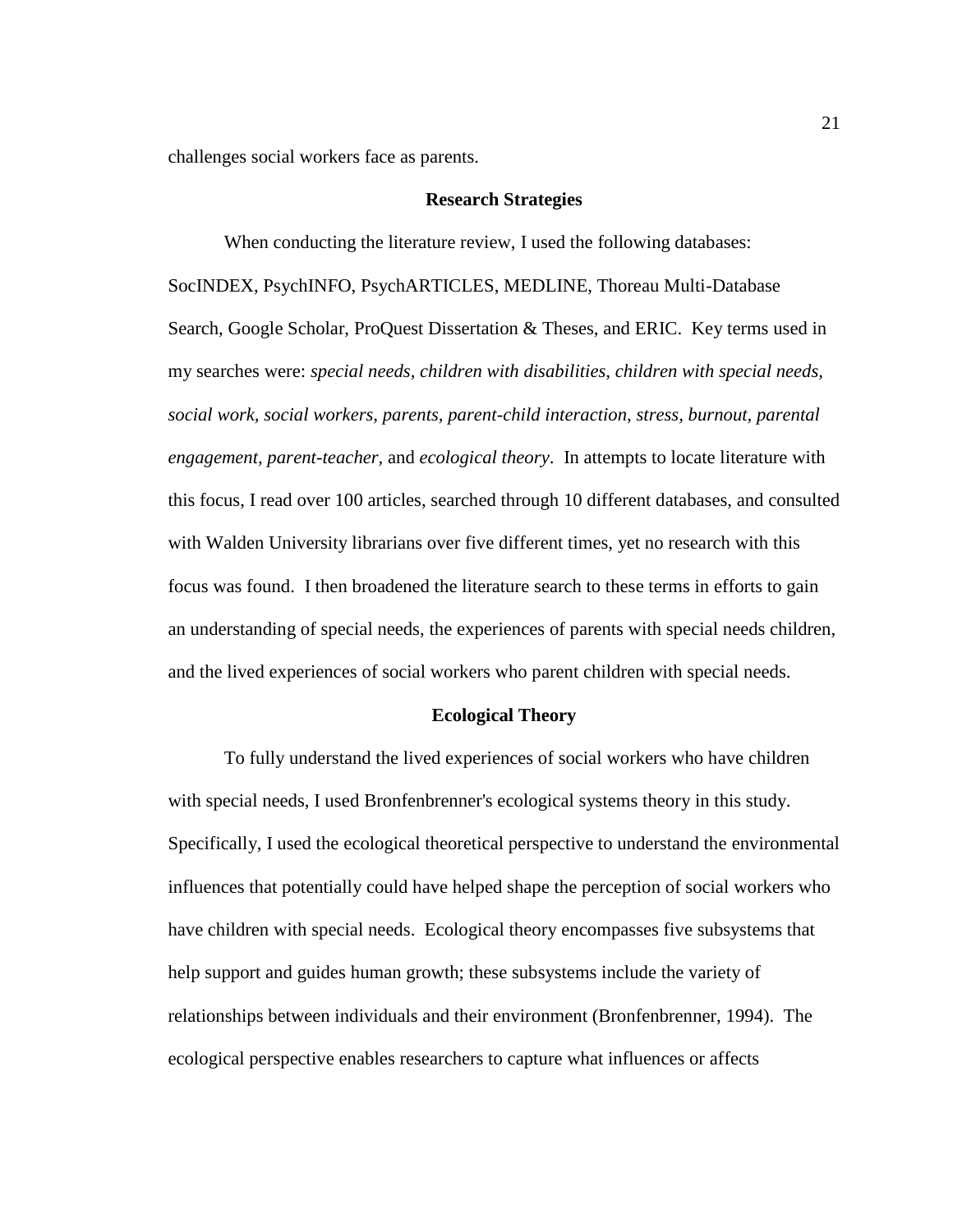challenges social workers face as parents.

## Research Strategies

When conducting the literature review, I used the following databases: SocINDEX, PsychINFO, PsychARTICLES, MEDLINE, Thoreau Multi-Database Search, Google Scholar, ProQuest Dissertation & Theses, and ERIC. Key terms used in my searches were: *special needs, children with disabilities, children with special needs, social work, social workers, parents, parent-child interaction, stress, burnout, parental engagement, parent-teacher,* and *ecological theory*. In attempts to locate literature with this focus, I read over 100 articles, searched through 10 different databases, and consulted with Walden University librarians over five different times, yet no research with this focus was found. I then broadened the literature search to these terms in efforts to gain an understanding of special needs, the experiences of parents with special needs children, and the lived experiences of social workers who parent children with special needs.

## Ecological Theory

To fully understand the lived experiences of social workers who have children with special needs, I used Bronfenbrenner's ecological systems theory in this study. Specifically, I used the ecological theoretical perspective to understand the environmental influences that potentially could have helped shape the perception of social workers who have children with special needs. Ecological theory encompasses five subsystems that help support and guides human growth; these subsystems include the variety of relationships between individuals and their environment (Bronfenbrenner, 1994). The ecological perspective enables researchers to capture what influences or affects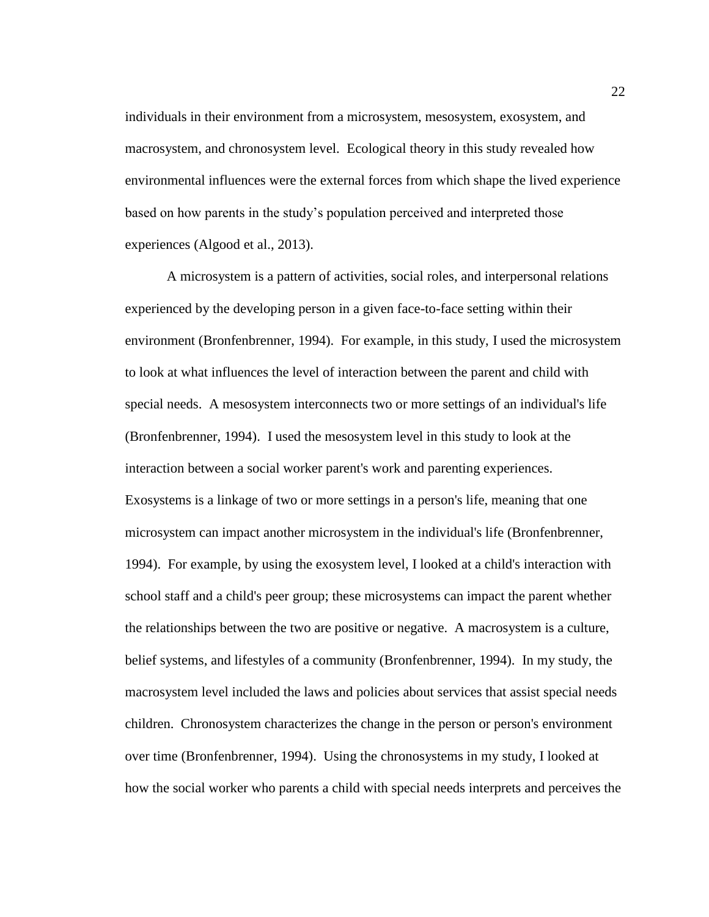individuals in their environment from a microsystem, mesosystem, exosystem, and macrosystem, and chronosystem level. Ecological theory in this study revealed how environmental influences were the external forces from which shape the lived experience based on how parents in the study's population perceived and interpreted those experiences (Algood et al., 2013).

A microsystem is a pattern of activities, social roles, and interpersonal relations experienced by the developing person in a given face-to-face setting within their environment (Bronfenbrenner, 1994). For example, in this study, I used the microsystem to look at what influences the level of interaction between the parent and child with special needs. A mesosystem interconnects two or more settings of an individual's life (Bronfenbrenner, 1994). I used the mesosystem level in this study to look at the interaction between a social worker parent's work and parenting experiences. Exosystems is a linkage of two or more settings in a person's life, meaning that one microsystem can impact another microsystem in the individual's life (Bronfenbrenner, 1994). For example, by using the exosystem level, I looked at a child's interaction with school staff and a child's peer group; these microsystems can impact the parent whether the relationships between the two are positive or negative. A macrosystem is a culture, belief systems, and lifestyles of a community (Bronfenbrenner, 1994). In my study, the macrosystem level included the laws and policies about services that assist special needs children. Chronosystem characterizes the change in the person or person's environment over time (Bronfenbrenner, 1994). Using the chronosystems in my study, I looked at how the social worker who parents a child with special needs interprets and perceives the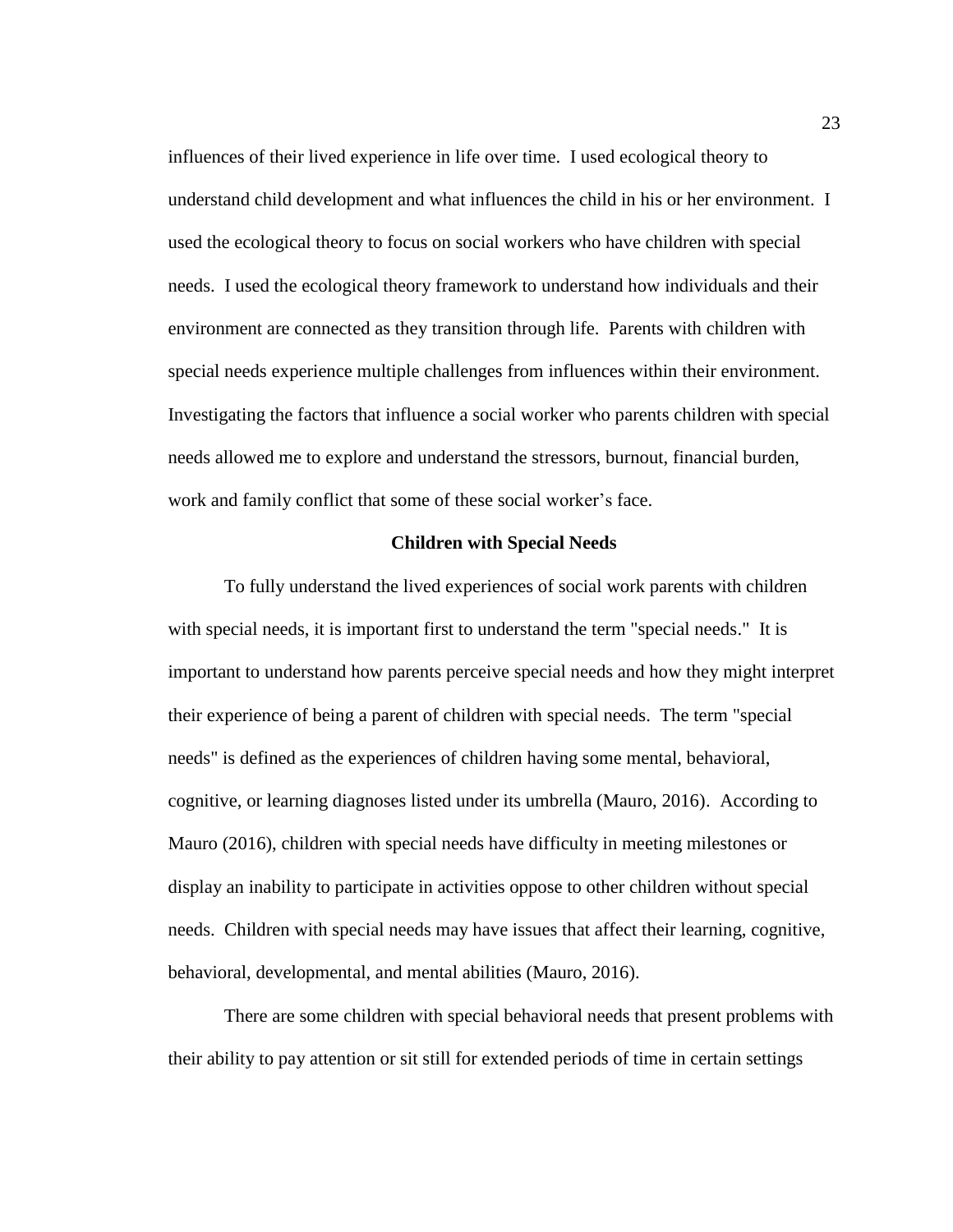influences of their lived experience in life over time. I used ecological theory to understand child development and what influences the child in his or her environment. I used the ecological theory to focus on social workers who have children with special needs. I used the ecological theory framework to understand how individuals and their environment are connected as they transition through life. Parents with children with special needs experience multiple challenges from influences within their environment. Investigating the factors that influence a social worker who parents children with special needs allowed me to explore and understand the stressors, burnout, financial burden, work and family conflict that some of these social worker's face.

## Children with Special Needs

To fully understand the lived experiences of social work parents with children with special needs, it is important first to understand the term "special needs." It is important to understand how parents perceive special needs and how they might interpret their experience of being a parent of children with special needs. The term "special needs" is defined as the experiences of children having some mental, behavioral, cognitive, or learning diagnoses listed under its umbrella (Mauro, 2016). According to Mauro (2016), children with special needs have difficulty in meeting milestones or display an inability to participate in activities oppose to other children without special needs. Children with special needs may have issues that affect their learning, cognitive, behavioral, developmental, and mental abilities (Mauro, 2016).

There are some children with special behavioral needs that present problems with their ability to pay attention or sit still for extended periods of time in certain settings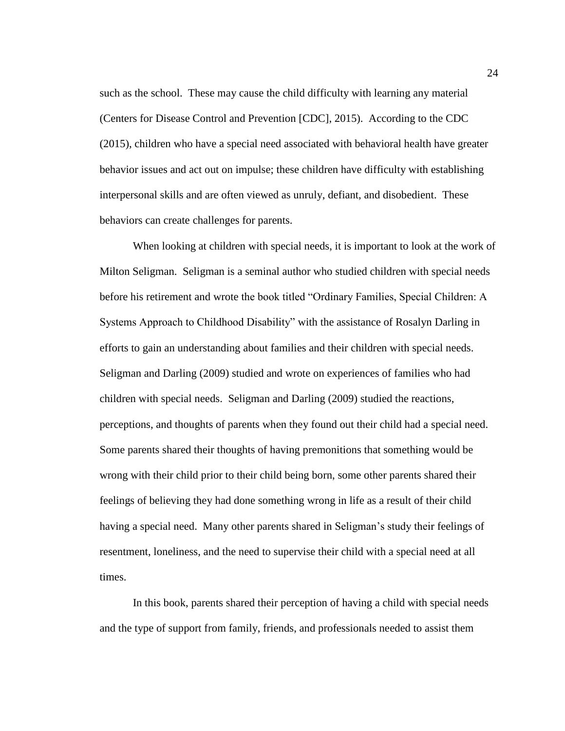such as the school. These may cause the child difficulty with learning any material (Centers for Disease Control and Prevention [CDC], 2015). According to the CDC (2015), children who have a special need associated with behavioral health have greater behavior issues and act out on impulse; these children have difficulty with establishing interpersonal skills and are often viewed as unruly, defiant, and disobedient. These behaviors can create challenges for parents.

When looking at children with special needs, it is important to look at the work of Milton Seligman. Seligman is a seminal author who studied children with special needs before his retirement and wrote the book titled "Ordinary Families, Special Children: A Systems Approach to Childhood Disability" with the assistance of Rosalyn Darling in efforts to gain an understanding about families and their children with special needs. Seligman and Darling (2009) studied and wrote on experiences of families who had children with special needs. Seligman and Darling (2009) studied the reactions, perceptions, and thoughts of parents when they found out their child had a special need. Some parents shared their thoughts of having premonitions that something would be wrong with their child prior to their child being born, some other parents shared their feelings of believing they had done something wrong in life as a result of their child having a special need. Many other parents shared in Seligman's study their feelings of resentment, loneliness, and the need to supervise their child with a special need at all times.

In this book, parents shared their perception of having a child with special needs and the type of support from family, friends, and professionals needed to assist them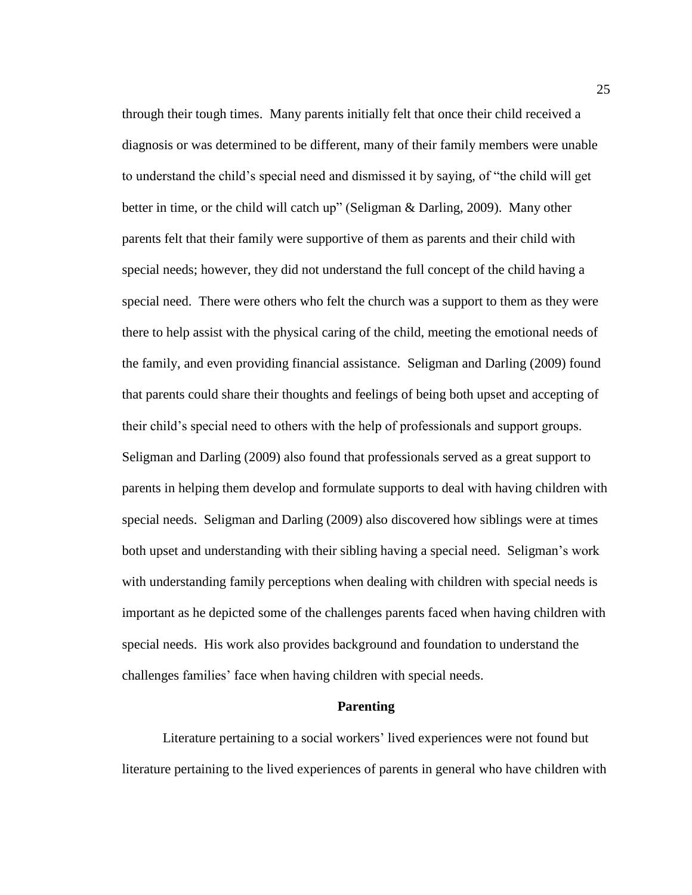through their tough times. Many parents initially felt that once their child received a diagnosis or was determined to be different, many of their family members were unable to understand the child's special need and dismissed it by saying, of "the child will get better in time, or the child will catch up" (Seligman & Darling, 2009). Many other parents felt that their family were supportive of them as parents and their child with special needs; however, they did not understand the full concept of the child having a special need. There were others who felt the church was a support to them as they were there to help assist with the physical caring of the child, meeting the emotional needs of the family, and even providing financial assistance. Seligman and Darling (2009) found that parents could share their thoughts and feelings of being both upset and accepting of their child's special need to others with the help of professionals and support groups. Seligman and Darling (2009) also found that professionals served as a great support to parents in helping them develop and formulate supports to deal with having children with special needs. Seligman and Darling (2009) also discovered how siblings were at times both upset and understanding with their sibling having a special need. Seligman's work with understanding family perceptions when dealing with children with special needs is important as he depicted some of the challenges parents faced when having children with special needs. His work also provides background and foundation to understand the challenges families' face when having children with special needs.

## Parenting

Literature pertaining to a social workers' lived experiences were not found but literature pertaining to the lived experiences of parents in general who have children with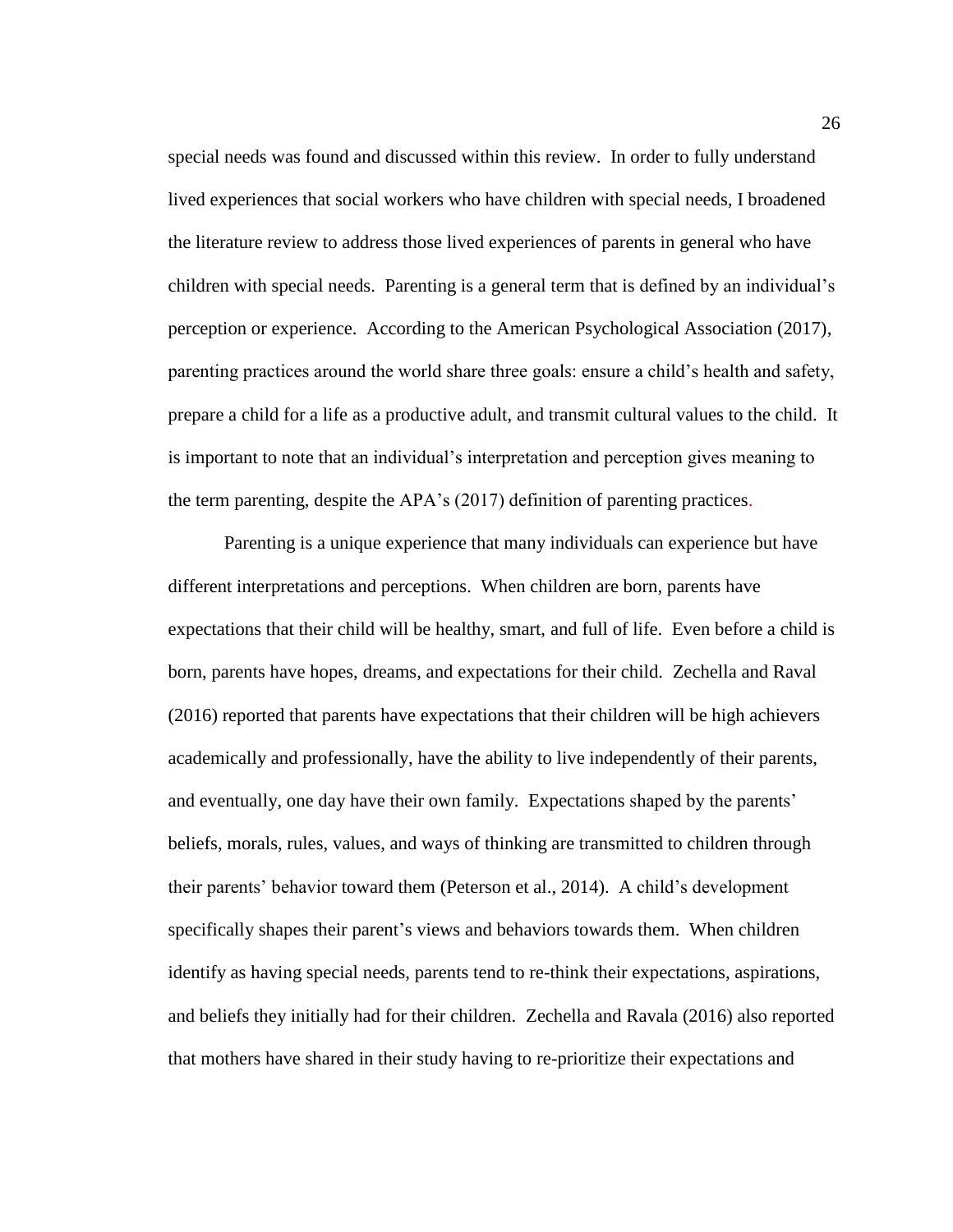special needs was found and discussed within this review. In order to fully understand lived experiences that social workers who have children with special needs, I broadened the literature review to address those lived experiences of parents in general who have children with special needs. Parenting is a general term that is defined by an individual's perception or experience. According to the American Psychological Association (2017), parenting practices around the world share three goals: ensure a child's health and safety, prepare a child for a life as a productive adult, and transmit cultural values to the child. It is important to note that an individual's interpretation and perception gives meaning to the term parenting, despite the APA's (2017) definition of parenting practices.

Parenting is a unique experience that many individuals can experience but have different interpretations and perceptions. When children are born, parents have expectations that their child will be healthy, smart, and full of life. Even before a child is born, parents have hopes, dreams, and expectations for their child. Zechella and Raval (2016) reported that parents have expectations that their children will be high achievers academically and professionally, have the ability to live independently of their parents, and eventually, one day have their own family. Expectations shaped by the parents' beliefs, morals, rules, values, and ways of thinking are transmitted to children through their parents' behavior toward them (Peterson et al., 2014). A child's development specifically shapes their parent's views and behaviors towards them. When children identify as having special needs, parents tend to re-think their expectations, aspirations, and beliefs they initially had for their children. Zechella and Ravala (2016) also reported that mothers have shared in their study having to re-prioritize their expectations and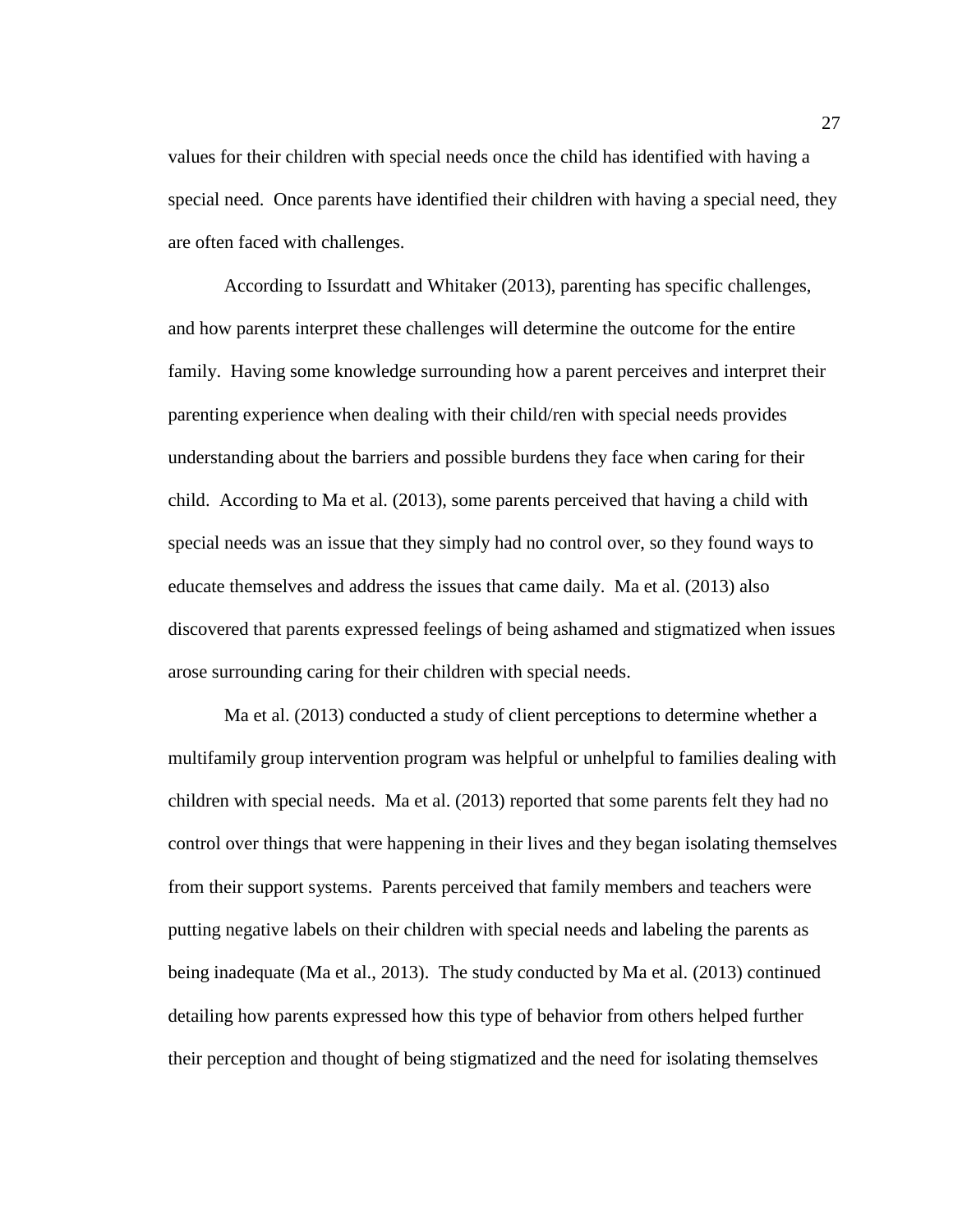values for their children with special needs once the child has identified with having a special need. Once parents have identified their children with having a special need, they are often faced with challenges.

According to Issurdatt and Whitaker (2013), parenting has specific challenges, and how parents interpret these challenges will determine the outcome for the entire family. Having some knowledge surrounding how a parent perceives and interpret their parenting experience when dealing with their child/ren with special needs provides understanding about the barriers and possible burdens they face when caring for their child. According to Ma et al. (2013), some parents perceived that having a child with special needs was an issue that they simply had no control over, so they found ways to educate themselves and address the issues that came daily. Ma et al. (2013) also discovered that parents expressed feelings of being ashamed and stigmatized when issues arose surrounding caring for their children with special needs.

Ma et al. (2013) conducted a study of client perceptions to determine whether a multifamily group intervention program was helpful or unhelpful to families dealing with children with special needs. Ma et al. (2013) reported that some parents felt they had no control over things that were happening in their lives and they began isolating themselves from their support systems. Parents perceived that family members and teachers were putting negative labels on their children with special needs and labeling the parents as being inadequate (Ma et al., 2013). The study conducted by Ma et al. (2013) continued detailing how parents expressed how this type of behavior from others helped further their perception and thought of being stigmatized and the need for isolating themselves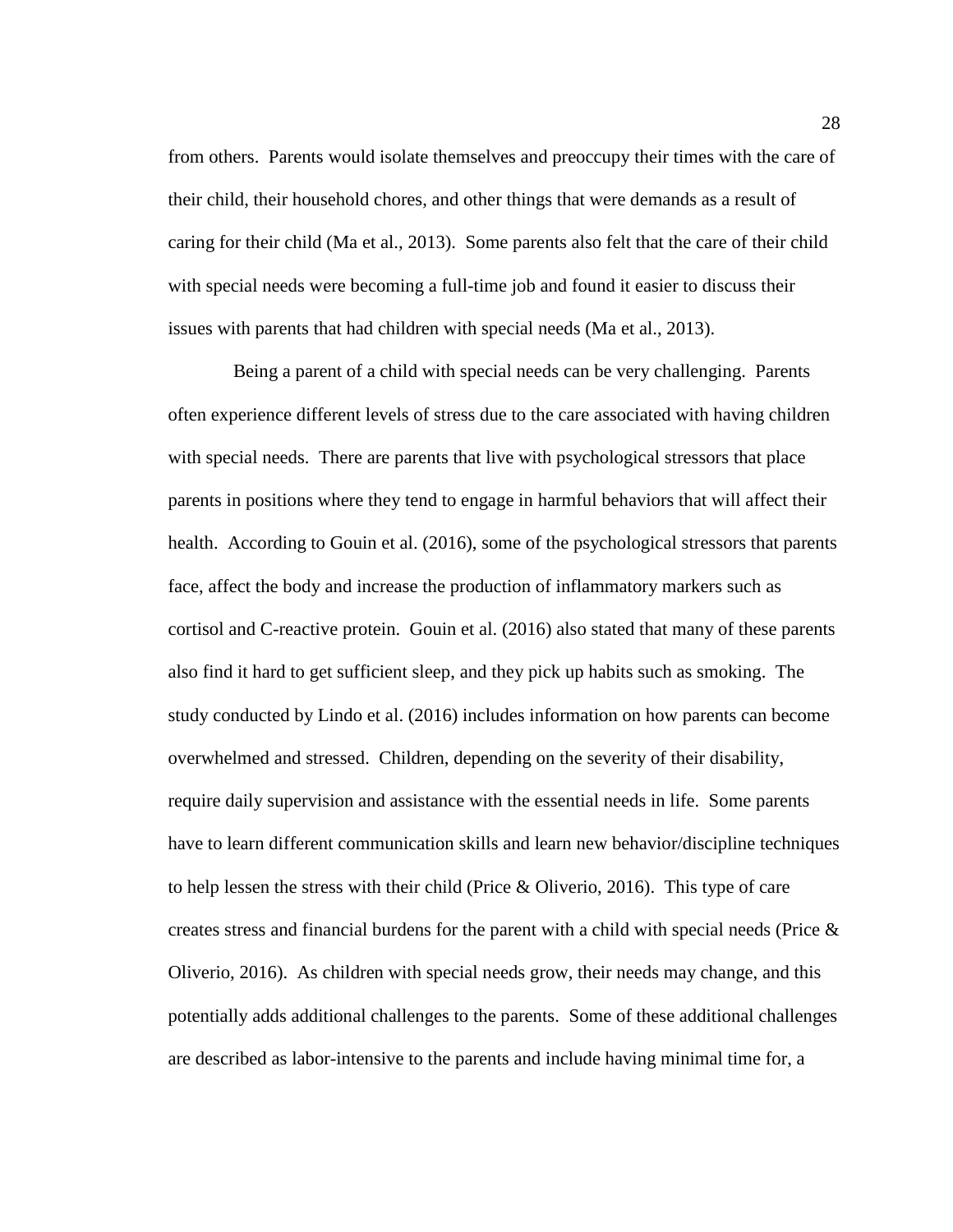from others. Parents would isolate themselves and preoccupy their times with the care of their child, their household chores, and other things that were demands as a result of caring for their child (Ma et al., 2013). Some parents also felt that the care of their child with special needs were becoming a full-time job and found it easier to discuss their issues with parents that had children with special needs (Ma et al., 2013).

Being a parent of a child with special needs can be very challenging. Parents often experience different levels of stress due to the care associated with having children with special needs. There are parents that live with psychological stressors that place parents in positions where they tend to engage in harmful behaviors that will affect their health. According to Gouin et al. (2016), some of the psychological stressors that parents face, affect the body and increase the production of inflammatory markers such as cortisol and C-reactive protein. Gouin et al. (2016) also stated that many of these parents also find it hard to get sufficient sleep, and they pick up habits such as smoking. The study conducted by Lindo et al. (2016) includes information on how parents can become overwhelmed and stressed. Children, depending on the severity of their disability, require daily supervision and assistance with the essential needs in life. Some parents have to learn different communication skills and learn new behavior/discipline techniques to help lessen the stress with their child (Price & Oliverio, 2016). This type of care creates stress and financial burdens for the parent with a child with special needs (Price & Oliverio, 2016). As children with special needs grow, their needs may change, and this potentially adds additional challenges to the parents. Some of these additional challenges are described as labor-intensive to the parents and include having minimal time for, a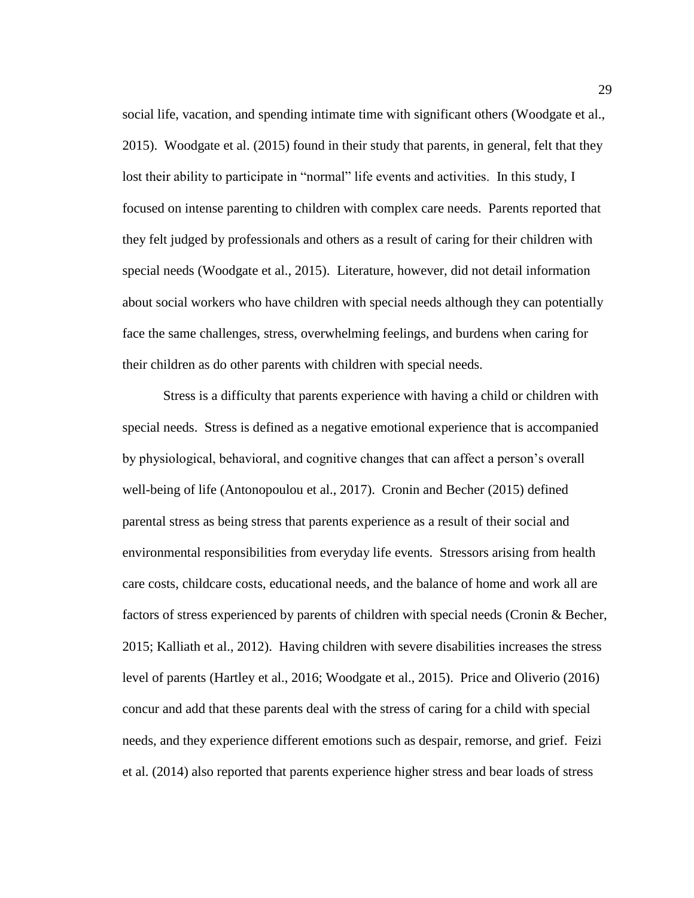social life, vacation, and spending intimate time with significant others (Woodgate et al., 2015). Woodgate et al. (2015) found in their study that parents, in general, felt that they lost their ability to participate in "normal" life events and activities. In this study, I focused on intense parenting to children with complex care needs. Parents reported that they felt judged by professionals and others as a result of caring for their children with special needs (Woodgate et al., 2015). Literature, however, did not detail information about social workers who have children with special needs although they can potentially face the same challenges, stress, overwhelming feelings, and burdens when caring for their children as do other parents with children with special needs.

Stress is a difficulty that parents experience with having a child or children with special needs. Stress is defined as a negative emotional experience that is accompanied by physiological, behavioral, and cognitive changes that can affect a person's overall well-being of life (Antonopoulou et al., 2017). Cronin and Becher (2015) defined parental stress as being stress that parents experience as a result of their social and environmental responsibilities from everyday life events. Stressors arising from health care costs, childcare costs, educational needs, and the balance of home and work all are factors of stress experienced by parents of children with special needs (Cronin & Becher, 2015; Kalliath et al., 2012). Having children with severe disabilities increases the stress level of parents (Hartley et al., 2016; Woodgate et al., 2015). Price and Oliverio (2016) concur and add that these parents deal with the stress of caring for a child with special needs, and they experience different emotions such as despair, remorse, and grief. Feizi et al. (2014) also reported that parents experience higher stress and bear loads of stress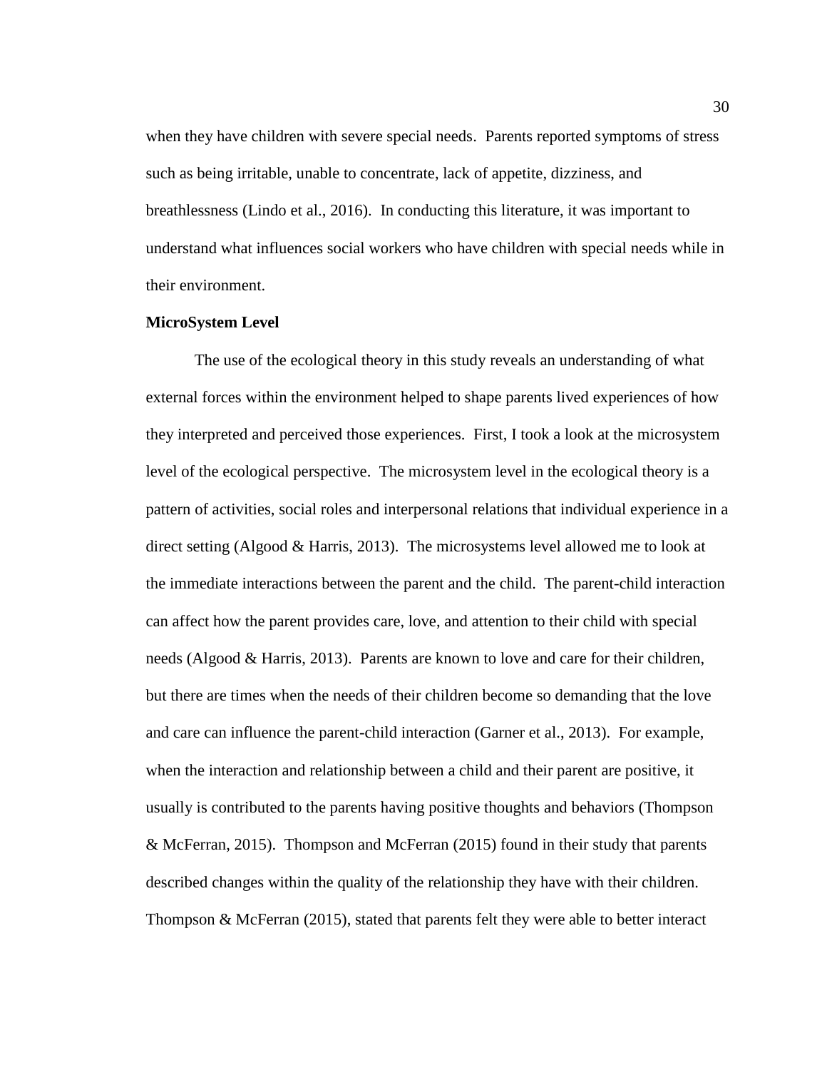when they have children with severe special needs. Parents reported symptoms of stress such as being irritable, unable to concentrate, lack of appetite, dizziness, and breathlessness (Lindo et al., 2016). In conducting this literature, it was important to understand what influences social workers who have children with special needs while in their environment.

**MicroSystem Level**

The use of the ecological theory in this study reveals an understanding of what external forces within the environment helped to shape parents lived experiences of how they interpreted and perceived those experiences. First, I took a look at the microsystem level of the ecological perspective. The microsystem level in the ecological theory is a pattern of activities, social roles and interpersonal relations that individual experience in a direct setting (Algood & Harris, 2013). The microsystems level allowed me to look at the immediate interactions between the parent and the child. The parent-child interaction can affect how the parent provides care, love, and attention to their child with special needs (Algood & Harris, 2013). Parents are known to love and care for their children, but there are times when the needs of their children become so demanding that the love and care can influence the parent-child interaction (Garner et al., 2013). For example, when the interaction and relationship between a child and their parent are positive, it usually is contributed to the parents having positive thoughts and behaviors (Thompson & McFerran, 2015). Thompson and McFerran (2015) found in their study that parents described changes within the quality of the relationship they have with their children. Thompson & McFerran (2015), stated that parents felt they were able to better interact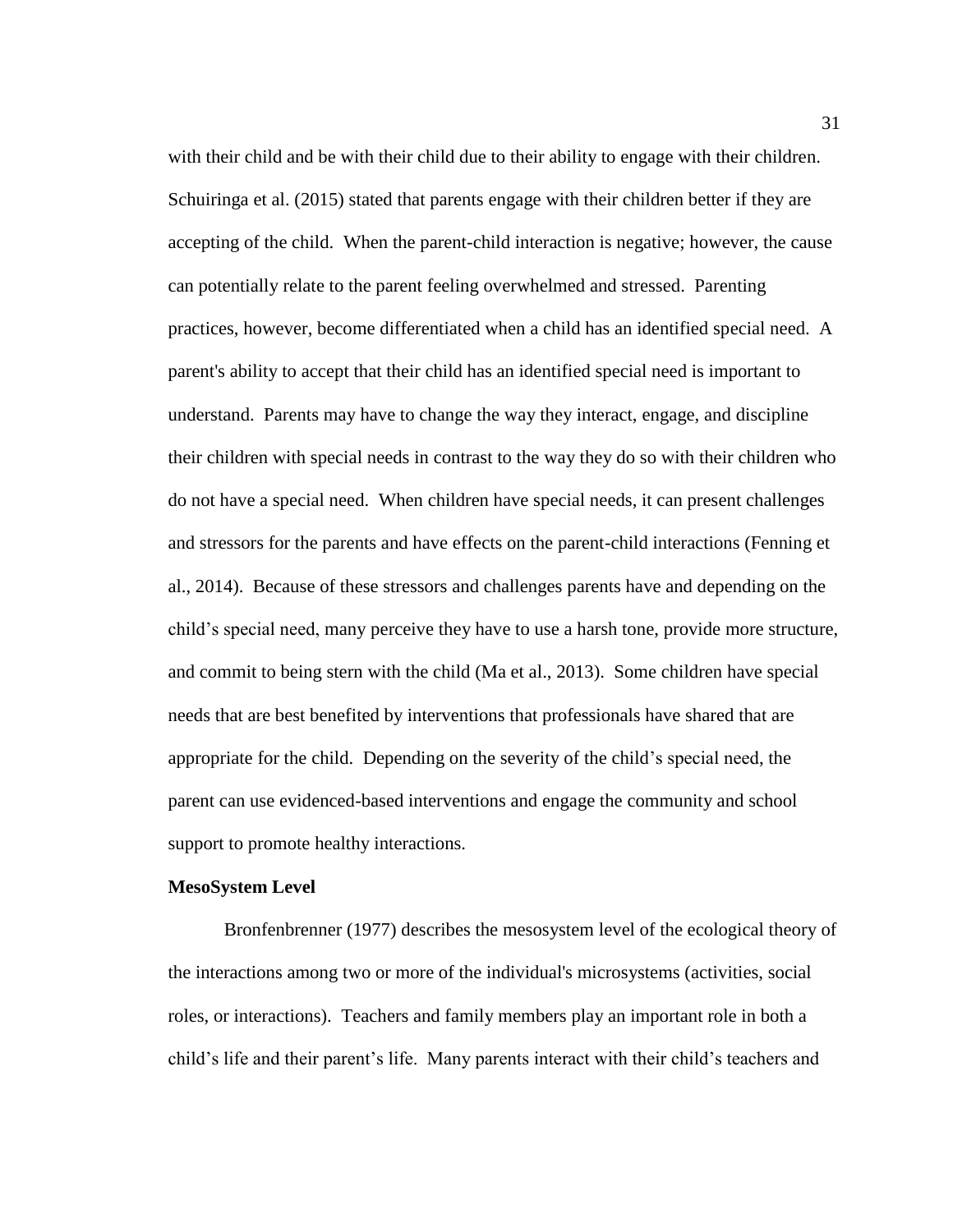with their child and be with their child due to their ability to engage with their children. Schuiringa et al. (2015) stated that parents engage with their children better if they are accepting of the child. When the parent-child interaction is negative; however, the cause can potentially relate to the parent feeling overwhelmed and stressed. Parenting practices, however, become differentiated when a child has an identified special need. A parent's ability to accept that their child has an identified special need is important to understand. Parents may have to change the way they interact, engage, and discipline their children with special needs in contrast to the way they do so with their children who do not have a special need. When children have special needs, it can present challenges and stressors for the parents and have effects on the parent-child interactions (Fenning et al., 2014). Because of these stressors and challenges parents have and depending on the child's special need, many perceive they have to use a harsh tone, provide more structure, and commit to being stern with the child (Ma et al., 2013). Some children have special needs that are best benefited by interventions that professionals have shared that are appropriate for the child. Depending on the severity of the child's special need, the parent can use evidenced-based interventions and engage the community and school support to promote healthy interactions.

**MesoSystem Level**

Bronfenbrenner (1977) describes the mesosystem level of the ecological theory of the interactions among two or more of the individual's microsystems (activities, social roles, or interactions). Teachers and family members play an important role in both a child's life and their parent's life. Many parents interact with their child's teachers and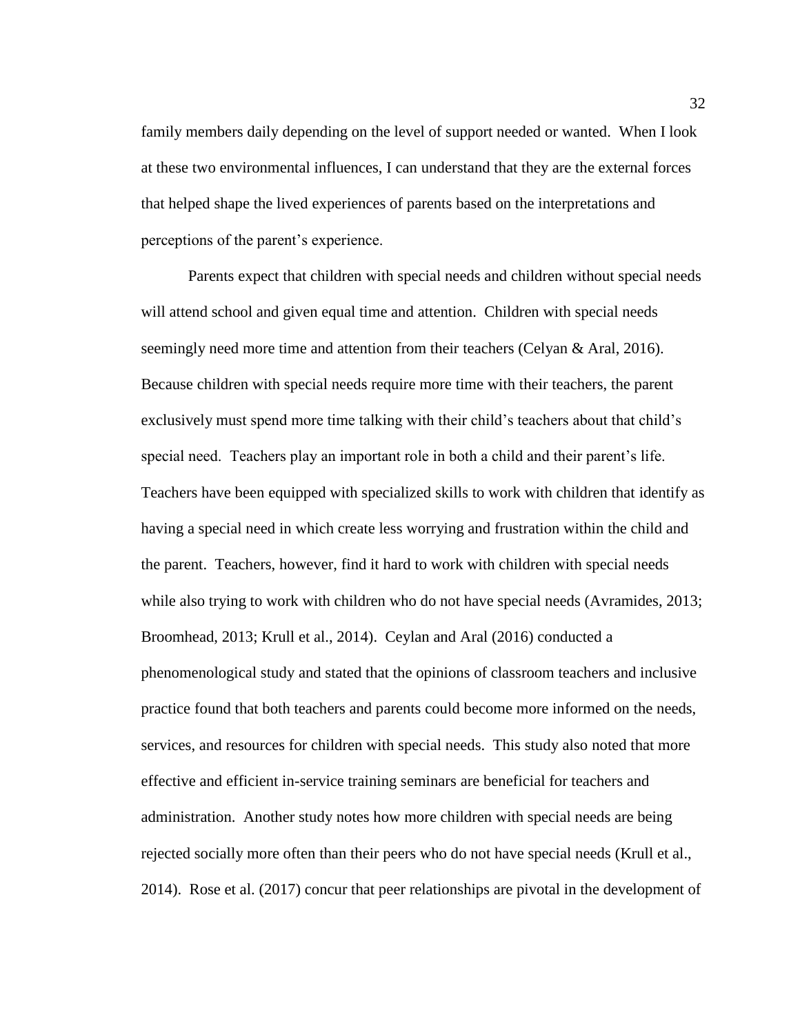family members daily depending on the level of support needed or wanted. When I look at these two environmental influences, I can understand that they are the external forces that helped shape the lived experiences of parents based on the interpretations and perceptions of the parent's experience.

Parents expect that children with special needs and children without special needs will attend school and given equal time and attention. Children with special needs seemingly need more time and attention from their teachers (Celyan & Aral, 2016). Because children with special needs require more time with their teachers, the parent exclusively must spend more time talking with their child's teachers about that child's special need. Teachers play an important role in both a child and their parent's life. Teachers have been equipped with specialized skills to work with children that identify as having a special need in which create less worrying and frustration within the child and the parent. Teachers, however, find it hard to work with children with special needs while also trying to work with children who do not have special needs (Avramides, 2013; Broomhead, 2013; Krull et al., 2014). Ceylan and Aral (2016) conducted a phenomenological study and stated that the opinions of classroom teachers and inclusive practice found that both teachers and parents could become more informed on the needs, services, and resources for children with special needs. This study also noted that more effective and efficient in-service training seminars are beneficial for teachers and administration. Another study notes how more children with special needs are being rejected socially more often than their peers who do not have special needs (Krull et al., 2014). Rose et al. (2017) concur that peer relationships are pivotal in the development of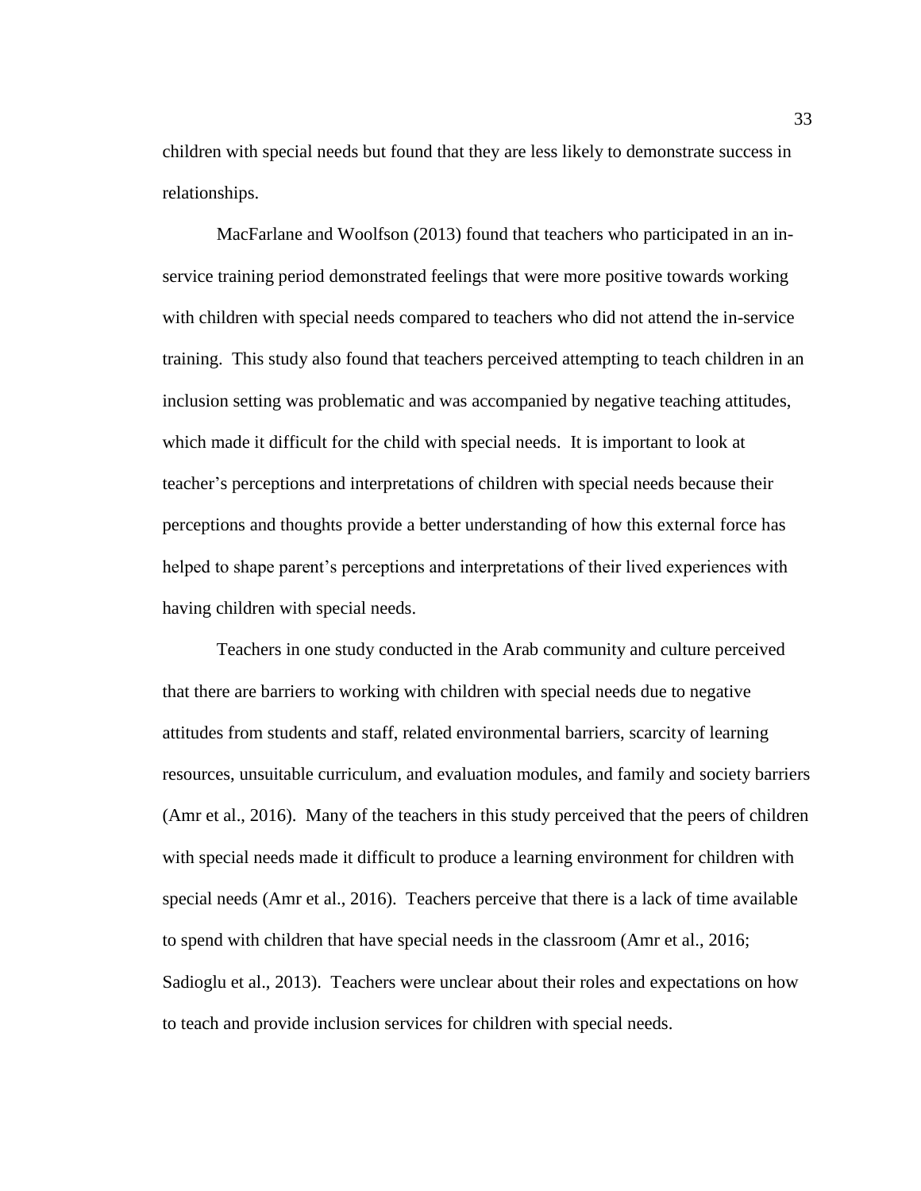children with special needs but found that they are less likely to demonstrate success in relationships.

MacFarlane and Woolfson (2013) found that teachers who participated in an in-service training period demonstrated feelings that were more positive towards working with children with special needs compared to teachers who did not attend the in-service training. This study also found that teachers perceived attempting to teach children in an inclusion setting was problematic and was accompanied by negative teaching attitudes, which made it difficult for the child with special needs. It is important to look at teacher's perceptions and interpretations of children with special needs because their perceptions and thoughts provide a better understanding of how this external force has helped to shape parent's perceptions and interpretations of their lived experiences with having children with special needs.

Teachers in one study conducted in the Arab community and culture perceived that there are barriers to working with children with special needs due to negative attitudes from students and staff, related environmental barriers, scarcity of learning resources, unsuitable curriculum, and evaluation modules, and family and society barriers (Amr et al., 2016). Many of the teachers in this study perceived that the peers of children with special needs made it difficult to produce a learning environment for children with special needs (Amr et al., 2016). Teachers perceive that there is a lack of time available to spend with children that have special needs in the classroom (Amr et al., 2016; Sadioglu et al., 2013). Teachers were unclear about their roles and expectations on how to teach and provide inclusion services for children with special needs.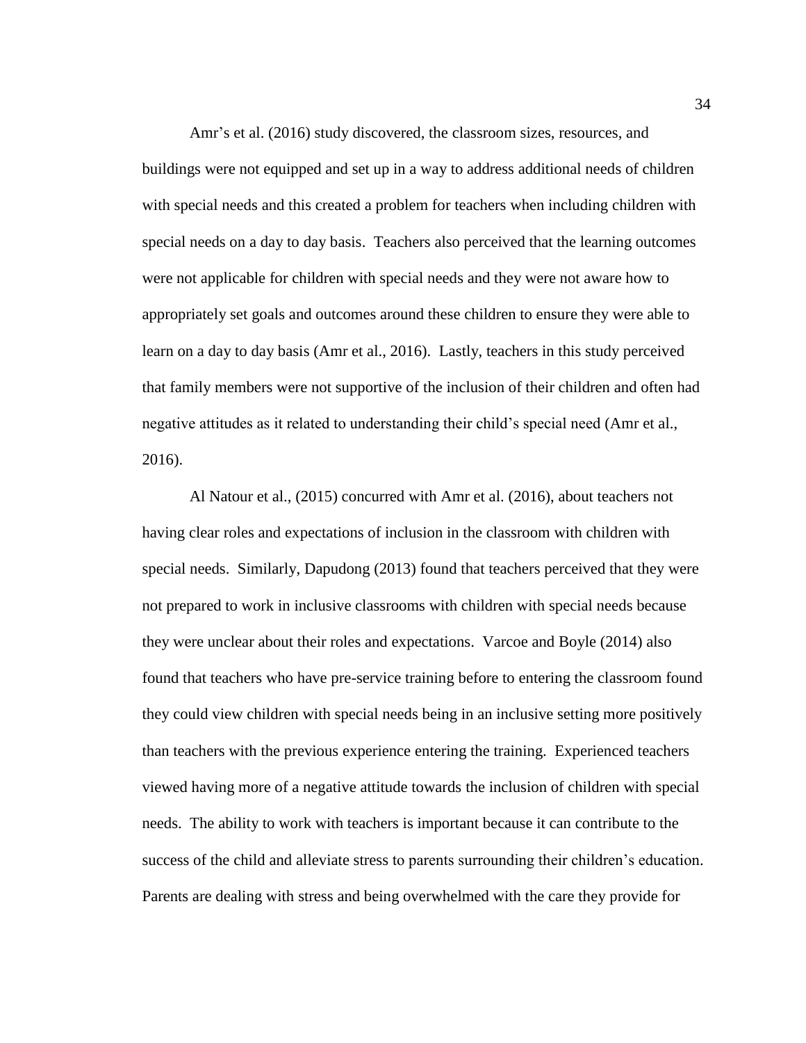Amr's et al. (2016) study discovered, the classroom sizes, resources, and buildings were not equipped and set up in a way to address additional needs of children with special needs and this created a problem for teachers when including children with special needs on a day to day basis. Teachers also perceived that the learning outcomes were not applicable for children with special needs and they were not aware how to appropriately set goals and outcomes around these children to ensure they were able to learn on a day to day basis (Amr et al., 2016). Lastly, teachers in this study perceived that family members were not supportive of the inclusion of their children and often had negative attitudes as it related to understanding their child's special need (Amr et al., 2016).

Al Natour et al., (2015) concurred with Amr et al. (2016), about teachers not having clear roles and expectations of inclusion in the classroom with children with special needs. Similarly, Dapudong (2013) found that teachers perceived that they were not prepared to work in inclusive classrooms with children with special needs because they were unclear about their roles and expectations. Varcoe and Boyle (2014) also found that teachers who have pre-service training before to entering the classroom found they could view children with special needs being in an inclusive setting more positively than teachers with the previous experience entering the training. Experienced teachers viewed having more of a negative attitude towards the inclusion of children with special needs. The ability to work with teachers is important because it can contribute to the success of the child and alleviate stress to parents surrounding their children's education. Parents are dealing with stress and being overwhelmed with the care they provide for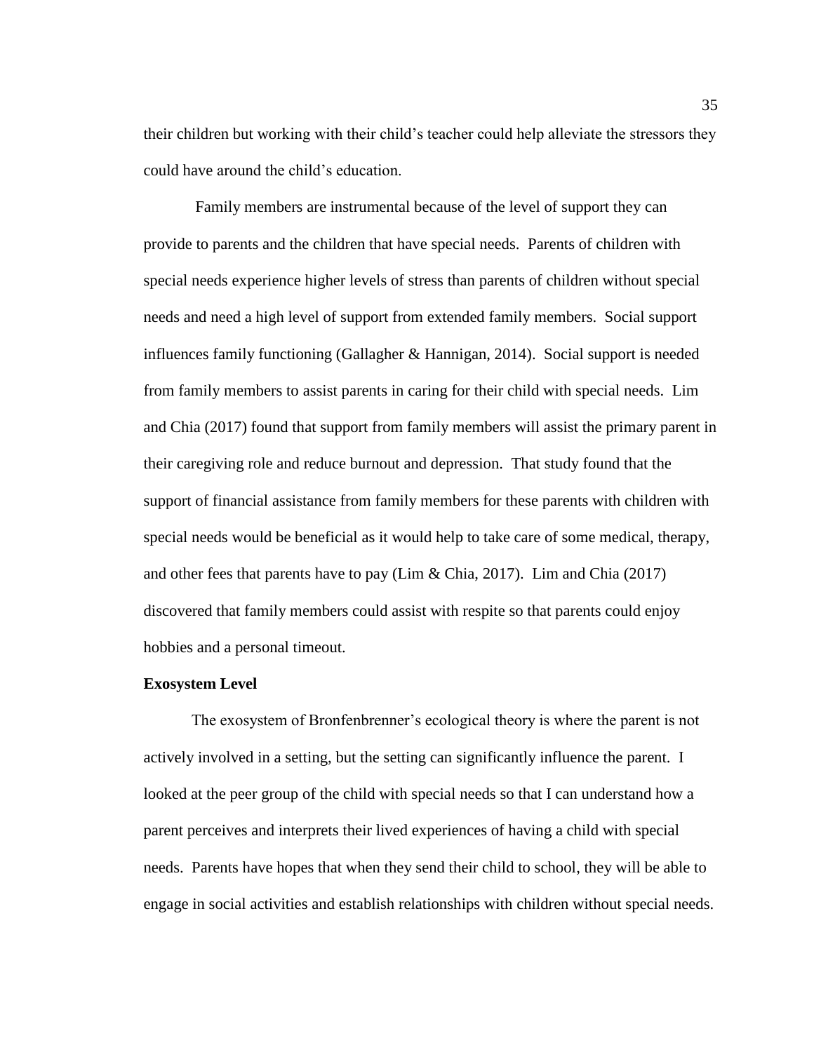their children but working with their child's teacher could help alleviate the stressors they could have around the child's education.

Family members are instrumental because of the level of support they can provide to parents and the children that have special needs. Parents of children with special needs experience higher levels of stress than parents of children without special needs and need a high level of support from extended family members. Social support influences family functioning (Gallagher & Hannigan, 2014). Social support is needed from family members to assist parents in caring for their child with special needs. Lim and Chia (2017) found that support from family members will assist the primary parent in their caregiving role and reduce burnout and depression. That study found that the support of financial assistance from family members for these parents with children with special needs would be beneficial as it would help to take care of some medical, therapy, and other fees that parents have to pay (Lim & Chia, 2017). Lim and Chia (2017) discovered that family members could assist with respite so that parents could enjoy hobbies and a personal timeout.

**Exosystem Level**

The exosystem of Bronfenbrenner's ecological theory is where the parent is not actively involved in a setting, but the setting can significantly influence the parent. I looked at the peer group of the child with special needs so that I can understand how a parent perceives and interprets their lived experiences of having a child with special needs. Parents have hopes that when they send their child to school, they will be able to engage in social activities and establish relationships with children without special needs.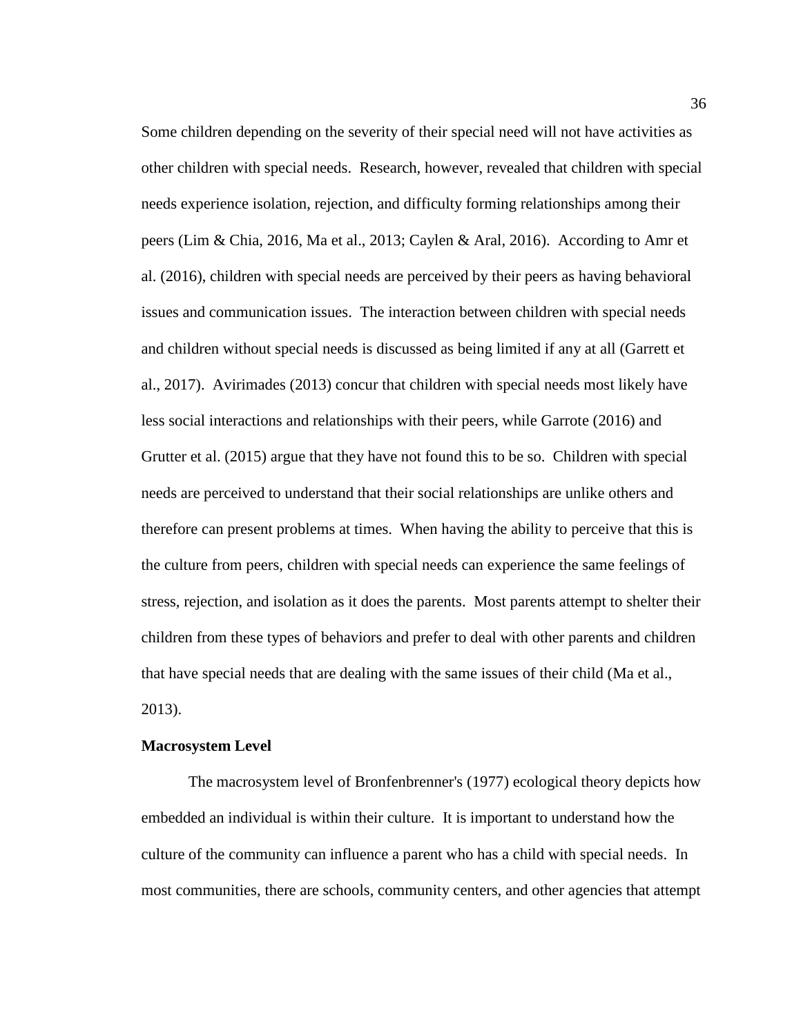Some children depending on the severity of their special need will not have activities as other children with special needs. Research, however, revealed that children with special needs experience isolation, rejection, and difficulty forming relationships among their peers (Lim & Chia, 2016, Ma et al., 2013; Caylen & Aral, 2016). According to Amr et al. (2016), children with special needs are perceived by their peers as having behavioral issues and communication issues. The interaction between children with special needs and children without special needs is discussed as being limited if any at all (Garrett et al., 2017). Avirimades (2013) concur that children with special needs most likely have less social interactions and relationships with their peers, while Garrote (2016) and Grutter et al. (2015) argue that they have not found this to be so. Children with special needs are perceived to understand that their social relationships are unlike others and therefore can present problems at times. When having the ability to perceive that this is the culture from peers, children with special needs can experience the same feelings of stress, rejection, and isolation as it does the parents. Most parents attempt to shelter their children from these types of behaviors and prefer to deal with other parents and children that have special needs that are dealing with the same issues of their child (Ma et al., 2013).

**Macrosystem Level**

The macrosystem level of Bronfenbrenner's (1977) ecological theory depicts how embedded an individual is within their culture. It is important to understand how the culture of the community can influence a parent who has a child with special needs. In most communities, there are schools, community centers, and other agencies that attempt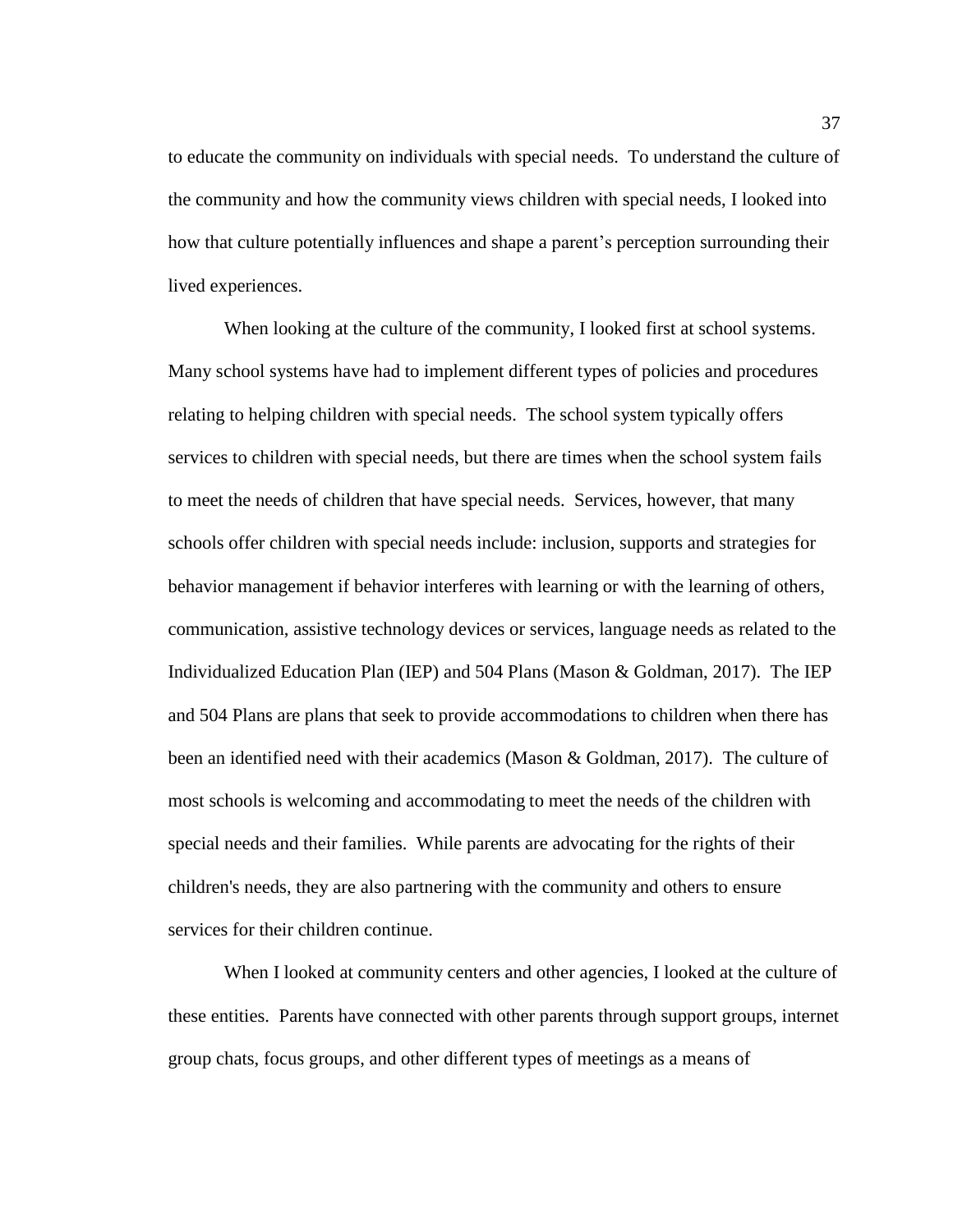to educate the community on individuals with special needs. To understand the culture of the community and how the community views children with special needs, I looked into how that culture potentially influences and shape a parent's perception surrounding their lived experiences.

When looking at the culture of the community, I looked first at school systems. Many school systems have had to implement different types of policies and procedures relating to helping children with special needs. The school system typically offers services to children with special needs, but there are times when the school system fails to meet the needs of children that have special needs. Services, however, that many schools offer children with special needs include: inclusion, supports and strategies for behavior management if behavior interferes with learning or with the learning of others, communication, assistive technology devices or services, language needs as related to the Individualized Education Plan (IEP) and 504 Plans (Mason & Goldman, 2017). The IEP and 504 Plans are plans that seek to provide accommodations to children when there has been an identified need with their academics (Mason & Goldman, 2017). The culture of most schools is welcoming and accommodating to meet the needs of the children with special needs and their families. While parents are advocating for the rights of their children's needs, they are also partnering with the community and others to ensure services for their children continue.

When I looked at community centers and other agencies, I looked at the culture of these entities. Parents have connected with other parents through support groups, internet group chats, focus groups, and other different types of meetings as a means of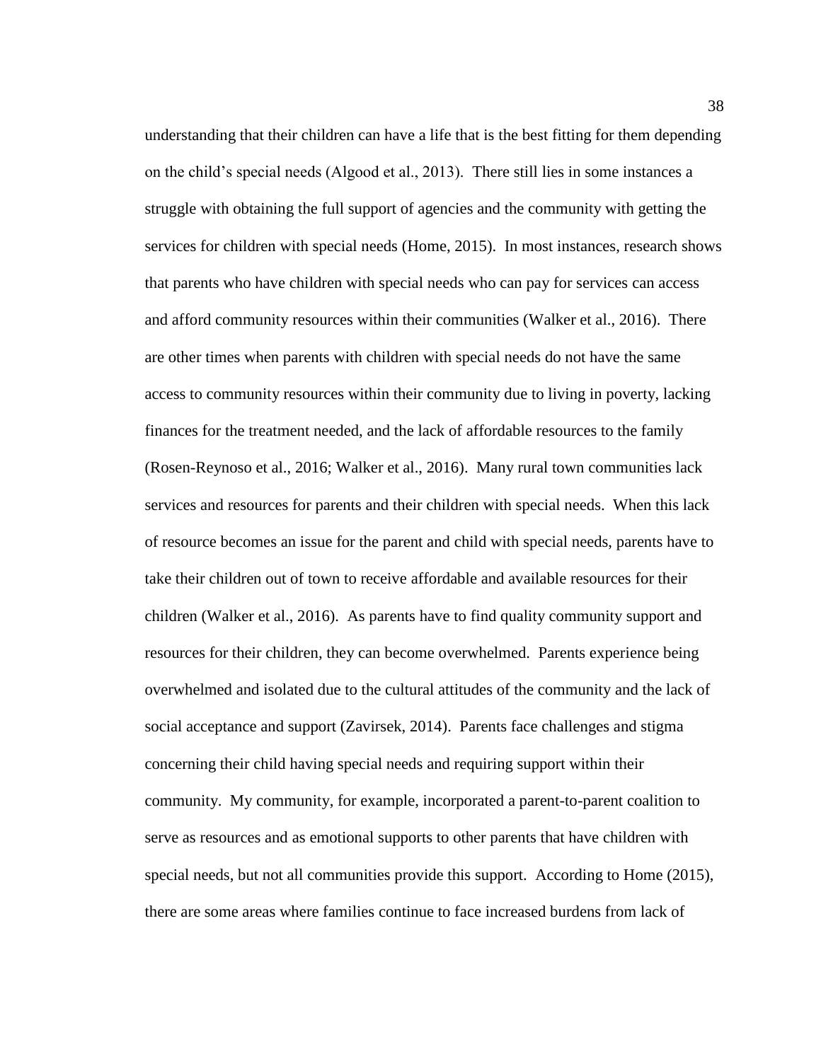understanding that their children can have a life that is the best fitting for them depending on the child's special needs (Algood et al., 2013). There still lies in some instances a struggle with obtaining the full support of agencies and the community with getting the services for children with special needs (Home, 2015). In most instances, research shows that parents who have children with special needs who can pay for services can access and afford community resources within their communities (Walker et al., 2016). There are other times when parents with children with special needs do not have the same access to community resources within their community due to living in poverty, lacking finances for the treatment needed, and the lack of affordable resources to the family (Rosen-Reynoso et al., 2016; Walker et al., 2016). Many rural town communities lack services and resources for parents and their children with special needs. When this lack of resource becomes an issue for the parent and child with special needs, parents have to take their children out of town to receive affordable and available resources for their children (Walker et al., 2016). As parents have to find quality community support and resources for their children, they can become overwhelmed. Parents experience being overwhelmed and isolated due to the cultural attitudes of the community and the lack of social acceptance and support (Zavirsek, 2014). Parents face challenges and stigma concerning their child having special needs and requiring support within their community. My community, for example, incorporated a parent-to-parent coalition to serve as resources and as emotional supports to other parents that have children with special needs, but not all communities provide this support. According to Home (2015), there are some areas where families continue to face increased burdens from lack of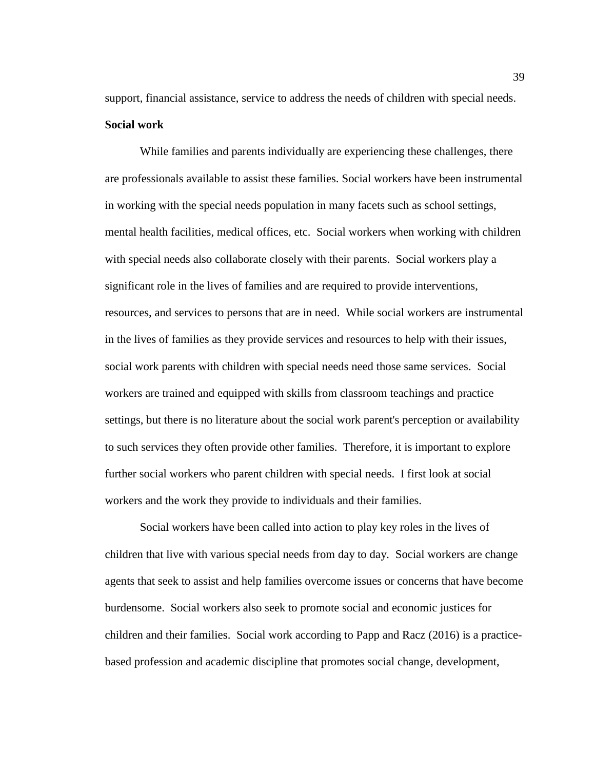support, financial assistance, service to address the needs of children with special needs.

**Social work**

While families and parents individually are experiencing these challenges, there are professionals available to assist these families. Social workers have been instrumental in working with the special needs population in many facets such as school settings, mental health facilities, medical offices, etc. Social workers when working with children with special needs also collaborate closely with their parents. Social workers play a significant role in the lives of families and are required to provide interventions, resources, and services to persons that are in need. While social workers are instrumental in the lives of families as they provide services and resources to help with their issues, social work parents with children with special needs need those same services. Social workers are trained and equipped with skills from classroom teachings and practice settings, but there is no literature about the social work parent's perception or availability to such services they often provide other families. Therefore, it is important to explore further social workers who parent children with special needs. I first look at social workers and the work they provide to individuals and their families.

Social workers have been called into action to play key roles in the lives of children that live with various special needs from day to day. Social workers are change agents that seek to assist and help families overcome issues or concerns that have become burdensome. Social workers also seek to promote social and economic justices for children and their families. Social work according to Papp and Racz (2016) is a practice-based profession and academic discipline that promotes social change, development,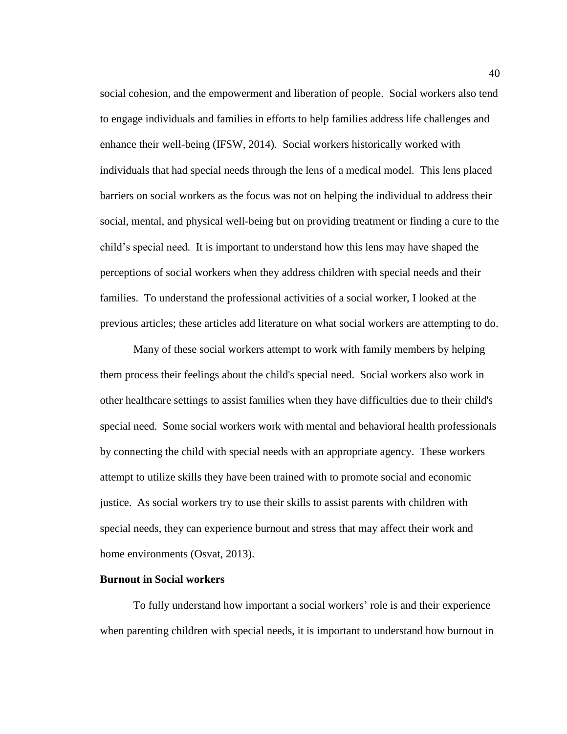social cohesion, and the empowerment and liberation of people. Social workers also tend to engage individuals and families in efforts to help families address life challenges and enhance their well-being (IFSW, 2014). Social workers historically worked with individuals that had special needs through the lens of a medical model. This lens placed barriers on social workers as the focus was not on helping the individual to address their social, mental, and physical well-being but on providing treatment or finding a cure to the child's special need. It is important to understand how this lens may have shaped the perceptions of social workers when they address children with special needs and their families. To understand the professional activities of a social worker, I looked at the previous articles; these articles add literature on what social workers are attempting to do.

Many of these social workers attempt to work with family members by helping them process their feelings about the child's special need. Social workers also work in other healthcare settings to assist families when they have difficulties due to their child's special need. Some social workers work with mental and behavioral health professionals by connecting the child with special needs with an appropriate agency. These workers attempt to utilize skills they have been trained with to promote social and economic justice. As social workers try to use their skills to assist parents with children with special needs, they can experience burnout and stress that may affect their work and home environments (Osvat, 2013).

**Burnout in Social workers**

To fully understand how important a social workers' role is and their experience when parenting children with special needs, it is important to understand how burnout in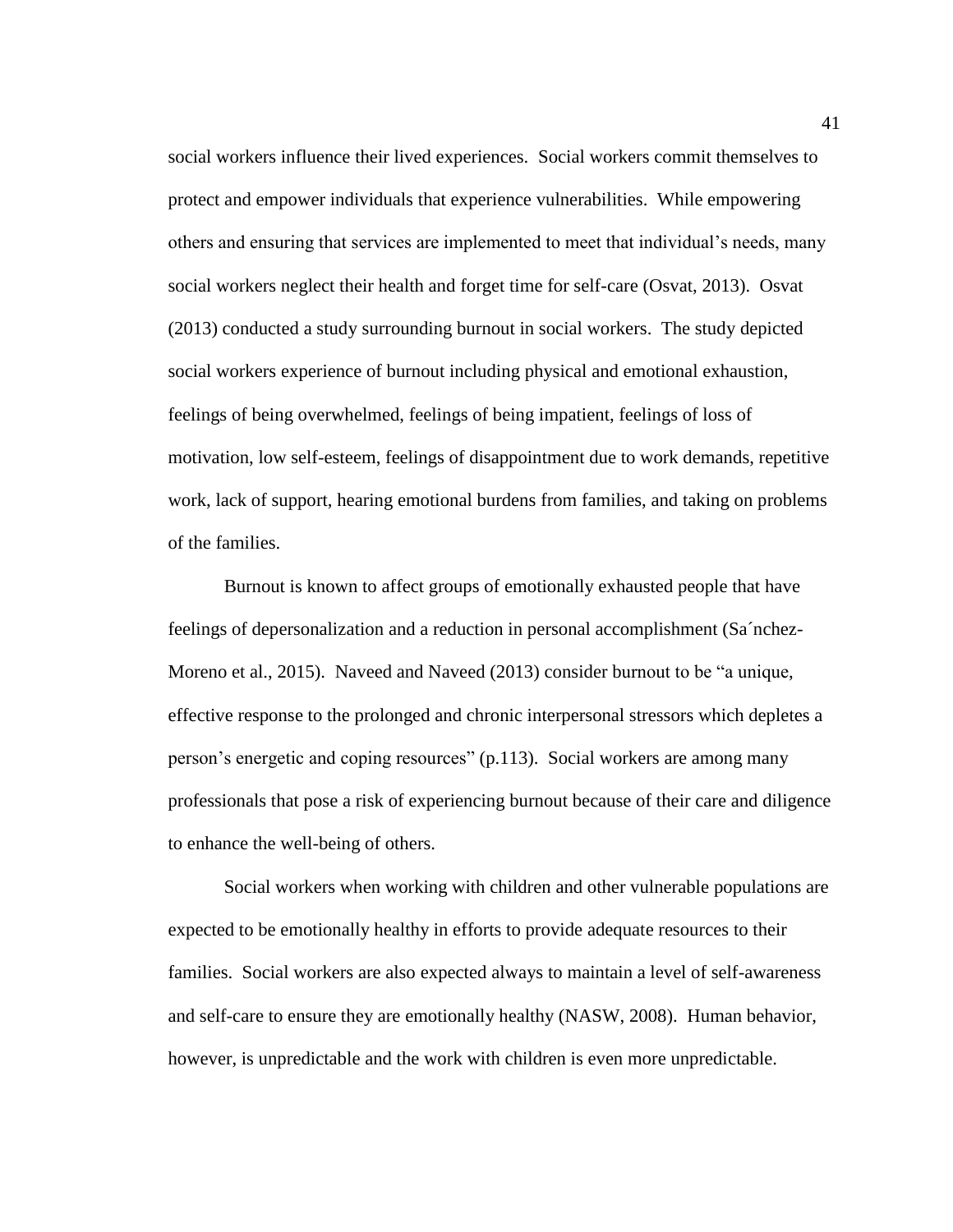social workers influence their lived experiences. Social workers commit themselves to protect and empower individuals that experience vulnerabilities. While empowering others and ensuring that services are implemented to meet that individual's needs, many social workers neglect their health and forget time for self-care (Osvat, 2013). Osvat (2013) conducted a study surrounding burnout in social workers. The study depicted social workers experience of burnout including physical and emotional exhaustion, feelings of being overwhelmed, feelings of being impatient, feelings of loss of motivation, low self-esteem, feelings of disappointment due to work demands, repetitive work, lack of support, hearing emotional burdens from families, and taking on problems of the families.

Burnout is known to affect groups of emotionally exhausted people that have feelings of depersonalization and a reduction in personal accomplishment (Sa´nchez-Moreno et al., 2015). Naveed and Naveed (2013) consider burnout to be "a unique, effective response to the prolonged and chronic interpersonal stressors which depletes a person's energetic and coping resources" (p.113). Social workers are among many professionals that pose a risk of experiencing burnout because of their care and diligence to enhance the well-being of others.

Social workers when working with children and other vulnerable populations are expected to be emotionally healthy in efforts to provide adequate resources to their families. Social workers are also expected always to maintain a level of self-awareness and self-care to ensure they are emotionally healthy (NASW, 2008). Human behavior, however, is unpredictable and the work with children is even more unpredictable.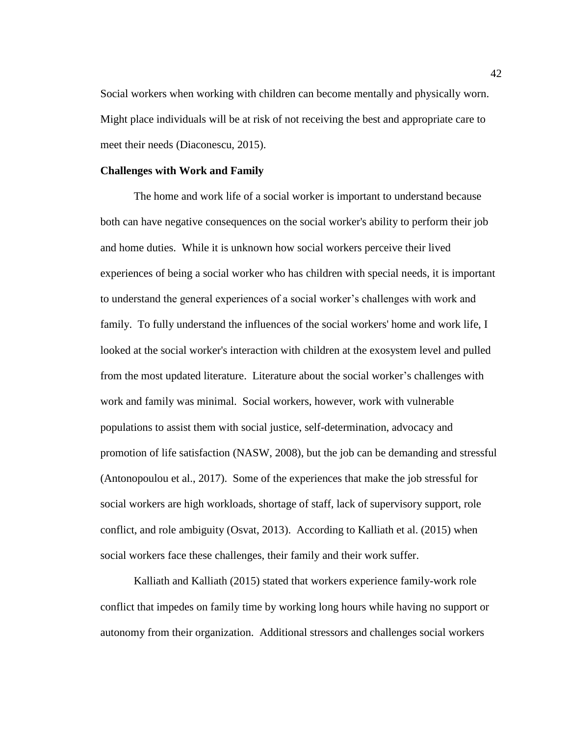Social workers when working with children can become mentally and physically worn. Might place individuals will be at risk of not receiving the best and appropriate care to meet their needs (Diaconescu, 2015).

**Challenges with Work and Family**

The home and work life of a social worker is important to understand because both can have negative consequences on the social worker's ability to perform their job and home duties. While it is unknown how social workers perceive their lived experiences of being a social worker who has children with special needs, it is important to understand the general experiences of a social worker's challenges with work and family. To fully understand the influences of the social workers' home and work life, I looked at the social worker's interaction with children at the exosystem level and pulled from the most updated literature. Literature about the social worker's challenges with work and family was minimal. Social workers, however, work with vulnerable populations to assist them with social justice, self-determination, advocacy and promotion of life satisfaction (NASW, 2008), but the job can be demanding and stressful (Antonopoulou et al., 2017). Some of the experiences that make the job stressful for social workers are high workloads, shortage of staff, lack of supervisory support, role conflict, and role ambiguity (Osvat, 2013). According to Kalliath et al. (2015) when social workers face these challenges, their family and their work suffer.

Kalliath and Kalliath (2015) stated that workers experience family-work role conflict that impedes on family time by working long hours while having no support or autonomy from their organization. Additional stressors and challenges social workers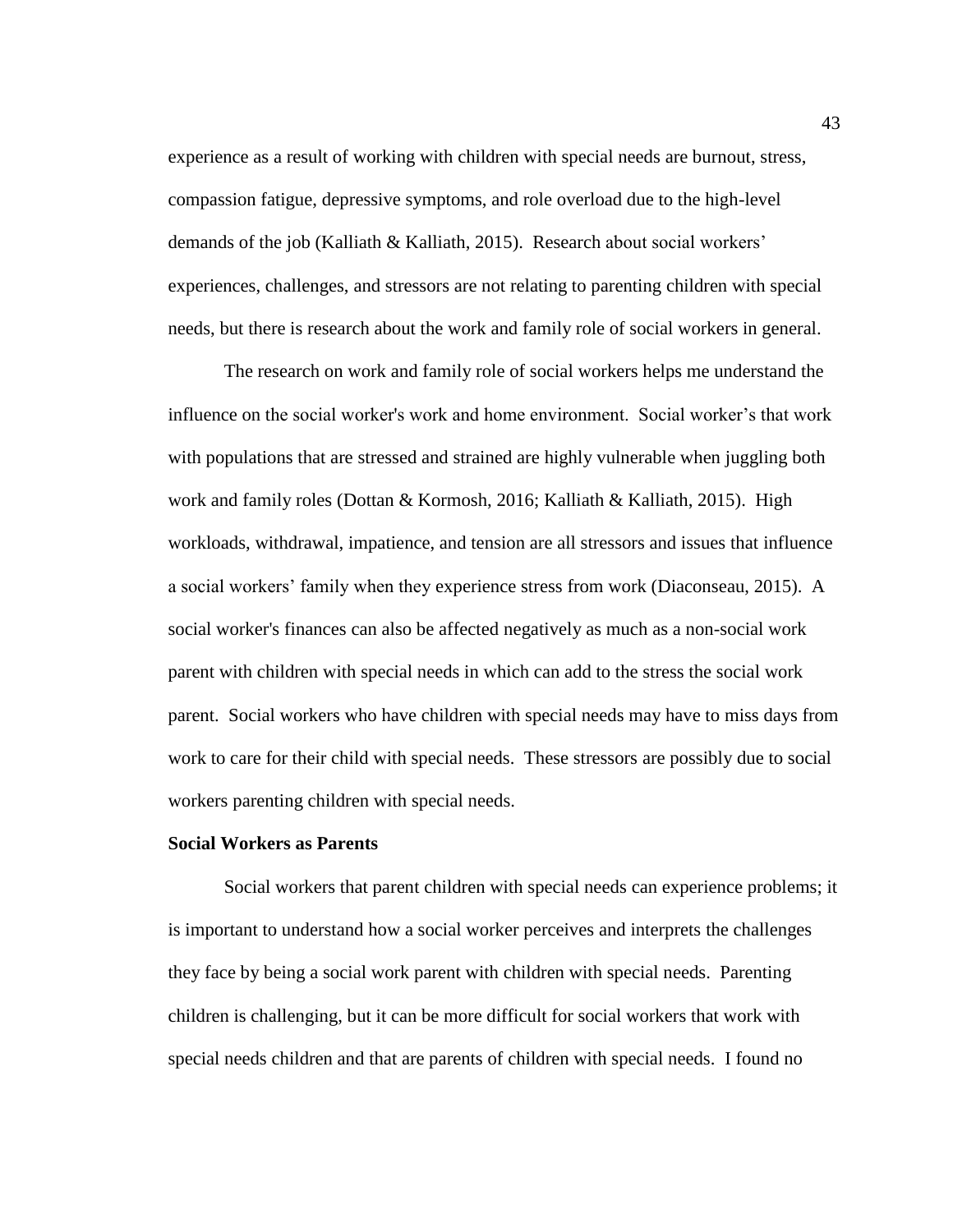experience as a result of working with children with special needs are burnout, stress, compassion fatigue, depressive symptoms, and role overload due to the high-level demands of the job (Kalliath & Kalliath, 2015). Research about social workers' experiences, challenges, and stressors are not relating to parenting children with special needs, but there is research about the work and family role of social workers in general.

The research on work and family role of social workers helps me understand the influence on the social worker's work and home environment. Social worker's that work with populations that are stressed and strained are highly vulnerable when juggling both work and family roles (Dottan & Kormosh, 2016; Kalliath & Kalliath, 2015). High workloads, withdrawal, impatience, and tension are all stressors and issues that influence a social workers' family when they experience stress from work (Diaconseau, 2015). A social worker's finances can also be affected negatively as much as a non-social work parent with children with special needs in which can add to the stress the social work parent. Social workers who have children with special needs may have to miss days from work to care for their child with special needs. These stressors are possibly due to social workers parenting children with special needs.

**Social Workers as Parents**

Social workers that parent children with special needs can experience problems; it is important to understand how a social worker perceives and interprets the challenges they face by being a social work parent with children with special needs. Parenting children is challenging, but it can be more difficult for social workers that work with special needs children and that are parents of children with special needs. I found no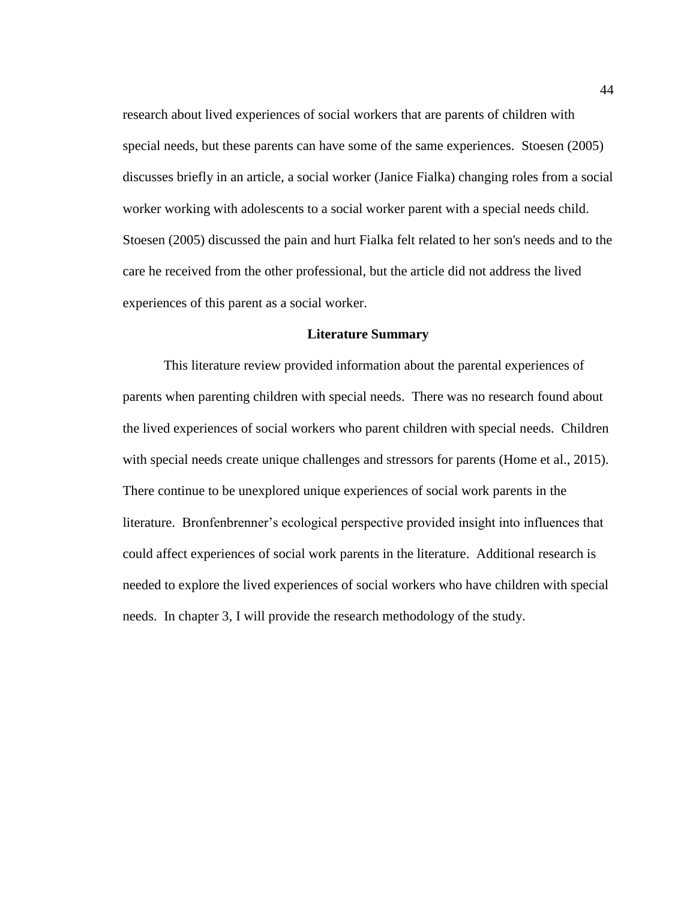research about lived experiences of social workers that are parents of children with special needs, but these parents can have some of the same experiences. Stoesen (2005) discusses briefly in an article, a social worker (Janice Fialka) changing roles from a social worker working with adolescents to a social worker parent with a special needs child. Stoesen (2005) discussed the pain and hurt Fialka felt related to her son's needs and to the care he received from the other professional, but the article did not address the lived experiences of this parent as a social worker.

## Literature Summary

This literature review provided information about the parental experiences of parents when parenting children with special needs. There was no research found about the lived experiences of social workers who parent children with special needs. Children with special needs create unique challenges and stressors for parents (Home et al., 2015). There continue to be unexplored unique experiences of social work parents in the literature. Bronfenbrenner’s ecological perspective provided insight into influences that could affect experiences of social work parents in the literature. Additional research is needed to explore the lived experiences of social workers who have children with special needs. In chapter 3, I will provide the research methodology of the study.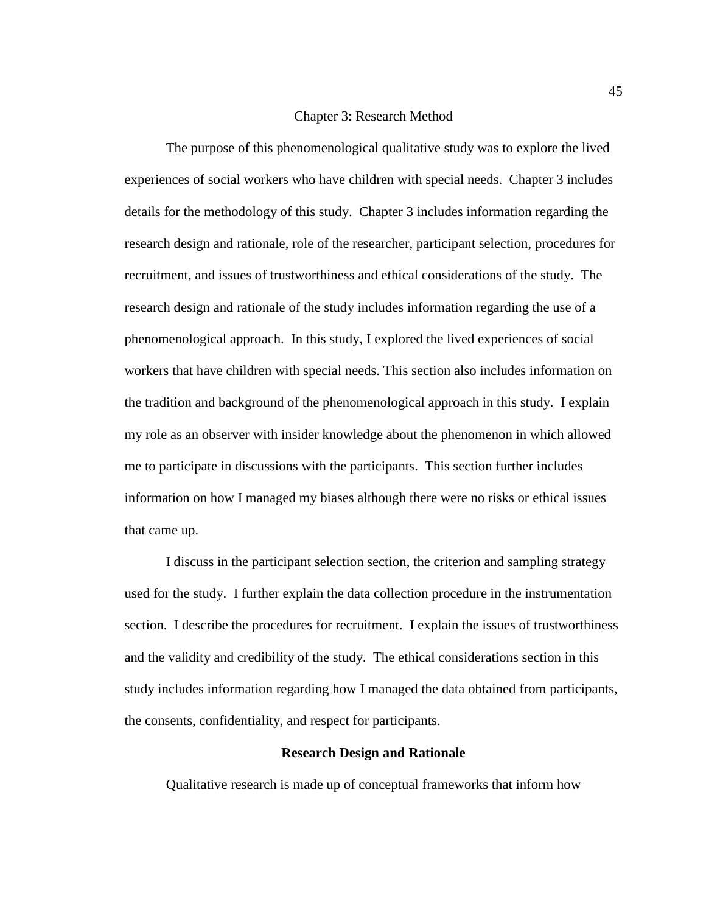# Chapter 3: Research Method

The purpose of this phenomenological qualitative study was to explore the lived experiences of social workers who have children with special needs. Chapter 3 includes details for the methodology of this study. Chapter 3 includes information regarding the research design and rationale, role of the researcher, participant selection, procedures for recruitment, and issues of trustworthiness and ethical considerations of the study. The research design and rationale of the study includes information regarding the use of a phenomenological approach. In this study, I explored the lived experiences of social workers that have children with special needs. This section also includes information on the tradition and background of the phenomenological approach in this study. I explain my role as an observer with insider knowledge about the phenomenon in which allowed me to participate in discussions with the participants. This section further includes information on how I managed my biases although there were no risks or ethical issues that came up.

I discuss in the participant selection section, the criterion and sampling strategy used for the study. I further explain the data collection procedure in the instrumentation section. I describe the procedures for recruitment. I explain the issues of trustworthiness and the validity and credibility of the study. The ethical considerations section in this study includes information regarding how I managed the data obtained from participants, the consents, confidentiality, and respect for participants.

## Research Design and Rationale

Qualitative research is made up of conceptual frameworks that inform how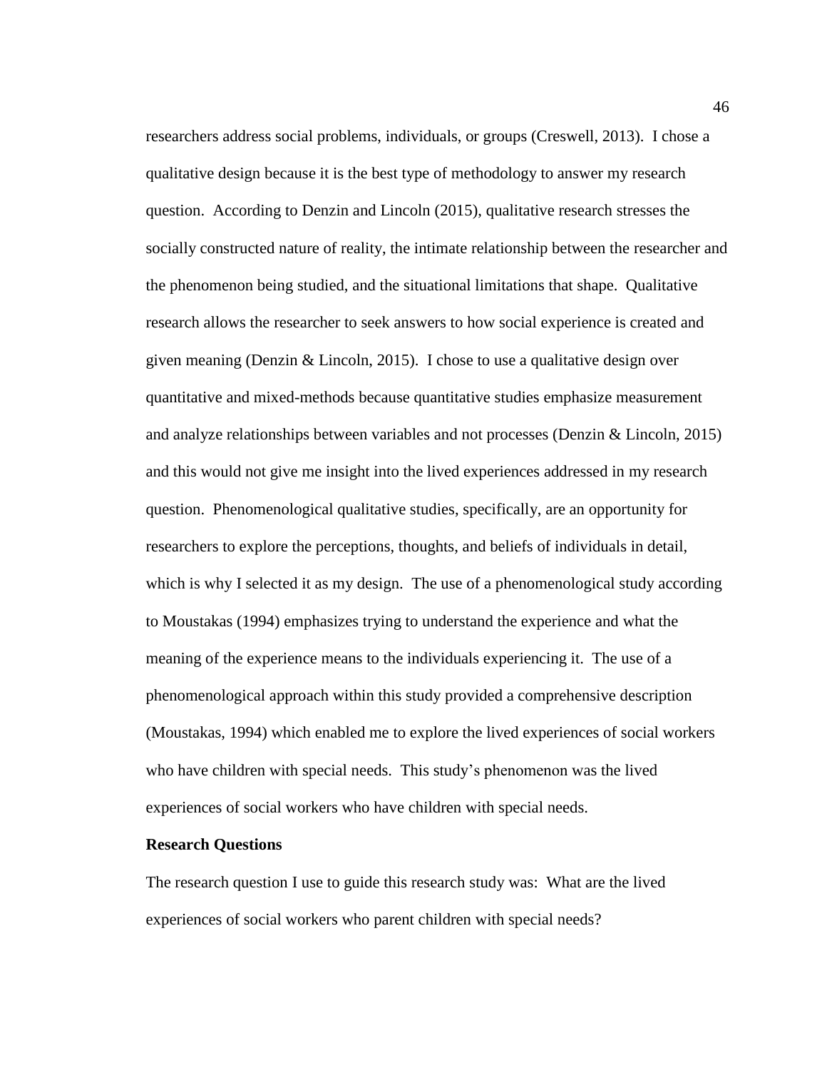researchers address social problems, individuals, or groups (Creswell, 2013). I chose a qualitative design because it is the best type of methodology to answer my research question. According to Denzin and Lincoln (2015), qualitative research stresses the socially constructed nature of reality, the intimate relationship between the researcher and the phenomenon being studied, and the situational limitations that shape. Qualitative research allows the researcher to seek answers to how social experience is created and given meaning (Denzin & Lincoln, 2015). I chose to use a qualitative design over quantitative and mixed-methods because quantitative studies emphasize measurement and analyze relationships between variables and not processes (Denzin & Lincoln, 2015) and this would not give me insight into the lived experiences addressed in my research question. Phenomenological qualitative studies, specifically, are an opportunity for researchers to explore the perceptions, thoughts, and beliefs of individuals in detail, which is why I selected it as my design. The use of a phenomenological study according to Moustakas (1994) emphasizes trying to understand the experience and what the meaning of the experience means to the individuals experiencing it. The use of a phenomenological approach within this study provided a comprehensive description (Moustakas, 1994) which enabled me to explore the lived experiences of social workers who have children with special needs. This study's phenomenon was the lived experiences of social workers who have children with special needs.

## Research Questions

The research question I use to guide this research study was: What are the lived experiences of social workers who parent children with special needs?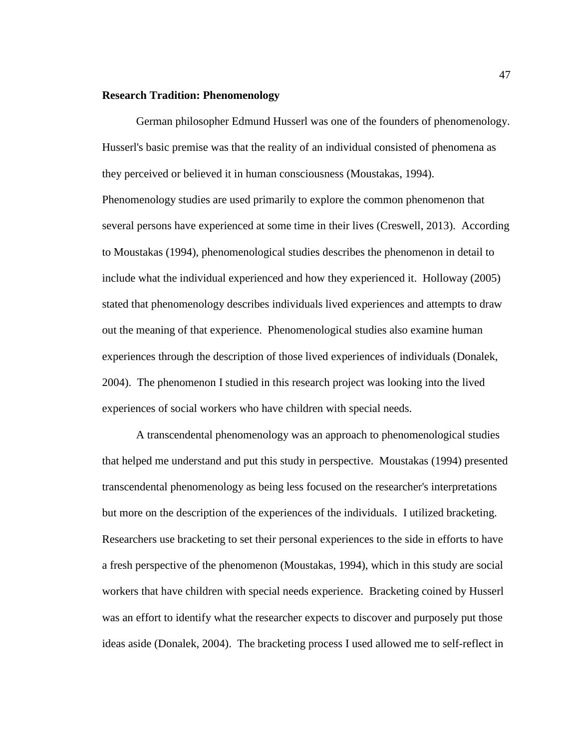**Research Tradition: Phenomenology**

German philosopher Edmund Husserl was one of the founders of phenomenology. Husserl's basic premise was that the reality of an individual consisted of phenomena as they perceived or believed it in human consciousness (Moustakas, 1994). Phenomenology studies are used primarily to explore the common phenomenon that several persons have experienced at some time in their lives (Creswell, 2013). According to Moustakas (1994), phenomenological studies describes the phenomenon in detail to include what the individual experienced and how they experienced it. Holloway (2005) stated that phenomenology describes individuals lived experiences and attempts to draw out the meaning of that experience. Phenomenological studies also examine human experiences through the description of those lived experiences of individuals (Donalek, 2004). The phenomenon I studied in this research project was looking into the lived experiences of social workers who have children with special needs.

A transcendental phenomenology was an approach to phenomenological studies that helped me understand and put this study in perspective. Moustakas (1994) presented transcendental phenomenology as being less focused on the researcher's interpretations but more on the description of the experiences of the individuals. I utilized bracketing. Researchers use bracketing to set their personal experiences to the side in efforts to have a fresh perspective of the phenomenon (Moustakas, 1994), which in this study are social workers that have children with special needs experience. Bracketing coined by Husserl was an effort to identify what the researcher expects to discover and purposely put those ideas aside (Donalek, 2004). The bracketing process I used allowed me to self-reflect in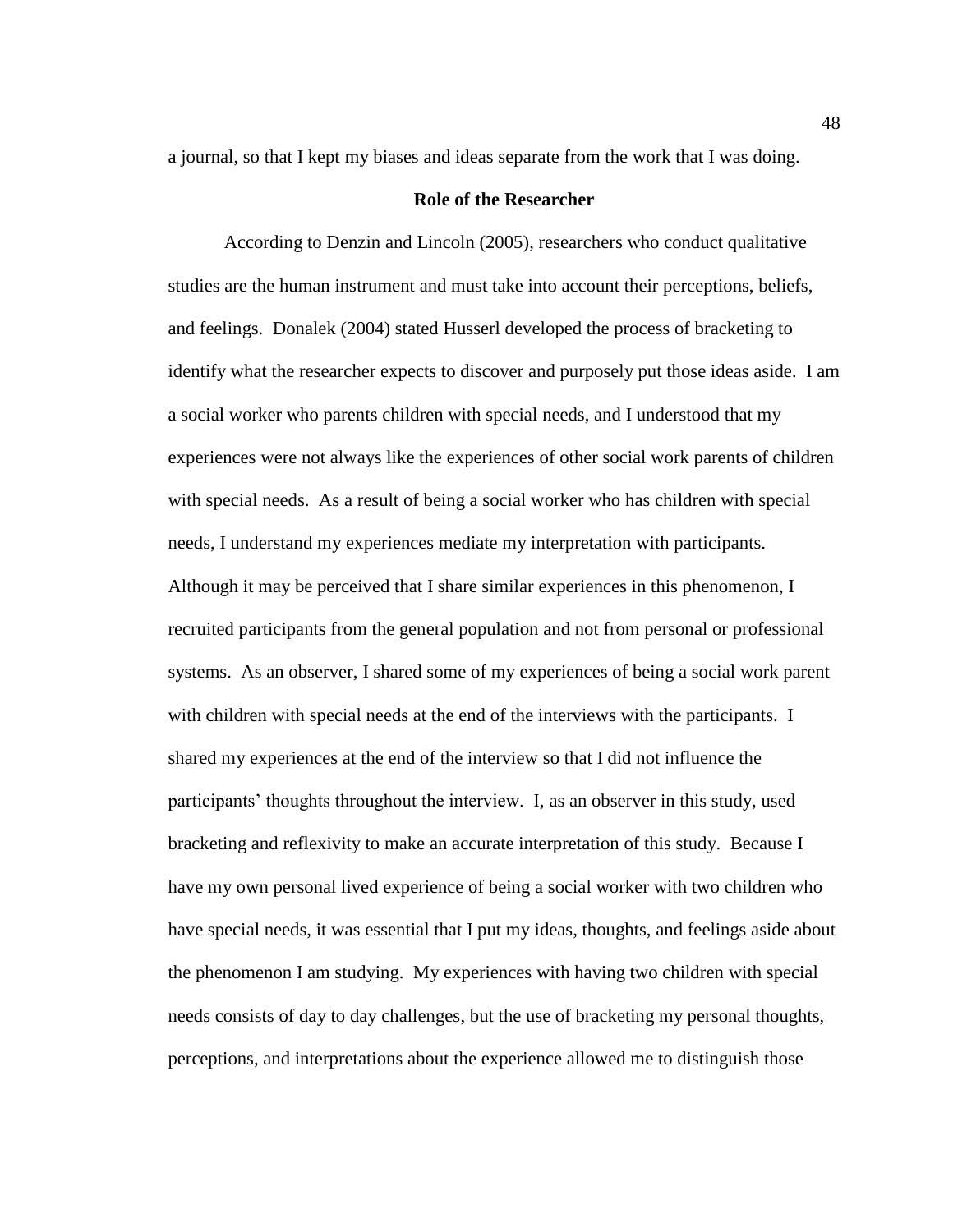a journal, so that I kept my biases and ideas separate from the work that I was doing.

## Role of the Researcher

According to Denzin and Lincoln (2005), researchers who conduct qualitative studies are the human instrument and must take into account their perceptions, beliefs, and feelings. Donalek (2004) stated Husserl developed the process of bracketing to identify what the researcher expects to discover and purposely put those ideas aside. I am a social worker who parents children with special needs, and I understood that my experiences were not always like the experiences of other social work parents of children with special needs. As a result of being a social worker who has children with special needs, I understand my experiences mediate my interpretation with participants. Although it may be perceived that I share similar experiences in this phenomenon, I recruited participants from the general population and not from personal or professional systems. As an observer, I shared some of my experiences of being a social work parent with children with special needs at the end of the interviews with the participants. I shared my experiences at the end of the interview so that I did not influence the participants' thoughts throughout the interview. I, as an observer in this study, used bracketing and reflexivity to make an accurate interpretation of this study. Because I have my own personal lived experience of being a social worker with two children who have special needs, it was essential that I put my ideas, thoughts, and feelings aside about the phenomenon I am studying. My experiences with having two children with special needs consists of day to day challenges, but the use of bracketing my personal thoughts, perceptions, and interpretations about the experience allowed me to distinguish those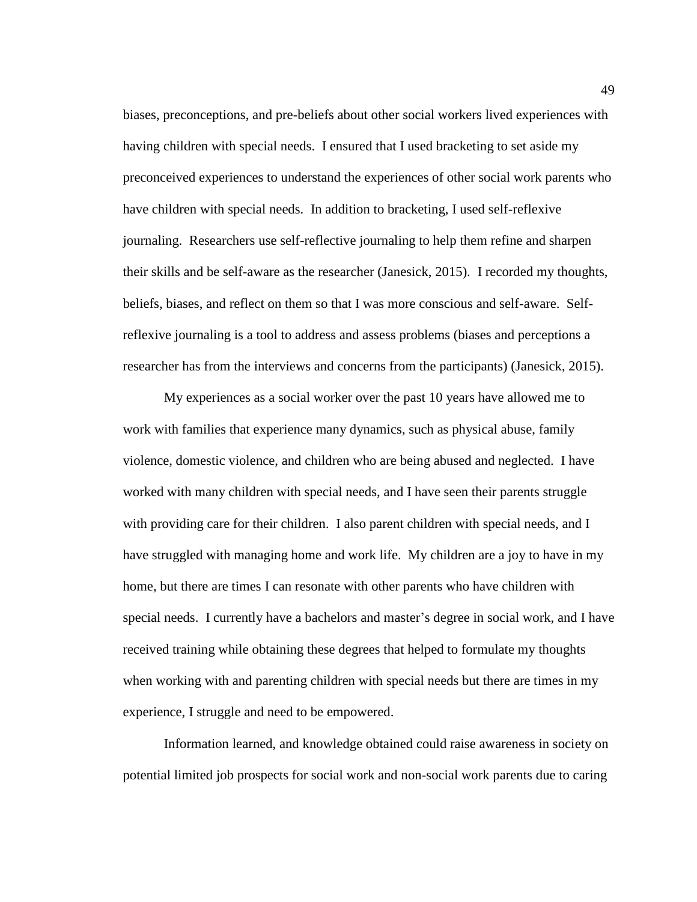biases, preconceptions, and pre-beliefs about other social workers lived experiences with having children with special needs. I ensured that I used bracketing to set aside my preconceived experiences to understand the experiences of other social work parents who have children with special needs. In addition to bracketing, I used self-reflexive journaling. Researchers use self-reflective journaling to help them refine and sharpen their skills and be self-aware as the researcher (Janesick, 2015). I recorded my thoughts, beliefs, biases, and reflect on them so that I was more conscious and self-aware. Self-reflexive journaling is a tool to address and assess problems (biases and perceptions a researcher has from the interviews and concerns from the participants) (Janesick, 2015).

My experiences as a social worker over the past 10 years have allowed me to work with families that experience many dynamics, such as physical abuse, family violence, domestic violence, and children who are being abused and neglected. I have worked with many children with special needs, and I have seen their parents struggle with providing care for their children. I also parent children with special needs, and I have struggled with managing home and work life. My children are a joy to have in my home, but there are times I can resonate with other parents who have children with special needs. I currently have a bachelors and master's degree in social work, and I have received training while obtaining these degrees that helped to formulate my thoughts when working with and parenting children with special needs but there are times in my experience, I struggle and need to be empowered.

Information learned, and knowledge obtained could raise awareness in society on potential limited job prospects for social work and non-social work parents due to caring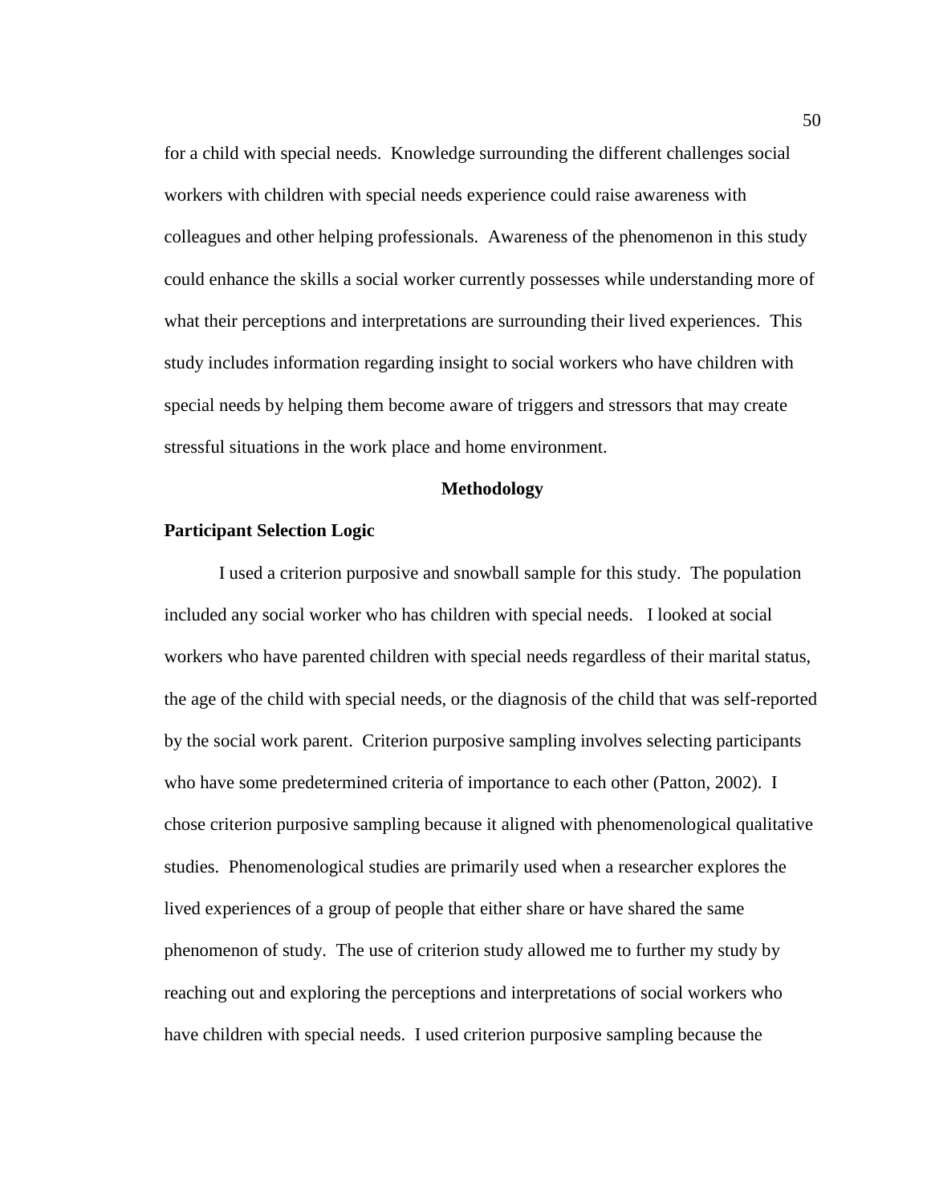for a child with special needs. Knowledge surrounding the different challenges social workers with children with special needs experience could raise awareness with colleagues and other helping professionals. Awareness of the phenomenon in this study could enhance the skills a social worker currently possesses while understanding more of what their perceptions and interpretations are surrounding their lived experiences. This study includes information regarding insight to social workers who have children with special needs by helping them become aware of triggers and stressors that may create stressful situations in the work place and home environment.

## Methodology

### Participant Selection Logic

I used a criterion purposive and snowball sample for this study. The population included any social worker who has children with special needs. I looked at social workers who have parented children with special needs regardless of their marital status, the age of the child with special needs, or the diagnosis of the child that was self-reported by the social work parent. Criterion purposive sampling involves selecting participants who have some predetermined criteria of importance to each other (Patton, 2002). I chose criterion purposive sampling because it aligned with phenomenological qualitative studies. Phenomenological studies are primarily used when a researcher explores the lived experiences of a group of people that either share or have shared the same phenomenon of study. The use of criterion study allowed me to further my study by reaching out and exploring the perceptions and interpretations of social workers who have children with special needs. I used criterion purposive sampling because the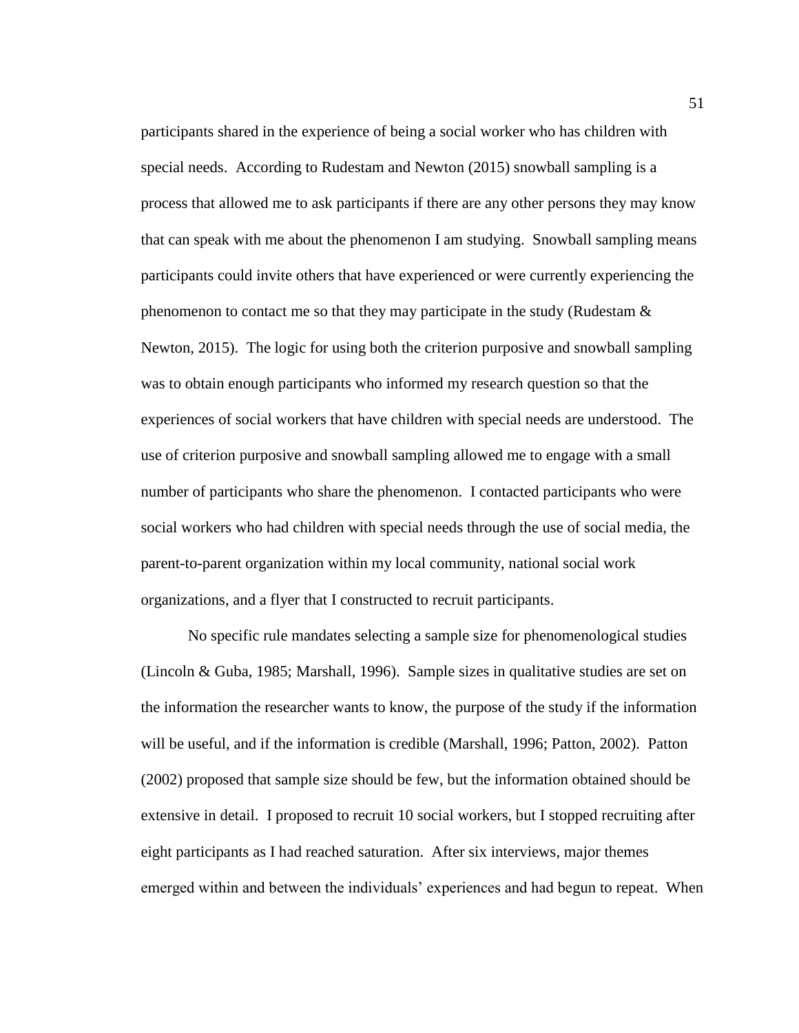participants shared in the experience of being a social worker who has children with special needs. According to Rudestam and Newton (2015) snowball sampling is a process that allowed me to ask participants if there are any other persons they may know that can speak with me about the phenomenon I am studying. Snowball sampling means participants could invite others that have experienced or were currently experiencing the phenomenon to contact me so that they may participate in the study (Rudestam & Newton, 2015). The logic for using both the criterion purposive and snowball sampling was to obtain enough participants who informed my research question so that the experiences of social workers that have children with special needs are understood. The use of criterion purposive and snowball sampling allowed me to engage with a small number of participants who share the phenomenon. I contacted participants who were social workers who had children with special needs through the use of social media, the parent-to-parent organization within my local community, national social work organizations, and a flyer that I constructed to recruit participants.

No specific rule mandates selecting a sample size for phenomenological studies (Lincoln & Guba, 1985; Marshall, 1996). Sample sizes in qualitative studies are set on the information the researcher wants to know, the purpose of the study if the information will be useful, and if the information is credible (Marshall, 1996; Patton, 2002). Patton (2002) proposed that sample size should be few, but the information obtained should be extensive in detail. I proposed to recruit 10 social workers, but I stopped recruiting after eight participants as I had reached saturation. After six interviews, major themes emerged within and between the individuals' experiences and had begun to repeat. When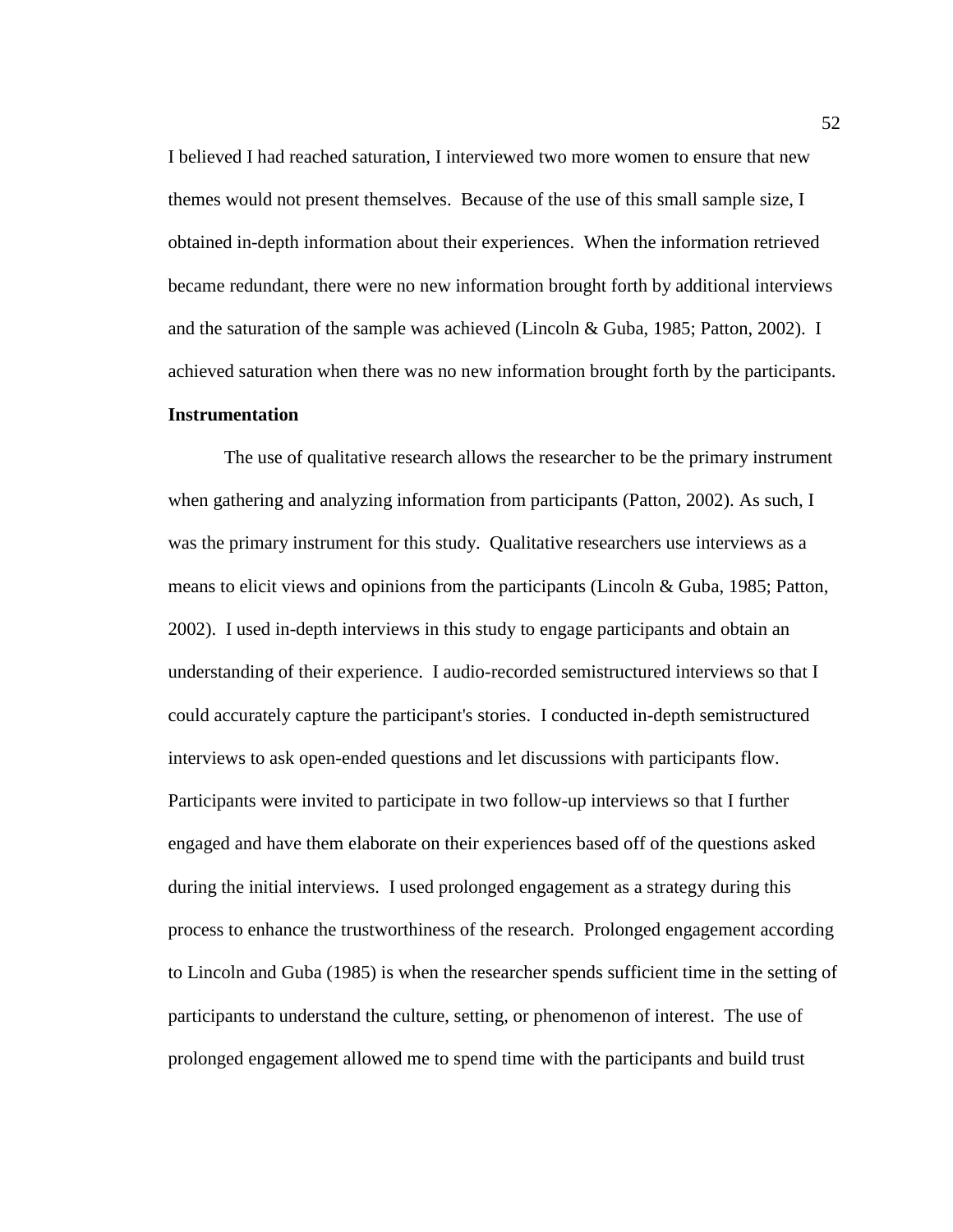I believed I had reached saturation, I interviewed two more women to ensure that new themes would not present themselves. Because of the use of this small sample size, I obtained in-depth information about their experiences. When the information retrieved became redundant, there were no new information brought forth by additional interviews and the saturation of the sample was achieved (Lincoln & Guba, 1985; Patton, 2002). I achieved saturation when there was no new information brought forth by the participants.

**Instrumentation**

The use of qualitative research allows the researcher to be the primary instrument when gathering and analyzing information from participants (Patton, 2002). As such, I was the primary instrument for this study. Qualitative researchers use interviews as a means to elicit views and opinions from the participants (Lincoln & Guba, 1985; Patton, 2002). I used in-depth interviews in this study to engage participants and obtain an understanding of their experience. I audio-recorded semistructured interviews so that I could accurately capture the participant's stories. I conducted in-depth semistructured interviews to ask open-ended questions and let discussions with participants flow. Participants were invited to participate in two follow-up interviews so that I further engaged and have them elaborate on their experiences based off of the questions asked during the initial interviews. I used prolonged engagement as a strategy during this process to enhance the trustworthiness of the research. Prolonged engagement according to Lincoln and Guba (1985) is when the researcher spends sufficient time in the setting of participants to understand the culture, setting, or phenomenon of interest. The use of prolonged engagement allowed me to spend time with the participants and build trust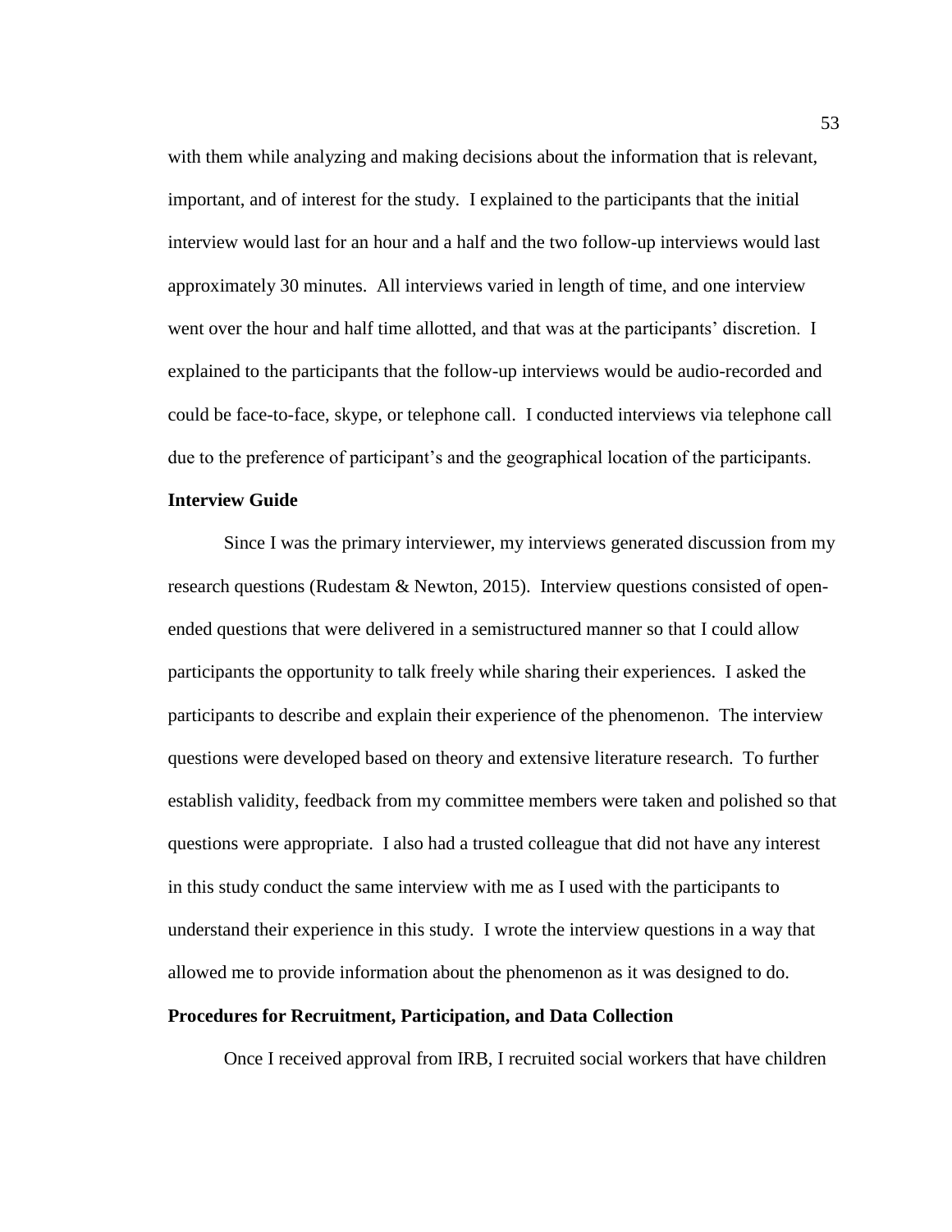with them while analyzing and making decisions about the information that is relevant, important, and of interest for the study. I explained to the participants that the initial interview would last for an hour and a half and the two follow-up interviews would last approximately 30 minutes. All interviews varied in length of time, and one interview went over the hour and half time allotted, and that was at the participants' discretion. I explained to the participants that the follow-up interviews would be audio-recorded and could be face-to-face, skype, or telephone call. I conducted interviews via telephone call due to the preference of participant's and the geographical location of the participants.

**Interview Guide**

Since I was the primary interviewer, my interviews generated discussion from my research questions (Rudestam & Newton, 2015). Interview questions consisted of open-ended questions that were delivered in a semistructured manner so that I could allow participants the opportunity to talk freely while sharing their experiences. I asked the participants to describe and explain their experience of the phenomenon. The interview questions were developed based on theory and extensive literature research. To further establish validity, feedback from my committee members were taken and polished so that questions were appropriate. I also had a trusted colleague that did not have any interest in this study conduct the same interview with me as I used with the participants to understand their experience in this study. I wrote the interview questions in a way that allowed me to provide information about the phenomenon as it was designed to do.

**Procedures for Recruitment, Participation, and Data Collection**

Once I received approval from IRB, I recruited social workers that have children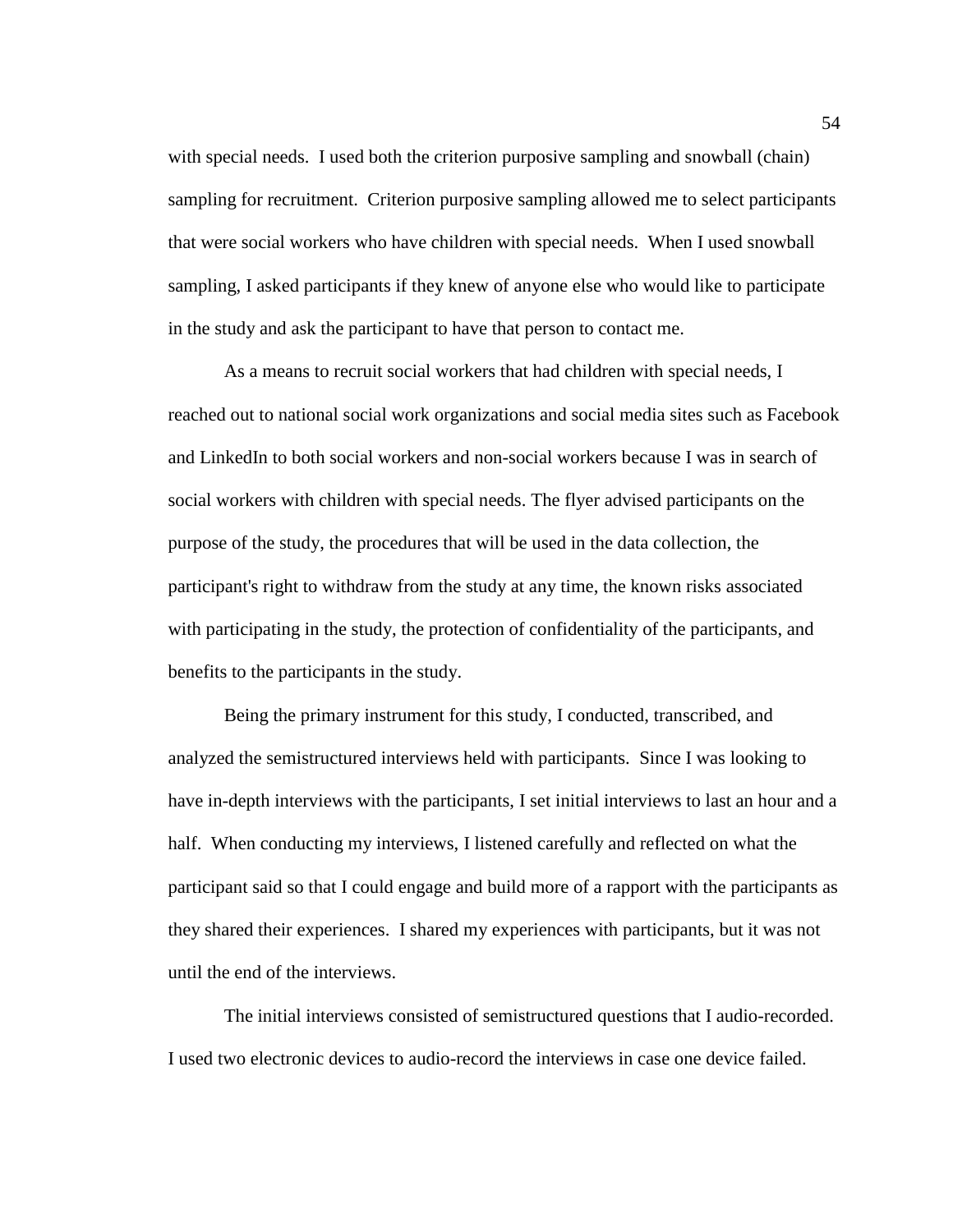with special needs. I used both the criterion purposive sampling and snowball (chain) sampling for recruitment. Criterion purposive sampling allowed me to select participants that were social workers who have children with special needs. When I used snowball sampling, I asked participants if they knew of anyone else who would like to participate in the study and ask the participant to have that person to contact me.

As a means to recruit social workers that had children with special needs, I reached out to national social work organizations and social media sites such as Facebook and LinkedIn to both social workers and non-social workers because I was in search of social workers with children with special needs. The flyer advised participants on the purpose of the study, the procedures that will be used in the data collection, the participant's right to withdraw from the study at any time, the known risks associated with participating in the study, the protection of confidentiality of the participants, and benefits to the participants in the study.

Being the primary instrument for this study, I conducted, transcribed, and analyzed the semistructured interviews held with participants. Since I was looking to have in-depth interviews with the participants, I set initial interviews to last an hour and a half. When conducting my interviews, I listened carefully and reflected on what the participant said so that I could engage and build more of a rapport with the participants as they shared their experiences. I shared my experiences with participants, but it was not until the end of the interviews.

The initial interviews consisted of semistructured questions that I audio-recorded. I used two electronic devices to audio-record the interviews in case one device failed.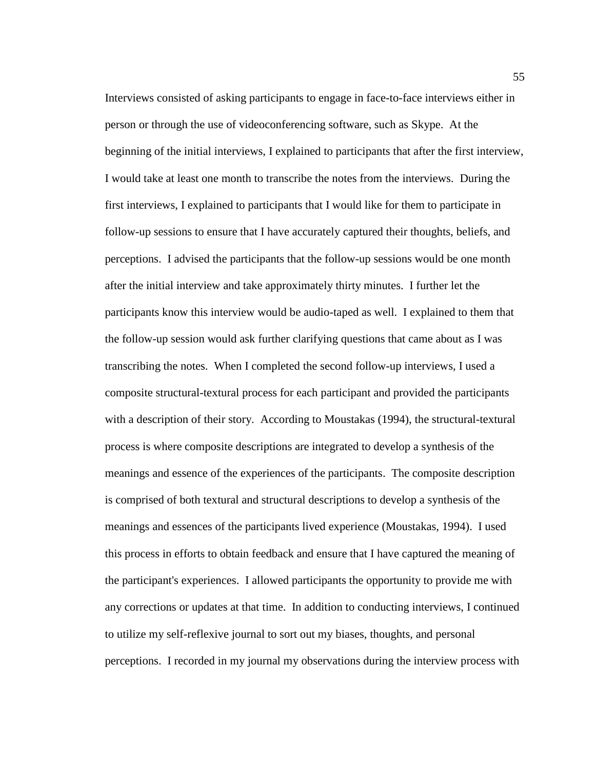Interviews consisted of asking participants to engage in face-to-face interviews either in person or through the use of videoconferencing software, such as Skype. At the beginning of the initial interviews, I explained to participants that after the first interview, I would take at least one month to transcribe the notes from the interviews. During the first interviews, I explained to participants that I would like for them to participate in follow-up sessions to ensure that I have accurately captured their thoughts, beliefs, and perceptions. I advised the participants that the follow-up sessions would be one month after the initial interview and take approximately thirty minutes. I further let the participants know this interview would be audio-taped as well. I explained to them that the follow-up session would ask further clarifying questions that came about as I was transcribing the notes. When I completed the second follow-up interviews, I used a composite structural-textural process for each participant and provided the participants with a description of their story. According to Moustakas (1994), the structural-textural process is where composite descriptions are integrated to develop a synthesis of the meanings and essence of the experiences of the participants. The composite description is comprised of both textural and structural descriptions to develop a synthesis of the meanings and essences of the participants lived experience (Moustakas, 1994). I used this process in efforts to obtain feedback and ensure that I have captured the meaning of the participant's experiences. I allowed participants the opportunity to provide me with any corrections or updates at that time. In addition to conducting interviews, I continued to utilize my self-reflexive journal to sort out my biases, thoughts, and personal perceptions. I recorded in my journal my observations during the interview process with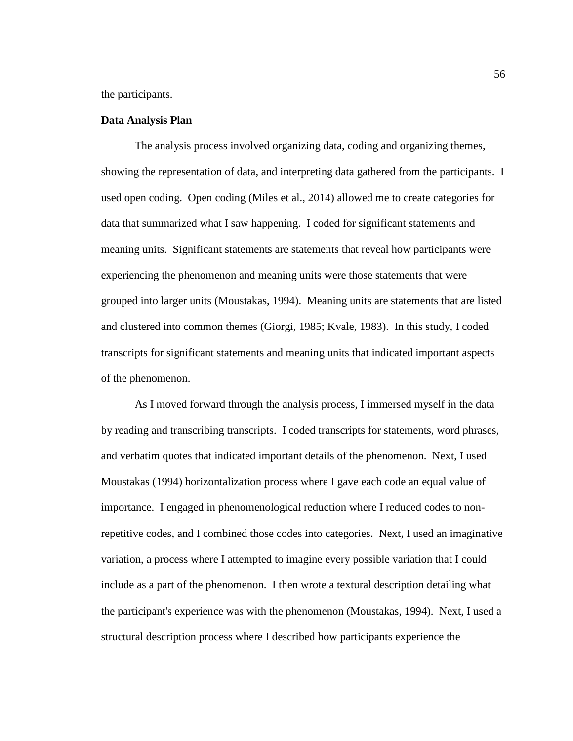the participants.

### Data Analysis Plan

The analysis process involved organizing data, coding and organizing themes, showing the representation of data, and interpreting data gathered from the participants. I used open coding. Open coding (Miles et al., 2014) allowed me to create categories for data that summarized what I saw happening. I coded for significant statements and meaning units. Significant statements are statements that reveal how participants were experiencing the phenomenon and meaning units were those statements that were grouped into larger units (Moustakas, 1994). Meaning units are statements that are listed and clustered into common themes (Giorgi, 1985; Kvale, 1983). In this study, I coded transcripts for significant statements and meaning units that indicated important aspects of the phenomenon.

As I moved forward through the analysis process, I immersed myself in the data by reading and transcribing transcripts. I coded transcripts for statements, word phrases, and verbatim quotes that indicated important details of the phenomenon. Next, I used Moustakas (1994) horizontalization process where I gave each code an equal value of importance. I engaged in phenomenological reduction where I reduced codes to non-repetitive codes, and I combined those codes into categories. Next, I used an imaginative variation, a process where I attempted to imagine every possible variation that I could include as a part of the phenomenon. I then wrote a textural description detailing what the participant's experience was with the phenomenon (Moustakas, 1994). Next, I used a structural description process where I described how participants experience the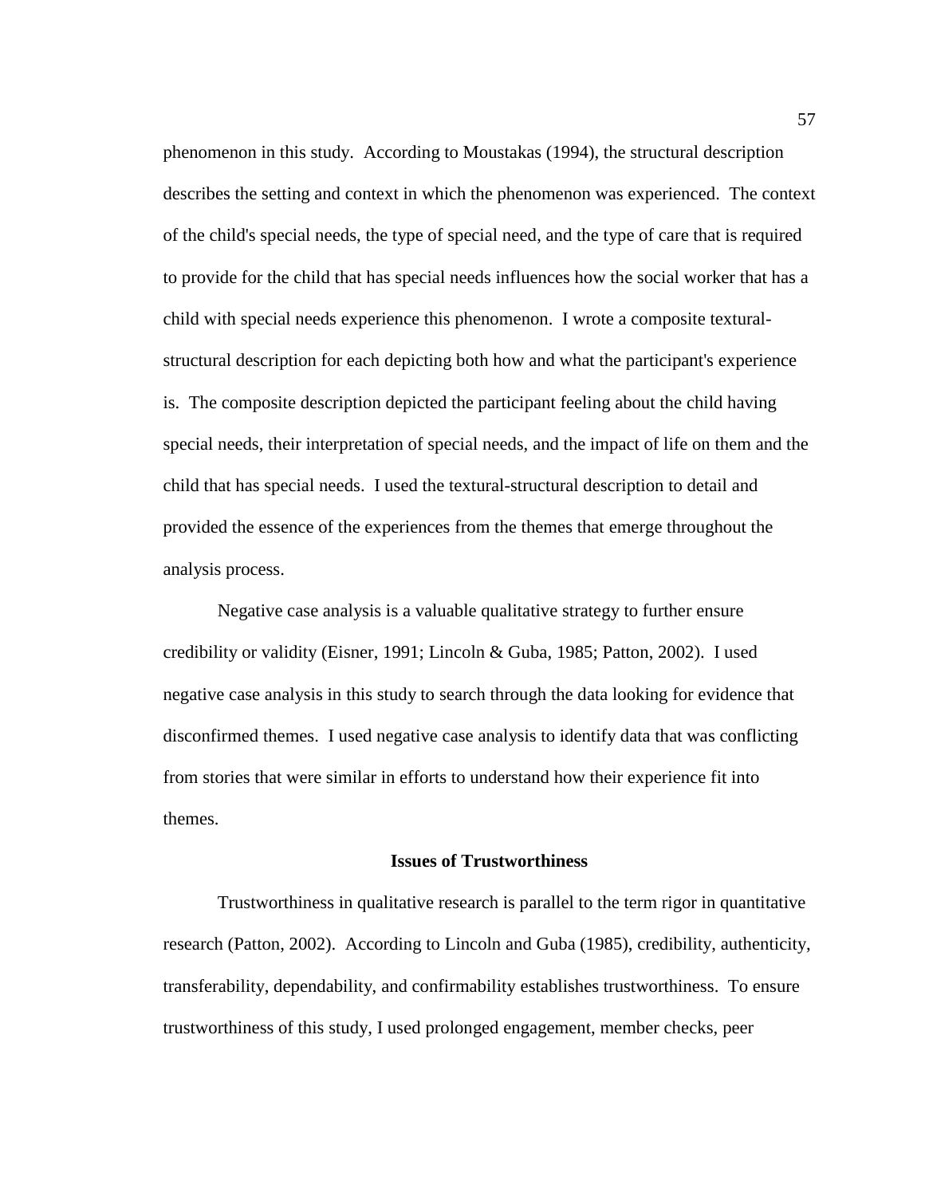phenomenon in this study. According to Moustakas (1994), the structural description describes the setting and context in which the phenomenon was experienced. The context of the child's special needs, the type of special need, and the type of care that is required to provide for the child that has special needs influences how the social worker that has a child with special needs experience this phenomenon. I wrote a composite textural-structural description for each depicting both how and what the participant's experience is. The composite description depicted the participant feeling about the child having special needs, their interpretation of special needs, and the impact of life on them and the child that has special needs. I used the textural-structural description to detail and provided the essence of the experiences from the themes that emerge throughout the analysis process.

Negative case analysis is a valuable qualitative strategy to further ensure credibility or validity (Eisner, 1991; Lincoln & Guba, 1985; Patton, 2002). I used negative case analysis in this study to search through the data looking for evidence that disconfirmed themes. I used negative case analysis to identify data that was conflicting from stories that were similar in efforts to understand how their experience fit into themes.

## Issues of Trustworthiness

Trustworthiness in qualitative research is parallel to the term rigor in quantitative research (Patton, 2002). According to Lincoln and Guba (1985), credibility, authenticity, transferability, dependability, and confirmability establishes trustworthiness. To ensure trustworthiness of this study, I used prolonged engagement, member checks, peer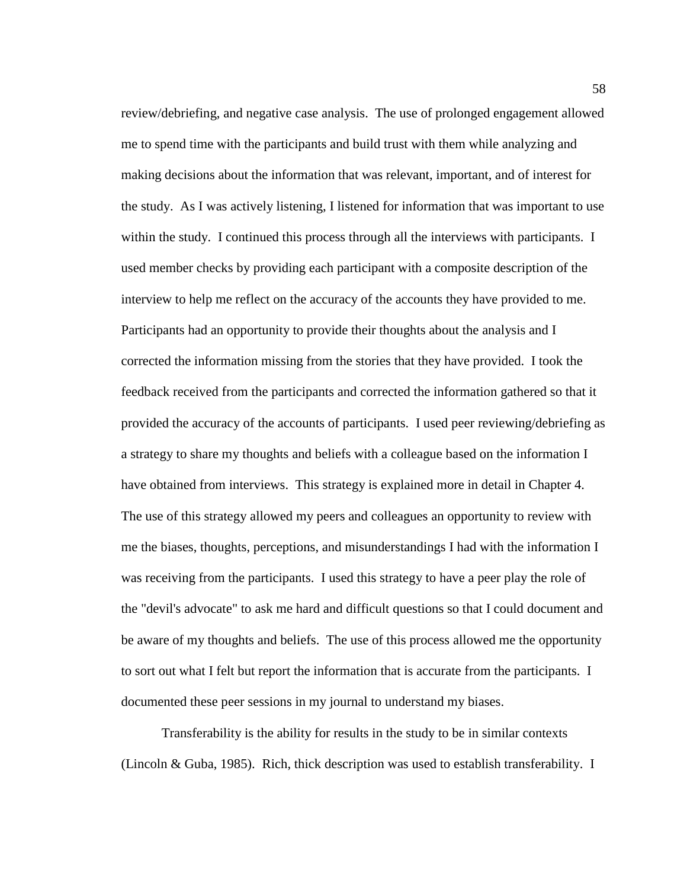review/debriefing, and negative case analysis. The use of prolonged engagement allowed me to spend time with the participants and build trust with them while analyzing and making decisions about the information that was relevant, important, and of interest for the study. As I was actively listening, I listened for information that was important to use within the study. I continued this process through all the interviews with participants. I used member checks by providing each participant with a composite description of the interview to help me reflect on the accuracy of the accounts they have provided to me. Participants had an opportunity to provide their thoughts about the analysis and I corrected the information missing from the stories that they have provided. I took the feedback received from the participants and corrected the information gathered so that it provided the accuracy of the accounts of participants. I used peer reviewing/debriefing as a strategy to share my thoughts and beliefs with a colleague based on the information I have obtained from interviews. This strategy is explained more in detail in Chapter 4. The use of this strategy allowed my peers and colleagues an opportunity to review with me the biases, thoughts, perceptions, and misunderstandings I had with the information I was receiving from the participants. I used this strategy to have a peer play the role of the "devil's advocate" to ask me hard and difficult questions so that I could document and be aware of my thoughts and beliefs. The use of this process allowed me the opportunity to sort out what I felt but report the information that is accurate from the participants. I documented these peer sessions in my journal to understand my biases.

Transferability is the ability for results in the study to be in similar contexts (Lincoln & Guba, 1985). Rich, thick description was used to establish transferability. I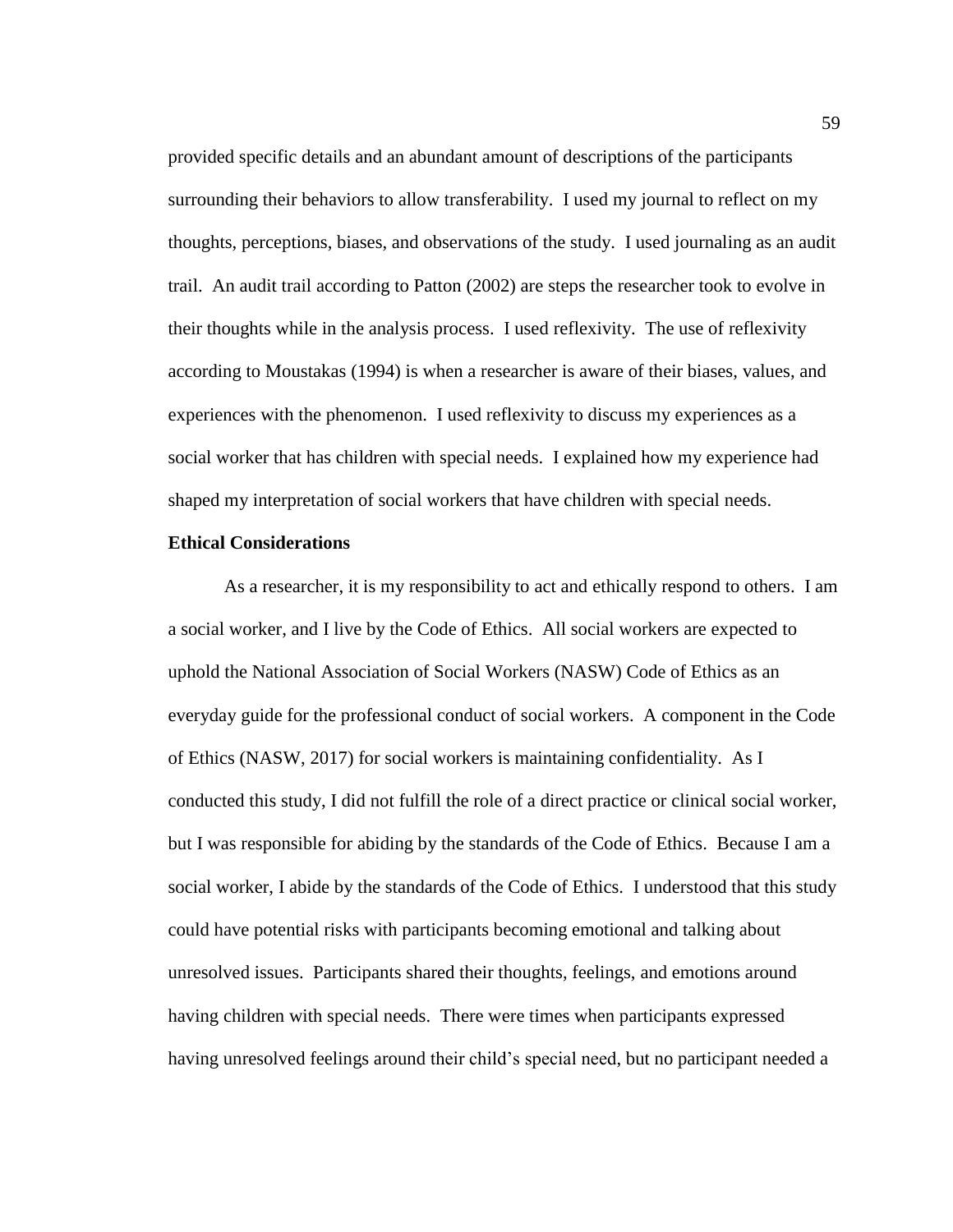provided specific details and an abundant amount of descriptions of the participants surrounding their behaviors to allow transferability. I used my journal to reflect on my thoughts, perceptions, biases, and observations of the study. I used journaling as an audit trail. An audit trail according to Patton (2002) are steps the researcher took to evolve in their thoughts while in the analysis process. I used reflexivity. The use of reflexivity according to Moustakas (1994) is when a researcher is aware of their biases, values, and experiences with the phenomenon. I used reflexivity to discuss my experiences as a social worker that has children with special needs. I explained how my experience had shaped my interpretation of social workers that have children with special needs.

**Ethical Considerations**

As a researcher, it is my responsibility to act and ethically respond to others. I am a social worker, and I live by the Code of Ethics. All social workers are expected to uphold the National Association of Social Workers (NASW) Code of Ethics as an everyday guide for the professional conduct of social workers. A component in the Code of Ethics (NASW, 2017) for social workers is maintaining confidentiality. As I conducted this study, I did not fulfill the role of a direct practice or clinical social worker, but I was responsible for abiding by the standards of the Code of Ethics. Because I am a social worker, I abide by the standards of the Code of Ethics. I understood that this study could have potential risks with participants becoming emotional and talking about unresolved issues. Participants shared their thoughts, feelings, and emotions around having children with special needs. There were times when participants expressed having unresolved feelings around their child's special need, but no participant needed a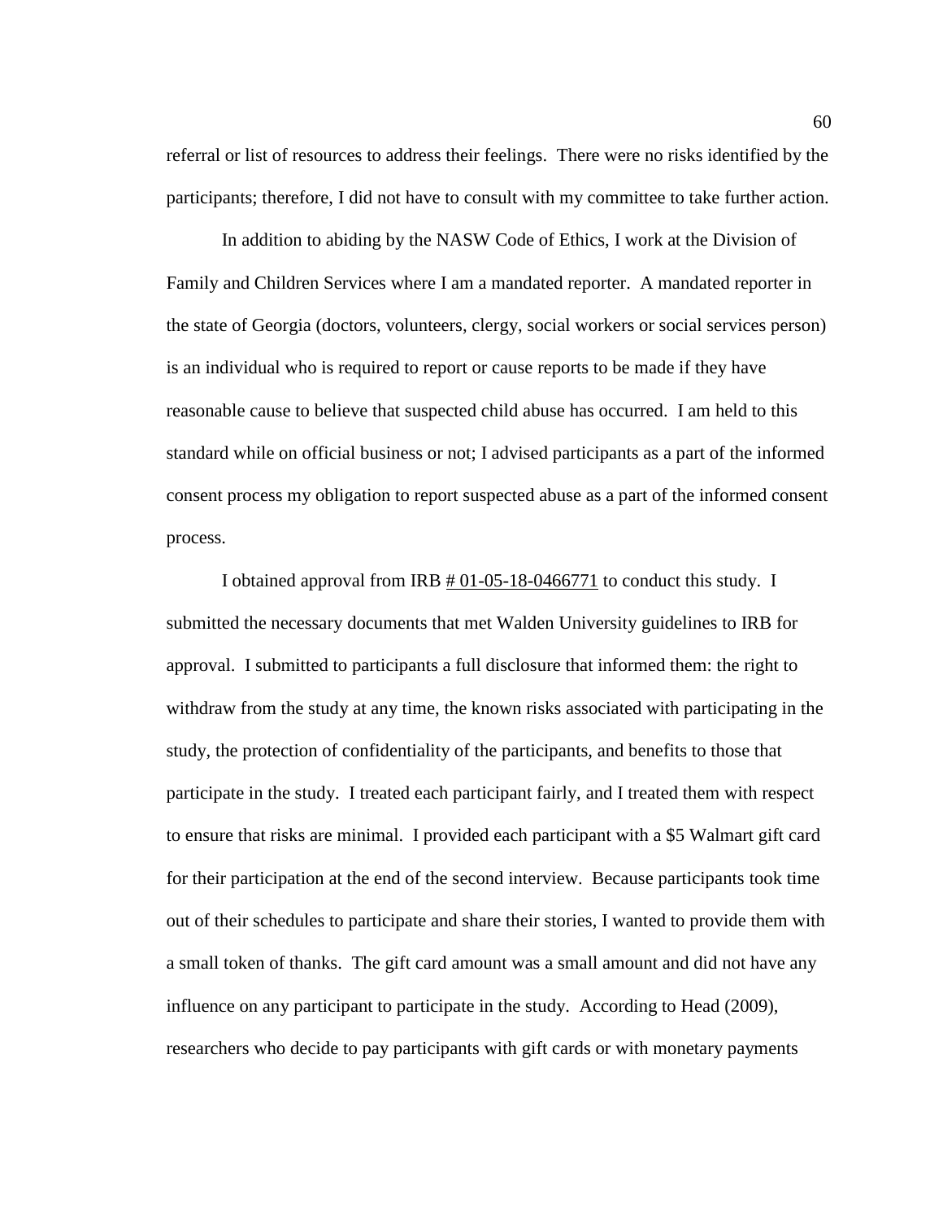referral or list of resources to address their feelings. There were no risks identified by the participants; therefore, I did not have to consult with my committee to take further action.

In addition to abiding by the NASW Code of Ethics, I work at the Division of Family and Children Services where I am a mandated reporter. A mandated reporter in the state of Georgia (doctors, volunteers, clergy, social workers or social services person) is an individual who is required to report or cause reports to be made if they have reasonable cause to believe that suspected child abuse has occurred. I am held to this standard while on official business or not; I advised participants as a part of the informed consent process my obligation to report suspected abuse as a part of the informed consent process.

I obtained approval from IRB # 01-05-18-0466771 to conduct this study. I submitted the necessary documents that met Walden University guidelines to IRB for approval. I submitted to participants a full disclosure that informed them: the right to withdraw from the study at any time, the known risks associated with participating in the study, the protection of confidentiality of the participants, and benefits to those that participate in the study. I treated each participant fairly, and I treated them with respect to ensure that risks are minimal. I provided each participant with a $5 Walmart gift card for their participation at the end of the second interview. Because participants took time out of their schedules to participate and share their stories, I wanted to provide them with a small token of thanks. The gift card amount was a small amount and did not have any influence on any participant to participate in the study. According to Head (2009), researchers who decide to pay participants with gift cards or with monetary payments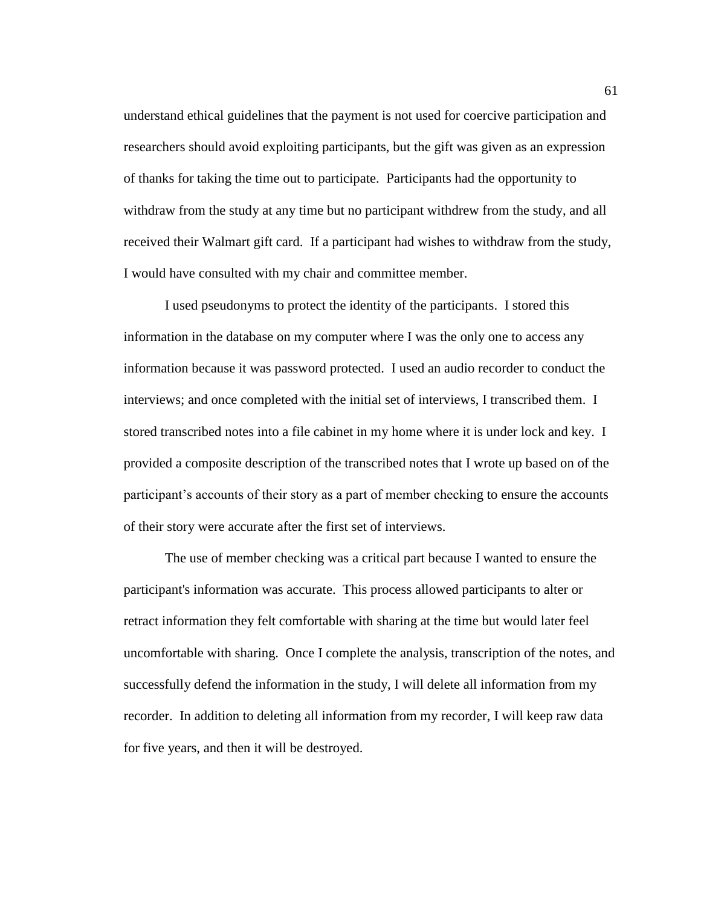understand ethical guidelines that the payment is not used for coercive participation and researchers should avoid exploiting participants, but the gift was given as an expression of thanks for taking the time out to participate. Participants had the opportunity to withdraw from the study at any time but no participant withdrew from the study, and all received their Walmart gift card. If a participant had wishes to withdraw from the study, I would have consulted with my chair and committee member.

I used pseudonyms to protect the identity of the participants. I stored this information in the database on my computer where I was the only one to access any information because it was password protected. I used an audio recorder to conduct the interviews; and once completed with the initial set of interviews, I transcribed them. I stored transcribed notes into a file cabinet in my home where it is under lock and key. I provided a composite description of the transcribed notes that I wrote up based on of the participant's accounts of their story as a part of member checking to ensure the accounts of their story were accurate after the first set of interviews.

The use of member checking was a critical part because I wanted to ensure the participant's information was accurate. This process allowed participants to alter or retract information they felt comfortable with sharing at the time but would later feel uncomfortable with sharing. Once I complete the analysis, transcription of the notes, and successfully defend the information in the study, I will delete all information from my recorder. In addition to deleting all information from my recorder, I will keep raw data for five years, and then it will be destroyed.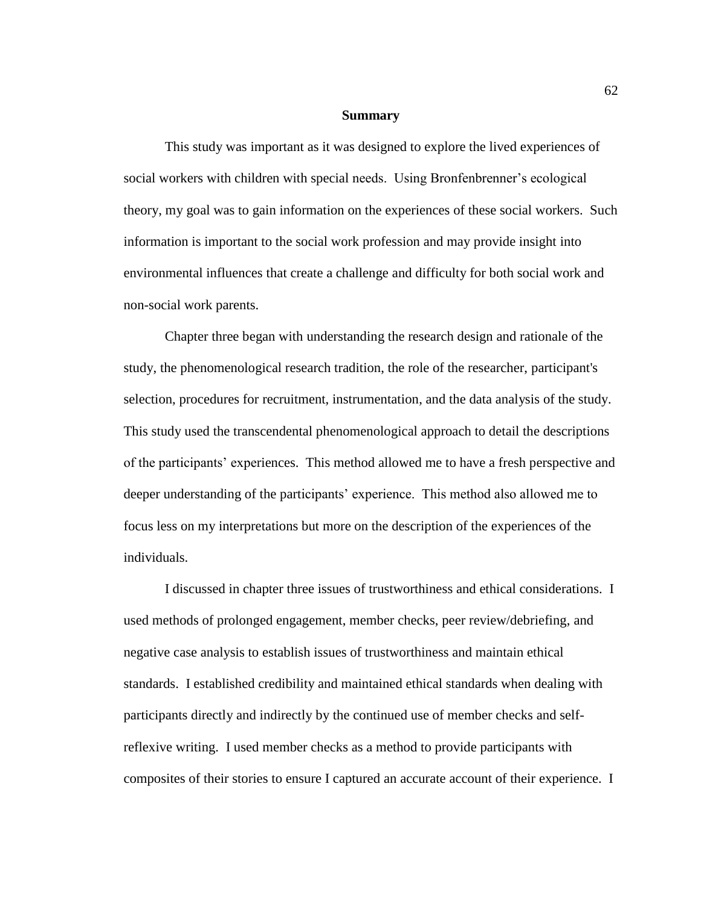## Summary

This study was important as it was designed to explore the lived experiences of social workers with children with special needs. Using Bronfenbrenner's ecological theory, my goal was to gain information on the experiences of these social workers. Such information is important to the social work profession and may provide insight into environmental influences that create a challenge and difficulty for both social work and non-social work parents.

Chapter three began with understanding the research design and rationale of the study, the phenomenological research tradition, the role of the researcher, participant's selection, procedures for recruitment, instrumentation, and the data analysis of the study. This study used the transcendental phenomenological approach to detail the descriptions of the participants' experiences. This method allowed me to have a fresh perspective and deeper understanding of the participants' experience. This method also allowed me to focus less on my interpretations but more on the description of the experiences of the individuals.

I discussed in chapter three issues of trustworthiness and ethical considerations. I used methods of prolonged engagement, member checks, peer review/debriefing, and negative case analysis to establish issues of trustworthiness and maintain ethical standards. I established credibility and maintained ethical standards when dealing with participants directly and indirectly by the continued use of member checks and self-reflexive writing. I used member checks as a method to provide participants with composites of their stories to ensure I captured an accurate account of their experience. I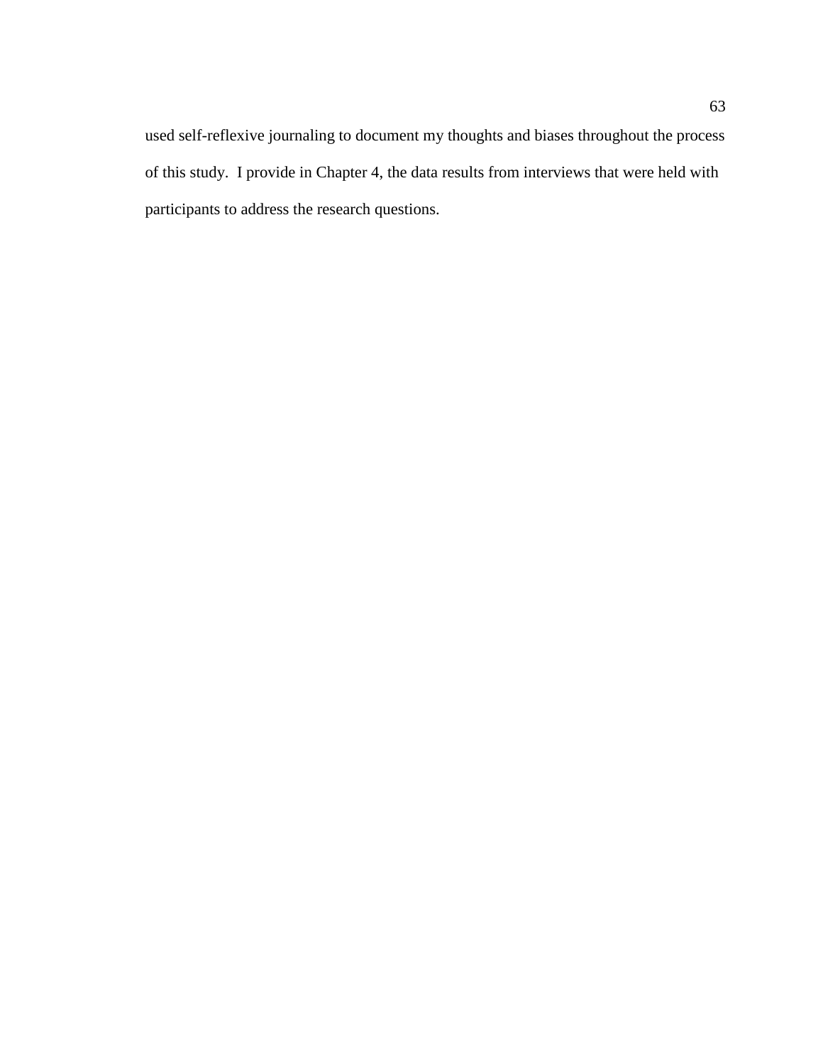used self-reflexive journaling to document my thoughts and biases throughout the process of this study. I provide in Chapter 4, the data results from interviews that were held with participants to address the research questions.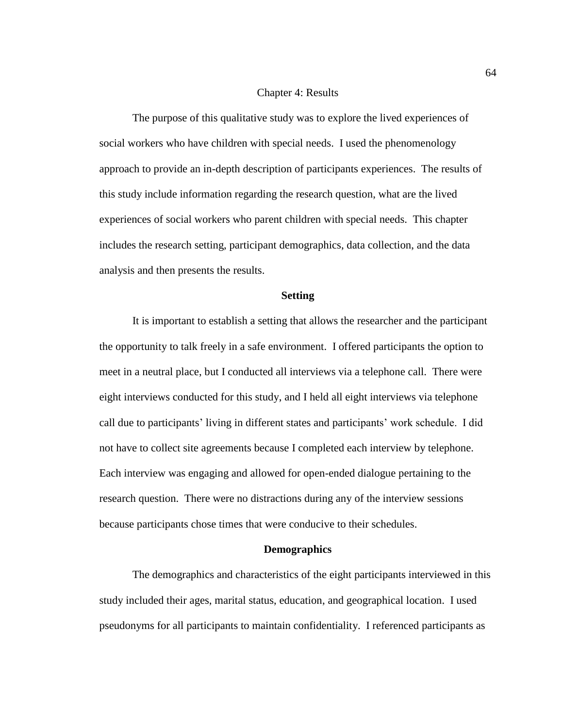# Chapter 4: Results

The purpose of this qualitative study was to explore the lived experiences of social workers who have children with special needs. I used the phenomenology approach to provide an in-depth description of participants experiences. The results of this study include information regarding the research question, what are the lived experiences of social workers who parent children with special needs. This chapter includes the research setting, participant demographics, data collection, and the data analysis and then presents the results.

## Setting

It is important to establish a setting that allows the researcher and the participant the opportunity to talk freely in a safe environment. I offered participants the option to meet in a neutral place, but I conducted all interviews via a telephone call. There were eight interviews conducted for this study, and I held all eight interviews via telephone call due to participants' living in different states and participants' work schedule. I did not have to collect site agreements because I completed each interview by telephone. Each interview was engaging and allowed for open-ended dialogue pertaining to the research question. There were no distractions during any of the interview sessions because participants chose times that were conducive to their schedules.

## Demographics

The demographics and characteristics of the eight participants interviewed in this study included their ages, marital status, education, and geographical location. I used pseudonyms for all participants to maintain confidentiality. I referenced participants as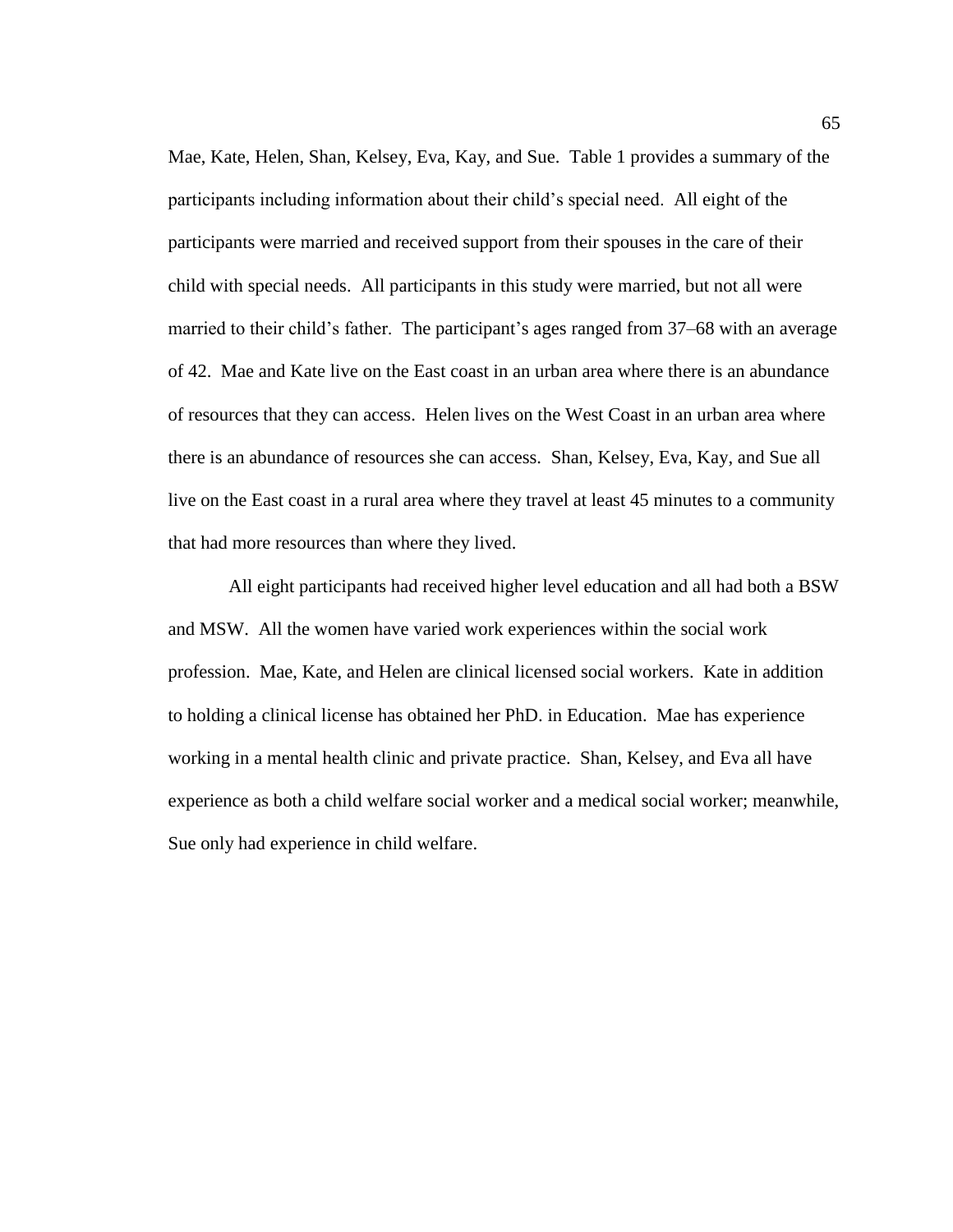Mae, Kate, Helen, Shan, Kelsey, Eva, Kay, and Sue. Table 1 provides a summary of the participants including information about their child's special need. All eight of the participants were married and received support from their spouses in the care of their child with special needs. All participants in this study were married, but not all were married to their child's father. The participant's ages ranged from 37–68 with an average of 42. Mae and Kate live on the East coast in an urban area where there is an abundance of resources that they can access. Helen lives on the West Coast in an urban area where there is an abundance of resources she can access. Shan, Kelsey, Eva, Kay, and Sue all live on the East coast in a rural area where they travel at least 45 minutes to a community that had more resources than where they lived.

All eight participants had received higher level education and all had both a BSW and MSW. All the women have varied work experiences within the social work profession. Mae, Kate, and Helen are clinical licensed social workers. Kate in addition to holding a clinical license has obtained her PhD. in Education. Mae has experience working in a mental health clinic and private practice. Shan, Kelsey, and Eva all have experience as both a child welfare social worker and a medical social worker; meanwhile, Sue only had experience in child welfare.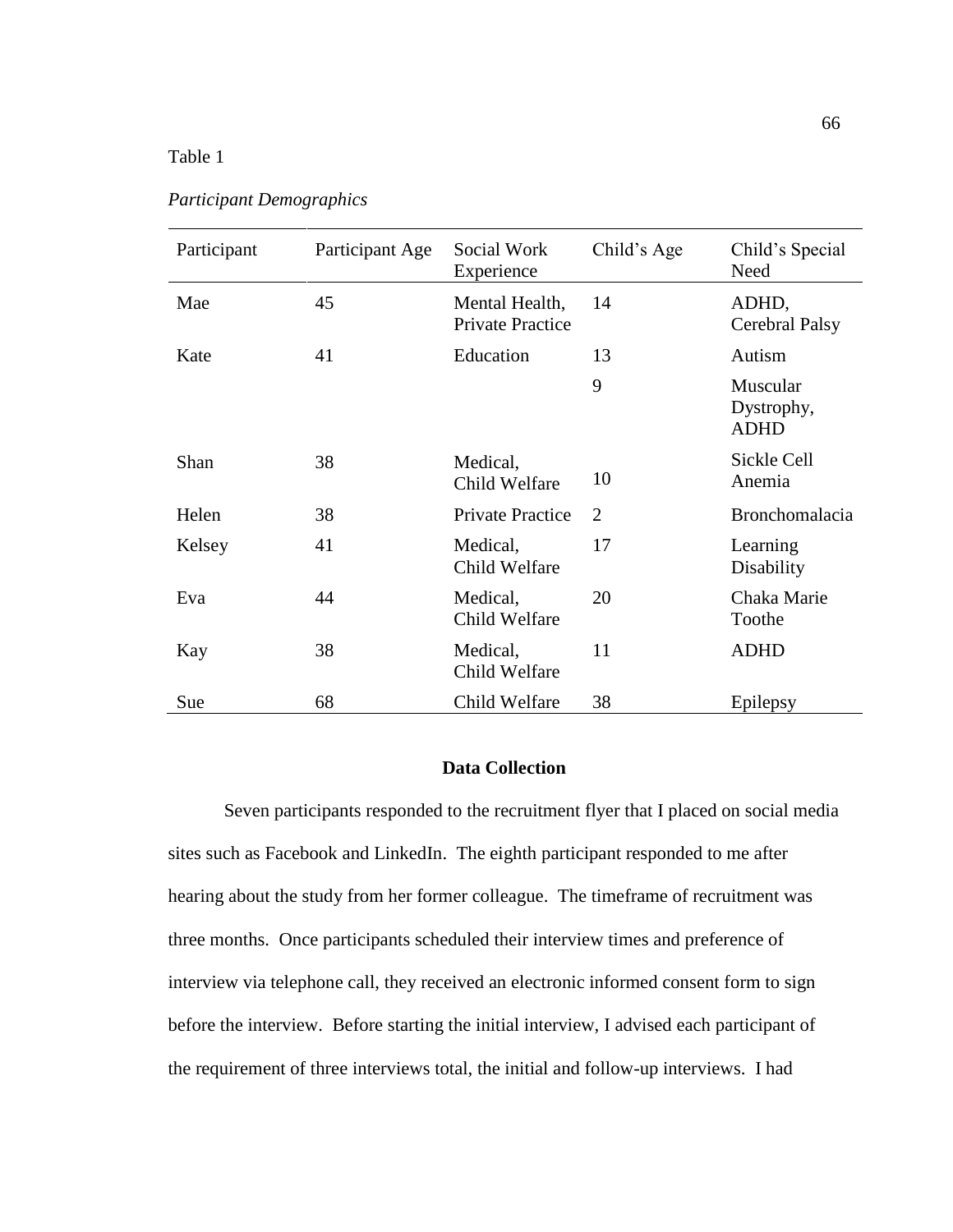Table 1

*Participant Demographics*

| Participant | Participant Age | Social Work Experience | Child's Age | Child's Special Need |
|---|---|---|---|---|
| Mae | 45 | Mental Health, Private Practice | 14 | ADHD, Cerebral Palsy |
| Kate | 41 | Education | 13 | Autism |
| | | | 9 | Muscular Dystrophy, ADHD |
| Shan | 38 | Medical, Child Welfare | 10 | Sickle Cell Anemia |
| Helen | 38 | Private Practice | 2 | Bronchomalacia |
| Kelsey | 41 | Medical, Child Welfare | 17 | Learning Disability |
| Eva | 44 | Medical, Child Welfare | 20 | Chaka Marie Toothe |
| Kay | 38 | Medical, Child Welfare | 11 | ADHD |
| Sue | 68 | Child Welfare | 38 | Epilepsy |

## Data Collection

Seven participants responded to the recruitment flyer that I placed on social media sites such as Facebook and LinkedIn. The eighth participant responded to me after hearing about the study from her former colleague. The timeframe of recruitment was three months. Once participants scheduled their interview times and preference of interview via telephone call, they received an electronic informed consent form to sign before the interview. Before starting the initial interview, I advised each participant of the requirement of three interviews total, the initial and follow-up interviews. I had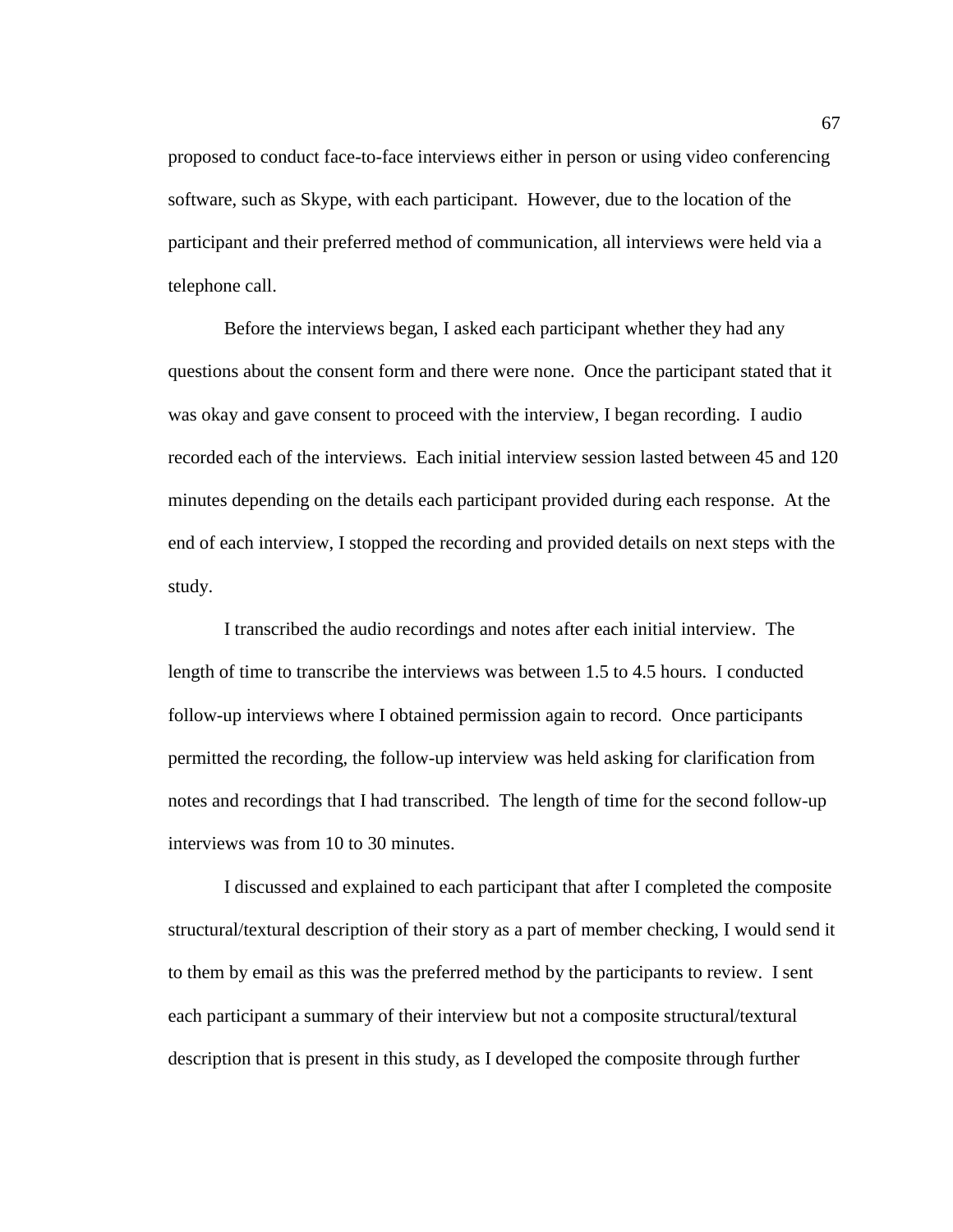proposed to conduct face-to-face interviews either in person or using video conferencing software, such as Skype, with each participant. However, due to the location of the participant and their preferred method of communication, all interviews were held via a telephone call.

Before the interviews began, I asked each participant whether they had any questions about the consent form and there were none. Once the participant stated that it was okay and gave consent to proceed with the interview, I began recording. I audio recorded each of the interviews. Each initial interview session lasted between 45 and 120 minutes depending on the details each participant provided during each response. At the end of each interview, I stopped the recording and provided details on next steps with the study.

I transcribed the audio recordings and notes after each initial interview. The length of time to transcribe the interviews was between 1.5 to 4.5 hours. I conducted follow-up interviews where I obtained permission again to record. Once participants permitted the recording, the follow-up interview was held asking for clarification from notes and recordings that I had transcribed. The length of time for the second follow-up interviews was from 10 to 30 minutes.

I discussed and explained to each participant that after I completed the composite structural/textural description of their story as a part of member checking, I would send it to them by email as this was the preferred method by the participants to review. I sent each participant a summary of their interview but not a composite structural/textural description that is present in this study, as I developed the composite through further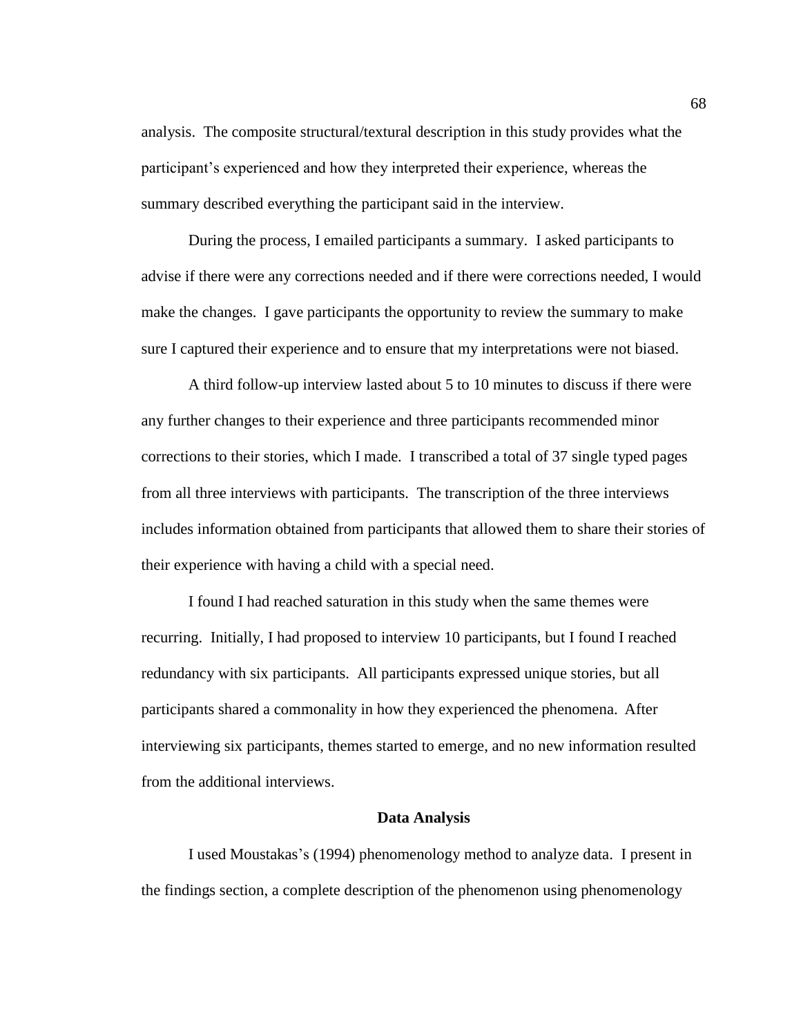analysis. The composite structural/textural description in this study provides what the participant's experienced and how they interpreted their experience, whereas the summary described everything the participant said in the interview.

During the process, I emailed participants a summary. I asked participants to advise if there were any corrections needed and if there were corrections needed, I would make the changes. I gave participants the opportunity to review the summary to make sure I captured their experience and to ensure that my interpretations were not biased.

A third follow-up interview lasted about 5 to 10 minutes to discuss if there were any further changes to their experience and three participants recommended minor corrections to their stories, which I made. I transcribed a total of 37 single typed pages from all three interviews with participants. The transcription of the three interviews includes information obtained from participants that allowed them to share their stories of their experience with having a child with a special need.

I found I had reached saturation in this study when the same themes were recurring. Initially, I had proposed to interview 10 participants, but I found I reached redundancy with six participants. All participants expressed unique stories, but all participants shared a commonality in how they experienced the phenomena. After interviewing six participants, themes started to emerge, and no new information resulted from the additional interviews.

## Data Analysis

I used Moustakas's (1994) phenomenology method to analyze data. I present in the findings section, a complete description of the phenomenon using phenomenology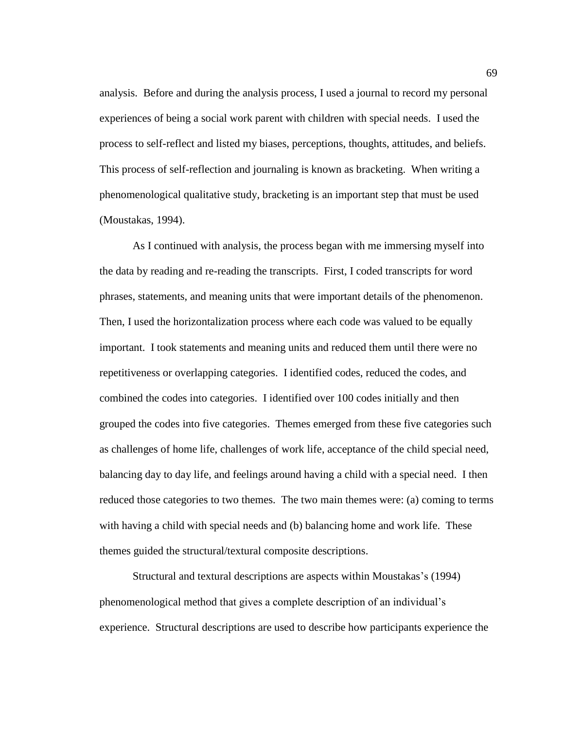analysis. Before and during the analysis process, I used a journal to record my personal experiences of being a social work parent with children with special needs. I used the process to self-reflect and listed my biases, perceptions, thoughts, attitudes, and beliefs. This process of self-reflection and journaling is known as bracketing. When writing a phenomenological qualitative study, bracketing is an important step that must be used (Moustakas, 1994).

As I continued with analysis, the process began with me immersing myself into the data by reading and re-reading the transcripts. First, I coded transcripts for word phrases, statements, and meaning units that were important details of the phenomenon. Then, I used the horizontalization process where each code was valued to be equally important. I took statements and meaning units and reduced them until there were no repetitiveness or overlapping categories. I identified codes, reduced the codes, and combined the codes into categories. I identified over 100 codes initially and then grouped the codes into five categories. Themes emerged from these five categories such as challenges of home life, challenges of work life, acceptance of the child special need, balancing day to day life, and feelings around having a child with a special need. I then reduced those categories to two themes. The two main themes were: (a) coming to terms with having a child with special needs and (b) balancing home and work life. These themes guided the structural/textural composite descriptions.

Structural and textural descriptions are aspects within Moustakas's (1994) phenomenological method that gives a complete description of an individual's experience. Structural descriptions are used to describe how participants experience the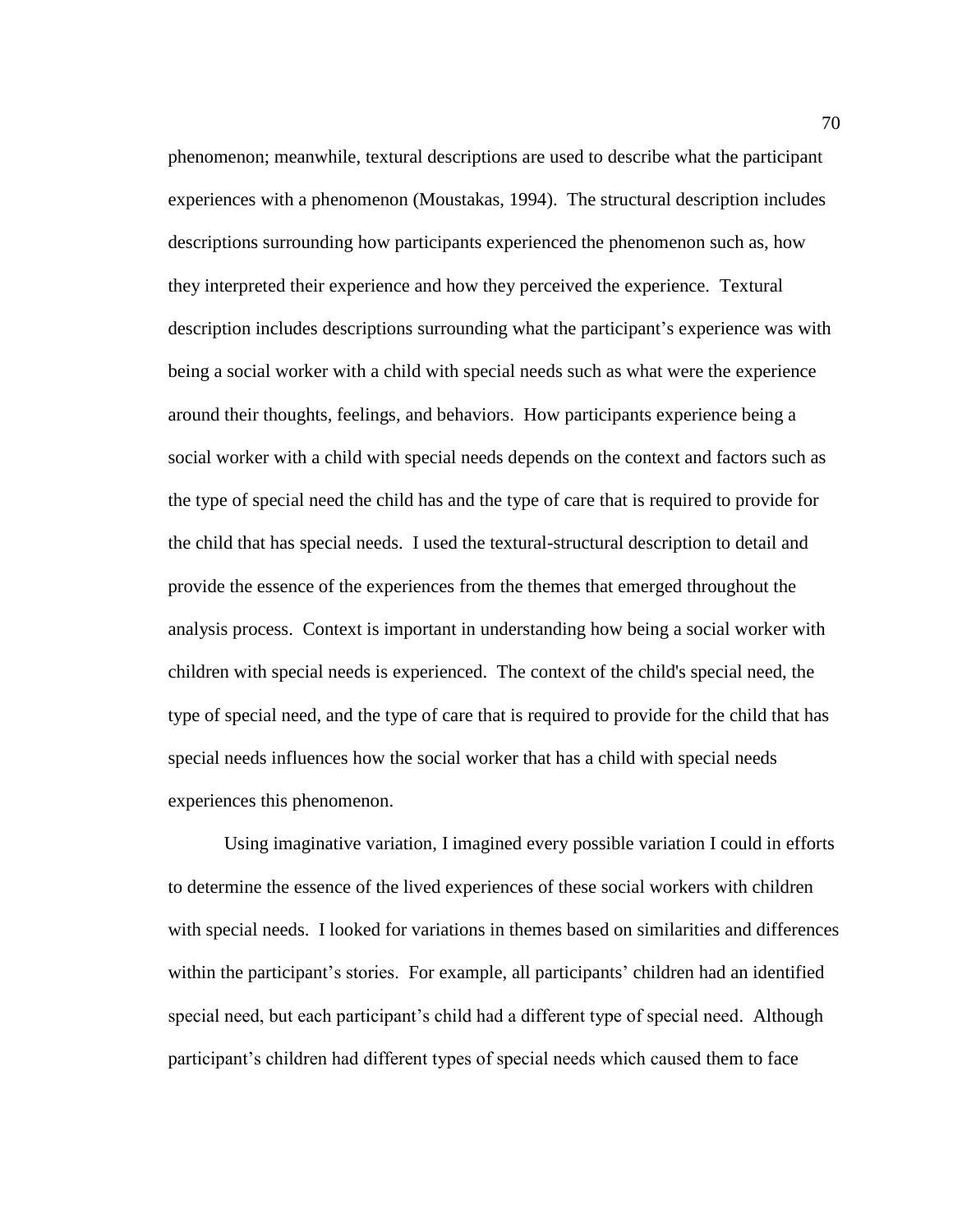phenomenon; meanwhile, textural descriptions are used to describe what the participant experiences with a phenomenon (Moustakas, 1994). The structural description includes descriptions surrounding how participants experienced the phenomenon such as, how they interpreted their experience and how they perceived the experience. Textural description includes descriptions surrounding what the participant's experience was with being a social worker with a child with special needs such as what were the experience around their thoughts, feelings, and behaviors. How participants experience being a social worker with a child with special needs depends on the context and factors such as the type of special need the child has and the type of care that is required to provide for the child that has special needs. I used the textural-structural description to detail and provide the essence of the experiences from the themes that emerged throughout the analysis process. Context is important in understanding how being a social worker with children with special needs is experienced. The context of the child's special need, the type of special need, and the type of care that is required to provide for the child that has special needs influences how the social worker that has a child with special needs experiences this phenomenon.

Using imaginative variation, I imagined every possible variation I could in efforts to determine the essence of the lived experiences of these social workers with children with special needs. I looked for variations in themes based on similarities and differences within the participant's stories. For example, all participants' children had an identified special need, but each participant's child had a different type of special need. Although participant's children had different types of special needs which caused them to face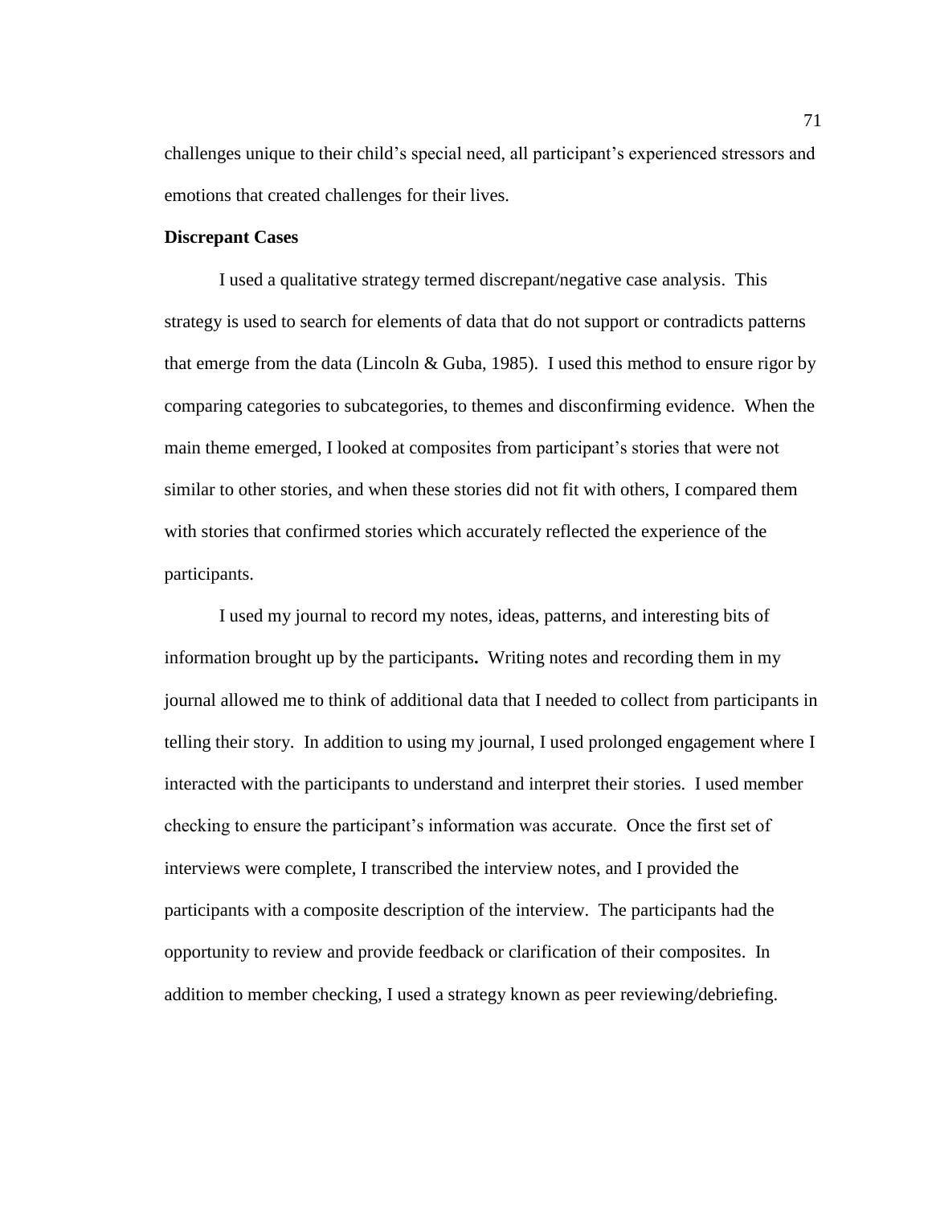challenges unique to their child's special need, all participant's experienced stressors and emotions that created challenges for their lives.

**Discrepant Cases**

I used a qualitative strategy termed discrepant/negative case analysis. This strategy is used to search for elements of data that do not support or contradicts patterns that emerge from the data (Lincoln & Guba, 1985). I used this method to ensure rigor by comparing categories to subcategories, to themes and disconfirming evidence. When the main theme emerged, I looked at composites from participant's stories that were not similar to other stories, and when these stories did not fit with others, I compared them with stories that confirmed stories which accurately reflected the experience of the participants.

I used my journal to record my notes, ideas, patterns, and interesting bits of information brought up by the participants**.** Writing notes and recording them in my journal allowed me to think of additional data that I needed to collect from participants in telling their story. In addition to using my journal, I used prolonged engagement where I interacted with the participants to understand and interpret their stories. I used member checking to ensure the participant's information was accurate. Once the first set of interviews were complete, I transcribed the interview notes, and I provided the participants with a composite description of the interview. The participants had the opportunity to review and provide feedback or clarification of their composites. In addition to member checking, I used a strategy known as peer reviewing/debriefing.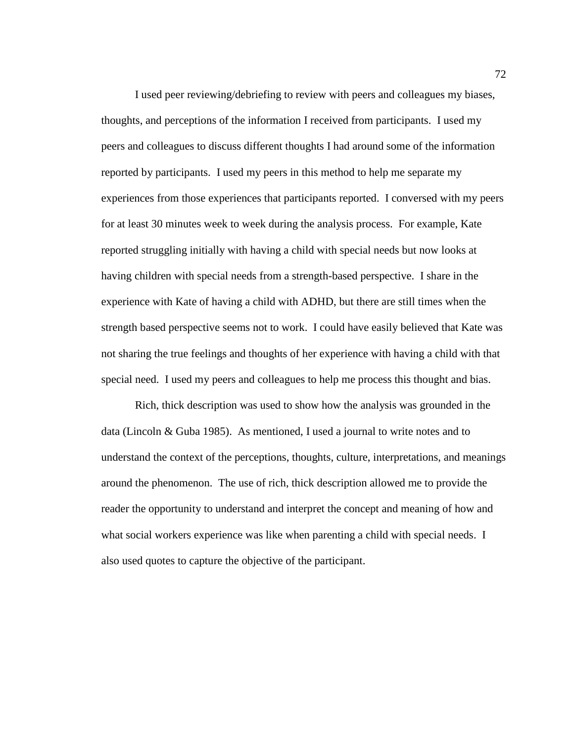I used peer reviewing/debriefing to review with peers and colleagues my biases, thoughts, and perceptions of the information I received from participants. I used my peers and colleagues to discuss different thoughts I had around some of the information reported by participants. I used my peers in this method to help me separate my experiences from those experiences that participants reported. I conversed with my peers for at least 30 minutes week to week during the analysis process. For example, Kate reported struggling initially with having a child with special needs but now looks at having children with special needs from a strength-based perspective. I share in the experience with Kate of having a child with ADHD, but there are still times when the strength based perspective seems not to work. I could have easily believed that Kate was not sharing the true feelings and thoughts of her experience with having a child with that special need. I used my peers and colleagues to help me process this thought and bias.

Rich, thick description was used to show how the analysis was grounded in the data (Lincoln & Guba 1985). As mentioned, I used a journal to write notes and to understand the context of the perceptions, thoughts, culture, interpretations, and meanings around the phenomenon. The use of rich, thick description allowed me to provide the reader the opportunity to understand and interpret the concept and meaning of how and what social workers experience was like when parenting a child with special needs. I also used quotes to capture the objective of the participant.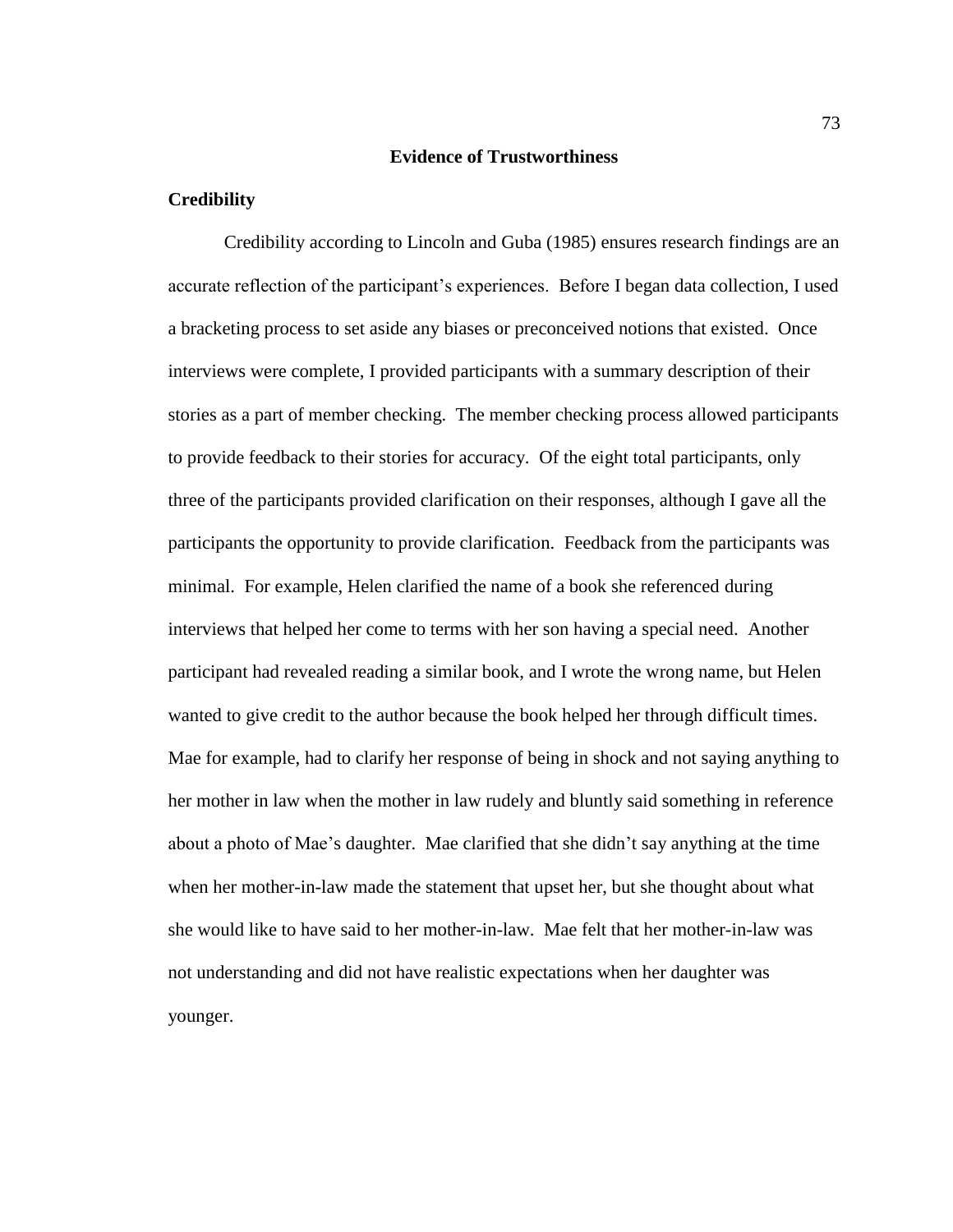## Evidence of Trustworthiness

### Credibility

Credibility according to Lincoln and Guba (1985) ensures research findings are an accurate reflection of the participant's experiences. Before I began data collection, I used a bracketing process to set aside any biases or preconceived notions that existed. Once interviews were complete, I provided participants with a summary description of their stories as a part of member checking. The member checking process allowed participants to provide feedback to their stories for accuracy. Of the eight total participants, only three of the participants provided clarification on their responses, although I gave all the participants the opportunity to provide clarification. Feedback from the participants was minimal. For example, Helen clarified the name of a book she referenced during interviews that helped her come to terms with her son having a special need. Another participant had revealed reading a similar book, and I wrote the wrong name, but Helen wanted to give credit to the author because the book helped her through difficult times. Mae for example, had to clarify her response of being in shock and not saying anything to her mother in law when the mother in law rudely and bluntly said something in reference about a photo of Mae's daughter. Mae clarified that she didn't say anything at the time when her mother-in-law made the statement that upset her, but she thought about what she would like to have said to her mother-in-law. Mae felt that her mother-in-law was not understanding and did not have realistic expectations when her daughter was younger.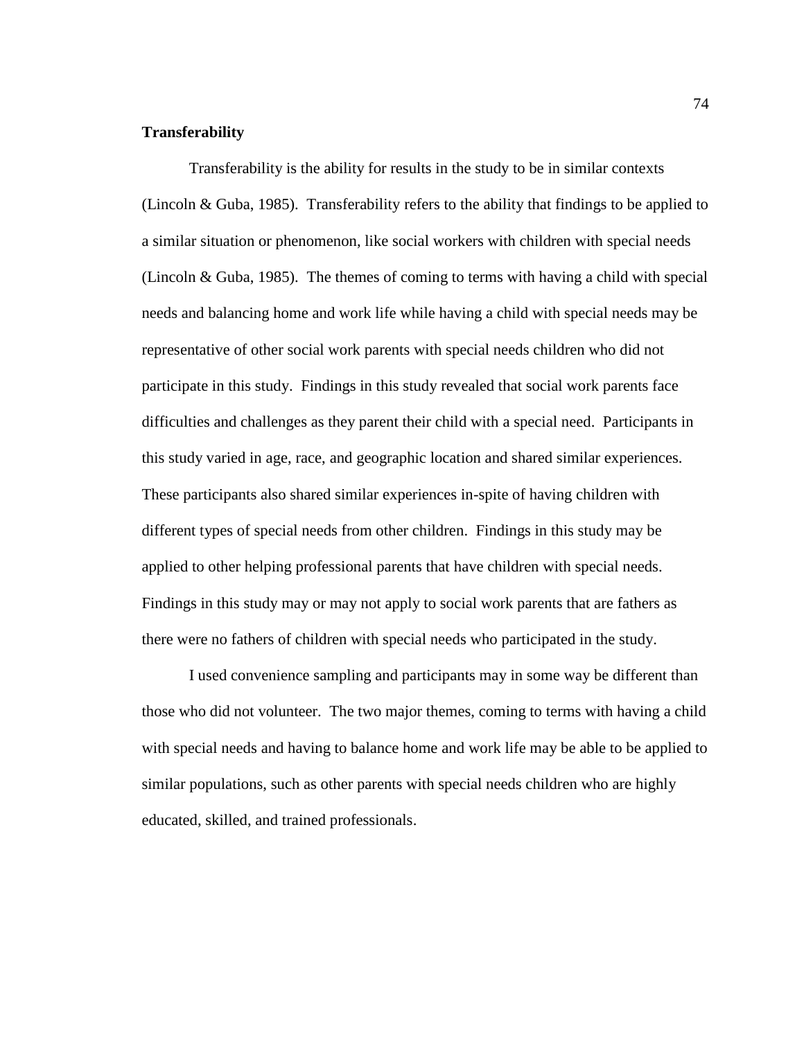## Transferability

Transferability is the ability for results in the study to be in similar contexts (Lincoln & Guba, 1985). Transferability refers to the ability that findings to be applied to a similar situation or phenomenon, like social workers with children with special needs (Lincoln & Guba, 1985). The themes of coming to terms with having a child with special needs and balancing home and work life while having a child with special needs may be representative of other social work parents with special needs children who did not participate in this study. Findings in this study revealed that social work parents face difficulties and challenges as they parent their child with a special need. Participants in this study varied in age, race, and geographic location and shared similar experiences. These participants also shared similar experiences in-spite of having children with different types of special needs from other children. Findings in this study may be applied to other helping professional parents that have children with special needs. Findings in this study may or may not apply to social work parents that are fathers as there were no fathers of children with special needs who participated in the study.

I used convenience sampling and participants may in some way be different than those who did not volunteer. The two major themes, coming to terms with having a child with special needs and having to balance home and work life may be able to be applied to similar populations, such as other parents with special needs children who are highly educated, skilled, and trained professionals.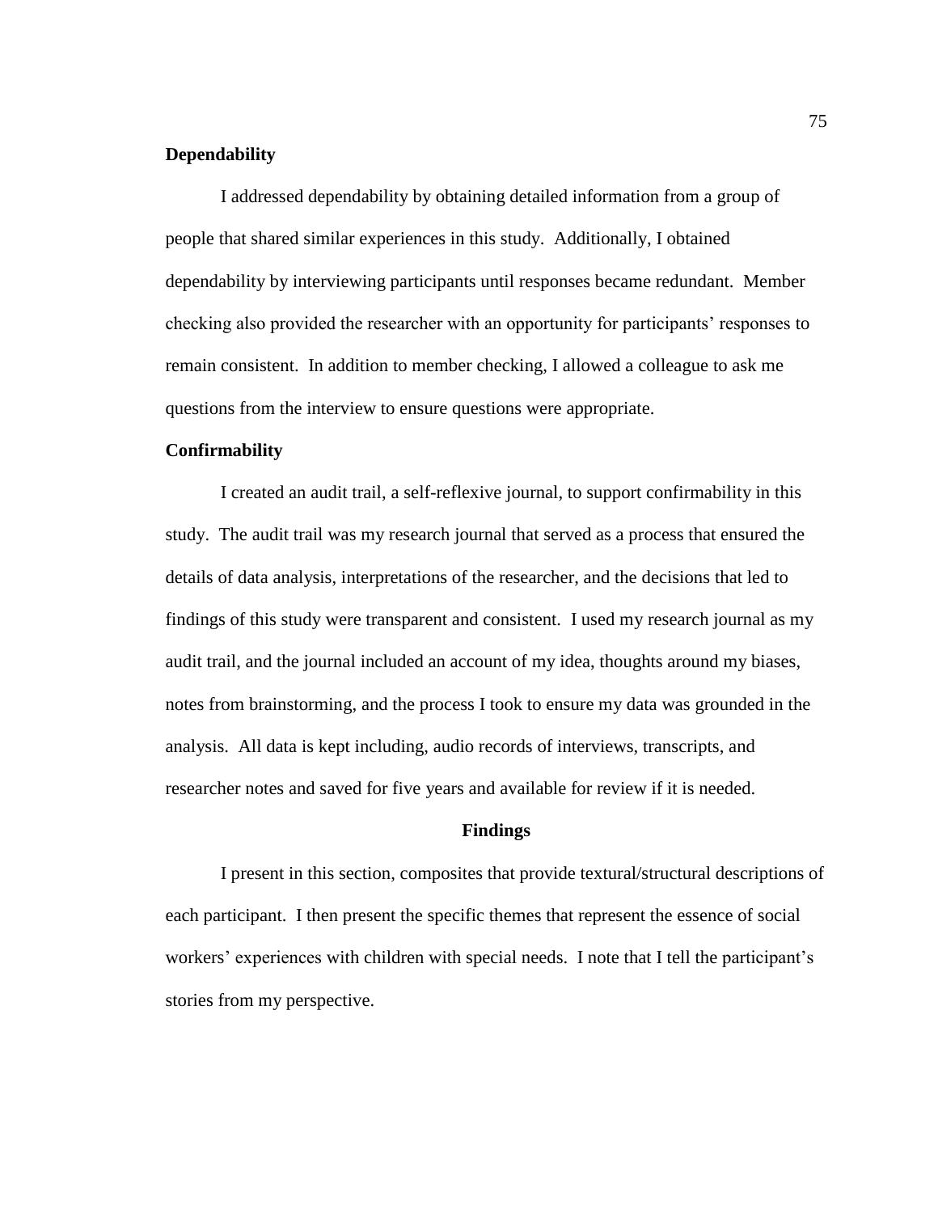### Dependability

I addressed dependability by obtaining detailed information from a group of people that shared similar experiences in this study. Additionally, I obtained dependability by interviewing participants until responses became redundant. Member checking also provided the researcher with an opportunity for participants' responses to remain consistent. In addition to member checking, I allowed a colleague to ask me questions from the interview to ensure questions were appropriate.

### Confirmability

I created an audit trail, a self-reflexive journal, to support confirmability in this study. The audit trail was my research journal that served as a process that ensured the details of data analysis, interpretations of the researcher, and the decisions that led to findings of this study were transparent and consistent. I used my research journal as my audit trail, and the journal included an account of my idea, thoughts around my biases, notes from brainstorming, and the process I took to ensure my data was grounded in the analysis. All data is kept including, audio records of interviews, transcripts, and researcher notes and saved for five years and available for review if it is needed.

## Findings

I present in this section, composites that provide textural/structural descriptions of each participant. I then present the specific themes that represent the essence of social workers' experiences with children with special needs. I note that I tell the participant's stories from my perspective.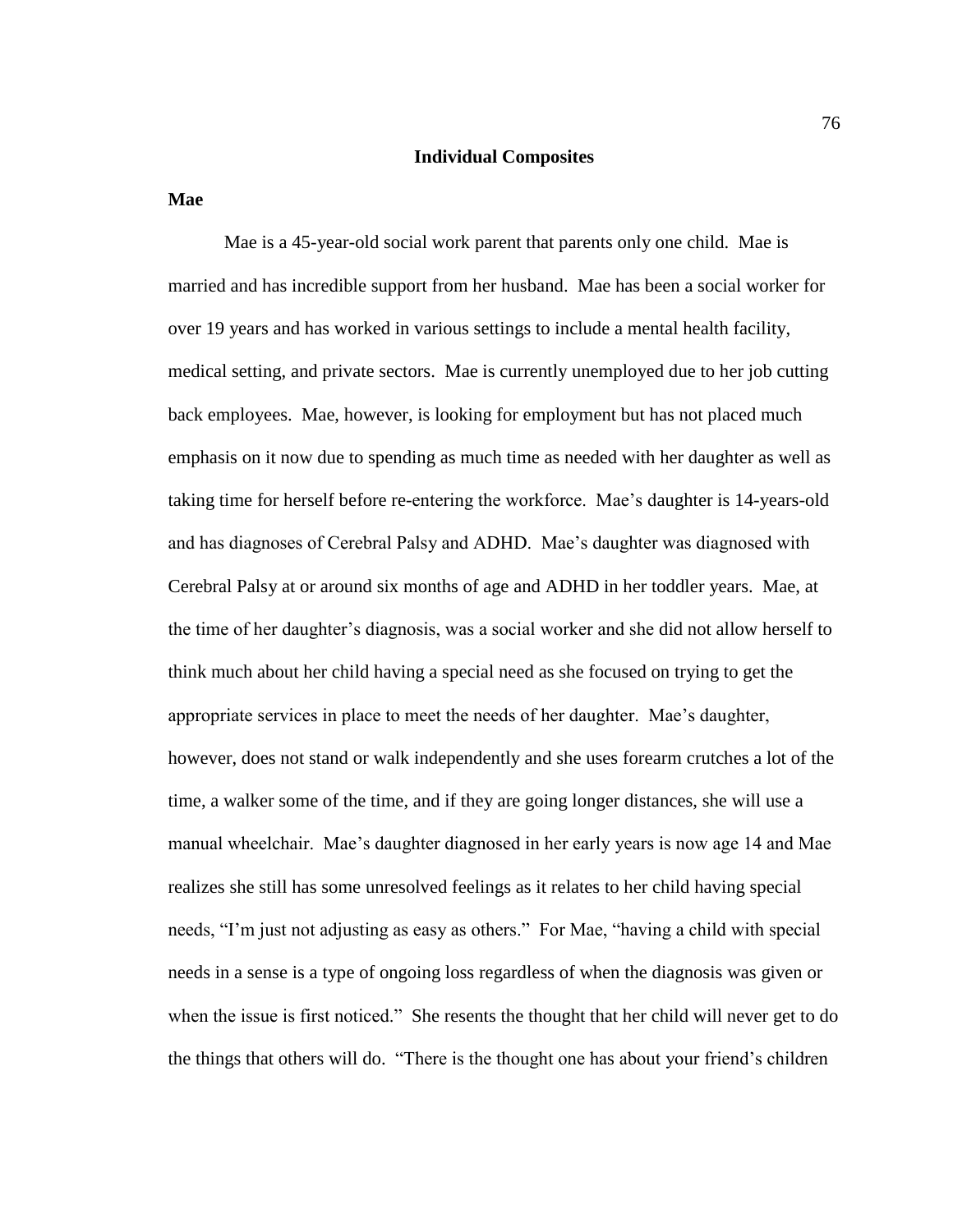## Individual Composites

### Mae

Mae is a 45-year-old social work parent that parents only one child. Mae is married and has incredible support from her husband. Mae has been a social worker for over 19 years and has worked in various settings to include a mental health facility, medical setting, and private sectors. Mae is currently unemployed due to her job cutting back employees. Mae, however, is looking for employment but has not placed much emphasis on it now due to spending as much time as needed with her daughter as well as taking time for herself before re-entering the workforce. Mae's daughter is 14-years-old and has diagnoses of Cerebral Palsy and ADHD. Mae's daughter was diagnosed with Cerebral Palsy at or around six months of age and ADHD in her toddler years. Mae, at the time of her daughter's diagnosis, was a social worker and she did not allow herself to think much about her child having a special need as she focused on trying to get the appropriate services in place to meet the needs of her daughter. Mae's daughter, however, does not stand or walk independently and she uses forearm crutches a lot of the time, a walker some of the time, and if they are going longer distances, she will use a manual wheelchair. Mae's daughter diagnosed in her early years is now age 14 and Mae realizes she still has some unresolved feelings as it relates to her child having special needs, "I'm just not adjusting as easy as others." For Mae, "having a child with special needs in a sense is a type of ongoing loss regardless of when the diagnosis was given or when the issue is first noticed." She resents the thought that her child will never get to do the things that others will do. "There is the thought one has about your friend's children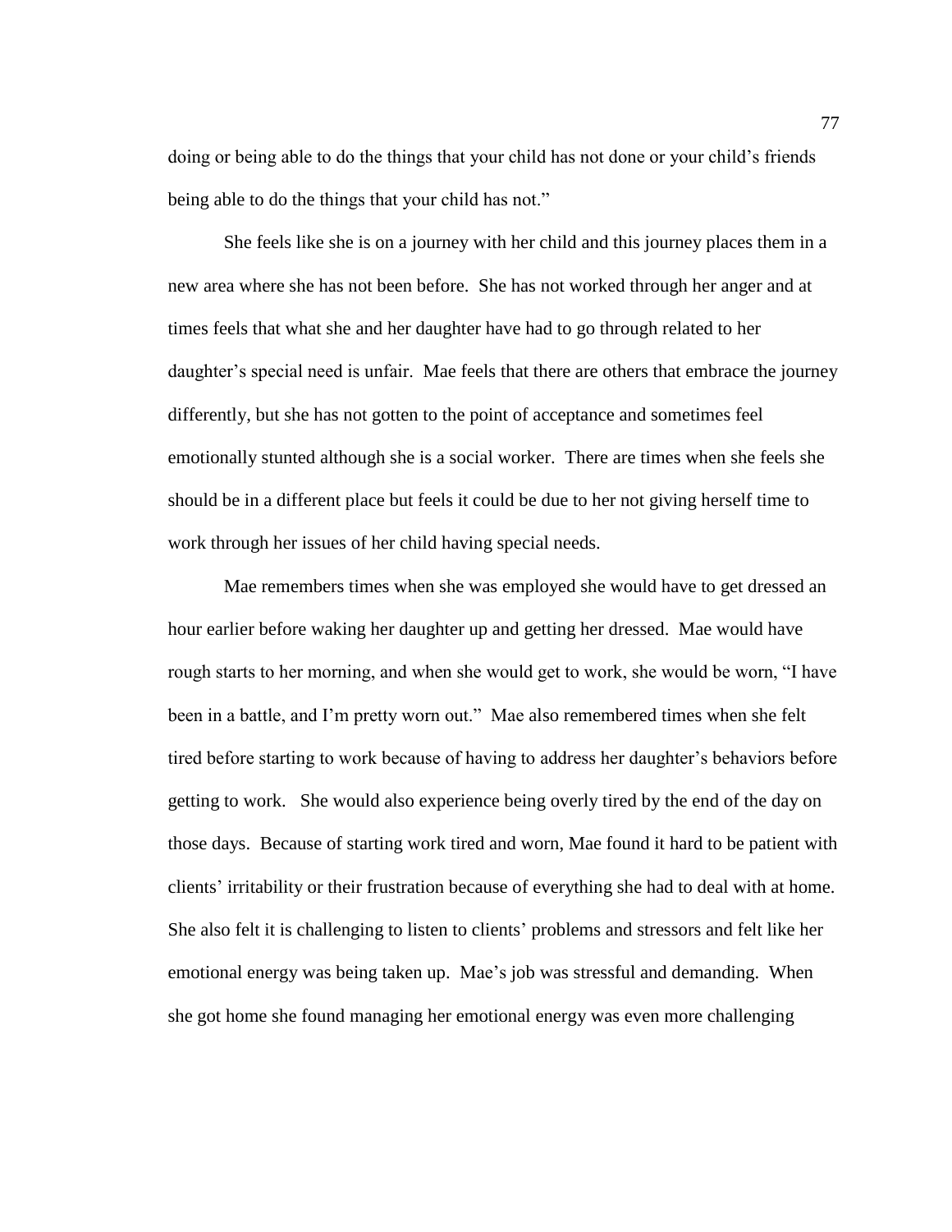doing or being able to do the things that your child has not done or your child's friends being able to do the things that your child has not."

She feels like she is on a journey with her child and this journey places them in a new area where she has not been before. She has not worked through her anger and at times feels that what she and her daughter have had to go through related to her daughter's special need is unfair. Mae feels that there are others that embrace the journey differently, but she has not gotten to the point of acceptance and sometimes feel emotionally stunted although she is a social worker. There are times when she feels she should be in a different place but feels it could be due to her not giving herself time to work through her issues of her child having special needs.

Mae remembers times when she was employed she would have to get dressed an hour earlier before waking her daughter up and getting her dressed. Mae would have rough starts to her morning, and when she would get to work, she would be worn, "I have been in a battle, and I'm pretty worn out." Mae also remembered times when she felt tired before starting to work because of having to address her daughter's behaviors before getting to work. She would also experience being overly tired by the end of the day on those days. Because of starting work tired and worn, Mae found it hard to be patient with clients' irritability or their frustration because of everything she had to deal with at home. She also felt it is challenging to listen to clients' problems and stressors and felt like her emotional energy was being taken up. Mae's job was stressful and demanding. When she got home she found managing her emotional energy was even more challenging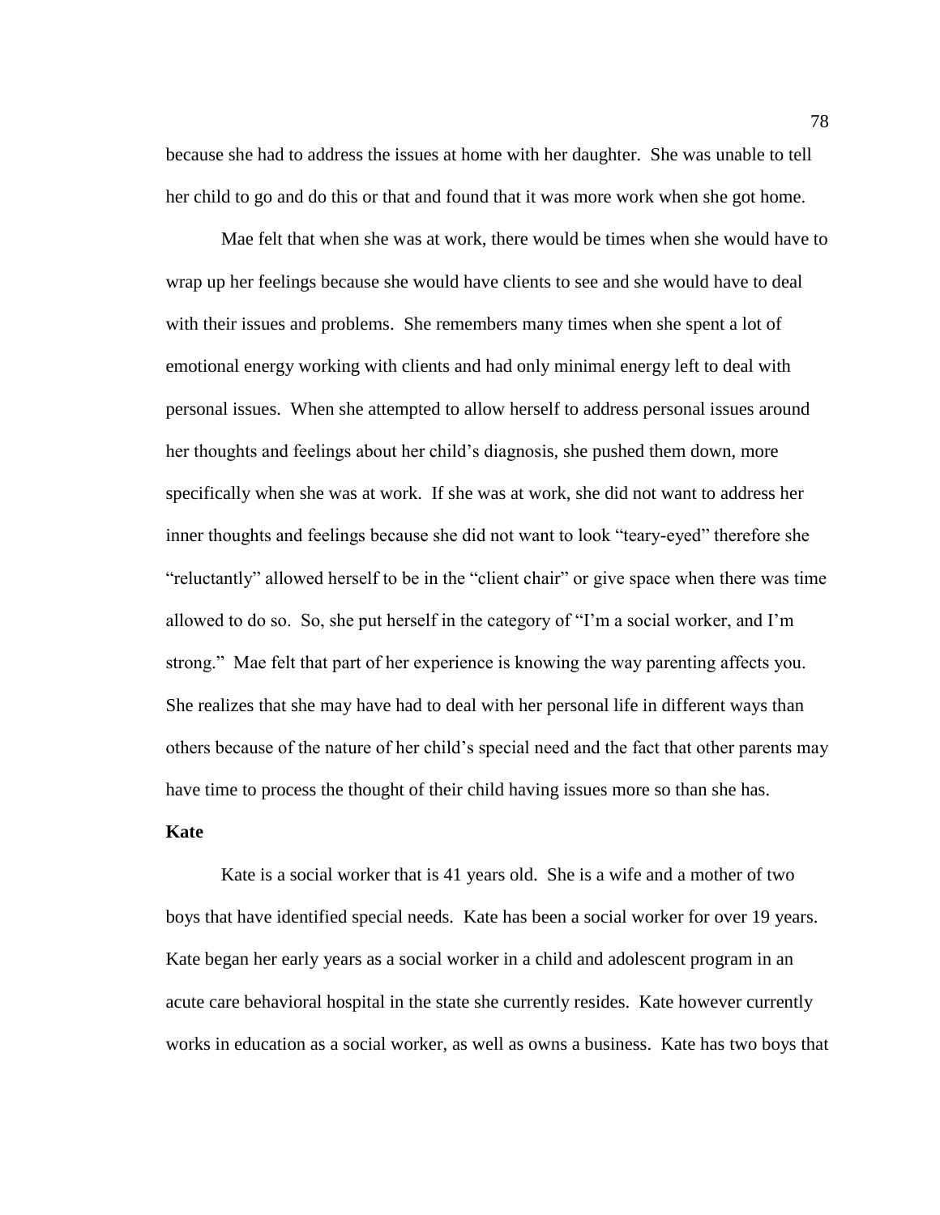because she had to address the issues at home with her daughter. She was unable to tell her child to go and do this or that and found that it was more work when she got home.

Mae felt that when she was at work, there would be times when she would have to wrap up her feelings because she would have clients to see and she would have to deal with their issues and problems. She remembers many times when she spent a lot of emotional energy working with clients and had only minimal energy left to deal with personal issues. When she attempted to allow herself to address personal issues around her thoughts and feelings about her child's diagnosis, she pushed them down, more specifically when she was at work. If she was at work, she did not want to address her inner thoughts and feelings because she did not want to look "teary-eyed" therefore she "reluctantly" allowed herself to be in the "client chair" or give space when there was time allowed to do so. So, she put herself in the category of "I'm a social worker, and I'm strong." Mae felt that part of her experience is knowing the way parenting affects you. She realizes that she may have had to deal with her personal life in different ways than others because of the nature of her child's special need and the fact that other parents may have time to process the thought of their child having issues more so than she has.

**Kate**

Kate is a social worker that is 41 years old. She is a wife and a mother of two boys that have identified special needs. Kate has been a social worker for over 19 years. Kate began her early years as a social worker in a child and adolescent program in an acute care behavioral hospital in the state she currently resides. Kate however currently works in education as a social worker, as well as owns a business. Kate has two boys that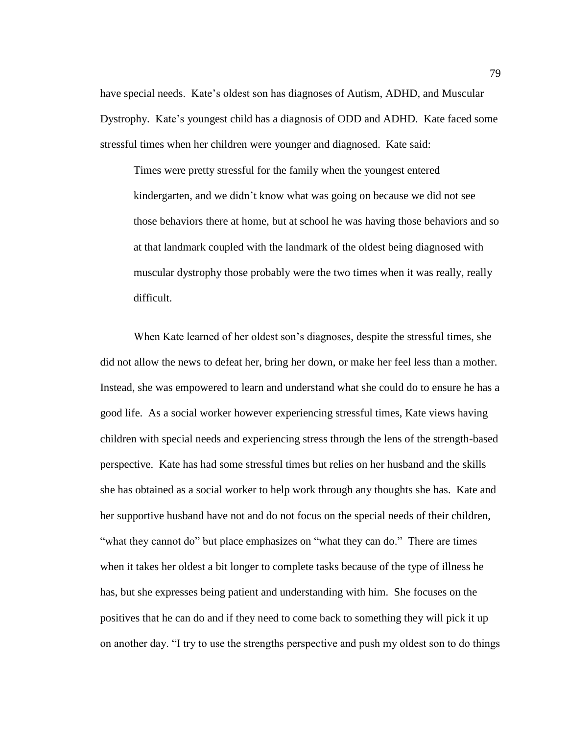have special needs. Kate's oldest son has diagnoses of Autism, ADHD, and Muscular Dystrophy. Kate's youngest child has a diagnosis of ODD and ADHD. Kate faced some stressful times when her children were younger and diagnosed. Kate said:

> Times were pretty stressful for the family when the youngest entered kindergarten, and we didn't know what was going on because we did not see those behaviors there at home, but at school he was having those behaviors and so at that landmark coupled with the landmark of the oldest being diagnosed with muscular dystrophy those probably were the two times when it was really, really difficult.

When Kate learned of her oldest son's diagnoses, despite the stressful times, she did not allow the news to defeat her, bring her down, or make her feel less than a mother. Instead, she was empowered to learn and understand what she could do to ensure he has a good life. As a social worker however experiencing stressful times, Kate views having children with special needs and experiencing stress through the lens of the strength-based perspective. Kate has had some stressful times but relies on her husband and the skills she has obtained as a social worker to help work through any thoughts she has. Kate and her supportive husband have not and do not focus on the special needs of their children, "what they cannot do" but place emphasizes on "what they can do." There are times when it takes her oldest a bit longer to complete tasks because of the type of illness he has, but she expresses being patient and understanding with him. She focuses on the positives that he can do and if they need to come back to something they will pick it up on another day. "I try to use the strengths perspective and push my oldest son to do things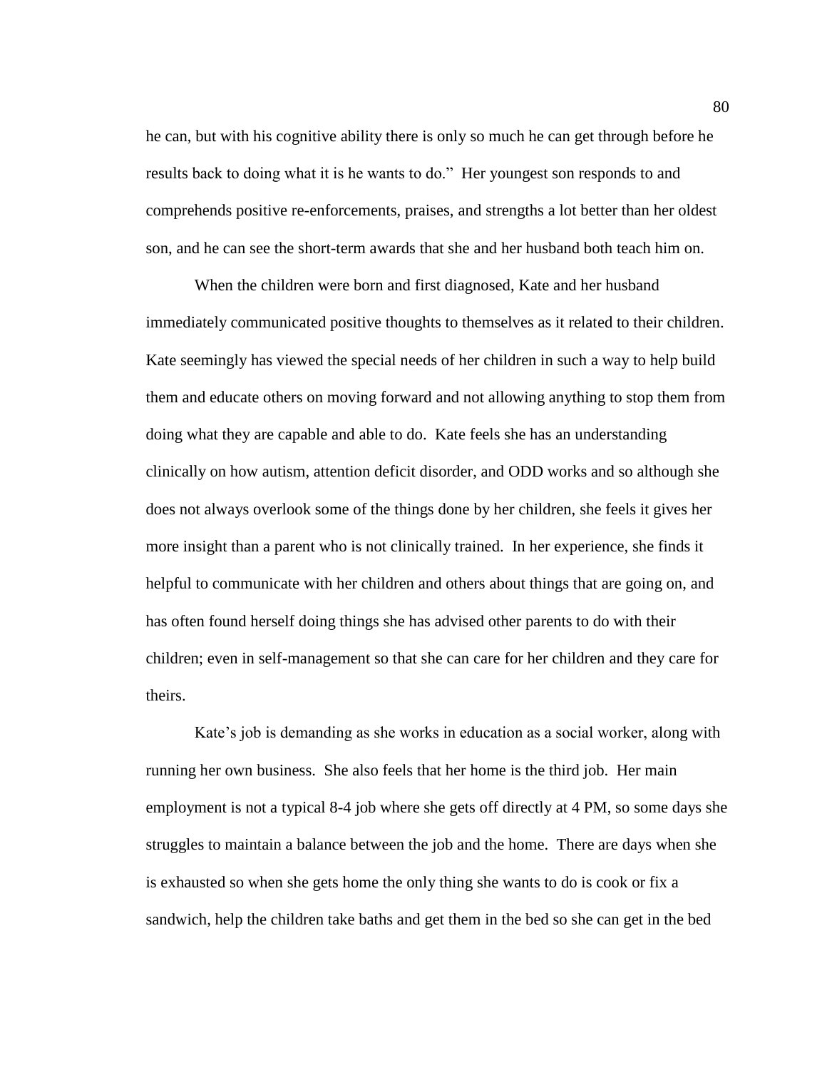he can, but with his cognitive ability there is only so much he can get through before he results back to doing what it is he wants to do." Her youngest son responds to and comprehends positive re-enforcements, praises, and strengths a lot better than her oldest son, and he can see the short-term awards that she and her husband both teach him on.

When the children were born and first diagnosed, Kate and her husband immediately communicated positive thoughts to themselves as it related to their children. Kate seemingly has viewed the special needs of her children in such a way to help build them and educate others on moving forward and not allowing anything to stop them from doing what they are capable and able to do. Kate feels she has an understanding clinically on how autism, attention deficit disorder, and ODD works and so although she does not always overlook some of the things done by her children, she feels it gives her more insight than a parent who is not clinically trained. In her experience, she finds it helpful to communicate with her children and others about things that are going on, and has often found herself doing things she has advised other parents to do with their children; even in self-management so that she can care for her children and they care for theirs.

Kate's job is demanding as she works in education as a social worker, along with running her own business. She also feels that her home is the third job. Her main employment is not a typical 8-4 job where she gets off directly at 4 PM, so some days she struggles to maintain a balance between the job and the home. There are days when she is exhausted so when she gets home the only thing she wants to do is cook or fix a sandwich, help the children take baths and get them in the bed so she can get in the bed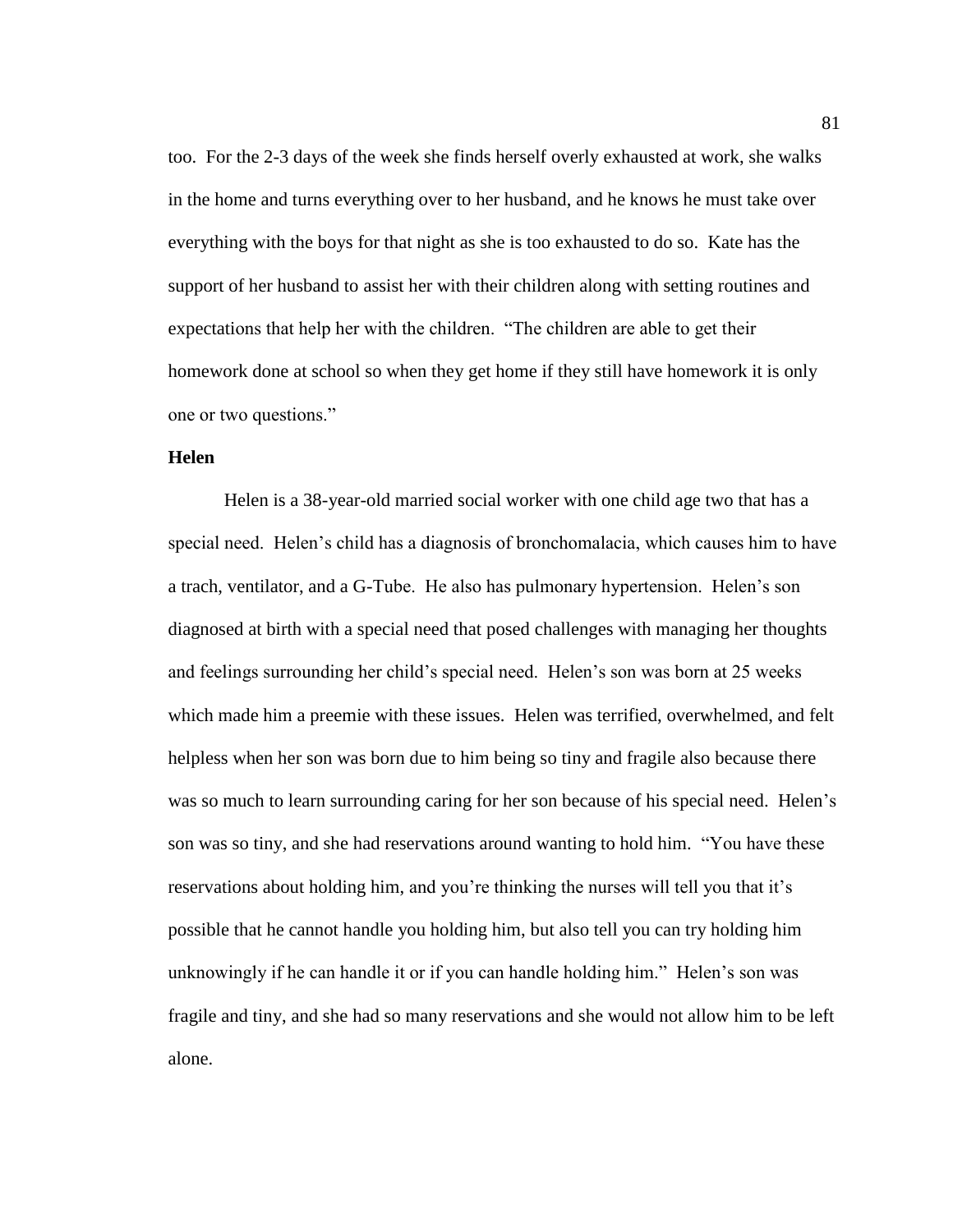too. For the 2-3 days of the week she finds herself overly exhausted at work, she walks in the home and turns everything over to her husband, and he knows he must take over everything with the boys for that night as she is too exhausted to do so. Kate has the support of her husband to assist her with their children along with setting routines and expectations that help her with the children. "The children are able to get their homework done at school so when they get home if they still have homework it is only one or two questions."

**Helen**

Helen is a 38-year-old married social worker with one child age two that has a special need. Helen's child has a diagnosis of bronchomalacia, which causes him to have a trach, ventilator, and a G-Tube. He also has pulmonary hypertension. Helen's son diagnosed at birth with a special need that posed challenges with managing her thoughts and feelings surrounding her child's special need. Helen's son was born at 25 weeks which made him a preemie with these issues. Helen was terrified, overwhelmed, and felt helpless when her son was born due to him being so tiny and fragile also because there was so much to learn surrounding caring for her son because of his special need. Helen's son was so tiny, and she had reservations around wanting to hold him. "You have these reservations about holding him, and you're thinking the nurses will tell you that it's possible that he cannot handle you holding him, but also tell you can try holding him unknowingly if he can handle it or if you can handle holding him." Helen's son was fragile and tiny, and she had so many reservations and she would not allow him to be left alone.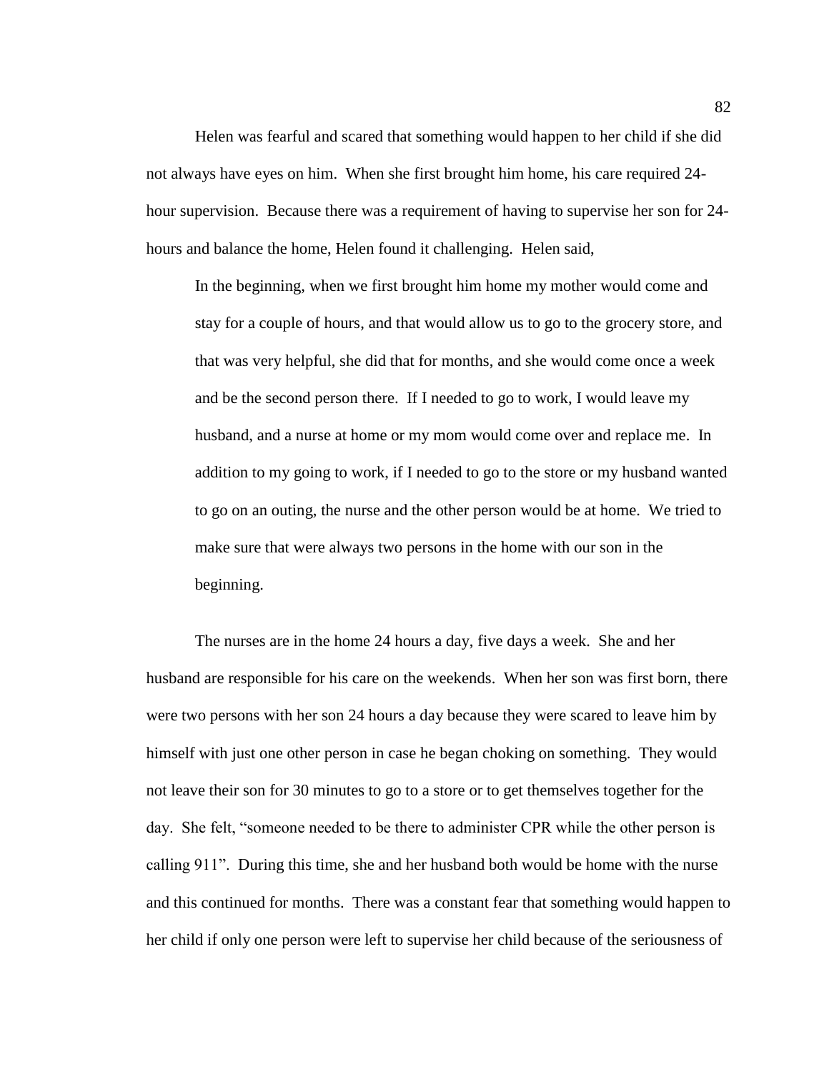Helen was fearful and scared that something would happen to her child if she did not always have eyes on him. When she first brought him home, his care required 24-hour supervision. Because there was a requirement of having to supervise her son for 24-hours and balance the home, Helen found it challenging. Helen said,

> In the beginning, when we first brought him home my mother would come and stay for a couple of hours, and that would allow us to go to the grocery store, and that was very helpful, she did that for months, and she would come once a week and be the second person there. If I needed to go to work, I would leave my husband, and a nurse at home or my mom would come over and replace me. In addition to my going to work, if I needed to go to the store or my husband wanted to go on an outing, the nurse and the other person would be at home. We tried to make sure that were always two persons in the home with our son in the beginning.

The nurses are in the home 24 hours a day, five days a week. She and her husband are responsible for his care on the weekends. When her son was first born, there were two persons with her son 24 hours a day because they were scared to leave him by himself with just one other person in case he began choking on something. They would not leave their son for 30 minutes to go to a store or to get themselves together for the day. She felt, “someone needed to be there to administer CPR while the other person is calling 911”. During this time, she and her husband both would be home with the nurse and this continued for months. There was a constant fear that something would happen to her child if only one person were left to supervise her child because of the seriousness of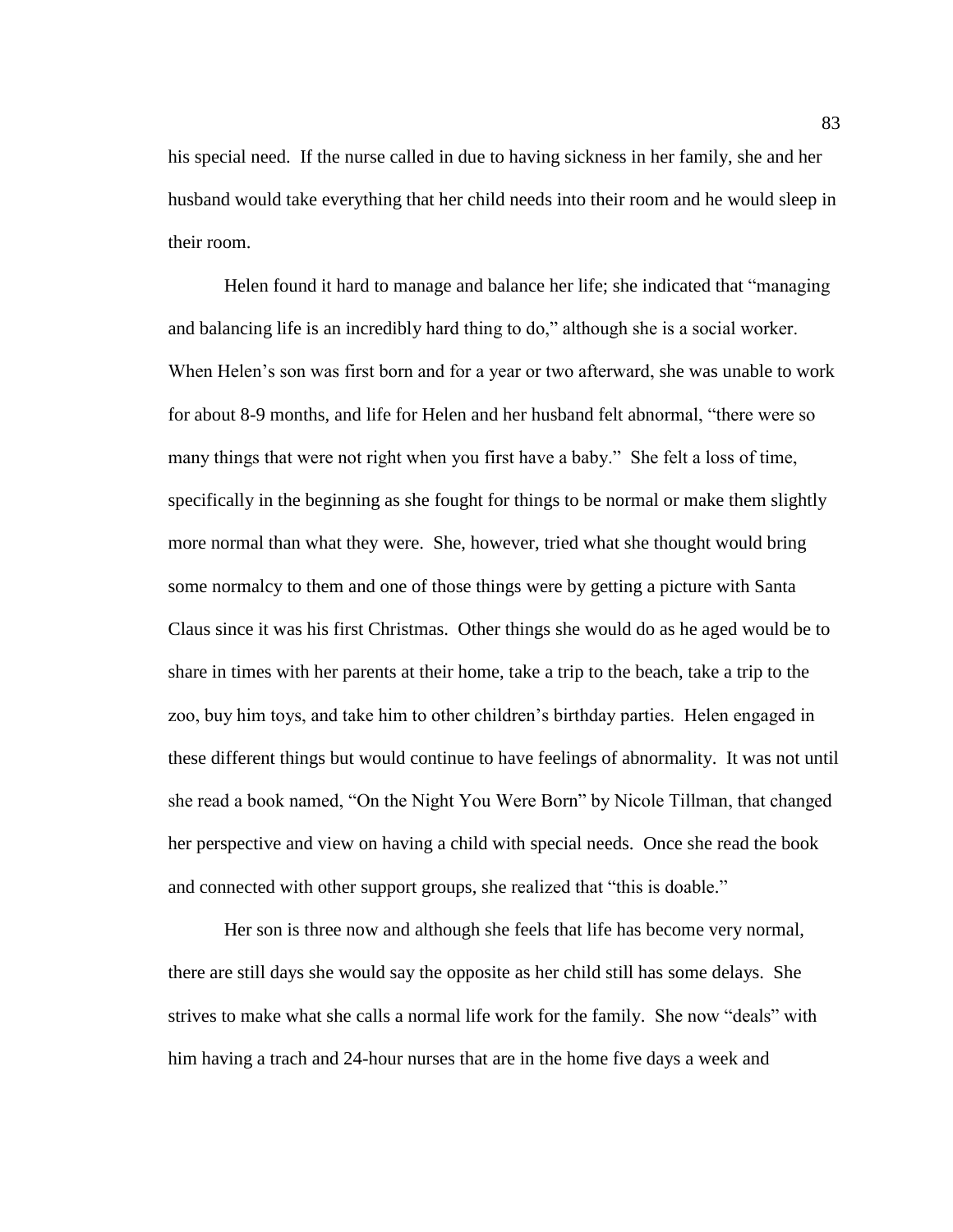his special need. If the nurse called in due to having sickness in her family, she and her husband would take everything that her child needs into their room and he would sleep in their room.

Helen found it hard to manage and balance her life; she indicated that "managing and balancing life is an incredibly hard thing to do," although she is a social worker. When Helen's son was first born and for a year or two afterward, she was unable to work for about 8-9 months, and life for Helen and her husband felt abnormal, "there were so many things that were not right when you first have a baby." She felt a loss of time, specifically in the beginning as she fought for things to be normal or make them slightly more normal than what they were. She, however, tried what she thought would bring some normalcy to them and one of those things were by getting a picture with Santa Claus since it was his first Christmas. Other things she would do as he aged would be to share in times with her parents at their home, take a trip to the beach, take a trip to the zoo, buy him toys, and take him to other children's birthday parties. Helen engaged in these different things but would continue to have feelings of abnormality. It was not until she read a book named, "On the Night You Were Born" by Nicole Tillman, that changed her perspective and view on having a child with special needs. Once she read the book and connected with other support groups, she realized that "this is doable."

Her son is three now and although she feels that life has become very normal, there are still days she would say the opposite as her child still has some delays. She strives to make what she calls a normal life work for the family. She now "deals" with him having a trach and 24-hour nurses that are in the home five days a week and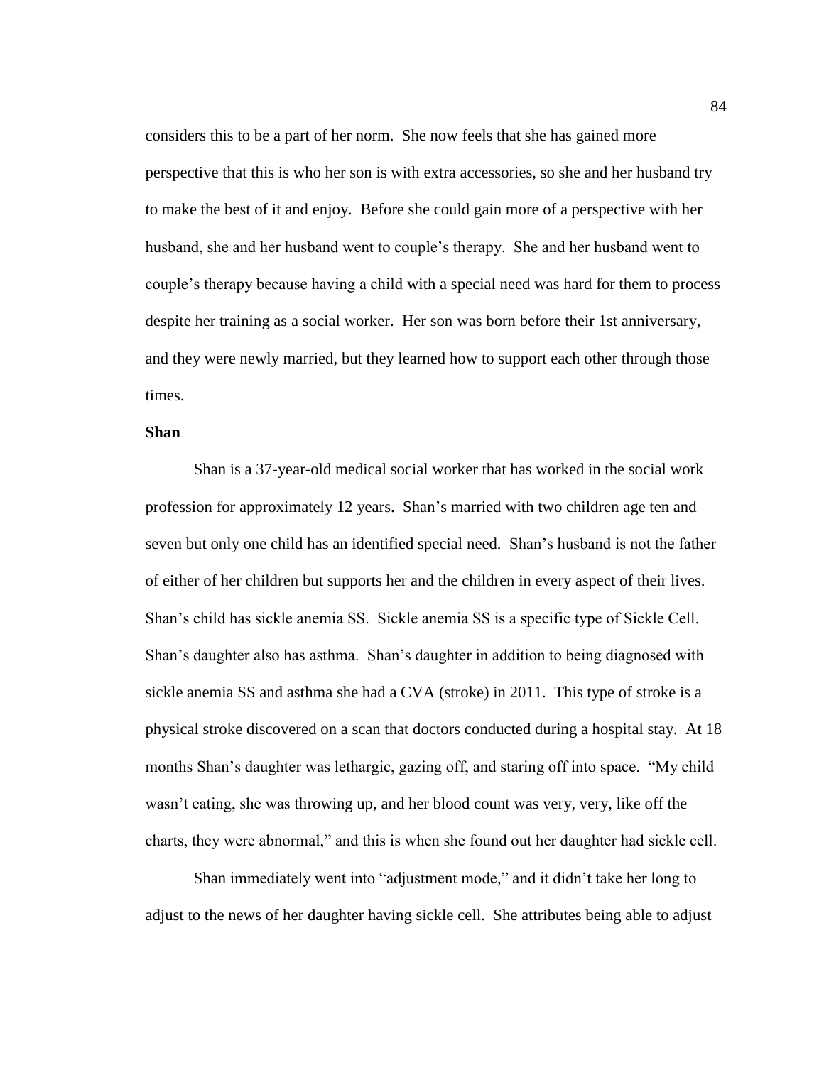considers this to be a part of her norm. She now feels that she has gained more perspective that this is who her son is with extra accessories, so she and her husband try to make the best of it and enjoy. Before she could gain more of a perspective with her husband, she and her husband went to couple's therapy. She and her husband went to couple's therapy because having a child with a special need was hard for them to process despite her training as a social worker. Her son was born before their 1st anniversary, and they were newly married, but they learned how to support each other through those times.

**Shan**

Shan is a 37-year-old medical social worker that has worked in the social work profession for approximately 12 years. Shan's married with two children age ten and seven but only one child has an identified special need. Shan's husband is not the father of either of her children but supports her and the children in every aspect of their lives. Shan's child has sickle anemia SS. Sickle anemia SS is a specific type of Sickle Cell. Shan's daughter also has asthma. Shan's daughter in addition to being diagnosed with sickle anemia SS and asthma she had a CVA (stroke) in 2011. This type of stroke is a physical stroke discovered on a scan that doctors conducted during a hospital stay. At 18 months Shan's daughter was lethargic, gazing off, and staring off into space. "My child wasn't eating, she was throwing up, and her blood count was very, very, like off the charts, they were abnormal," and this is when she found out her daughter had sickle cell.

Shan immediately went into "adjustment mode," and it didn't take her long to adjust to the news of her daughter having sickle cell. She attributes being able to adjust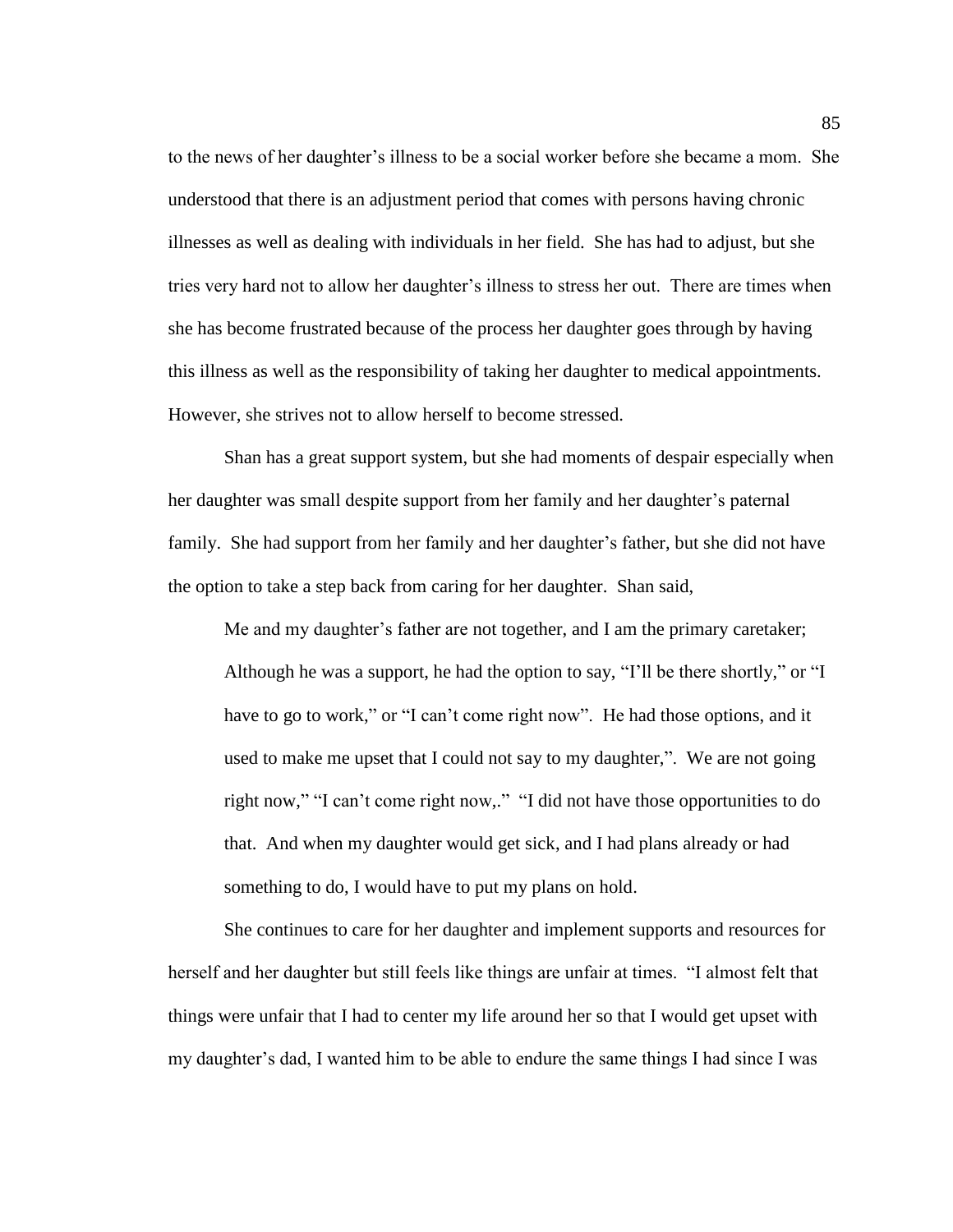to the news of her daughter's illness to be a social worker before she became a mom. She understood that there is an adjustment period that comes with persons having chronic illnesses as well as dealing with individuals in her field. She has had to adjust, but she tries very hard not to allow her daughter's illness to stress her out. There are times when she has become frustrated because of the process her daughter goes through by having this illness as well as the responsibility of taking her daughter to medical appointments. However, she strives not to allow herself to become stressed.

Shan has a great support system, but she had moments of despair especially when her daughter was small despite support from her family and her daughter's paternal family. She had support from her family and her daughter's father, but she did not have the option to take a step back from caring for her daughter. Shan said,

> Me and my daughter's father are not together, and I am the primary caretaker; Although he was a support, he had the option to say, "I'll be there shortly," or "I have to go to work," or "I can't come right now". He had those options, and it used to make me upset that I could not say to my daughter,". We are not going right now," "I can't come right now,." "I did not have those opportunities to do that. And when my daughter would get sick, and I had plans already or had something to do, I would have to put my plans on hold.

She continues to care for her daughter and implement supports and resources for herself and her daughter but still feels like things are unfair at times. "I almost felt that things were unfair that I had to center my life around her so that I would get upset with my daughter's dad, I wanted him to be able to endure the same things I had since I was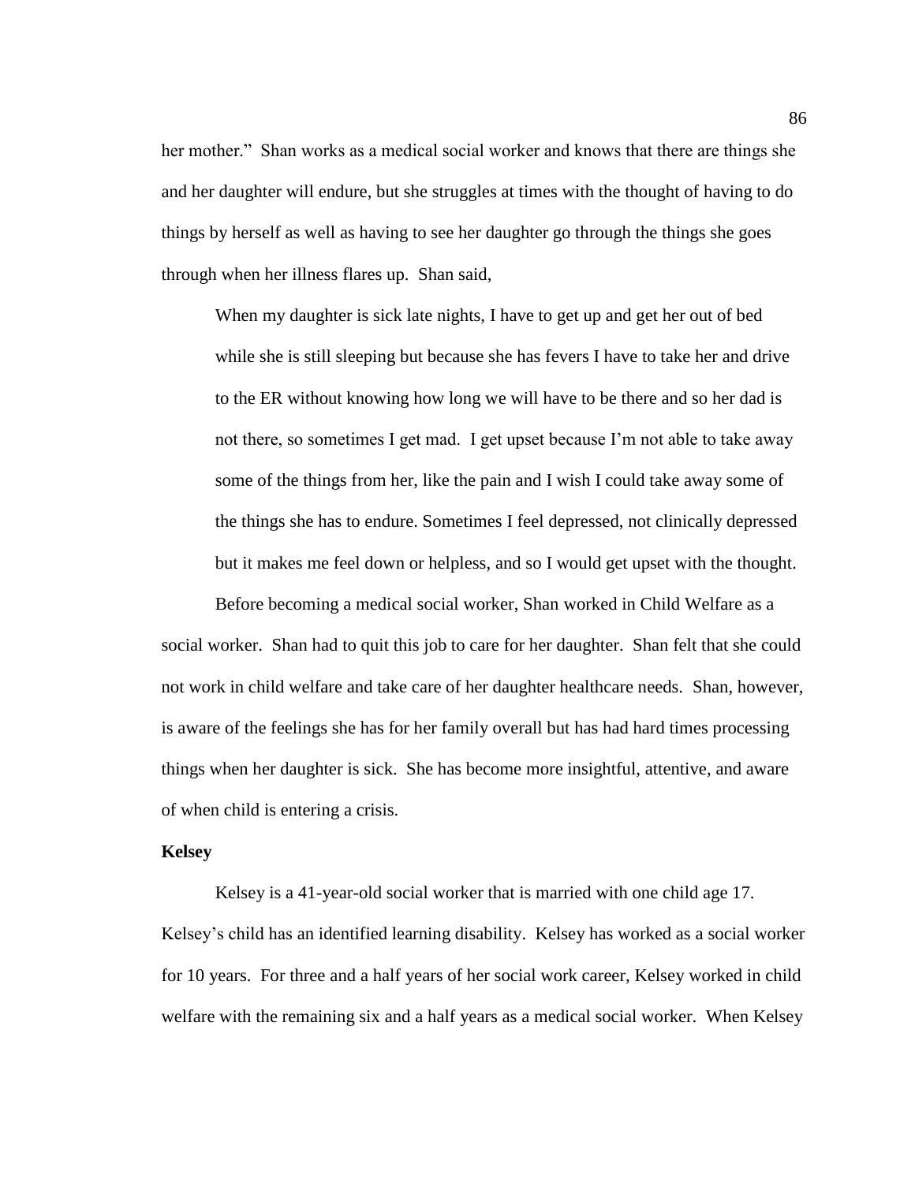her mother." Shan works as a medical social worker and knows that there are things she and her daughter will endure, but she struggles at times with the thought of having to do things by herself as well as having to see her daughter go through the things she goes through when her illness flares up. Shan said,

> When my daughter is sick late nights, I have to get up and get her out of bed while she is still sleeping but because she has fevers I have to take her and drive to the ER without knowing how long we will have to be there and so her dad is not there, so sometimes I get mad. I get upset because I'm not able to take away some of the things from her, like the pain and I wish I could take away some of the things she has to endure. Sometimes I feel depressed, not clinically depressed but it makes me feel down or helpless, and so I would get upset with the thought.

Before becoming a medical social worker, Shan worked in Child Welfare as a social worker. Shan had to quit this job to care for her daughter. Shan felt that she could not work in child welfare and take care of her daughter healthcare needs. Shan, however, is aware of the feelings she has for her family overall but has had hard times processing things when her daughter is sick. She has become more insightful, attentive, and aware of when child is entering a crisis.

**Kelsey**

Kelsey is a 41-year-old social worker that is married with one child age 17. Kelsey's child has an identified learning disability. Kelsey has worked as a social worker for 10 years. For three and a half years of her social work career, Kelsey worked in child welfare with the remaining six and a half years as a medical social worker. When Kelsey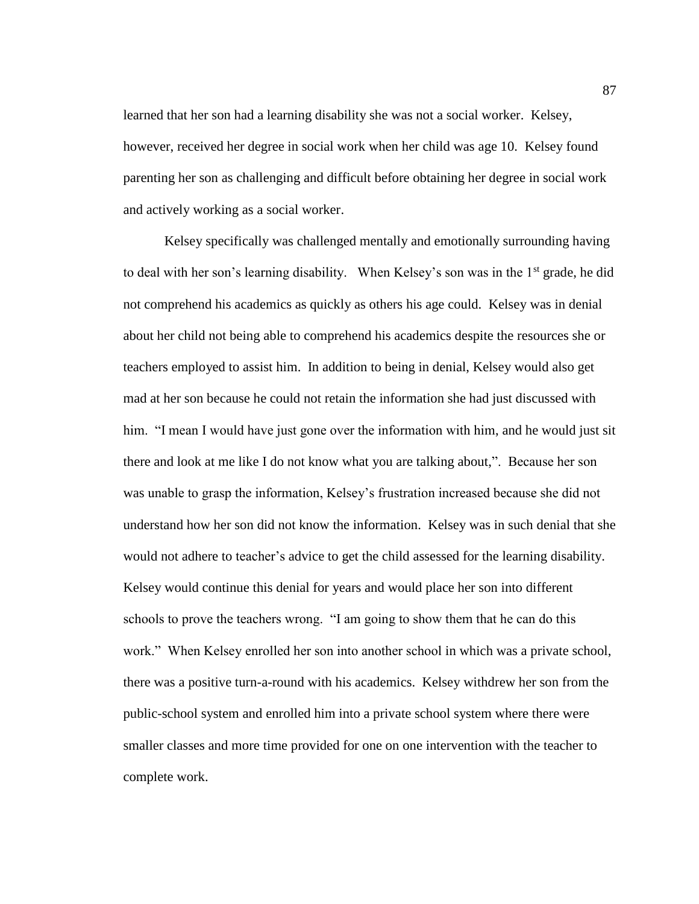learned that her son had a learning disability she was not a social worker. Kelsey, however, received her degree in social work when her child was age 10. Kelsey found parenting her son as challenging and difficult before obtaining her degree in social work and actively working as a social worker.

Kelsey specifically was challenged mentally and emotionally surrounding having to deal with her son's learning disability. When Kelsey's son was in the 1st grade, he did not comprehend his academics as quickly as others his age could. Kelsey was in denial about her child not being able to comprehend his academics despite the resources she or teachers employed to assist him. In addition to being in denial, Kelsey would also get mad at her son because he could not retain the information she had just discussed with him. "I mean I would have just gone over the information with him, and he would just sit there and look at me like I do not know what you are talking about,". Because her son was unable to grasp the information, Kelsey's frustration increased because she did not understand how her son did not know the information. Kelsey was in such denial that she would not adhere to teacher's advice to get the child assessed for the learning disability. Kelsey would continue this denial for years and would place her son into different schools to prove the teachers wrong. "I am going to show them that he can do this work." When Kelsey enrolled her son into another school in which was a private school, there was a positive turn-a-round with his academics. Kelsey withdrew her son from the public-school system and enrolled him into a private school system where there were smaller classes and more time provided for one on one intervention with the teacher to complete work.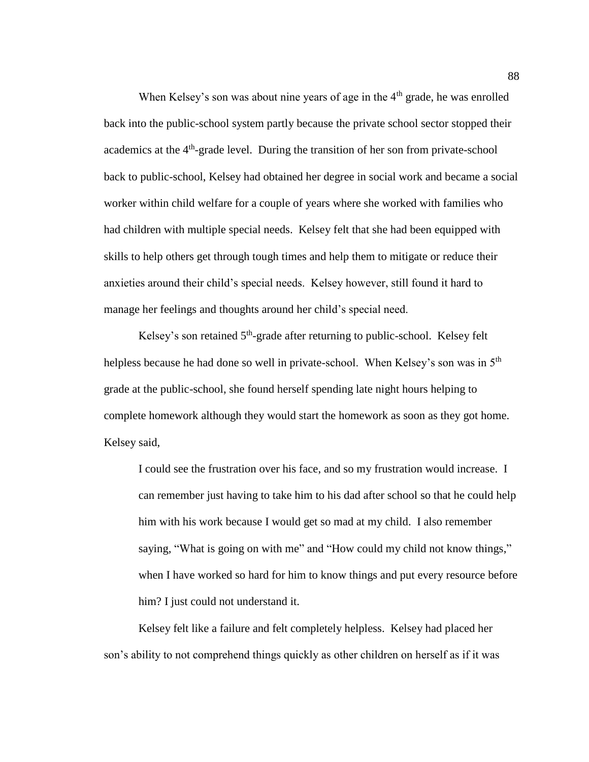When Kelsey's son was about nine years of age in the 4th grade, he was enrolled back into the public-school system partly because the private school sector stopped their academics at the 4th-grade level. During the transition of her son from private-school back to public-school, Kelsey had obtained her degree in social work and became a social worker within child welfare for a couple of years where she worked with families who had children with multiple special needs. Kelsey felt that she had been equipped with skills to help others get through tough times and help them to mitigate or reduce their anxieties around their child's special needs. Kelsey however, still found it hard to manage her feelings and thoughts around her child's special need.

Kelsey's son retained 5th-grade after returning to public-school. Kelsey felt helpless because he had done so well in private-school. When Kelsey's son was in 5th grade at the public-school, she found herself spending late night hours helping to complete homework although they would start the homework as soon as they got home. Kelsey said,

> I could see the frustration over his face, and so my frustration would increase. I can remember just having to take him to his dad after school so that he could help him with his work because I would get so mad at my child. I also remember saying, "What is going on with me" and "How could my child not know things," when I have worked so hard for him to know things and put every resource before him? I just could not understand it.

Kelsey felt like a failure and felt completely helpless. Kelsey had placed her son's ability to not comprehend things quickly as other children on herself as if it was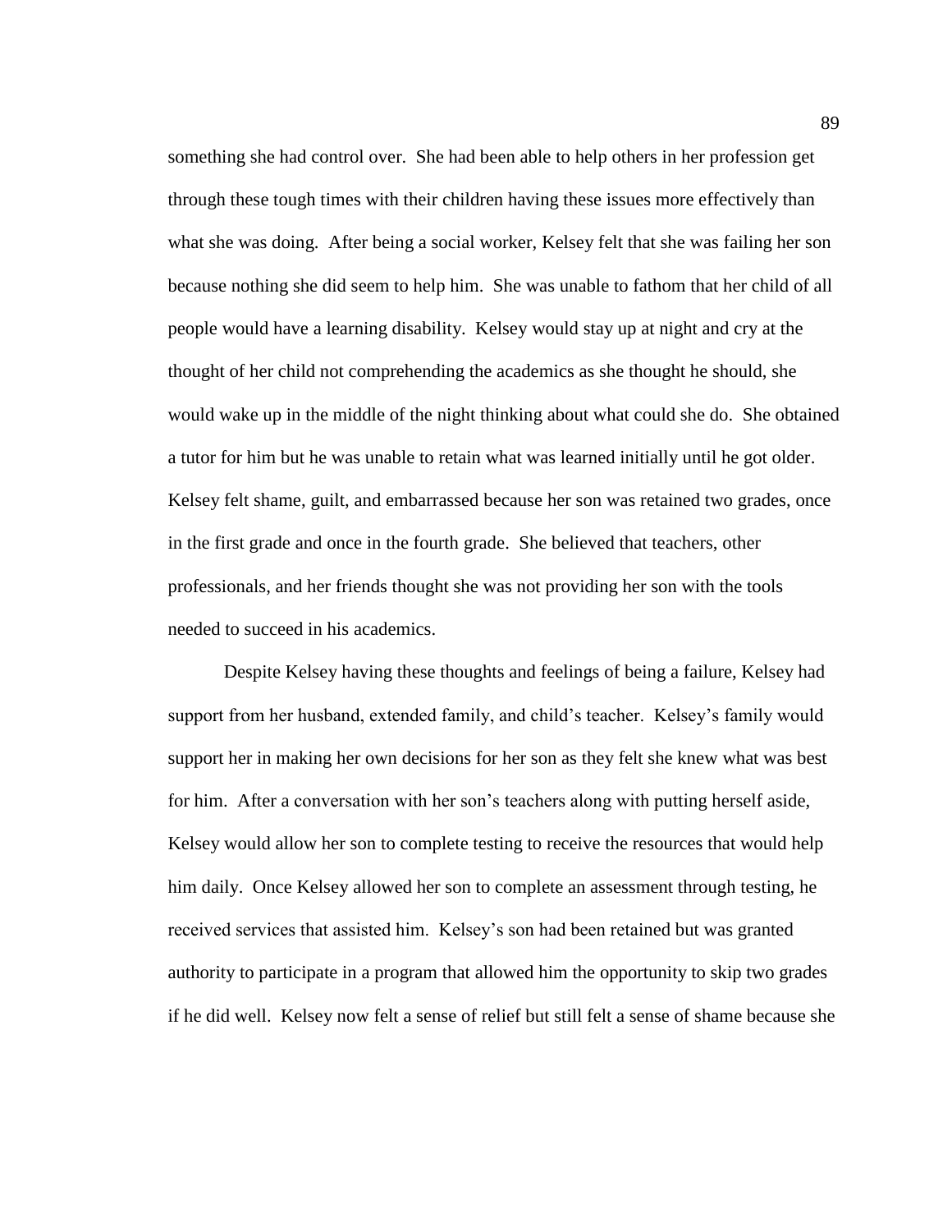something she had control over. She had been able to help others in her profession get through these tough times with their children having these issues more effectively than what she was doing. After being a social worker, Kelsey felt that she was failing her son because nothing she did seem to help him. She was unable to fathom that her child of all people would have a learning disability. Kelsey would stay up at night and cry at the thought of her child not comprehending the academics as she thought he should, she would wake up in the middle of the night thinking about what could she do. She obtained a tutor for him but he was unable to retain what was learned initially until he got older. Kelsey felt shame, guilt, and embarrassed because her son was retained two grades, once in the first grade and once in the fourth grade. She believed that teachers, other professionals, and her friends thought she was not providing her son with the tools needed to succeed in his academics.

Despite Kelsey having these thoughts and feelings of being a failure, Kelsey had support from her husband, extended family, and child's teacher. Kelsey's family would support her in making her own decisions for her son as they felt she knew what was best for him. After a conversation with her son's teachers along with putting herself aside, Kelsey would allow her son to complete testing to receive the resources that would help him daily. Once Kelsey allowed her son to complete an assessment through testing, he received services that assisted him. Kelsey's son had been retained but was granted authority to participate in a program that allowed him the opportunity to skip two grades if he did well. Kelsey now felt a sense of relief but still felt a sense of shame because she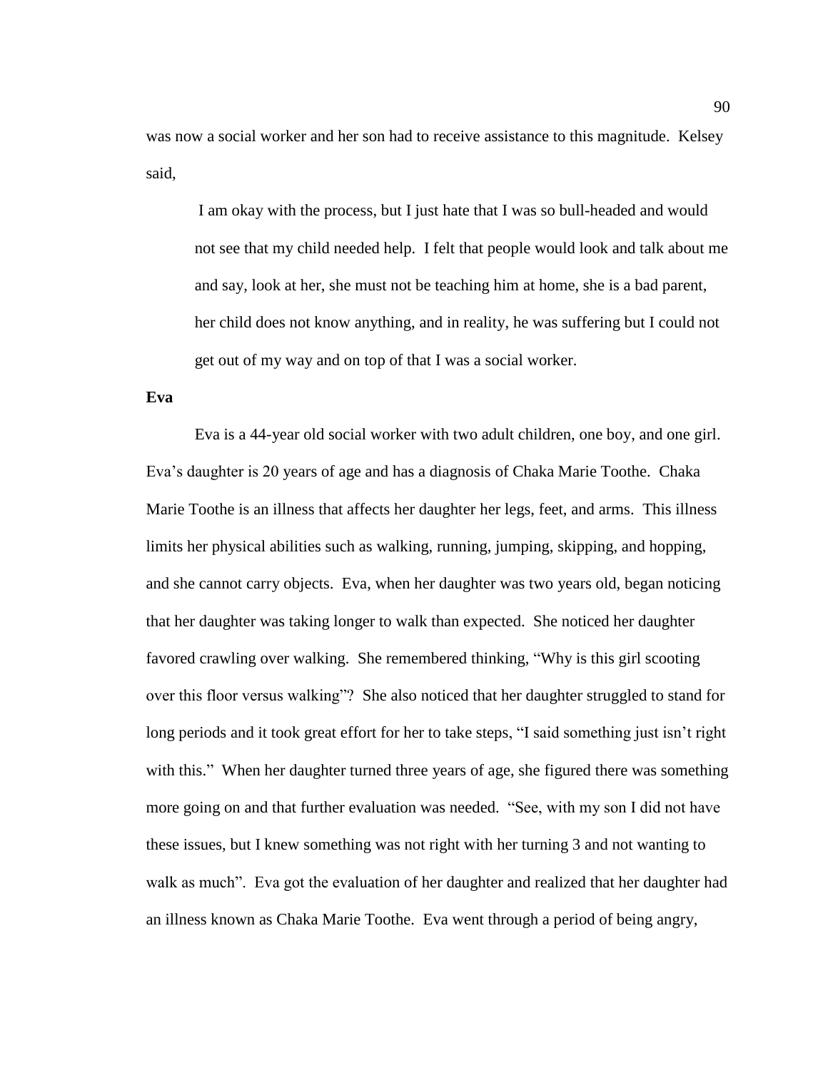was now a social worker and her son had to receive assistance to this magnitude. Kelsey said,

> I am okay with the process, but I just hate that I was so bull-headed and would not see that my child needed help. I felt that people would look and talk about me and say, look at her, she must not be teaching him at home, she is a bad parent, her child does not know anything, and in reality, he was suffering but I could not get out of my way and on top of that I was a social worker.

**Eva**

Eva is a 44-year old social worker with two adult children, one boy, and one girl. Eva's daughter is 20 years of age and has a diagnosis of Chaka Marie Toothe. Chaka Marie Toothe is an illness that affects her daughter her legs, feet, and arms. This illness limits her physical abilities such as walking, running, jumping, skipping, and hopping, and she cannot carry objects. Eva, when her daughter was two years old, began noticing that her daughter was taking longer to walk than expected. She noticed her daughter favored crawling over walking. She remembered thinking, "Why is this girl scooting over this floor versus walking"? She also noticed that her daughter struggled to stand for long periods and it took great effort for her to take steps, "I said something just isn't right with this." When her daughter turned three years of age, she figured there was something more going on and that further evaluation was needed. "See, with my son I did not have these issues, but I knew something was not right with her turning 3 and not wanting to walk as much". Eva got the evaluation of her daughter and realized that her daughter had an illness known as Chaka Marie Toothe. Eva went through a period of being angry,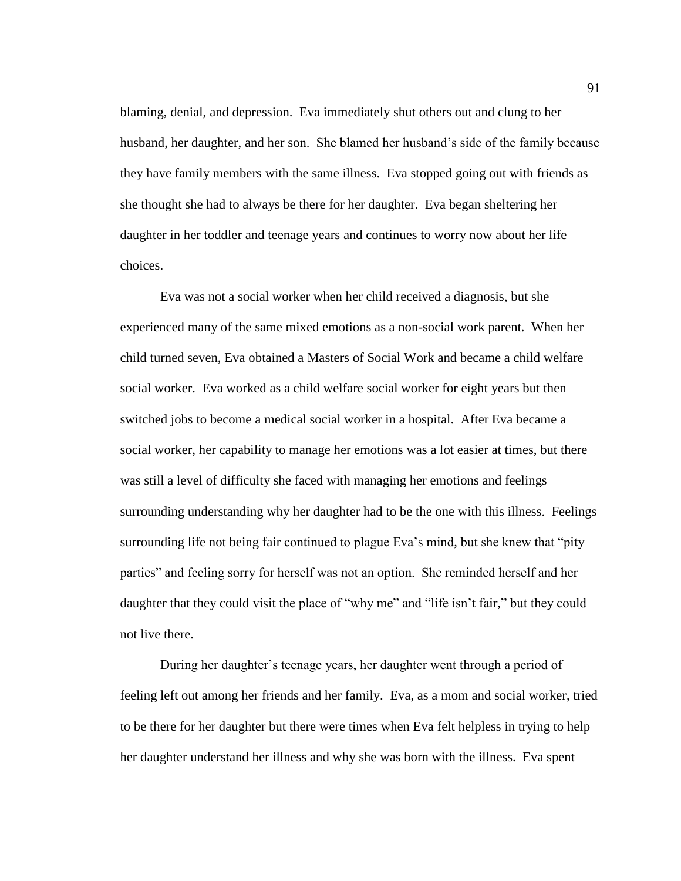blaming, denial, and depression. Eva immediately shut others out and clung to her husband, her daughter, and her son. She blamed her husband's side of the family because they have family members with the same illness. Eva stopped going out with friends as she thought she had to always be there for her daughter. Eva began sheltering her daughter in her toddler and teenage years and continues to worry now about her life choices.

Eva was not a social worker when her child received a diagnosis, but she experienced many of the same mixed emotions as a non-social work parent. When her child turned seven, Eva obtained a Masters of Social Work and became a child welfare social worker. Eva worked as a child welfare social worker for eight years but then switched jobs to become a medical social worker in a hospital. After Eva became a social worker, her capability to manage her emotions was a lot easier at times, but there was still a level of difficulty she faced with managing her emotions and feelings surrounding understanding why her daughter had to be the one with this illness. Feelings surrounding life not being fair continued to plague Eva's mind, but she knew that "pity parties" and feeling sorry for herself was not an option. She reminded herself and her daughter that they could visit the place of "why me" and "life isn't fair," but they could not live there.

During her daughter's teenage years, her daughter went through a period of feeling left out among her friends and her family. Eva, as a mom and social worker, tried to be there for her daughter but there were times when Eva felt helpless in trying to help her daughter understand her illness and why she was born with the illness. Eva spent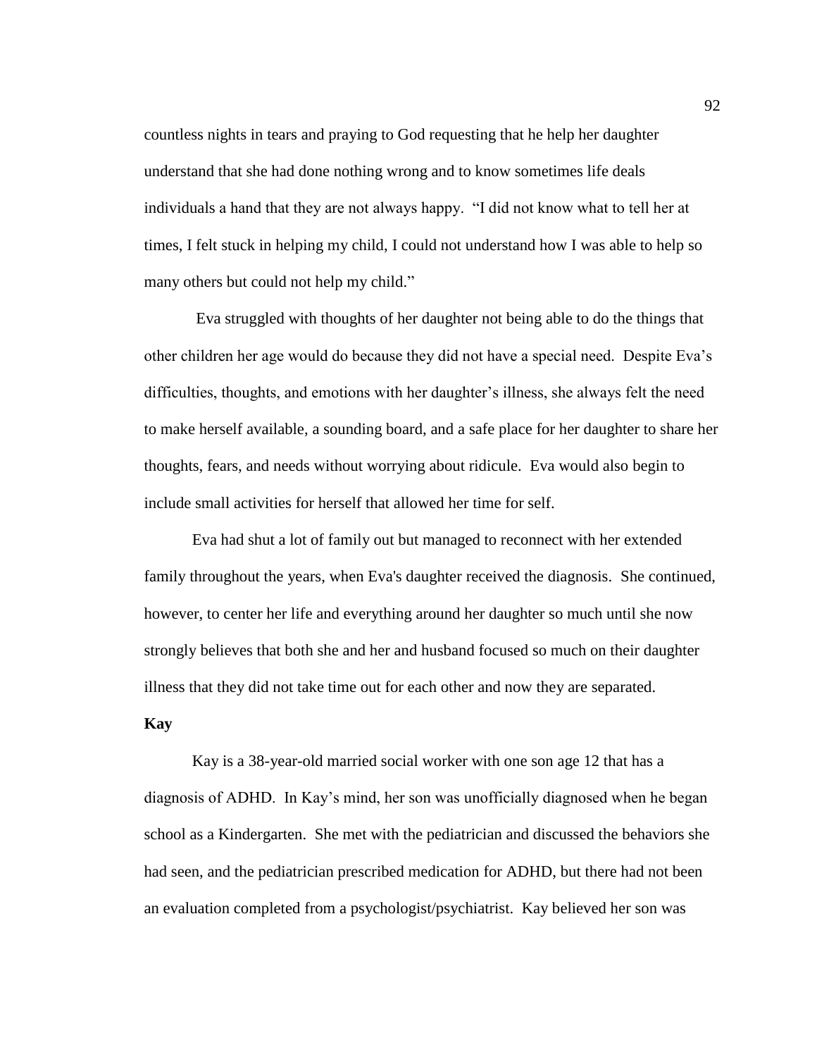countless nights in tears and praying to God requesting that he help her daughter understand that she had done nothing wrong and to know sometimes life deals individuals a hand that they are not always happy. "I did not know what to tell her at times, I felt stuck in helping my child, I could not understand how I was able to help so many others but could not help my child."

Eva struggled with thoughts of her daughter not being able to do the things that other children her age would do because they did not have a special need. Despite Eva's difficulties, thoughts, and emotions with her daughter's illness, she always felt the need to make herself available, a sounding board, and a safe place for her daughter to share her thoughts, fears, and needs without worrying about ridicule. Eva would also begin to include small activities for herself that allowed her time for self.

Eva had shut a lot of family out but managed to reconnect with her extended family throughout the years, when Eva's daughter received the diagnosis. She continued, however, to center her life and everything around her daughter so much until she now strongly believes that both she and her and husband focused so much on their daughter illness that they did not take time out for each other and now they are separated.

**Kay**

Kay is a 38-year-old married social worker with one son age 12 that has a diagnosis of ADHD. In Kay's mind, her son was unofficially diagnosed when he began school as a Kindergarten. She met with the pediatrician and discussed the behaviors she had seen, and the pediatrician prescribed medication for ADHD, but there had not been an evaluation completed from a psychologist/psychiatrist. Kay believed her son was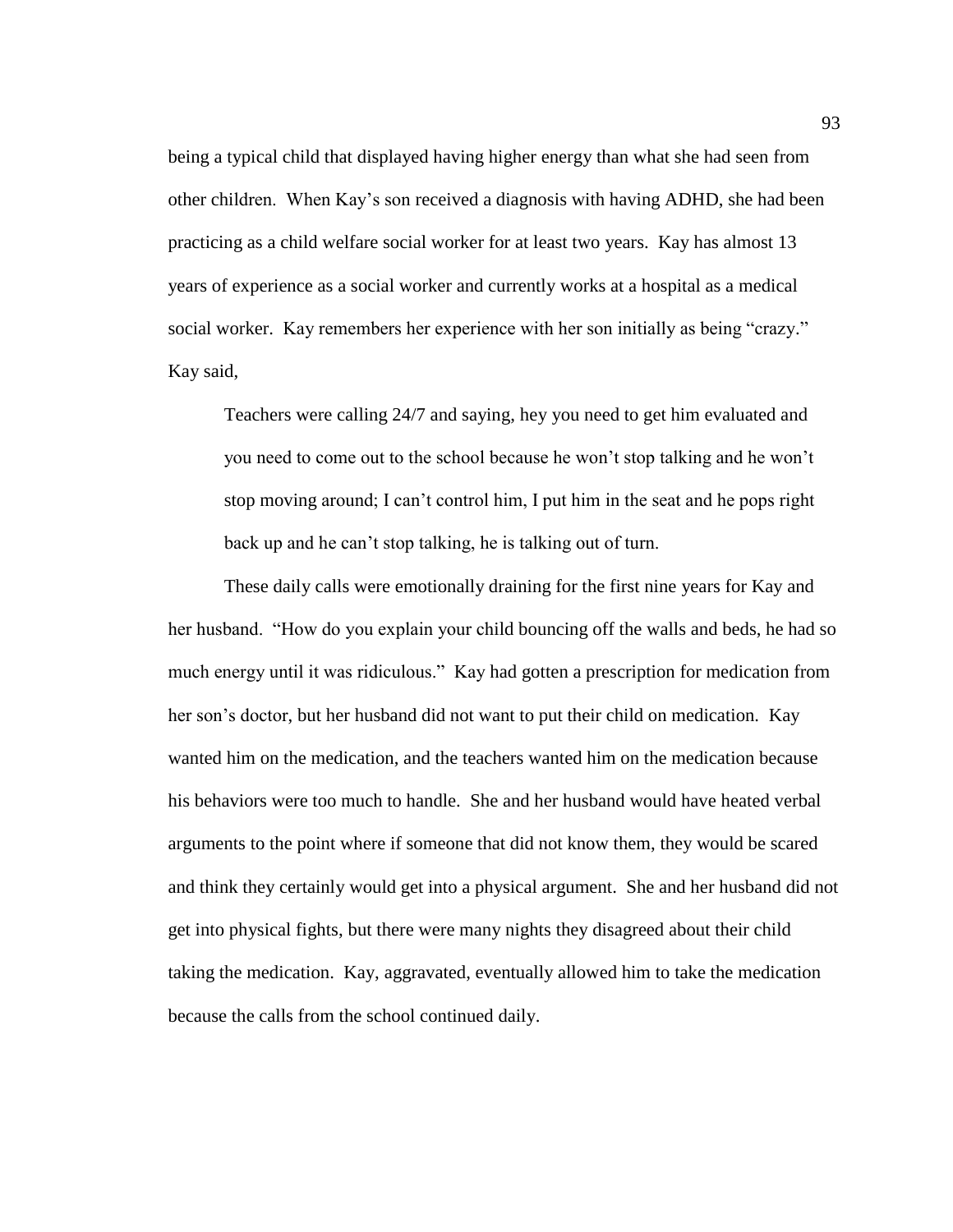being a typical child that displayed having higher energy than what she had seen from other children. When Kay's son received a diagnosis with having ADHD, she had been practicing as a child welfare social worker for at least two years. Kay has almost 13 years of experience as a social worker and currently works at a hospital as a medical social worker. Kay remembers her experience with her son initially as being "crazy." Kay said,

> Teachers were calling 24/7 and saying, hey you need to get him evaluated and you need to come out to the school because he won't stop talking and he won't stop moving around; I can't control him, I put him in the seat and he pops right back up and he can't stop talking, he is talking out of turn.

These daily calls were emotionally draining for the first nine years for Kay and her husband. "How do you explain your child bouncing off the walls and beds, he had so much energy until it was ridiculous." Kay had gotten a prescription for medication from her son's doctor, but her husband did not want to put their child on medication. Kay wanted him on the medication, and the teachers wanted him on the medication because his behaviors were too much to handle. She and her husband would have heated verbal arguments to the point where if someone that did not know them, they would be scared and think they certainly would get into a physical argument. She and her husband did not get into physical fights, but there were many nights they disagreed about their child taking the medication. Kay, aggravated, eventually allowed him to take the medication because the calls from the school continued daily.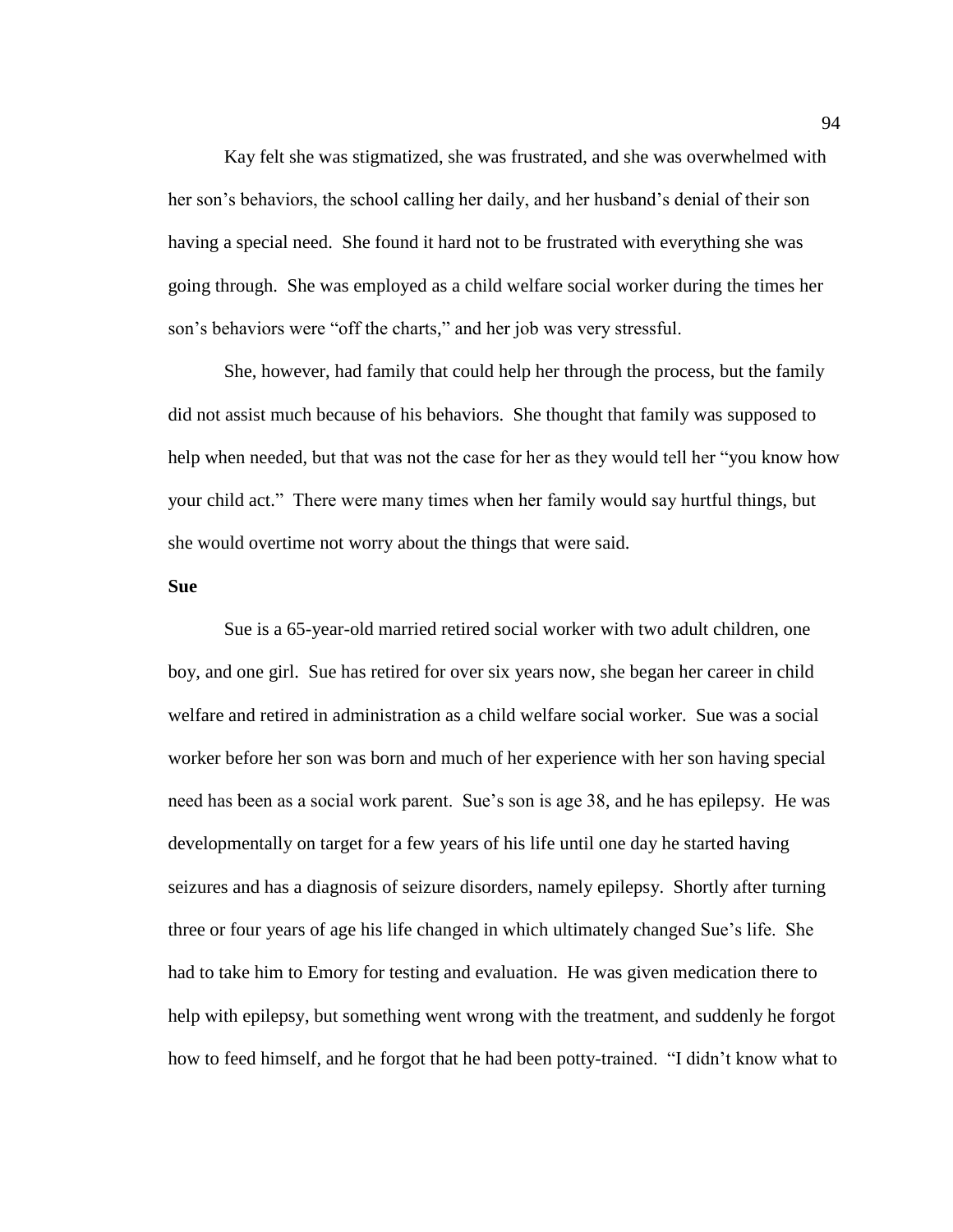Kay felt she was stigmatized, she was frustrated, and she was overwhelmed with her son's behaviors, the school calling her daily, and her husband's denial of their son having a special need. She found it hard not to be frustrated with everything she was going through. She was employed as a child welfare social worker during the times her son's behaviors were "off the charts," and her job was very stressful.

She, however, had family that could help her through the process, but the family did not assist much because of his behaviors. She thought that family was supposed to help when needed, but that was not the case for her as they would tell her "you know how your child act." There were many times when her family would say hurtful things, but she would overtime not worry about the things that were said.

**Sue**

Sue is a 65-year-old married retired social worker with two adult children, one boy, and one girl. Sue has retired for over six years now, she began her career in child welfare and retired in administration as a child welfare social worker. Sue was a social worker before her son was born and much of her experience with her son having special need has been as a social work parent. Sue's son is age 38, and he has epilepsy. He was developmentally on target for a few years of his life until one day he started having seizures and has a diagnosis of seizure disorders, namely epilepsy. Shortly after turning three or four years of age his life changed in which ultimately changed Sue's life. She had to take him to Emory for testing and evaluation. He was given medication there to help with epilepsy, but something went wrong with the treatment, and suddenly he forgot how to feed himself, and he forgot that he had been potty-trained. "I didn't know what to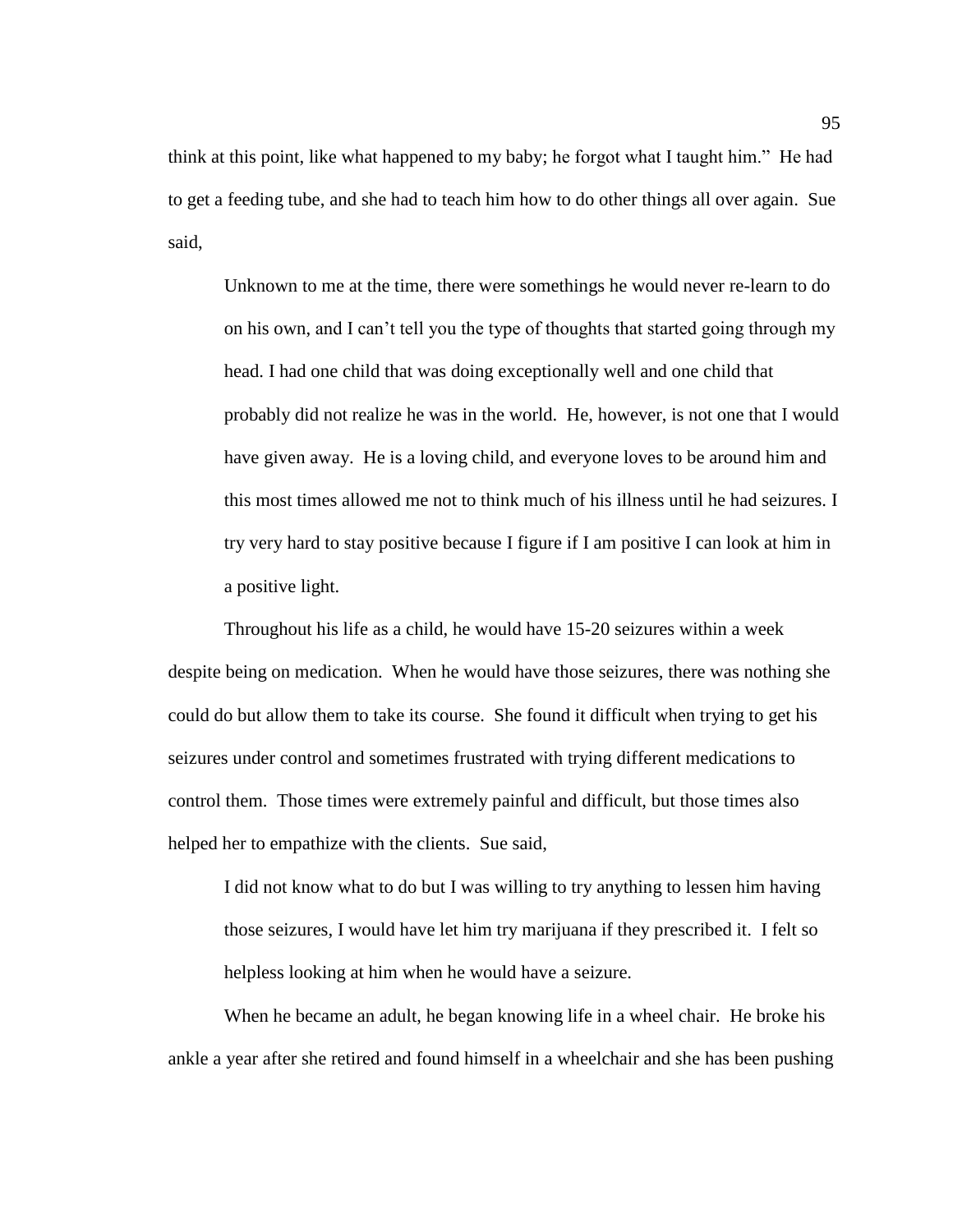think at this point, like what happened to my baby; he forgot what I taught him." He had to get a feeding tube, and she had to teach him how to do other things all over again. Sue said,

> Unknown to me at the time, there were somethings he would never re-learn to do on his own, and I can't tell you the type of thoughts that started going through my head. I had one child that was doing exceptionally well and one child that probably did not realize he was in the world. He, however, is not one that I would have given away. He is a loving child, and everyone loves to be around him and this most times allowed me not to think much of his illness until he had seizures. I try very hard to stay positive because I figure if I am positive I can look at him in a positive light.

Throughout his life as a child, he would have 15-20 seizures within a week despite being on medication. When he would have those seizures, there was nothing she could do but allow them to take its course. She found it difficult when trying to get his seizures under control and sometimes frustrated with trying different medications to control them. Those times were extremely painful and difficult, but those times also helped her to empathize with the clients. Sue said,

> I did not know what to do but I was willing to try anything to lessen him having those seizures, I would have let him try marijuana if they prescribed it. I felt so helpless looking at him when he would have a seizure.

When he became an adult, he began knowing life in a wheel chair. He broke his ankle a year after she retired and found himself in a wheelchair and she has been pushing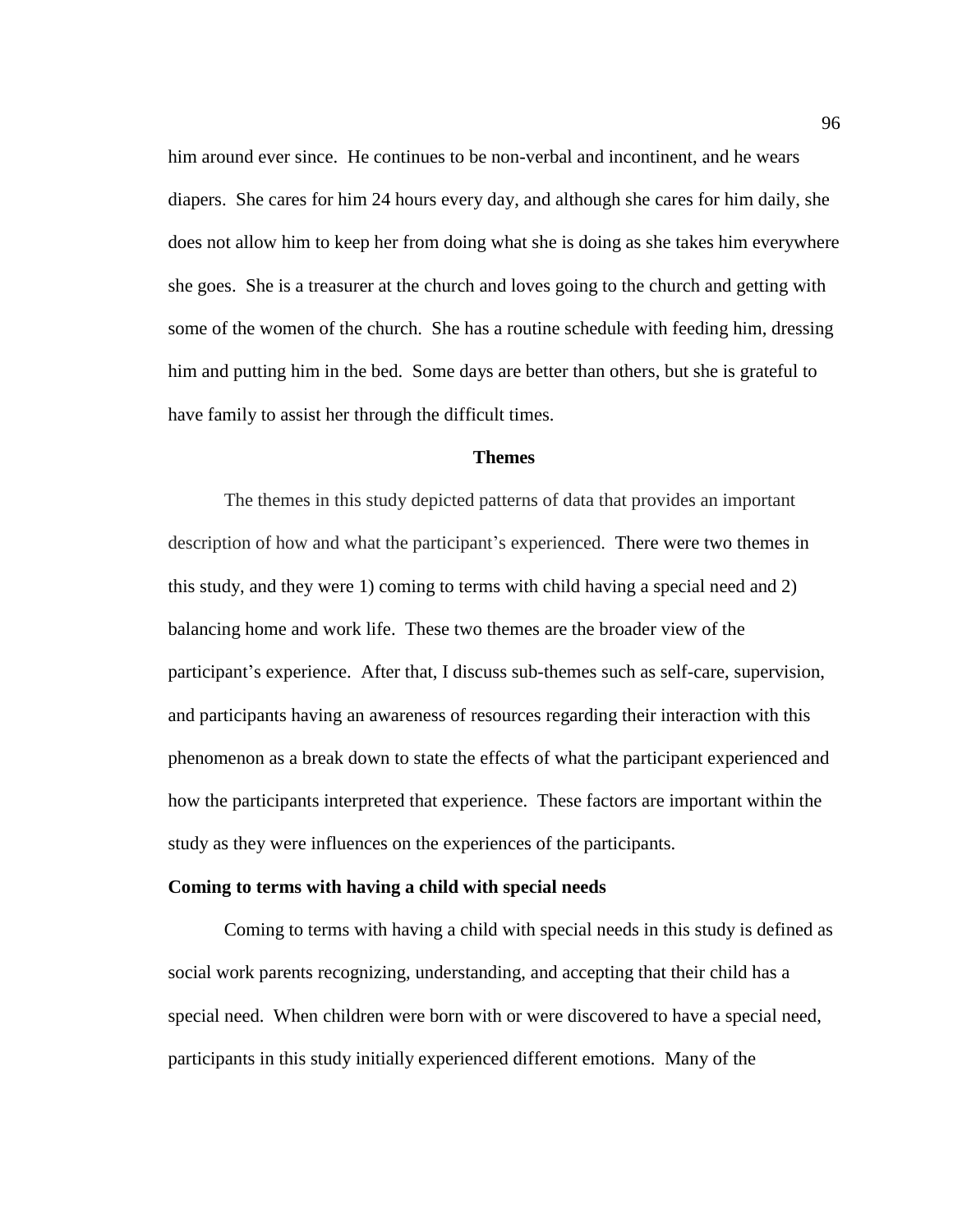him around ever since. He continues to be non-verbal and incontinent, and he wears diapers. She cares for him 24 hours every day, and although she cares for him daily, she does not allow him to keep her from doing what she is doing as she takes him everywhere she goes. She is a treasurer at the church and loves going to the church and getting with some of the women of the church. She has a routine schedule with feeding him, dressing him and putting him in the bed. Some days are better than others, but she is grateful to have family to assist her through the difficult times.

## Themes

The themes in this study depicted patterns of data that provides an important description of how and what the participant's experienced. There were two themes in this study, and they were 1) coming to terms with child having a special need and 2) balancing home and work life. These two themes are the broader view of the participant's experience. After that, I discuss sub-themes such as self-care, supervision, and participants having an awareness of resources regarding their interaction with this phenomenon as a break down to state the effects of what the participant experienced and how the participants interpreted that experience. These factors are important within the study as they were influences on the experiences of the participants.

### Coming to terms with having a child with special needs

Coming to terms with having a child with special needs in this study is defined as social work parents recognizing, understanding, and accepting that their child has a special need. When children were born with or were discovered to have a special need, participants in this study initially experienced different emotions. Many of the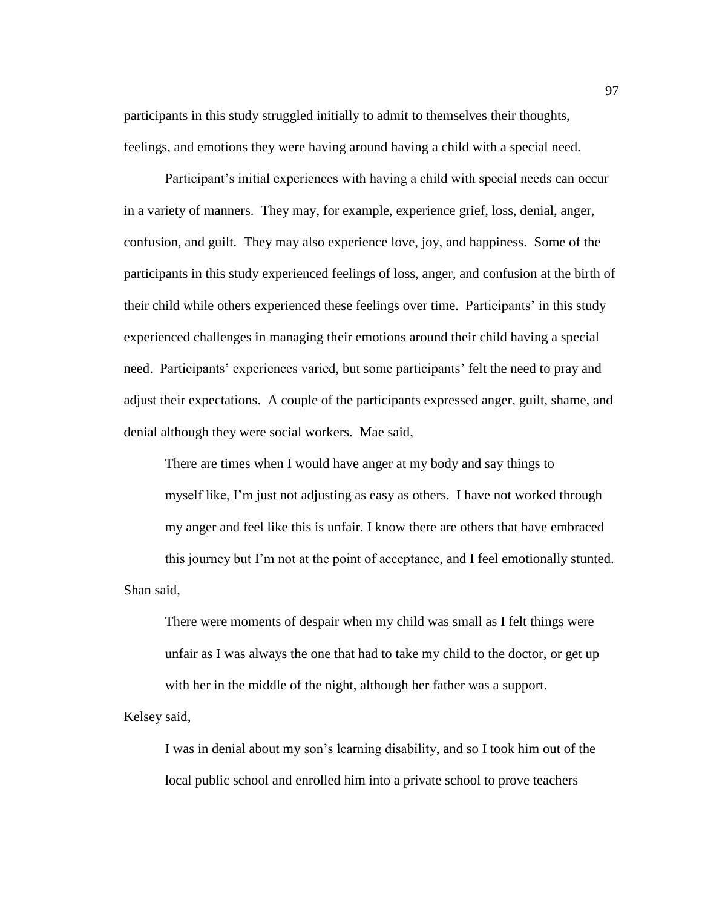participants in this study struggled initially to admit to themselves their thoughts, feelings, and emotions they were having around having a child with a special need.

Participant's initial experiences with having a child with special needs can occur in a variety of manners. They may, for example, experience grief, loss, denial, anger, confusion, and guilt. They may also experience love, joy, and happiness. Some of the participants in this study experienced feelings of loss, anger, and confusion at the birth of their child while others experienced these feelings over time. Participants' in this study experienced challenges in managing their emotions around their child having a special need. Participants' experiences varied, but some participants' felt the need to pray and adjust their expectations. A couple of the participants expressed anger, guilt, shame, and denial although they were social workers. Mae said,

> There are times when I would have anger at my body and say things to myself like, I'm just not adjusting as easy as others. I have not worked through my anger and feel like this is unfair. I know there are others that have embraced this journey but I'm not at the point of acceptance, and I feel emotionally stunted.

Shan said,

> There were moments of despair when my child was small as I felt things were unfair as I was always the one that had to take my child to the doctor, or get up with her in the middle of the night, although her father was a support.

Kelsey said,

> I was in denial about my son's learning disability, and so I took him out of the local public school and enrolled him into a private school to prove teachers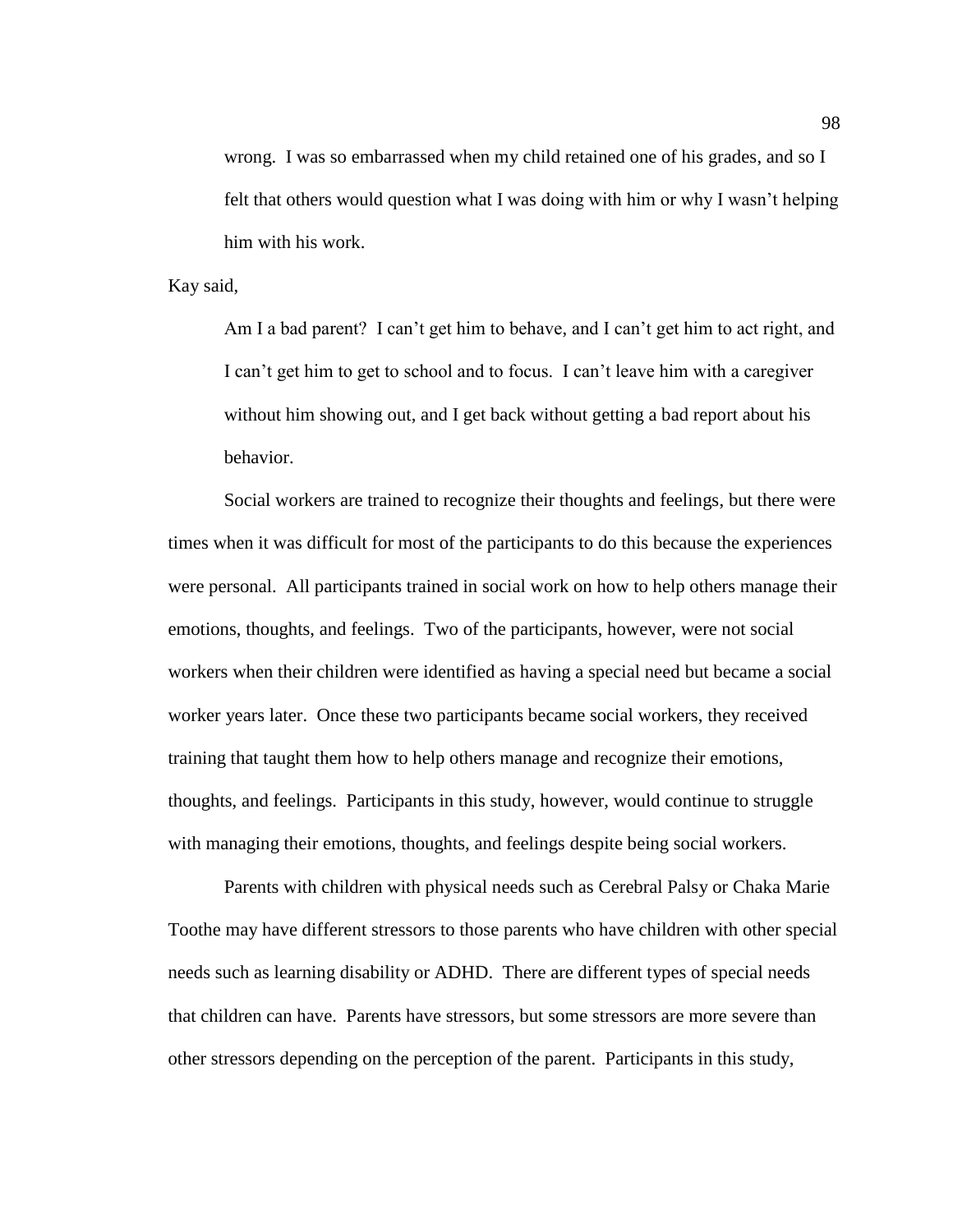> wrong. I was so embarrassed when my child retained one of his grades, and so I felt that others would question what I was doing with him or why I wasn't helping him with his work.

Kay said,

> Am I a bad parent? I can't get him to behave, and I can't get him to act right, and I can't get him to get to school and to focus. I can't leave him with a caregiver without him showing out, and I get back without getting a bad report about his behavior.

Social workers are trained to recognize their thoughts and feelings, but there were times when it was difficult for most of the participants to do this because the experiences were personal. All participants trained in social work on how to help others manage their emotions, thoughts, and feelings. Two of the participants, however, were not social workers when their children were identified as having a special need but became a social worker years later. Once these two participants became social workers, they received training that taught them how to help others manage and recognize their emotions, thoughts, and feelings. Participants in this study, however, would continue to struggle with managing their emotions, thoughts, and feelings despite being social workers.

Parents with children with physical needs such as Cerebral Palsy or Chaka Marie Toothe may have different stressors to those parents who have children with other special needs such as learning disability or ADHD. There are different types of special needs that children can have. Parents have stressors, but some stressors are more severe than other stressors depending on the perception of the parent. Participants in this study,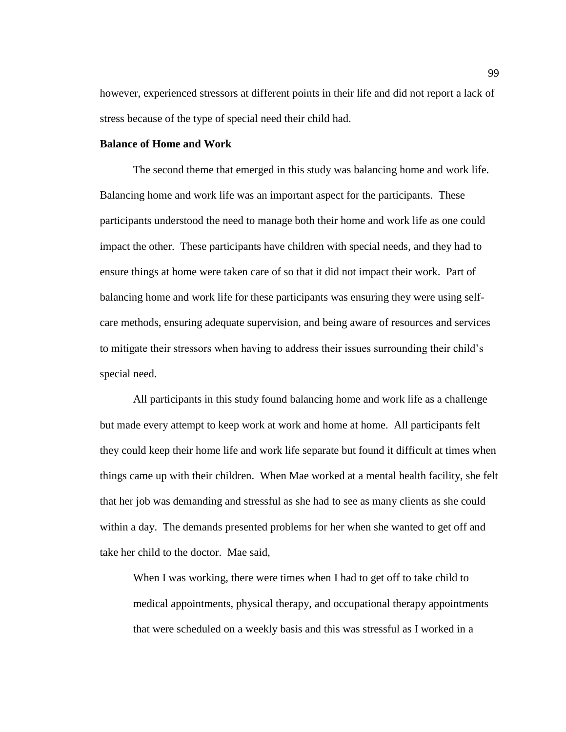however, experienced stressors at different points in their life and did not report a lack of stress because of the type of special need their child had.

**Balance of Home and Work**

The second theme that emerged in this study was balancing home and work life. Balancing home and work life was an important aspect for the participants. These participants understood the need to manage both their home and work life as one could impact the other. These participants have children with special needs, and they had to ensure things at home were taken care of so that it did not impact their work. Part of balancing home and work life for these participants was ensuring they were using self-care methods, ensuring adequate supervision, and being aware of resources and services to mitigate their stressors when having to address their issues surrounding their child's special need.

All participants in this study found balancing home and work life as a challenge but made every attempt to keep work at work and home at home. All participants felt they could keep their home life and work life separate but found it difficult at times when things came up with their children. When Mae worked at a mental health facility, she felt that her job was demanding and stressful as she had to see as many clients as she could within a day. The demands presented problems for her when she wanted to get off and take her child to the doctor. Mae said,

> When I was working, there were times when I had to get off to take child to medical appointments, physical therapy, and occupational therapy appointments that were scheduled on a weekly basis and this was stressful as I worked in a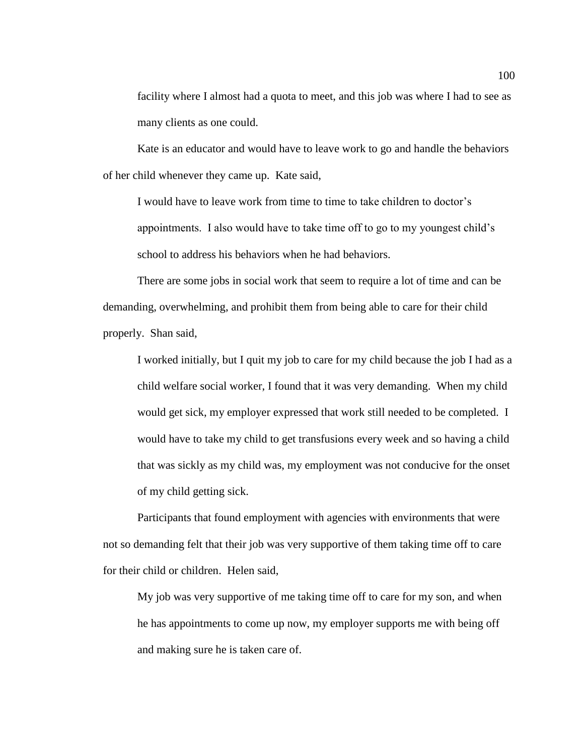facility where I almost had a quota to meet, and this job was where I had to see as many clients as one could.

Kate is an educator and would have to leave work to go and handle the behaviors of her child whenever they came up. Kate said,

> I would have to leave work from time to time to take children to doctor's appointments. I also would have to take time off to go to my youngest child's school to address his behaviors when he had behaviors.

There are some jobs in social work that seem to require a lot of time and can be demanding, overwhelming, and prohibit them from being able to care for their child properly. Shan said,

> I worked initially, but I quit my job to care for my child because the job I had as a child welfare social worker, I found that it was very demanding. When my child would get sick, my employer expressed that work still needed to be completed. I would have to take my child to get transfusions every week and so having a child that was sickly as my child was, my employment was not conducive for the onset of my child getting sick.

Participants that found employment with agencies with environments that were not so demanding felt that their job was very supportive of them taking time off to care for their child or children. Helen said,

> My job was very supportive of me taking time off to care for my son, and when he has appointments to come up now, my employer supports me with being off and making sure he is taken care of.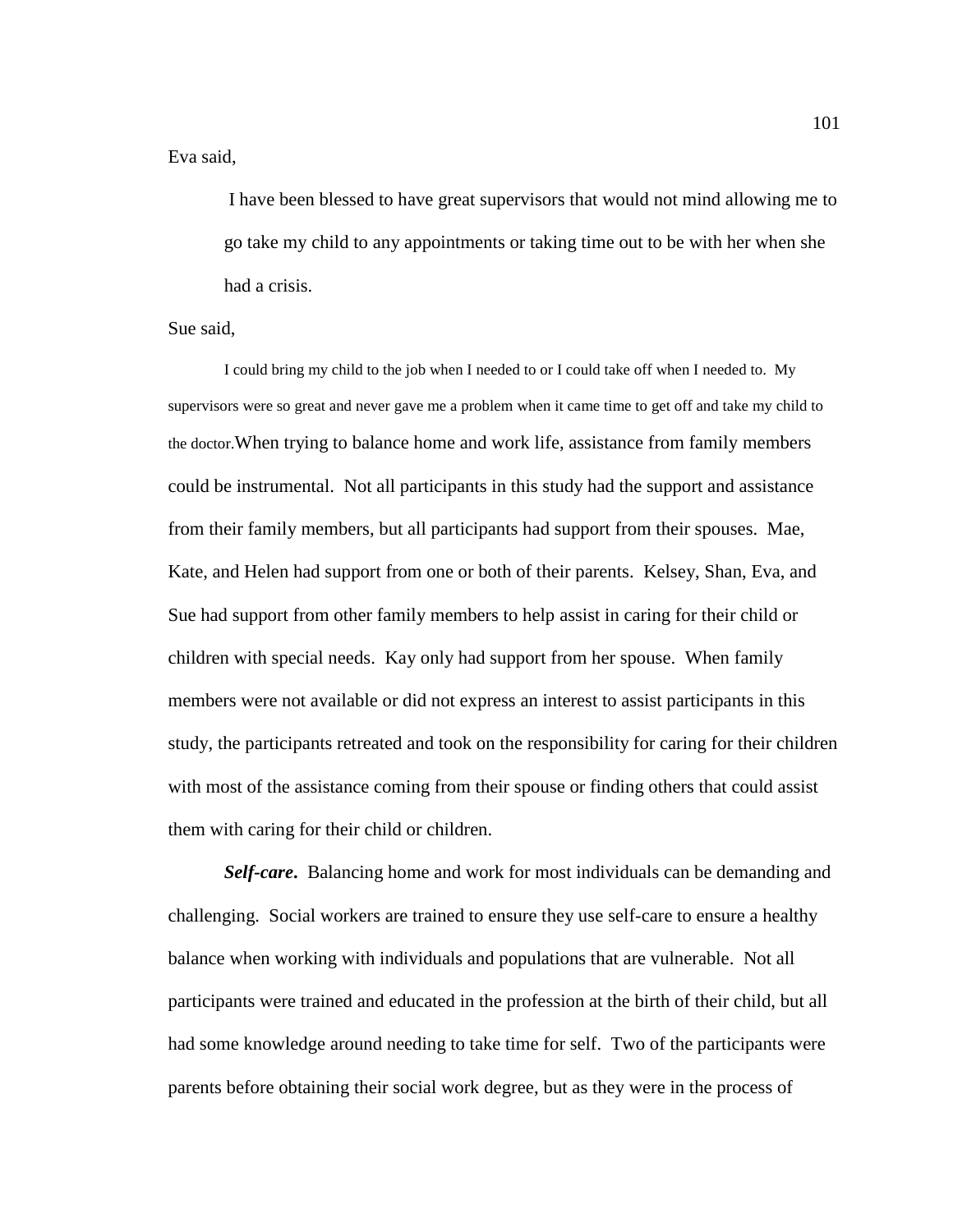Eva said,

> I have been blessed to have great supervisors that would not mind allowing me to go take my child to any appointments or taking time out to be with her when she had a crisis.

Sue said,

> I could bring my child to the job when I needed to or I could take off when I needed to. My supervisors were so great and never gave me a problem when it came time to get off and take my child to the doctor.

When trying to balance home and work life, assistance from family members could be instrumental. Not all participants in this study had the support and assistance from their family members, but all participants had support from their spouses. Mae, Kate, and Helen had support from one or both of their parents. Kelsey, Shan, Eva, and Sue had support from other family members to help assist in caring for their child or children with special needs. Kay only had support from her spouse. When family members were not available or did not express an interest to assist participants in this study, the participants retreated and took on the responsibility for caring for their children with most of the assistance coming from their spouse or finding others that could assist them with caring for their child or children.

***Self-care*.** Balancing home and work for most individuals can be demanding and challenging. Social workers are trained to ensure they use self-care to ensure a healthy balance when working with individuals and populations that are vulnerable. Not all participants were trained and educated in the profession at the birth of their child, but all had some knowledge around needing to take time for self. Two of the participants were parents before obtaining their social work degree, but as they were in the process of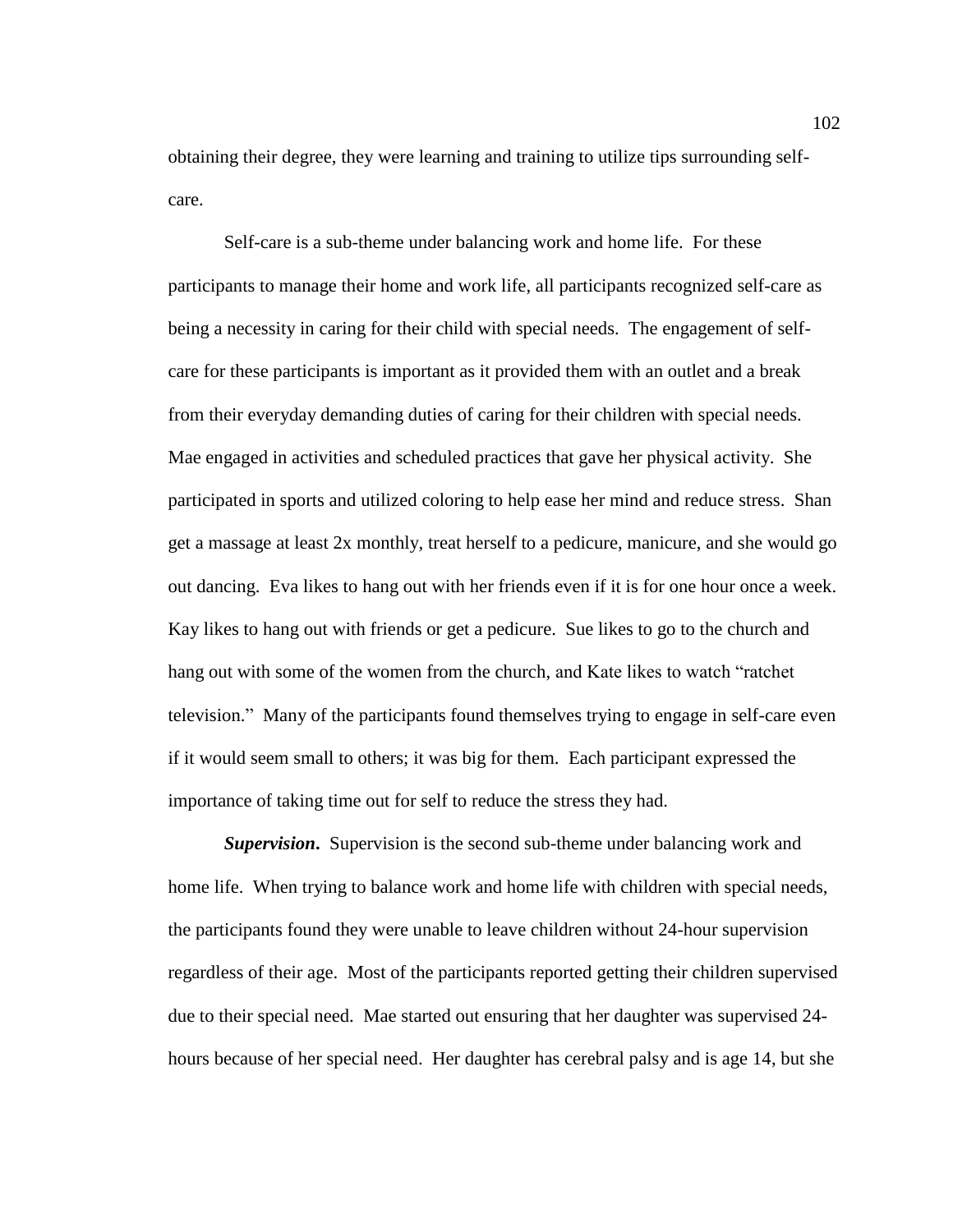obtaining their degree, they were learning and training to utilize tips surrounding self-care.

Self-care is a sub-theme under balancing work and home life. For these participants to manage their home and work life, all participants recognized self-care as being a necessity in caring for their child with special needs. The engagement of self-care for these participants is important as it provided them with an outlet and a break from their everyday demanding duties of caring for their children with special needs. Mae engaged in activities and scheduled practices that gave her physical activity. She participated in sports and utilized coloring to help ease her mind and reduce stress. Shan get a massage at least 2x monthly, treat herself to a pedicure, manicure, and she would go out dancing. Eva likes to hang out with her friends even if it is for one hour once a week. Kay likes to hang out with friends or get a pedicure. Sue likes to go to the church and hang out with some of the women from the church, and Kate likes to watch "ratchet television." Many of the participants found themselves trying to engage in self-care even if it would seem small to others; it was big for them. Each participant expressed the importance of taking time out for self to reduce the stress they had.

***Supervision*.** Supervision is the second sub-theme under balancing work and home life. When trying to balance work and home life with children with special needs, the participants found they were unable to leave children without 24-hour supervision regardless of their age. Most of the participants reported getting their children supervised due to their special need. Mae started out ensuring that her daughter was supervised 24-hours because of her special need. Her daughter has cerebral palsy and is age 14, but she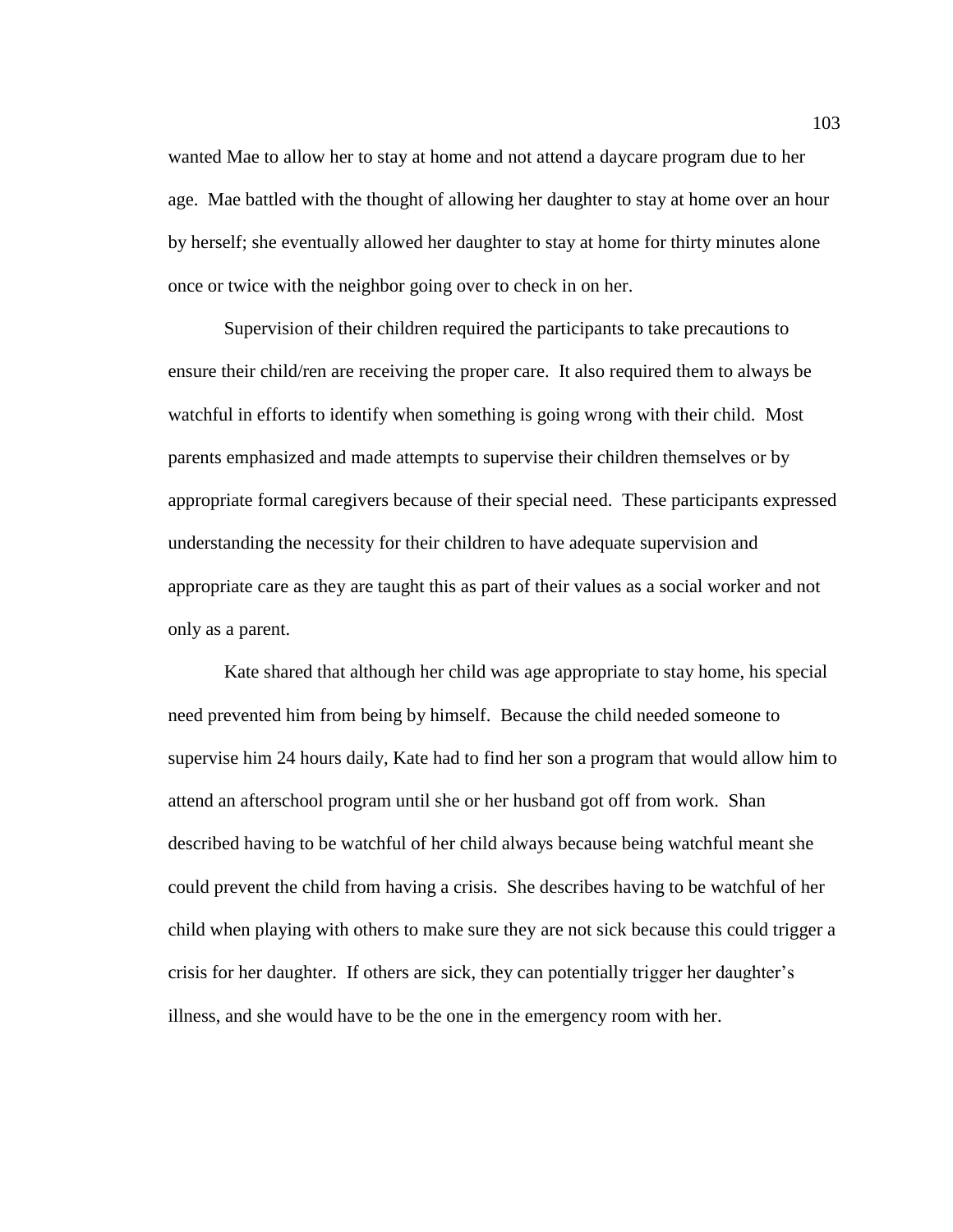wanted Mae to allow her to stay at home and not attend a daycare program due to her age. Mae battled with the thought of allowing her daughter to stay at home over an hour by herself; she eventually allowed her daughter to stay at home for thirty minutes alone once or twice with the neighbor going over to check in on her.

Supervision of their children required the participants to take precautions to ensure their child/ren are receiving the proper care. It also required them to always be watchful in efforts to identify when something is going wrong with their child. Most parents emphasized and made attempts to supervise their children themselves or by appropriate formal caregivers because of their special need. These participants expressed understanding the necessity for their children to have adequate supervision and appropriate care as they are taught this as part of their values as a social worker and not only as a parent.

Kate shared that although her child was age appropriate to stay home, his special need prevented him from being by himself. Because the child needed someone to supervise him 24 hours daily, Kate had to find her son a program that would allow him to attend an afterschool program until she or her husband got off from work. Shan described having to be watchful of her child always because being watchful meant she could prevent the child from having a crisis. She describes having to be watchful of her child when playing with others to make sure they are not sick because this could trigger a crisis for her daughter. If others are sick, they can potentially trigger her daughter's illness, and she would have to be the one in the emergency room with her.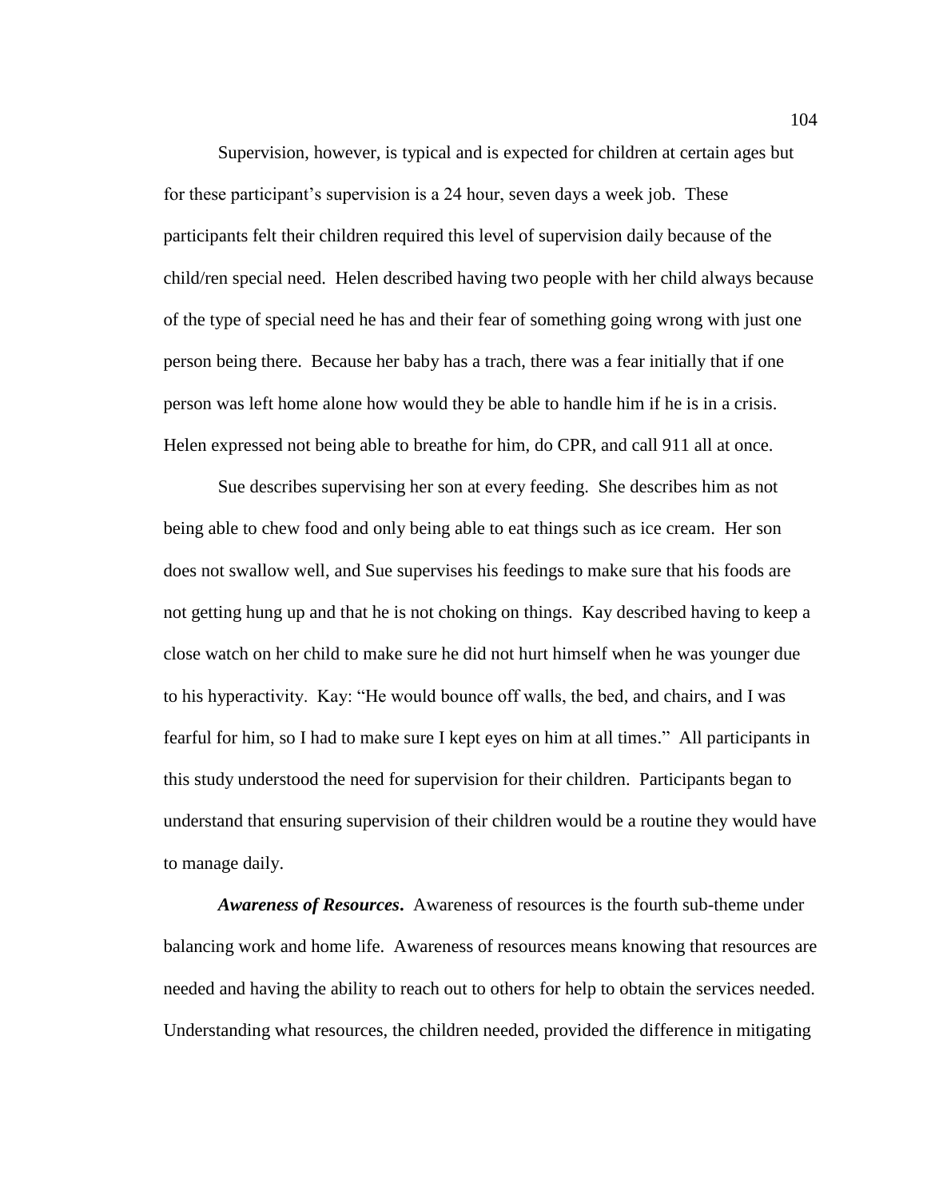Supervision, however, is typical and is expected for children at certain ages but for these participant's supervision is a 24 hour, seven days a week job. These participants felt their children required this level of supervision daily because of the child/ren special need. Helen described having two people with her child always because of the type of special need he has and their fear of something going wrong with just one person being there. Because her baby has a trach, there was a fear initially that if one person was left home alone how would they be able to handle him if he is in a crisis. Helen expressed not being able to breathe for him, do CPR, and call 911 all at once.

Sue describes supervising her son at every feeding. She describes him as not being able to chew food and only being able to eat things such as ice cream. Her son does not swallow well, and Sue supervises his feedings to make sure that his foods are not getting hung up and that he is not choking on things. Kay described having to keep a close watch on her child to make sure he did not hurt himself when he was younger due to his hyperactivity. Kay: "He would bounce off walls, the bed, and chairs, and I was fearful for him, so I had to make sure I kept eyes on him at all times." All participants in this study understood the need for supervision for their children. Participants began to understand that ensuring supervision of their children would be a routine they would have to manage daily.

***Awareness of Resources*.** Awareness of resources is the fourth sub-theme under balancing work and home life. Awareness of resources means knowing that resources are needed and having the ability to reach out to others for help to obtain the services needed. Understanding what resources, the children needed, provided the difference in mitigating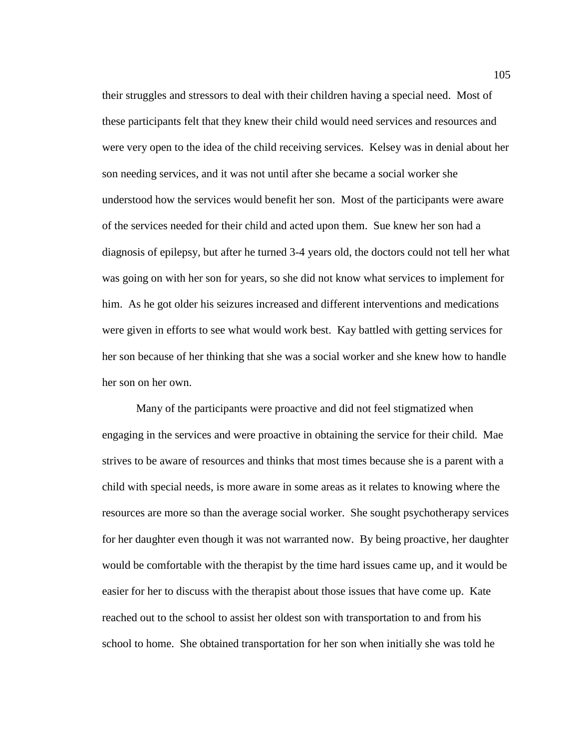their struggles and stressors to deal with their children having a special need. Most of these participants felt that they knew their child would need services and resources and were very open to the idea of the child receiving services. Kelsey was in denial about her son needing services, and it was not until after she became a social worker she understood how the services would benefit her son. Most of the participants were aware of the services needed for their child and acted upon them. Sue knew her son had a diagnosis of epilepsy, but after he turned 3-4 years old, the doctors could not tell her what was going on with her son for years, so she did not know what services to implement for him. As he got older his seizures increased and different interventions and medications were given in efforts to see what would work best. Kay battled with getting services for her son because of her thinking that she was a social worker and she knew how to handle her son on her own.

Many of the participants were proactive and did not feel stigmatized when engaging in the services and were proactive in obtaining the service for their child. Mae strives to be aware of resources and thinks that most times because she is a parent with a child with special needs, is more aware in some areas as it relates to knowing where the resources are more so than the average social worker. She sought psychotherapy services for her daughter even though it was not warranted now. By being proactive, her daughter would be comfortable with the therapist by the time hard issues came up, and it would be easier for her to discuss with the therapist about those issues that have come up. Kate reached out to the school to assist her oldest son with transportation to and from his school to home. She obtained transportation for her son when initially she was told he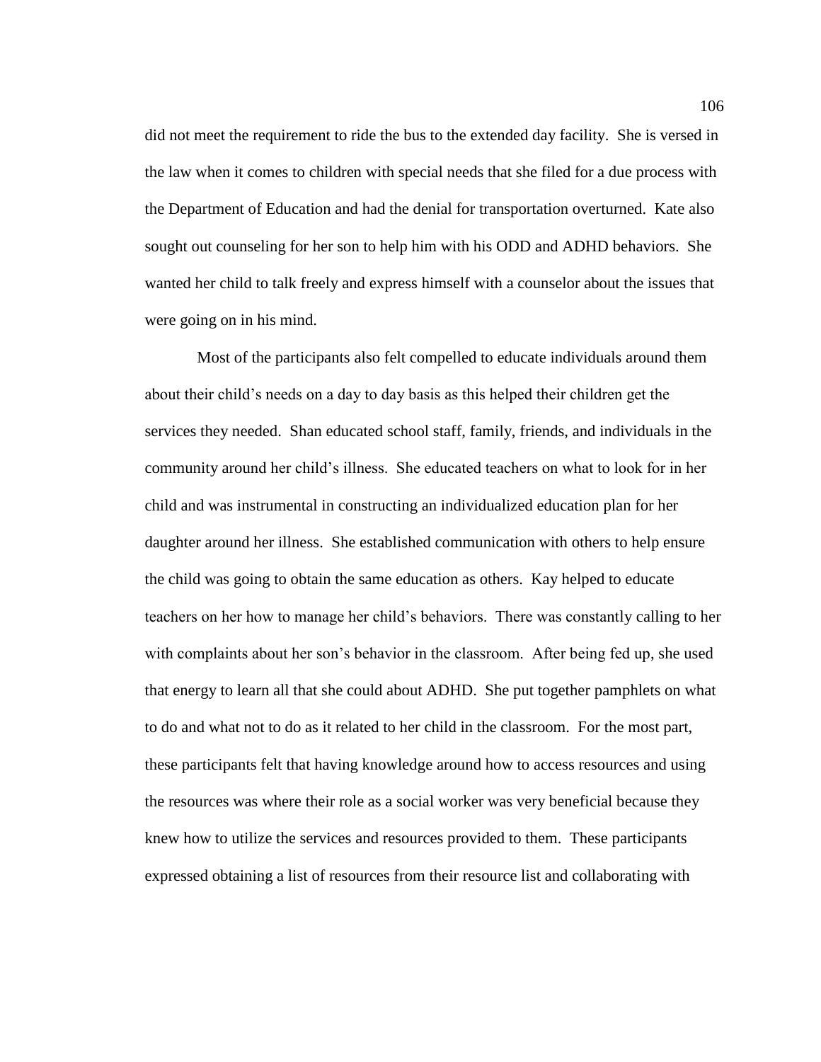did not meet the requirement to ride the bus to the extended day facility. She is versed in the law when it comes to children with special needs that she filed for a due process with the Department of Education and had the denial for transportation overturned. Kate also sought out counseling for her son to help him with his ODD and ADHD behaviors. She wanted her child to talk freely and express himself with a counselor about the issues that were going on in his mind.

Most of the participants also felt compelled to educate individuals around them about their child's needs on a day to day basis as this helped their children get the services they needed. Shan educated school staff, family, friends, and individuals in the community around her child's illness. She educated teachers on what to look for in her child and was instrumental in constructing an individualized education plan for her daughter around her illness. She established communication with others to help ensure the child was going to obtain the same education as others. Kay helped to educate teachers on her how to manage her child's behaviors. There was constantly calling to her with complaints about her son's behavior in the classroom. After being fed up, she used that energy to learn all that she could about ADHD. She put together pamphlets on what to do and what not to do as it related to her child in the classroom. For the most part, these participants felt that having knowledge around how to access resources and using the resources was where their role as a social worker was very beneficial because they knew how to utilize the services and resources provided to them. These participants expressed obtaining a list of resources from their resource list and collaborating with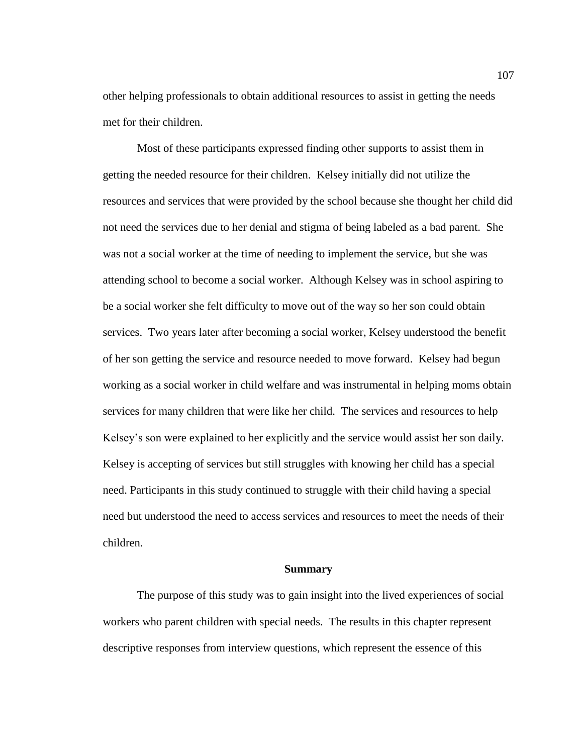other helping professionals to obtain additional resources to assist in getting the needs met for their children.

Most of these participants expressed finding other supports to assist them in getting the needed resource for their children. Kelsey initially did not utilize the resources and services that were provided by the school because she thought her child did not need the services due to her denial and stigma of being labeled as a bad parent. She was not a social worker at the time of needing to implement the service, but she was attending school to become a social worker. Although Kelsey was in school aspiring to be a social worker she felt difficulty to move out of the way so her son could obtain services. Two years later after becoming a social worker, Kelsey understood the benefit of her son getting the service and resource needed to move forward. Kelsey had begun working as a social worker in child welfare and was instrumental in helping moms obtain services for many children that were like her child. The services and resources to help Kelsey's son were explained to her explicitly and the service would assist her son daily. Kelsey is accepting of services but still struggles with knowing her child has a special need. Participants in this study continued to struggle with their child having a special need but understood the need to access services and resources to meet the needs of their children.

## Summary

The purpose of this study was to gain insight into the lived experiences of social workers who parent children with special needs. The results in this chapter represent descriptive responses from interview questions, which represent the essence of this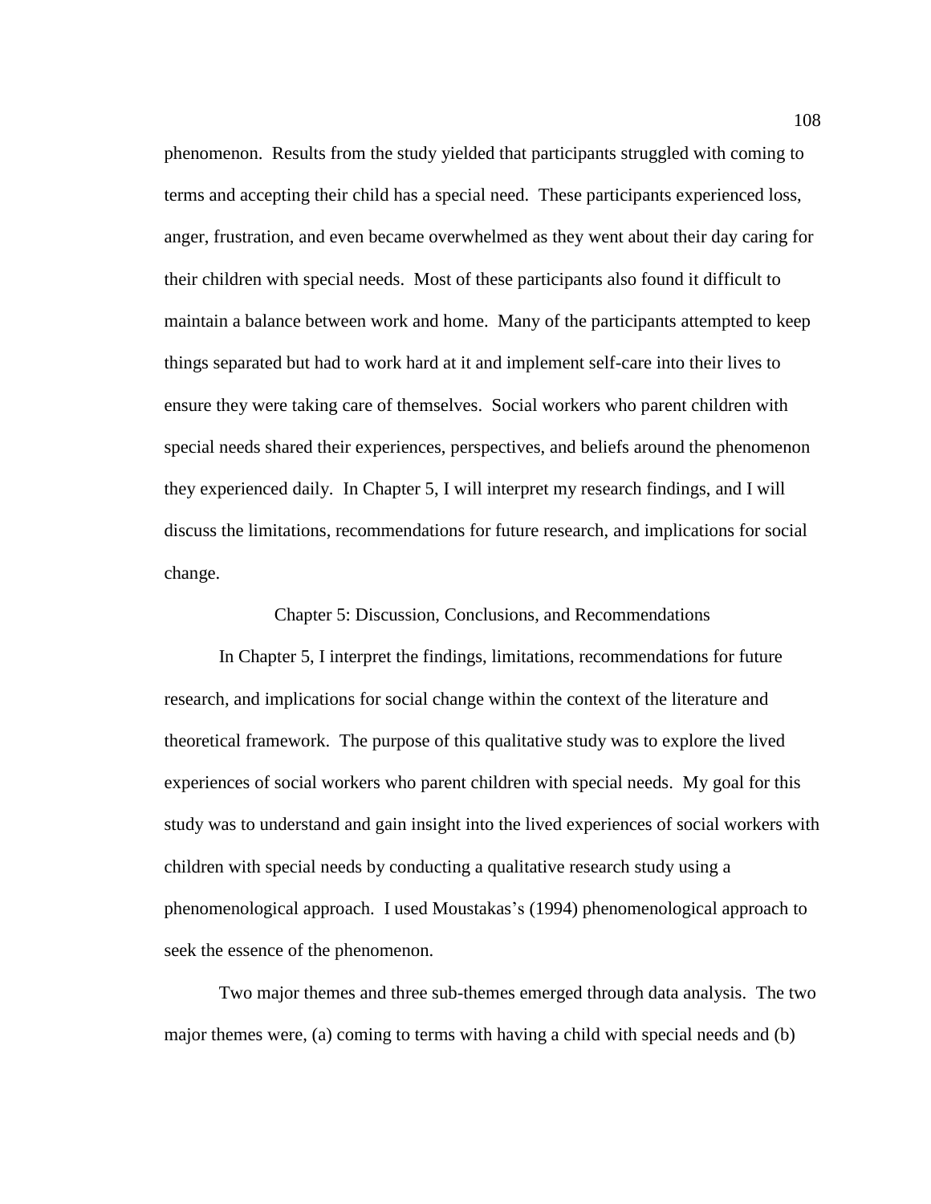phenomenon. Results from the study yielded that participants struggled with coming to terms and accepting their child has a special need. These participants experienced loss, anger, frustration, and even became overwhelmed as they went about their day caring for their children with special needs. Most of these participants also found it difficult to maintain a balance between work and home. Many of the participants attempted to keep things separated but had to work hard at it and implement self-care into their lives to ensure they were taking care of themselves. Social workers who parent children with special needs shared their experiences, perspectives, and beliefs around the phenomenon they experienced daily. In Chapter 5, I will interpret my research findings, and I will discuss the limitations, recommendations for future research, and implications for social change.

# Chapter 5: Discussion, Conclusions, and Recommendations

In Chapter 5, I interpret the findings, limitations, recommendations for future research, and implications for social change within the context of the literature and theoretical framework. The purpose of this qualitative study was to explore the lived experiences of social workers who parent children with special needs. My goal for this study was to understand and gain insight into the lived experiences of social workers with children with special needs by conducting a qualitative research study using a phenomenological approach. I used Moustakas's (1994) phenomenological approach to seek the essence of the phenomenon.

Two major themes and three sub-themes emerged through data analysis. The two major themes were, (a) coming to terms with having a child with special needs and (b)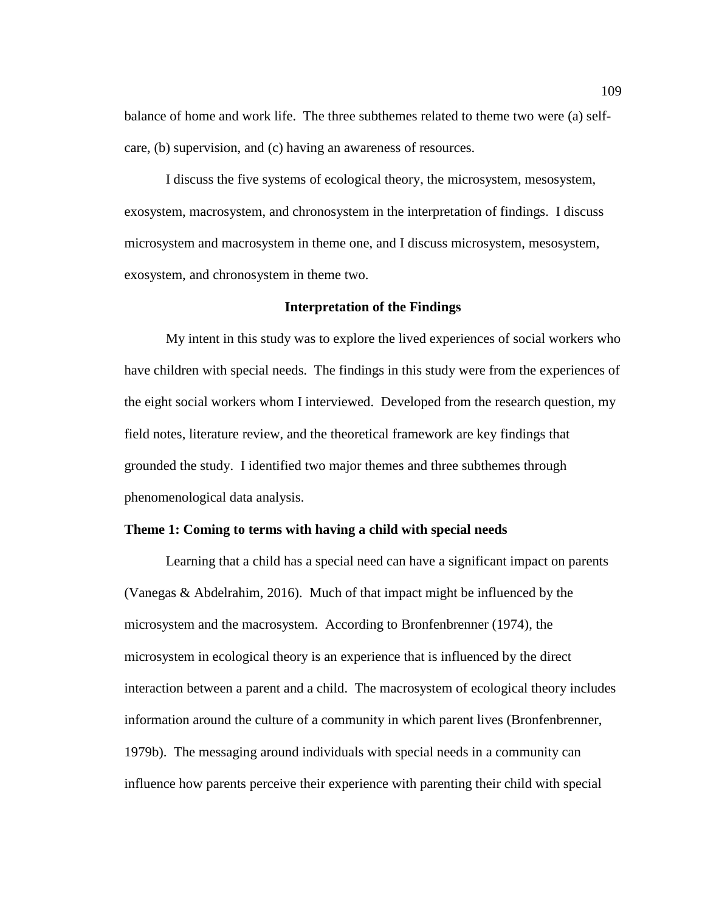balance of home and work life. The three subthemes related to theme two were (a) self-care, (b) supervision, and (c) having an awareness of resources.

I discuss the five systems of ecological theory, the microsystem, mesosystem, exosystem, macrosystem, and chronosystem in the interpretation of findings. I discuss microsystem and macrosystem in theme one, and I discuss microsystem, mesosystem, exosystem, and chronosystem in theme two.

## Interpretation of the Findings

My intent in this study was to explore the lived experiences of social workers who have children with special needs. The findings in this study were from the experiences of the eight social workers whom I interviewed. Developed from the research question, my field notes, literature review, and the theoretical framework are key findings that grounded the study. I identified two major themes and three subthemes through phenomenological data analysis.

### Theme 1: Coming to terms with having a child with special needs

Learning that a child has a special need can have a significant impact on parents (Vanegas & Abdelrahim, 2016). Much of that impact might be influenced by the microsystem and the macrosystem. According to Bronfenbrenner (1974), the microsystem in ecological theory is an experience that is influenced by the direct interaction between a parent and a child. The macrosystem of ecological theory includes information around the culture of a community in which parent lives (Bronfenbrenner, 1979b). The messaging around individuals with special needs in a community can influence how parents perceive their experience with parenting their child with special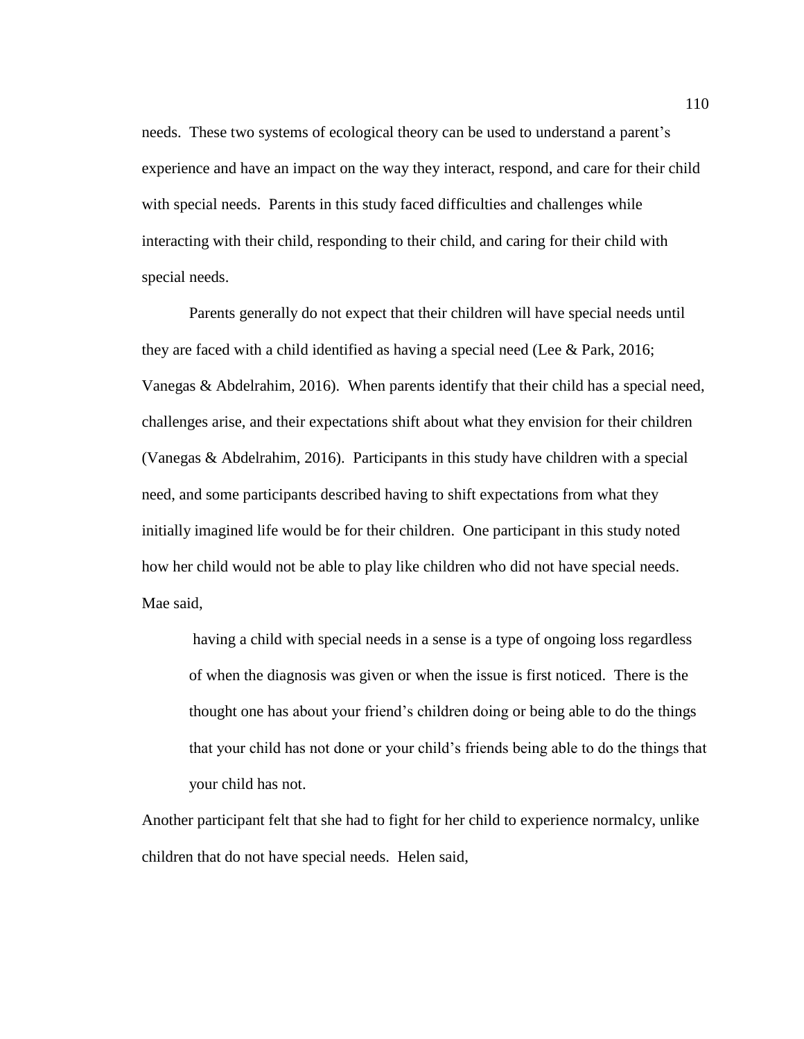needs. These two systems of ecological theory can be used to understand a parent's experience and have an impact on the way they interact, respond, and care for their child with special needs. Parents in this study faced difficulties and challenges while interacting with their child, responding to their child, and caring for their child with special needs.

Parents generally do not expect that their children will have special needs until they are faced with a child identified as having a special need (Lee & Park, 2016; Vanegas & Abdelrahim, 2016). When parents identify that their child has a special need, challenges arise, and their expectations shift about what they envision for their children (Vanegas & Abdelrahim, 2016). Participants in this study have children with a special need, and some participants described having to shift expectations from what they initially imagined life would be for their children. One participant in this study noted how her child would not be able to play like children who did not have special needs. Mae said,

> having a child with special needs in a sense is a type of ongoing loss regardless of when the diagnosis was given or when the issue is first noticed. There is the thought one has about your friend's children doing or being able to do the things that your child has not done or your child's friends being able to do the things that your child has not.

Another participant felt that she had to fight for her child to experience normalcy, unlike children that do not have special needs. Helen said,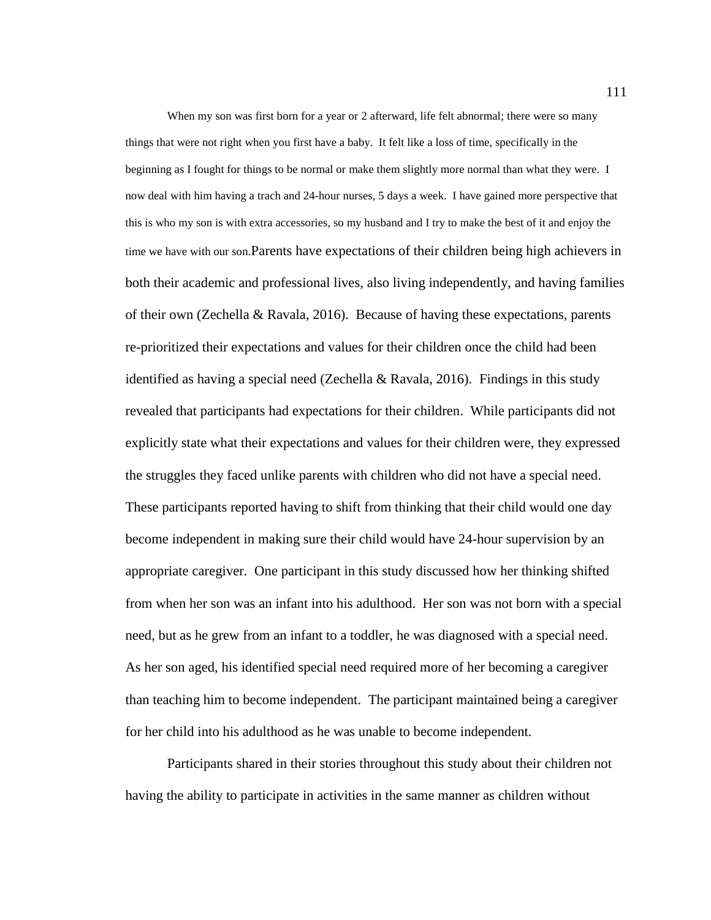When my son was first born for a year or 2 afterward, life felt abnormal; there were so many things that were not right when you first have a baby. It felt like a loss of time, specifically in the beginning as I fought for things to be normal or make them slightly more normal than what they were. I now deal with him having a trach and 24-hour nurses, 5 days a week. I have gained more perspective that this is who my son is with extra accessories, so my husband and I try to make the best of it and enjoy the time we have with our son.Parents have expectations of their children being high achievers in both their academic and professional lives, also living independently, and having families of their own (Zechella & Ravala, 2016). Because of having these expectations, parents re-prioritized their expectations and values for their children once the child had been identified as having a special need (Zechella & Ravala, 2016). Findings in this study revealed that participants had expectations for their children. While participants did not explicitly state what their expectations and values for their children were, they expressed the struggles they faced unlike parents with children who did not have a special need. These participants reported having to shift from thinking that their child would one day become independent in making sure their child would have 24-hour supervision by an appropriate caregiver. One participant in this study discussed how her thinking shifted from when her son was an infant into his adulthood. Her son was not born with a special need, but as he grew from an infant to a toddler, he was diagnosed with a special need. As her son aged, his identified special need required more of her becoming a caregiver than teaching him to become independent. The participant maintained being a caregiver for her child into his adulthood as he was unable to become independent.

Participants shared in their stories throughout this study about their children not having the ability to participate in activities in the same manner as children without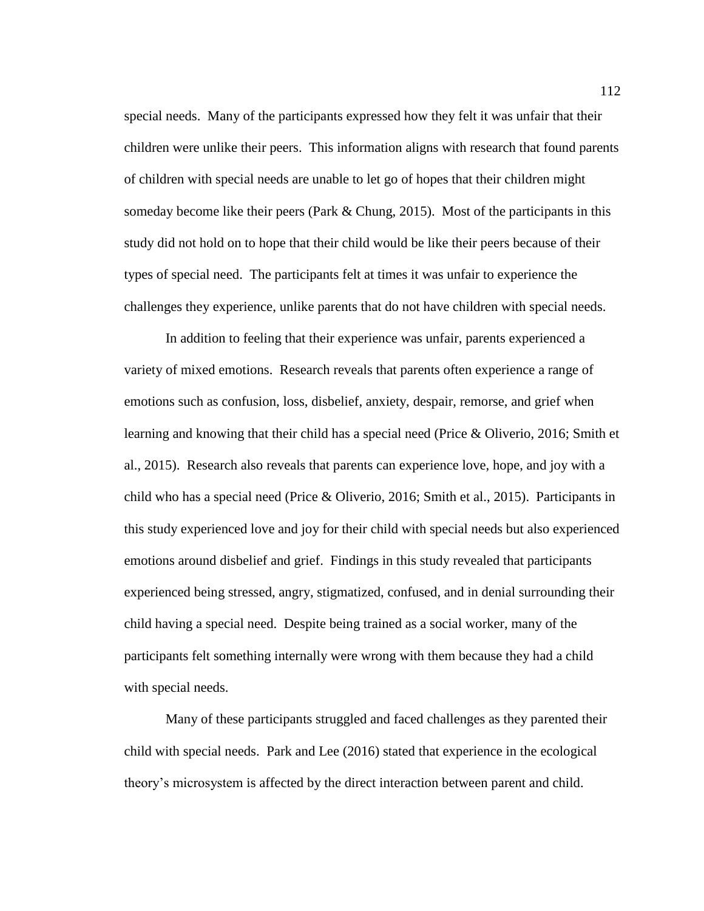special needs. Many of the participants expressed how they felt it was unfair that their children were unlike their peers. This information aligns with research that found parents of children with special needs are unable to let go of hopes that their children might someday become like their peers (Park & Chung, 2015). Most of the participants in this study did not hold on to hope that their child would be like their peers because of their types of special need. The participants felt at times it was unfair to experience the challenges they experience, unlike parents that do not have children with special needs.

In addition to feeling that their experience was unfair, parents experienced a variety of mixed emotions. Research reveals that parents often experience a range of emotions such as confusion, loss, disbelief, anxiety, despair, remorse, and grief when learning and knowing that their child has a special need (Price & Oliverio, 2016; Smith et al., 2015). Research also reveals that parents can experience love, hope, and joy with a child who has a special need (Price & Oliverio, 2016; Smith et al., 2015). Participants in this study experienced love and joy for their child with special needs but also experienced emotions around disbelief and grief. Findings in this study revealed that participants experienced being stressed, angry, stigmatized, confused, and in denial surrounding their child having a special need. Despite being trained as a social worker, many of the participants felt something internally were wrong with them because they had a child with special needs.

Many of these participants struggled and faced challenges as they parented their child with special needs. Park and Lee (2016) stated that experience in the ecological theory's microsystem is affected by the direct interaction between parent and child.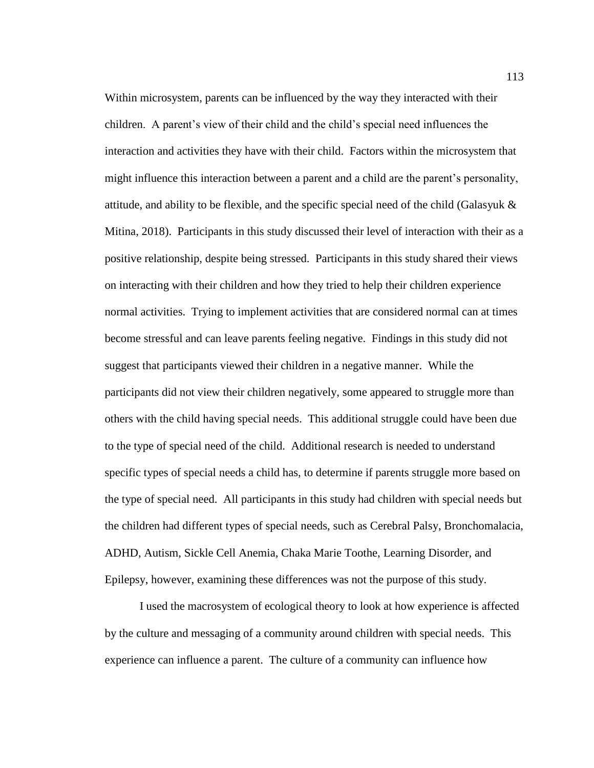Within microsystem, parents can be influenced by the way they interacted with their children. A parent's view of their child and the child's special need influences the interaction and activities they have with their child. Factors within the microsystem that might influence this interaction between a parent and a child are the parent's personality, attitude, and ability to be flexible, and the specific special need of the child (Galasyuk & Mitina, 2018). Participants in this study discussed their level of interaction with their as a positive relationship, despite being stressed. Participants in this study shared their views on interacting with their children and how they tried to help their children experience normal activities. Trying to implement activities that are considered normal can at times become stressful and can leave parents feeling negative. Findings in this study did not suggest that participants viewed their children in a negative manner. While the participants did not view their children negatively, some appeared to struggle more than others with the child having special needs. This additional struggle could have been due to the type of special need of the child. Additional research is needed to understand specific types of special needs a child has, to determine if parents struggle more based on the type of special need. All participants in this study had children with special needs but the children had different types of special needs, such as Cerebral Palsy, Bronchomalacia, ADHD, Autism, Sickle Cell Anemia, Chaka Marie Toothe, Learning Disorder, and Epilepsy, however, examining these differences was not the purpose of this study.

I used the macrosystem of ecological theory to look at how experience is affected by the culture and messaging of a community around children with special needs. This experience can influence a parent. The culture of a community can influence how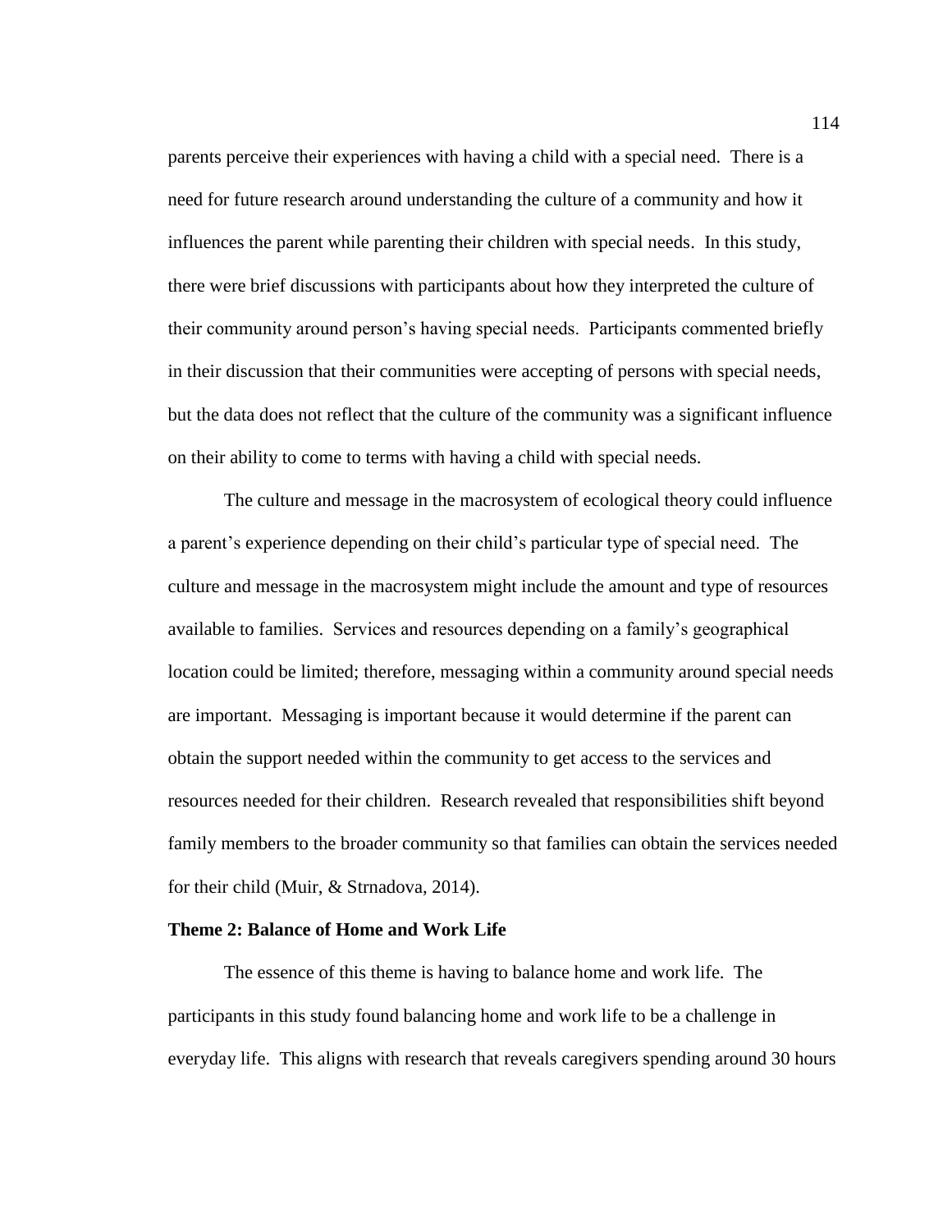parents perceive their experiences with having a child with a special need. There is a need for future research around understanding the culture of a community and how it influences the parent while parenting their children with special needs. In this study, there were brief discussions with participants about how they interpreted the culture of their community around person's having special needs. Participants commented briefly in their discussion that their communities were accepting of persons with special needs, but the data does not reflect that the culture of the community was a significant influence on their ability to come to terms with having a child with special needs.

The culture and message in the macrosystem of ecological theory could influence a parent's experience depending on their child's particular type of special need. The culture and message in the macrosystem might include the amount and type of resources available to families. Services and resources depending on a family's geographical location could be limited; therefore, messaging within a community around special needs are important. Messaging is important because it would determine if the parent can obtain the support needed within the community to get access to the services and resources needed for their children. Research revealed that responsibilities shift beyond family members to the broader community so that families can obtain the services needed for their child (Muir, & Strnadova, 2014).

**Theme 2: Balance of Home and Work Life**

The essence of this theme is having to balance home and work life. The participants in this study found balancing home and work life to be a challenge in everyday life. This aligns with research that reveals caregivers spending around 30 hours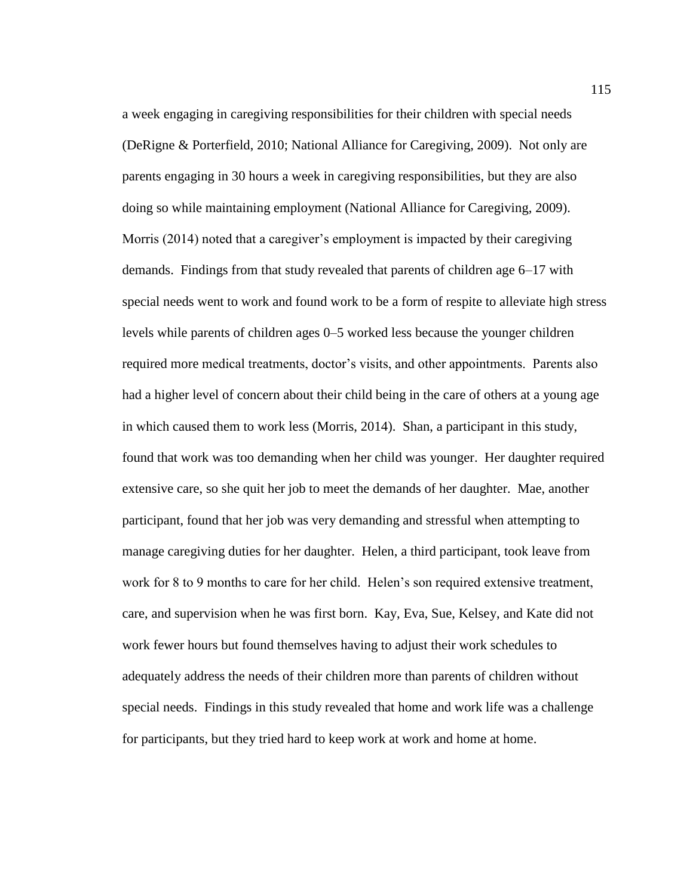a week engaging in caregiving responsibilities for their children with special needs (DeRigne & Porterfield, 2010; National Alliance for Caregiving, 2009). Not only are parents engaging in 30 hours a week in caregiving responsibilities, but they are also doing so while maintaining employment (National Alliance for Caregiving, 2009). Morris (2014) noted that a caregiver's employment is impacted by their caregiving demands. Findings from that study revealed that parents of children age 6–17 with special needs went to work and found work to be a form of respite to alleviate high stress levels while parents of children ages 0–5 worked less because the younger children required more medical treatments, doctor's visits, and other appointments. Parents also had a higher level of concern about their child being in the care of others at a young age in which caused them to work less (Morris, 2014). Shan, a participant in this study, found that work was too demanding when her child was younger. Her daughter required extensive care, so she quit her job to meet the demands of her daughter. Mae, another participant, found that her job was very demanding and stressful when attempting to manage caregiving duties for her daughter. Helen, a third participant, took leave from work for 8 to 9 months to care for her child. Helen's son required extensive treatment, care, and supervision when he was first born. Kay, Eva, Sue, Kelsey, and Kate did not work fewer hours but found themselves having to adjust their work schedules to adequately address the needs of their children more than parents of children without special needs. Findings in this study revealed that home and work life was a challenge for participants, but they tried hard to keep work at work and home at home.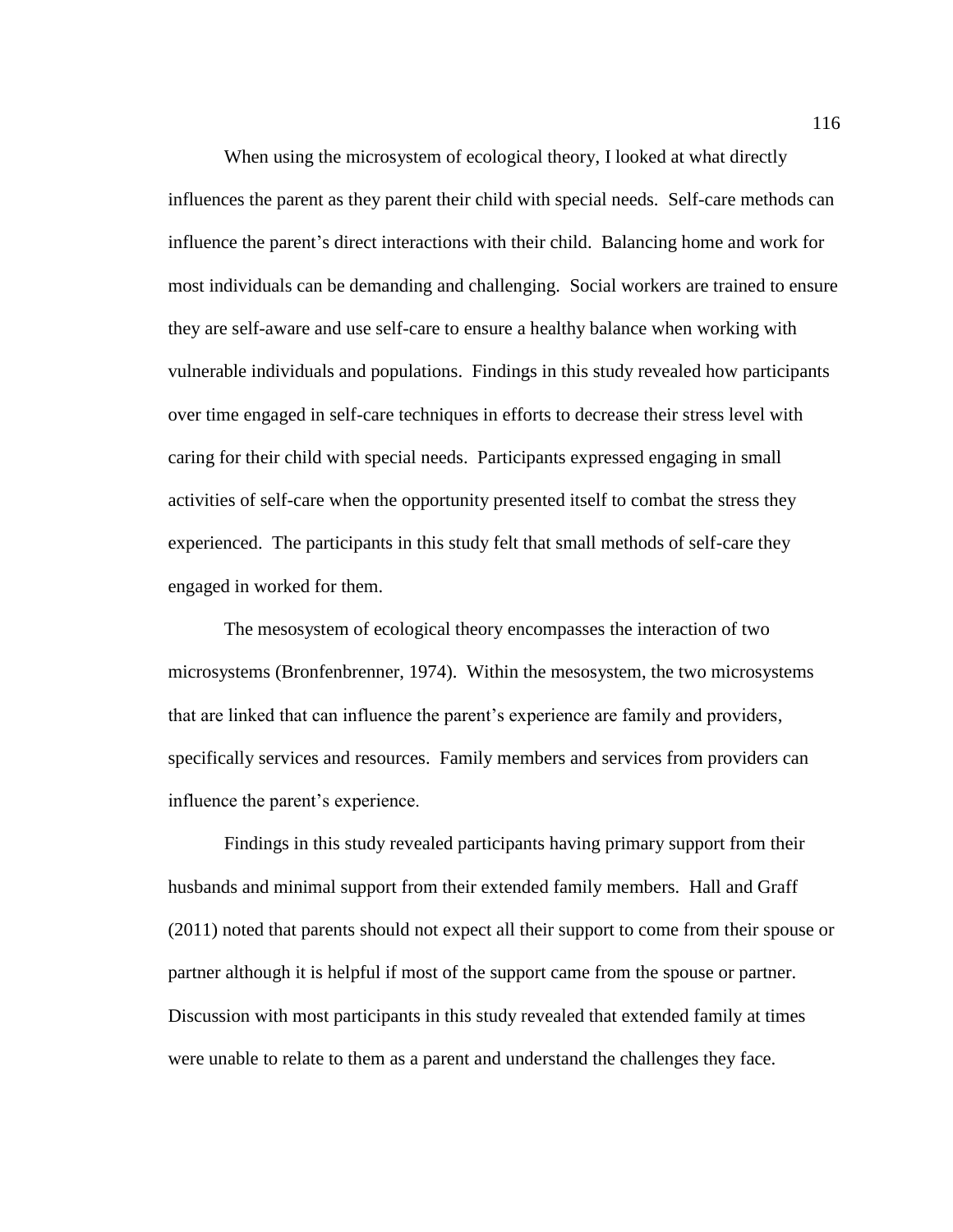When using the microsystem of ecological theory, I looked at what directly influences the parent as they parent their child with special needs. Self-care methods can influence the parent's direct interactions with their child. Balancing home and work for most individuals can be demanding and challenging. Social workers are trained to ensure they are self-aware and use self-care to ensure a healthy balance when working with vulnerable individuals and populations. Findings in this study revealed how participants over time engaged in self-care techniques in efforts to decrease their stress level with caring for their child with special needs. Participants expressed engaging in small activities of self-care when the opportunity presented itself to combat the stress they experienced. The participants in this study felt that small methods of self-care they engaged in worked for them.

The mesosystem of ecological theory encompasses the interaction of two microsystems (Bronfenbrenner, 1974). Within the mesosystem, the two microsystems that are linked that can influence the parent's experience are family and providers, specifically services and resources. Family members and services from providers can influence the parent's experience.

Findings in this study revealed participants having primary support from their husbands and minimal support from their extended family members. Hall and Graff (2011) noted that parents should not expect all their support to come from their spouse or partner although it is helpful if most of the support came from the spouse or partner. Discussion with most participants in this study revealed that extended family at times were unable to relate to them as a parent and understand the challenges they face.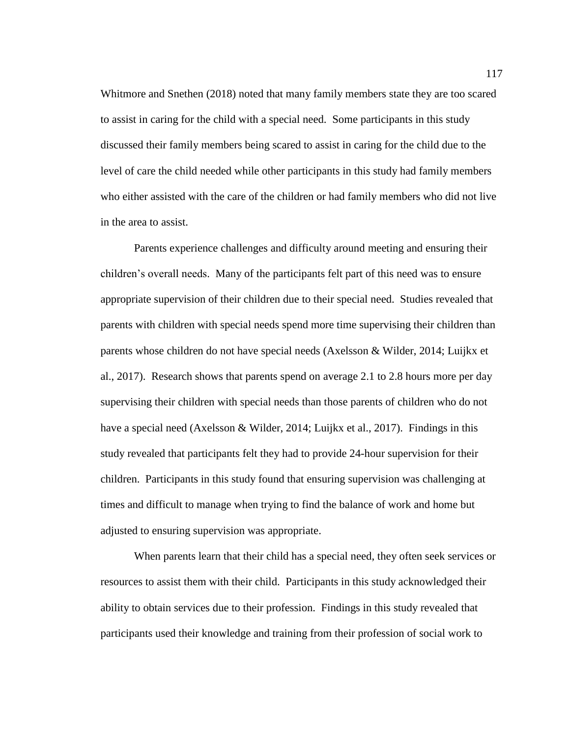Whitmore and Snethen (2018) noted that many family members state they are too scared to assist in caring for the child with a special need. Some participants in this study discussed their family members being scared to assist in caring for the child due to the level of care the child needed while other participants in this study had family members who either assisted with the care of the children or had family members who did not live in the area to assist.

Parents experience challenges and difficulty around meeting and ensuring their children's overall needs. Many of the participants felt part of this need was to ensure appropriate supervision of their children due to their special need. Studies revealed that parents with children with special needs spend more time supervising their children than parents whose children do not have special needs (Axelsson & Wilder, 2014; Luijkx et al., 2017). Research shows that parents spend on average 2.1 to 2.8 hours more per day supervising their children with special needs than those parents of children who do not have a special need (Axelsson & Wilder, 2014; Luijkx et al., 2017). Findings in this study revealed that participants felt they had to provide 24-hour supervision for their children. Participants in this study found that ensuring supervision was challenging at times and difficult to manage when trying to find the balance of work and home but adjusted to ensuring supervision was appropriate.

When parents learn that their child has a special need, they often seek services or resources to assist them with their child. Participants in this study acknowledged their ability to obtain services due to their profession. Findings in this study revealed that participants used their knowledge and training from their profession of social work to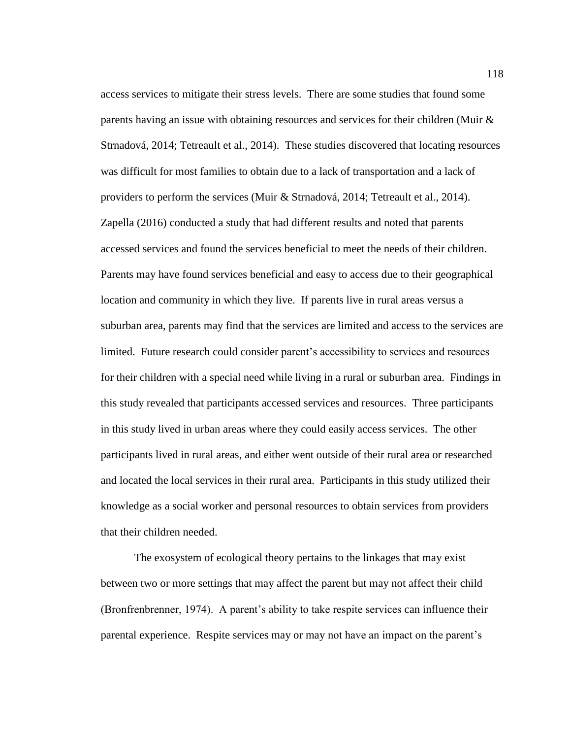access services to mitigate their stress levels. There are some studies that found some parents having an issue with obtaining resources and services for their children (Muir & Strnadová, 2014; Tetreault et al., 2014). These studies discovered that locating resources was difficult for most families to obtain due to a lack of transportation and a lack of providers to perform the services (Muir & Strnadová, 2014; Tetreault et al., 2014). Zapella (2016) conducted a study that had different results and noted that parents accessed services and found the services beneficial to meet the needs of their children. Parents may have found services beneficial and easy to access due to their geographical location and community in which they live. If parents live in rural areas versus a suburban area, parents may find that the services are limited and access to the services are limited. Future research could consider parent's accessibility to services and resources for their children with a special need while living in a rural or suburban area. Findings in this study revealed that participants accessed services and resources. Three participants in this study lived in urban areas where they could easily access services. The other participants lived in rural areas, and either went outside of their rural area or researched and located the local services in their rural area. Participants in this study utilized their knowledge as a social worker and personal resources to obtain services from providers that their children needed.

The exosystem of ecological theory pertains to the linkages that may exist between two or more settings that may affect the parent but may not affect their child (Bronfrenbrenner, 1974). A parent's ability to take respite services can influence their parental experience. Respite services may or may not have an impact on the parent's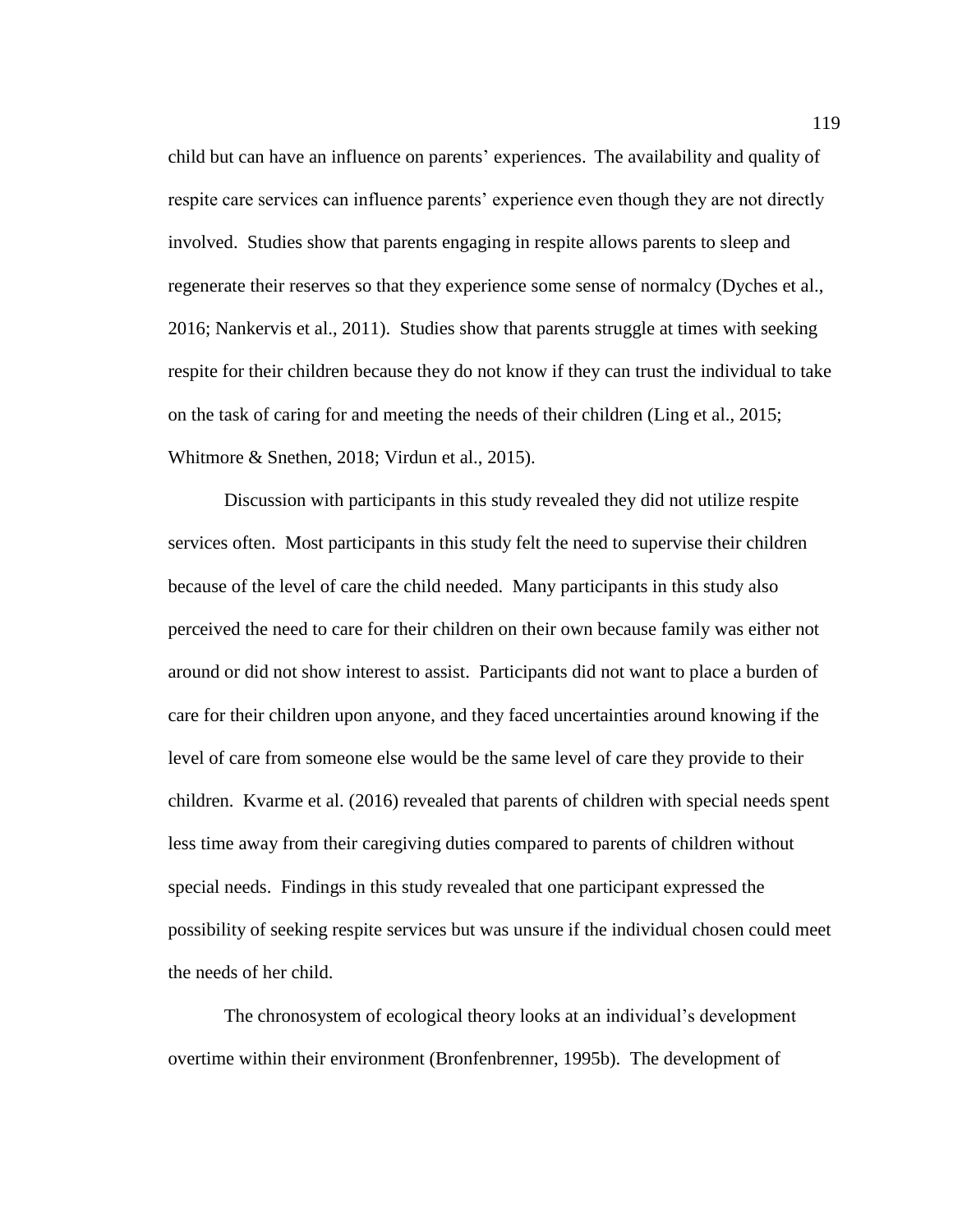child but can have an influence on parents' experiences. The availability and quality of respite care services can influence parents' experience even though they are not directly involved. Studies show that parents engaging in respite allows parents to sleep and regenerate their reserves so that they experience some sense of normalcy (Dyches et al., 2016; Nankervis et al., 2011). Studies show that parents struggle at times with seeking respite for their children because they do not know if they can trust the individual to take on the task of caring for and meeting the needs of their children (Ling et al., 2015; Whitmore & Snethen, 2018; Virdun et al., 2015).

Discussion with participants in this study revealed they did not utilize respite services often. Most participants in this study felt the need to supervise their children because of the level of care the child needed. Many participants in this study also perceived the need to care for their children on their own because family was either not around or did not show interest to assist. Participants did not want to place a burden of care for their children upon anyone, and they faced uncertainties around knowing if the level of care from someone else would be the same level of care they provide to their children. Kvarme et al. (2016) revealed that parents of children with special needs spent less time away from their caregiving duties compared to parents of children without special needs. Findings in this study revealed that one participant expressed the possibility of seeking respite services but was unsure if the individual chosen could meet the needs of her child.

The chronosystem of ecological theory looks at an individual's development overtime within their environment (Bronfenbrenner, 1995b). The development of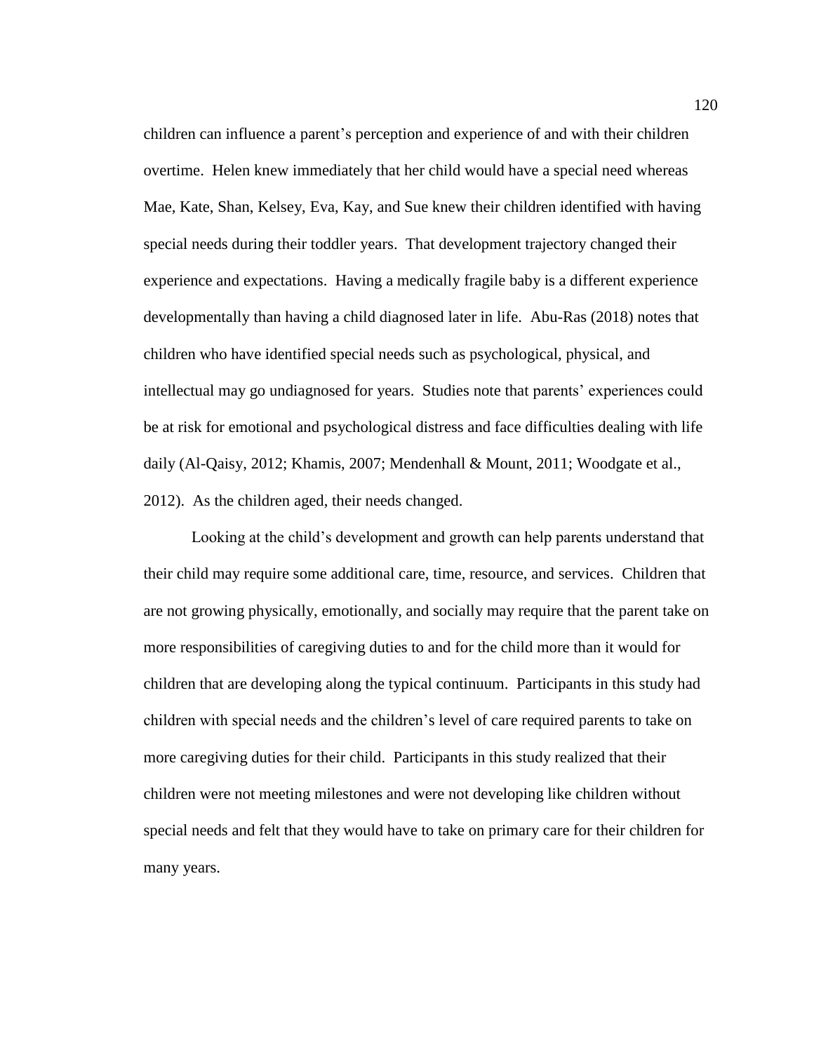children can influence a parent's perception and experience of and with their children overtime. Helen knew immediately that her child would have a special need whereas Mae, Kate, Shan, Kelsey, Eva, Kay, and Sue knew their children identified with having special needs during their toddler years. That development trajectory changed their experience and expectations. Having a medically fragile baby is a different experience developmentally than having a child diagnosed later in life. Abu-Ras (2018) notes that children who have identified special needs such as psychological, physical, and intellectual may go undiagnosed for years. Studies note that parents' experiences could be at risk for emotional and psychological distress and face difficulties dealing with life daily (Al-Qaisy, 2012; Khamis, 2007; Mendenhall & Mount, 2011; Woodgate et al., 2012). As the children aged, their needs changed.

Looking at the child's development and growth can help parents understand that their child may require some additional care, time, resource, and services. Children that are not growing physically, emotionally, and socially may require that the parent take on more responsibilities of caregiving duties to and for the child more than it would for children that are developing along the typical continuum. Participants in this study had children with special needs and the children's level of care required parents to take on more caregiving duties for their child. Participants in this study realized that their children were not meeting milestones and were not developing like children without special needs and felt that they would have to take on primary care for their children for many years.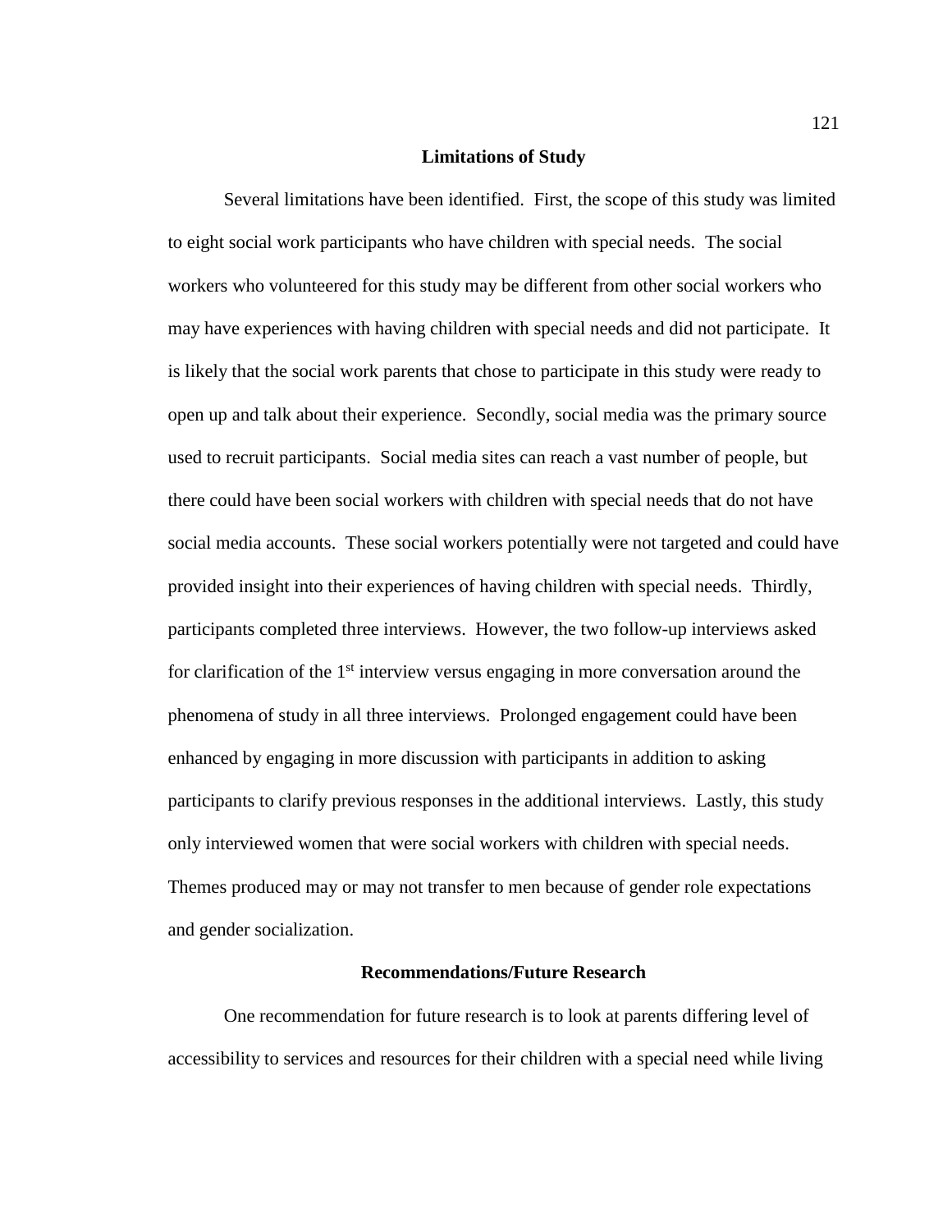## Limitations of Study

Several limitations have been identified. First, the scope of this study was limited to eight social work participants who have children with special needs. The social workers who volunteered for this study may be different from other social workers who may have experiences with having children with special needs and did not participate. It is likely that the social work parents that chose to participate in this study were ready to open up and talk about their experience. Secondly, social media was the primary source used to recruit participants. Social media sites can reach a vast number of people, but there could have been social workers with children with special needs that do not have social media accounts. These social workers potentially were not targeted and could have provided insight into their experiences of having children with special needs. Thirdly, participants completed three interviews. However, the two follow-up interviews asked for clarification of the 1st interview versus engaging in more conversation around the phenomena of study in all three interviews. Prolonged engagement could have been enhanced by engaging in more discussion with participants in addition to asking participants to clarify previous responses in the additional interviews. Lastly, this study only interviewed women that were social workers with children with special needs. Themes produced may or may not transfer to men because of gender role expectations and gender socialization.

## Recommendations/Future Research

One recommendation for future research is to look at parents differing level of accessibility to services and resources for their children with a special need while living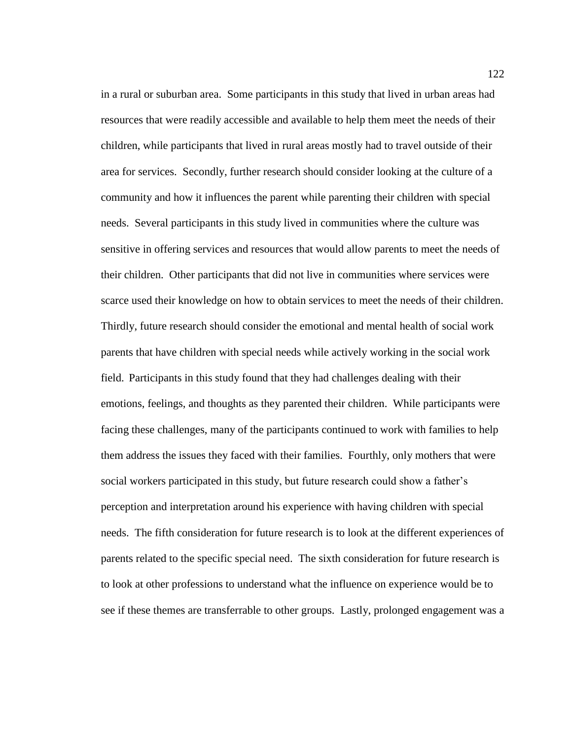in a rural or suburban area. Some participants in this study that lived in urban areas had resources that were readily accessible and available to help them meet the needs of their children, while participants that lived in rural areas mostly had to travel outside of their area for services. Secondly, further research should consider looking at the culture of a community and how it influences the parent while parenting their children with special needs. Several participants in this study lived in communities where the culture was sensitive in offering services and resources that would allow parents to meet the needs of their children. Other participants that did not live in communities where services were scarce used their knowledge on how to obtain services to meet the needs of their children. Thirdly, future research should consider the emotional and mental health of social work parents that have children with special needs while actively working in the social work field. Participants in this study found that they had challenges dealing with their emotions, feelings, and thoughts as they parented their children. While participants were facing these challenges, many of the participants continued to work with families to help them address the issues they faced with their families. Fourthly, only mothers that were social workers participated in this study, but future research could show a father's perception and interpretation around his experience with having children with special needs. The fifth consideration for future research is to look at the different experiences of parents related to the specific special need. The sixth consideration for future research is to look at other professions to understand what the influence on experience would be to see if these themes are transferrable to other groups. Lastly, prolonged engagement was a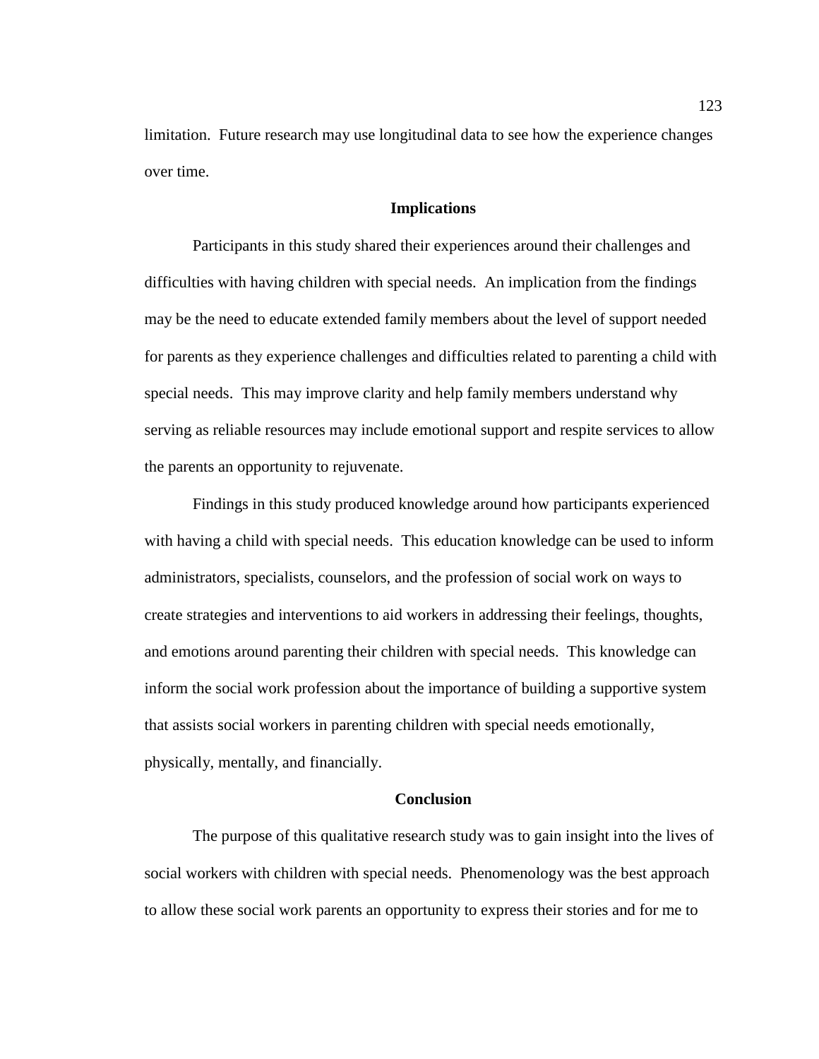limitation. Future research may use longitudinal data to see how the experience changes over time.

## Implications

Participants in this study shared their experiences around their challenges and difficulties with having children with special needs. An implication from the findings may be the need to educate extended family members about the level of support needed for parents as they experience challenges and difficulties related to parenting a child with special needs. This may improve clarity and help family members understand why serving as reliable resources may include emotional support and respite services to allow the parents an opportunity to rejuvenate.

Findings in this study produced knowledge around how participants experienced with having a child with special needs. This education knowledge can be used to inform administrators, specialists, counselors, and the profession of social work on ways to create strategies and interventions to aid workers in addressing their feelings, thoughts, and emotions around parenting their children with special needs. This knowledge can inform the social work profession about the importance of building a supportive system that assists social workers in parenting children with special needs emotionally, physically, mentally, and financially.

## Conclusion

The purpose of this qualitative research study was to gain insight into the lives of social workers with children with special needs. Phenomenology was the best approach to allow these social work parents an opportunity to express their stories and for me to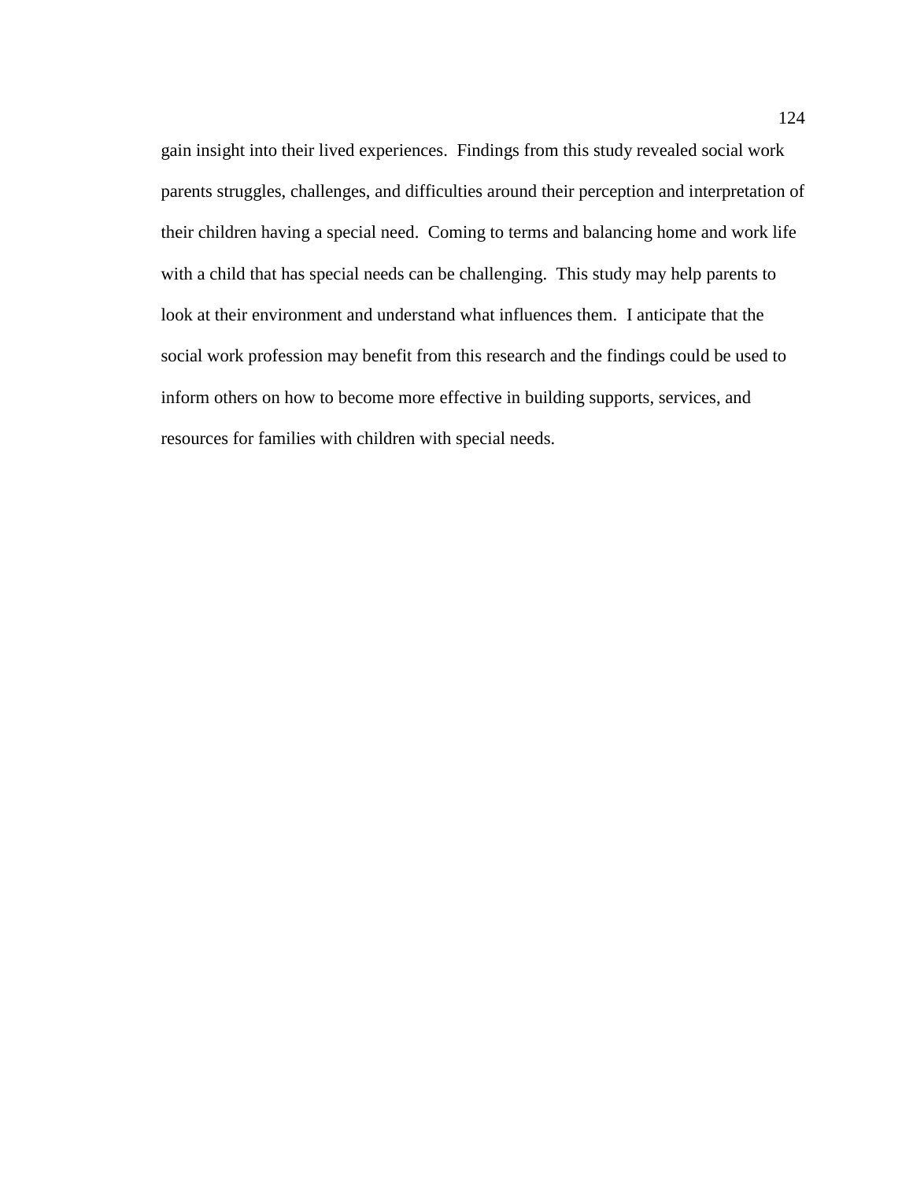gain insight into their lived experiences.  Findings from this study revealed social work parents struggles, challenges, and difficulties around their perception and interpretation of their children having a special need.  Coming to terms and balancing home and work life with a child that has special needs can be challenging.  This study may help parents to look at their environment and understand what influences them.  I anticipate that the social work profession may benefit from this research and the findings could be used to inform others on how to become more effective in building supports, services, and resources for families with children with special needs.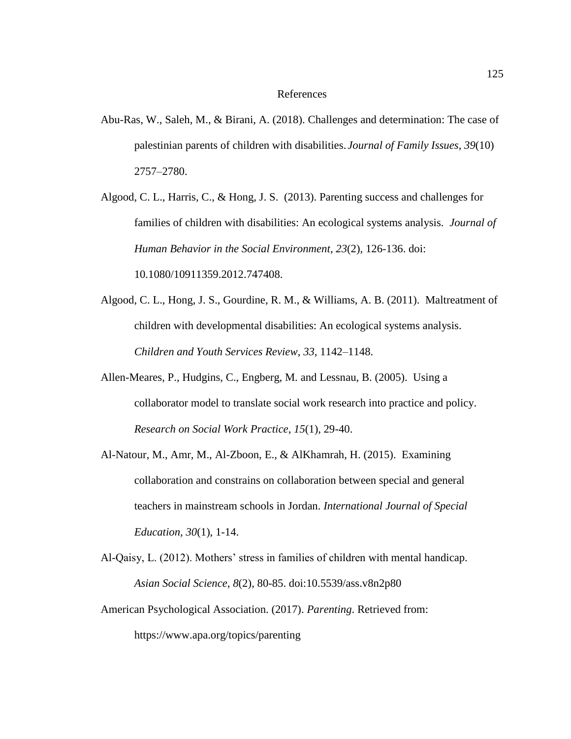# References

Abu-Ras, W., Saleh, M., & Birani, A. (2018). Challenges and determination: The case of palestinian parents of children with disabilities. *Journal of Family Issues*, *39*(10) 2757–2780.

Algood, C. L., Harris, C., & Hong, J. S. (2013). Parenting success and challenges for families of children with disabilities: An ecological systems analysis. *Journal of Human Behavior in the Social Environment*, *23*(2), 126-136. doi: 10.1080/10911359.2012.747408.

Algood, C. L., Hong, J. S., Gourdine, R. M., & Williams, A. B. (2011). Maltreatment of children with developmental disabilities: An ecological systems analysis. *Children and Youth Services Review*, *33*, 1142–1148.

Allen-Meares, P., Hudgins, C., Engberg, M. and Lessnau, B. (2005). Using a collaborator model to translate social work research into practice and policy. *Research on Social Work Practice*, *15*(1), 29-40.

Al-Natour, M., Amr, M., Al-Zboon, E., & AlKhamrah, H. (2015). Examining collaboration and constrains on collaboration between special and general teachers in mainstream schools in Jordan. *International Journal of Special Education*, *30*(1), 1-14.

Al-Qaisy, L. (2012). Mothers' stress in families of children with mental handicap. *Asian Social Science*, *8*(2), 80-85. doi:10.5539/ass.v8n2p80

American Psychological Association. (2017). *Parenting*. Retrieved from: https://www.apa.org/topics/parenting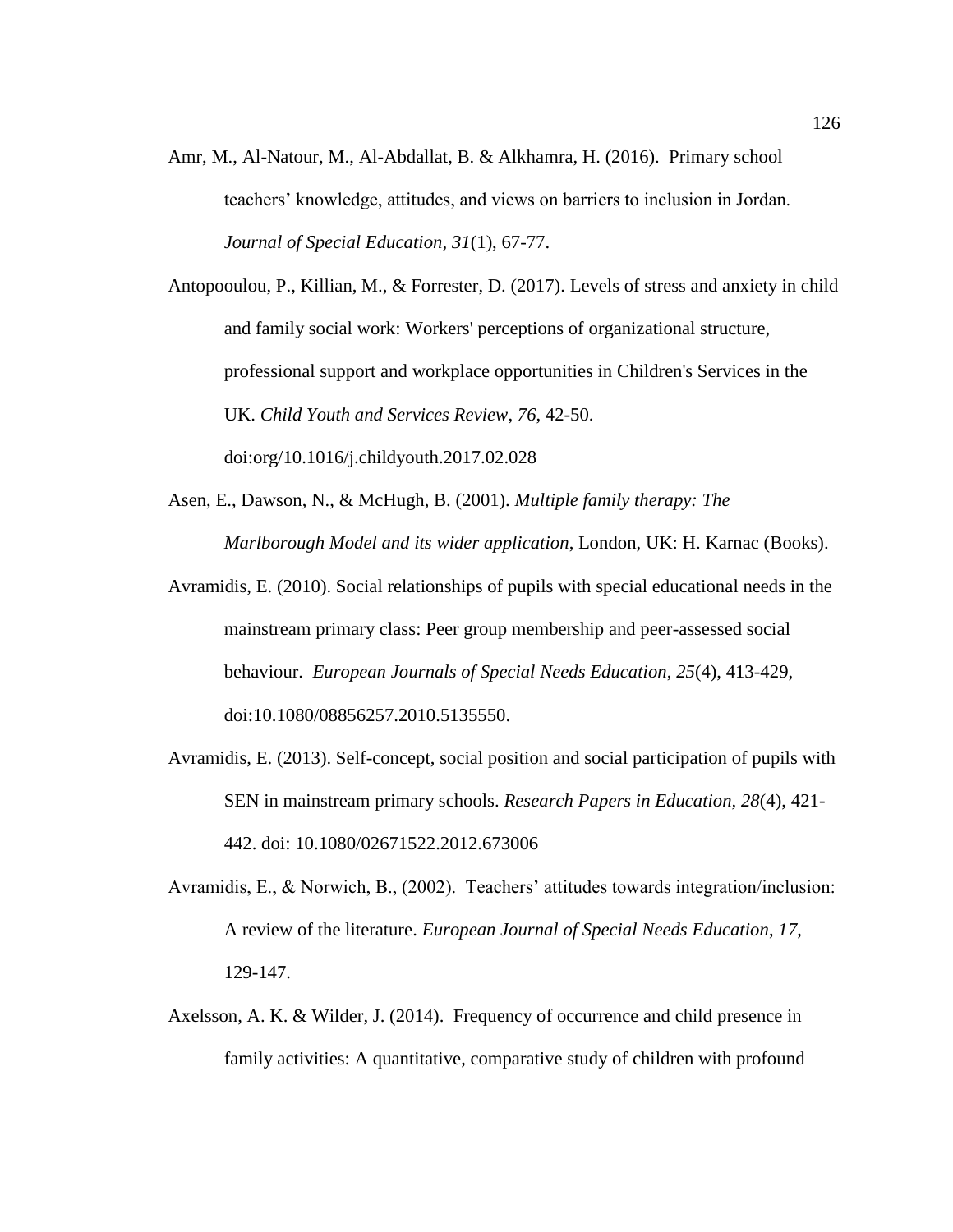Amr, M., Al-Natour, M., Al-Abdallat, B. & Alkhamra, H. (2016). Primary school teachers' knowledge, attitudes, and views on barriers to inclusion in Jordan. *Journal of Special Education*, *31*(1), 67-77.

Antopooulou, P., Killian, M., & Forrester, D. (2017). Levels of stress and anxiety in child and family social work: Workers' perceptions of organizational structure, professional support and workplace opportunities in Children's Services in the UK. *Child Youth and Services Review*, *76*, 42-50. doi:org/10.1016/j.childyouth.2017.02.028

Asen, E., Dawson, N., & McHugh, B. (2001). *Multiple family therapy: The Marlborough Model and its wider application*, London, UK: H. Karnac (Books).

Avramidis, E. (2010). Social relationships of pupils with special educational needs in the mainstream primary class: Peer group membership and peer-assessed social behaviour. *European Journals of Special Needs Education*, *25*(4), 413-429, doi:10.1080/08856257.2010.5135550.

Avramidis, E. (2013). Self-concept, social position and social participation of pupils with SEN in mainstream primary schools. *Research Papers in Education*, *28*(4), 421-442. doi: 10.1080/02671522.2012.673006

Avramidis, E., & Norwich, B., (2002). Teachers' attitudes towards integration/inclusion: A review of the literature. *European Journal of Special Needs Education*, *17*, 129-147.

Axelsson, A. K. & Wilder, J. (2014). Frequency of occurrence and child presence in family activities: A quantitative, comparative study of children with profound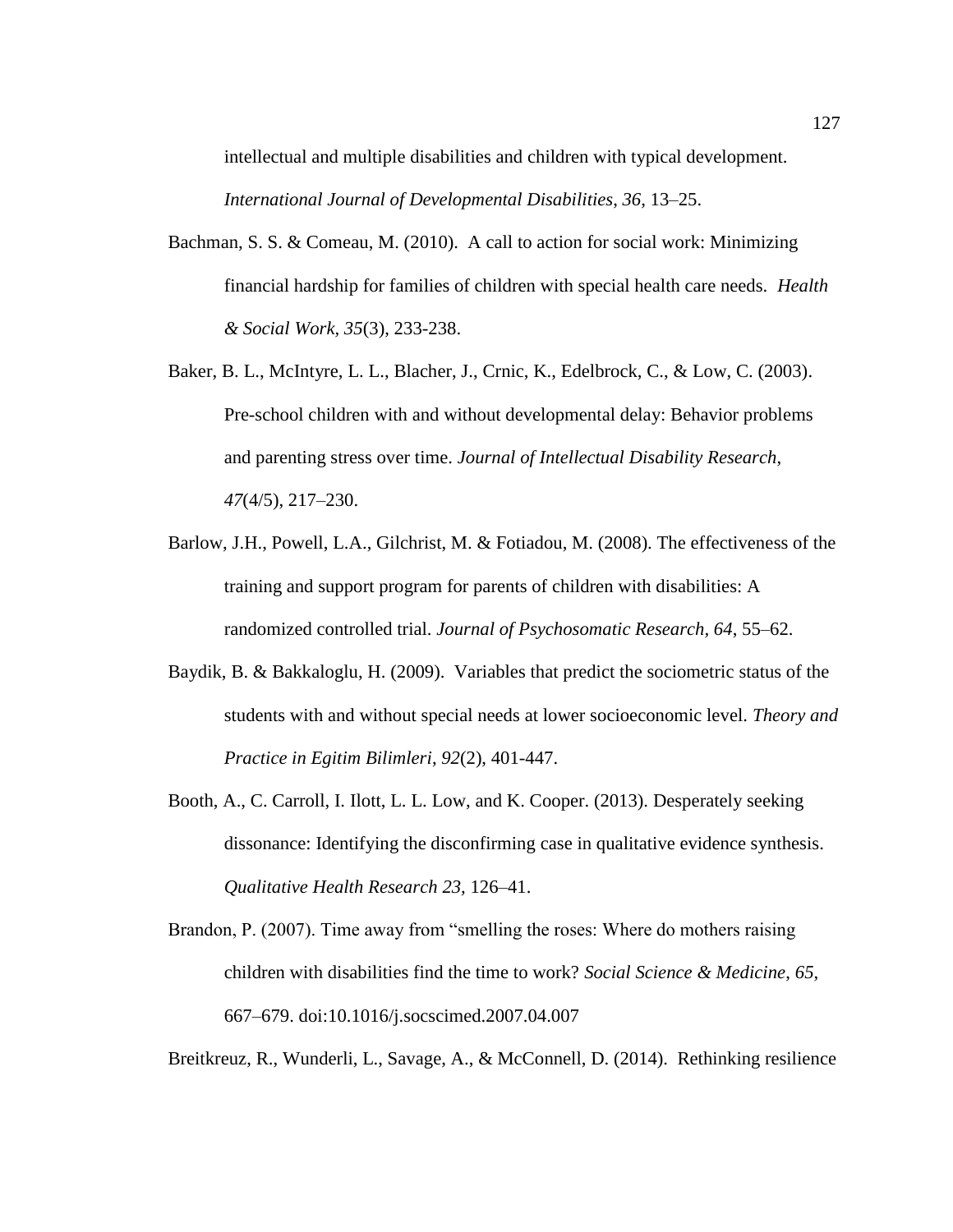intellectual and multiple disabilities and children with typical development. *International Journal of Developmental Disabilities*, *36*, 13–25.

Bachman, S. S. & Comeau, M. (2010). A call to action for social work: Minimizing financial hardship for families of children with special health care needs. *Health & Social Work, 35*(3), 233-238.

Baker, B. L., McIntyre, L. L., Blacher, J., Crnic, K., Edelbrock, C., & Low, C. (2003). Pre-school children with and without developmental delay: Behavior problems and parenting stress over time. *Journal of Intellectual Disability Research*, *47*(4/5), 217–230.

Barlow, J.H., Powell, L.A., Gilchrist, M. & Fotiadou, M. (2008). The effectiveness of the training and support program for parents of children with disabilities: A randomized controlled trial. *Journal of Psychosomatic Research, 64*, 55–62.

Baydik, B. & Bakkaloglu, H. (2009). Variables that predict the sociometric status of the students with and without special needs at lower socioeconomic level. *Theory and Practice in Egitim Bilimleri*, *92*(2), 401-447.

Booth, A., C. Carroll, I. Ilott, L. L. Low, and K. Cooper. (2013). Desperately seeking dissonance: Identifying the disconfirming case in qualitative evidence synthesis. *Qualitative Health Research 23,* 126–41.

Brandon, P. (2007). Time away from "smelling the roses: Where do mothers raising children with disabilities find the time to work? *Social Science & Medicine*, *65*, 667–679. doi:10.1016/j.socscimed.2007.04.007

Breitkreuz, R., Wunderli, L., Savage, A., & McConnell, D. (2014). Rethinking resilience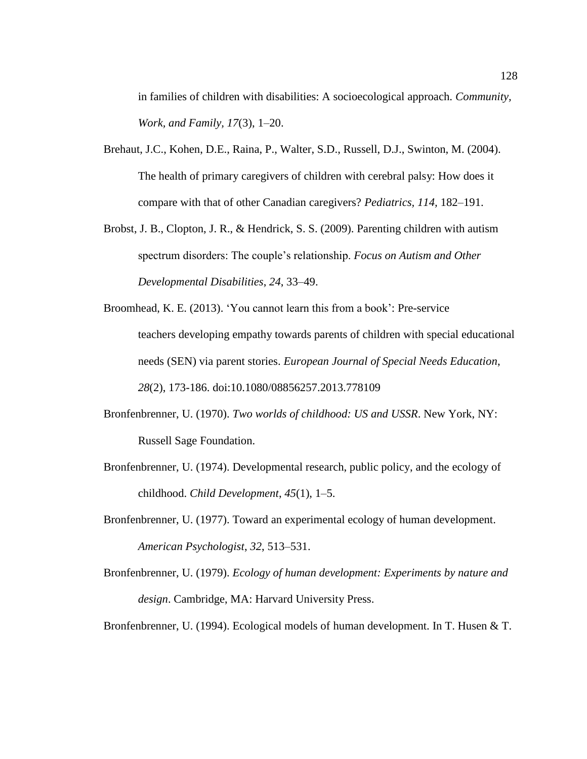in families of children with disabilities: A socioecological approach. *Community, Work, and Family, 17*(3), 1–20.

Brehaut, J.C., Kohen, D.E., Raina, P., Walter, S.D., Russell, D.J., Swinton, M. (2004). The health of primary caregivers of children with cerebral palsy: How does it compare with that of other Canadian caregivers? *Pediatrics, 114,* 182–191.

Brobst, J. B., Clopton, J. R., & Hendrick, S. S. (2009). Parenting children with autism spectrum disorders: The couple's relationship. *Focus on Autism and Other Developmental Disabilities*, *24*, 33–49.

Broomhead, K. E. (2013). 'You cannot learn this from a book': Pre-service teachers developing empathy towards parents of children with special educational needs (SEN) via parent stories. *European Journal of Special Needs Education*, *28*(2), 173-186. doi:10.1080/08856257.2013.778109

Bronfenbrenner, U. (1970). *Two worlds of childhood: US and USSR*. New York, NY: Russell Sage Foundation.

Bronfenbrenner, U. (1974). Developmental research, public policy, and the ecology of childhood. *Child Development*, *45*(1), 1–5.

Bronfenbrenner, U. (1977). Toward an experimental ecology of human development. *American Psychologist*, *32*, 513–531.

Bronfenbrenner, U. (1979). *Ecology of human development: Experiments by nature and design*. Cambridge, MA: Harvard University Press.

Bronfenbrenner, U. (1994). Ecological models of human development. In T. Husen & T.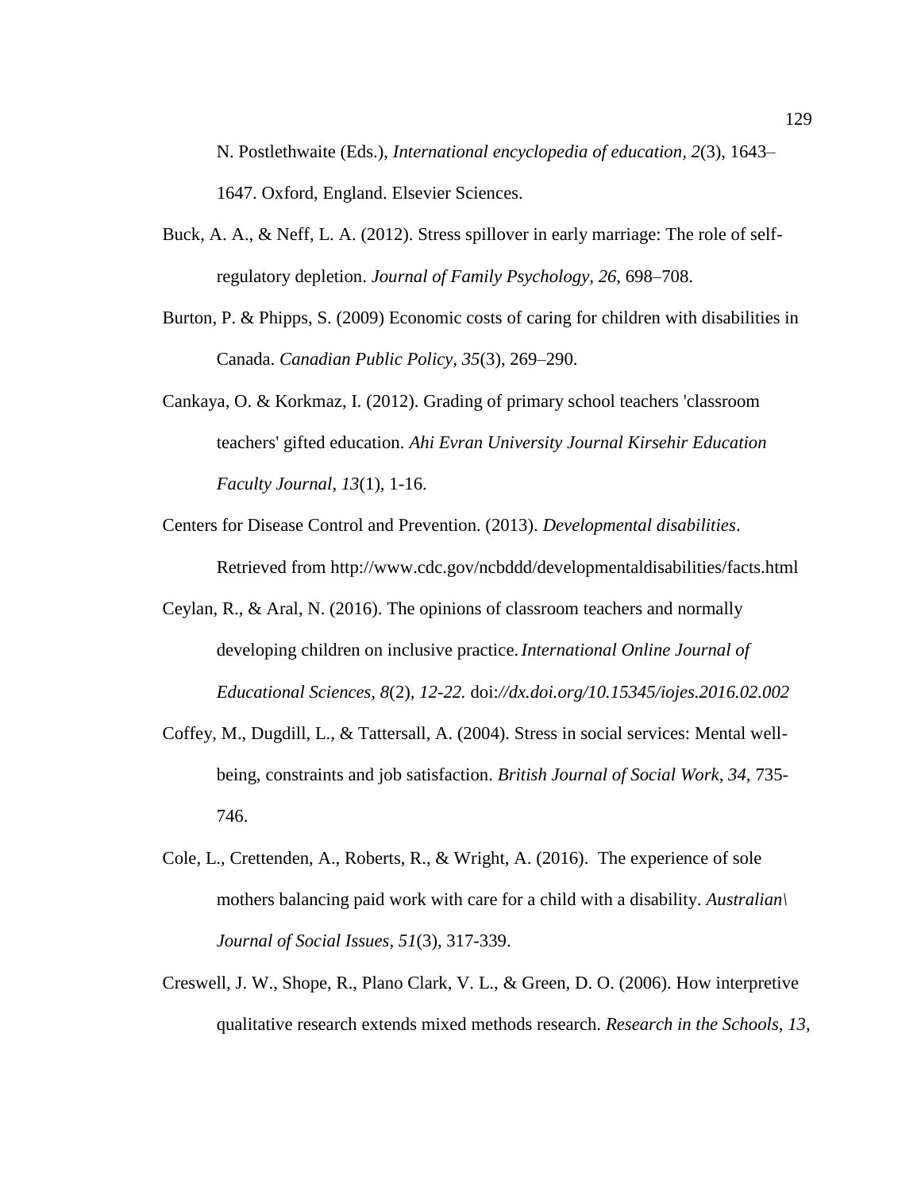N. Postlethwaite (Eds.), *International encyclopedia of education, 2*(3), 1643–1647. Oxford, England. Elsevier Sciences.

Buck, A. A., & Neff, L. A. (2012). Stress spillover in early marriage: The role of self-regulatory depletion. *Journal of Family Psychology, 26*, 698–708.

Burton, P. & Phipps, S. (2009) Economic costs of caring for children with disabilities in Canada. *Canadian Public Policy, 35*(3), 269–290.

Cankaya, O. & Korkmaz, I. (2012). Grading of primary school teachers 'classroom teachers' gifted education. *Ahi Evran University Journal Kirsehir Education Faculty Journal*, *13*(1), 1-16.

Centers for Disease Control and Prevention. (2013). *Developmental disabilities*. Retrieved from http://www.cdc.gov/ncbddd/developmentaldisabilities/facts.html

Ceylan, R., & Aral, N. (2016). The opinions of classroom teachers and normally developing children on inclusive practice. *International Online Journal of Educational Sciences, 8*(2), *12-22.* doi:*//dx.doi.org/10.15345/iojes.2016.02.002*

Coffey, M., Dugdill, L., & Tattersall, A. (2004). Stress in social services: Mental well-being, constraints and job satisfaction. *British Journal of Social Work*, *34*, 735-746.

Cole, L., Crettenden, A., Roberts, R., & Wright, A. (2016). The experience of sole mothers balancing paid work with care for a child with a disability. *Australian\ Journal of Social Issues*, *51*(3), 317-339.

Creswell, J. W., Shope, R., Plano Clark, V. L., & Green, D. O. (2006). How interpretive qualitative research extends mixed methods research. *Research in the Schools, 13*,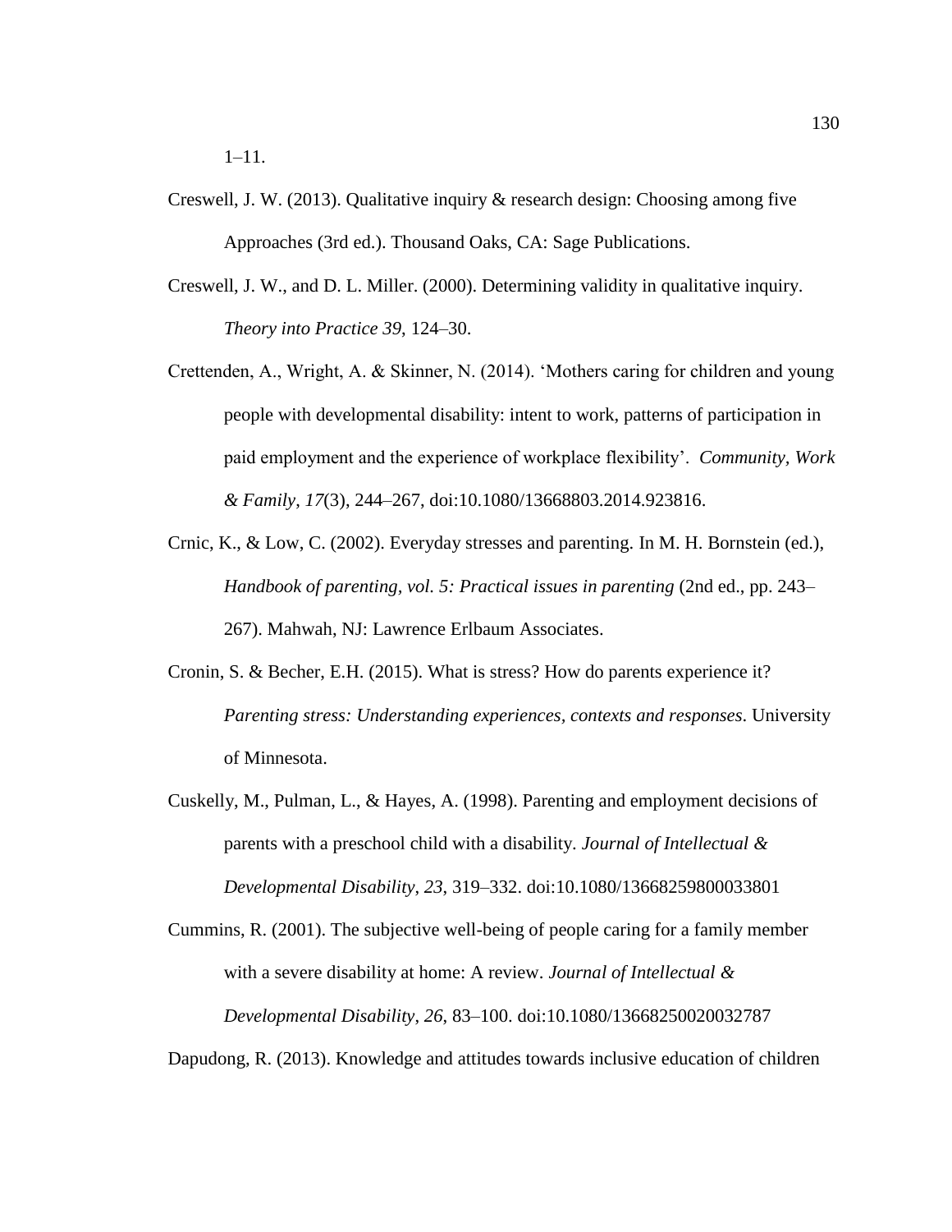1–11.

Creswell, J. W. (2013). Qualitative inquiry & research design: Choosing among five Approaches (3rd ed.). Thousand Oaks, CA: Sage Publications.

Creswell, J. W., and D. L. Miller. (2000). Determining validity in qualitative inquiry. *Theory into Practice 39*, 124–30.

Crettenden, A., Wright, A. & Skinner, N. (2014). 'Mothers caring for children and young people with developmental disability: intent to work, patterns of participation in paid employment and the experience of workplace flexibility'. *Community, Work & Family*, *17*(3), 244–267, doi:10.1080/13668803.2014.923816.

Crnic, K., & Low, C. (2002). Everyday stresses and parenting. In M. H. Bornstein (ed.), *Handbook of parenting, vol. 5: Practical issues in parenting* (2nd ed., pp. 243–267). Mahwah, NJ: Lawrence Erlbaum Associates.

Cronin, S. & Becher, E.H. (2015). What is stress? How do parents experience it? *Parenting stress: Understanding experiences, contexts and responses*. University of Minnesota.

Cuskelly, M., Pulman, L., & Hayes, A. (1998). Parenting and employment decisions of parents with a preschool child with a disability. *Journal of Intellectual & Developmental Disability*, *23*, 319–332. doi:10.1080/13668259800033801

Cummins, R. (2001). The subjective well-being of people caring for a family member with a severe disability at home: A review. *Journal of Intellectual & Developmental Disability*, *26*, 83–100. doi:10.1080/13668250020032787

Dapudong, R. (2013). Knowledge and attitudes towards inclusive education of children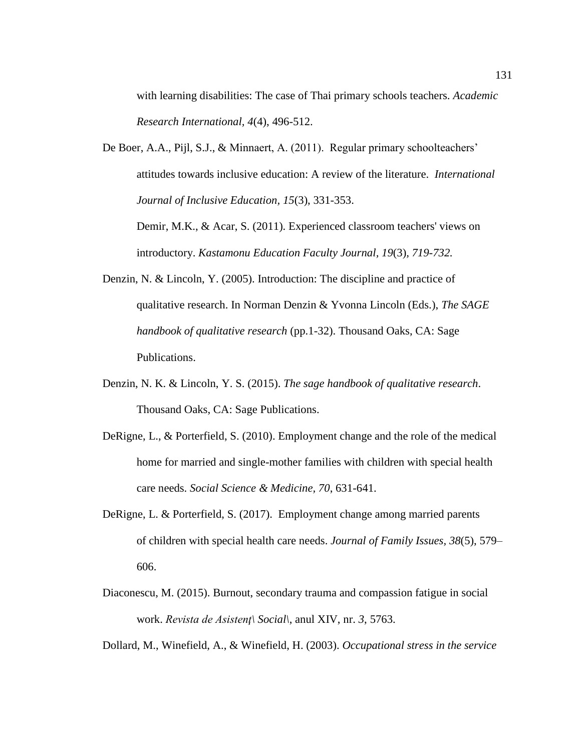with learning disabilities: The case of Thai primary schools teachers. *Academic Research International, 4*(4), 496-512.

De Boer, A.A., Pijl, S.J., & Minnaert, A. (2011). Regular primary schoolteachers' attitudes towards inclusive education: A review of the literature. *International Journal of Inclusive Education*, *15*(3), 331-353.

Demir, M.K., & Acar, S. (2011). Experienced classroom teachers' views on introductory. *Kastamonu Education Faculty Journal*, *19*(3), *719-732.*

Denzin, N. & Lincoln, Y. (2005). Introduction: The discipline and practice of qualitative research. In Norman Denzin & Yvonna Lincoln (Eds.), *The SAGE handbook of qualitative research* (pp.1-32). Thousand Oaks, CA: Sage Publications.

Denzin, N. K. & Lincoln, Y. S. (2015). *The sage handbook of qualitative research*. Thousand Oaks, CA: Sage Publications.

DeRigne, L., & Porterfield, S. (2010). Employment change and the role of the medical home for married and single-mother families with children with special health care needs. *Social Science & Medicine, 70*, 631-641.

DeRigne, L. & Porterfield, S. (2017). Employment change among married parents of children with special health care needs. *Journal of Family Issues*, *38*(5), 579–606.

Diaconescu, M. (2015). Burnout, secondary trauma and compassion fatigue in social work. *Revista de Asistenţ\ Social\*, anul XIV, nr. *3*, 5763.

Dollard, M., Winefield, A., & Winefield, H. (2003). *Occupational stress in the service*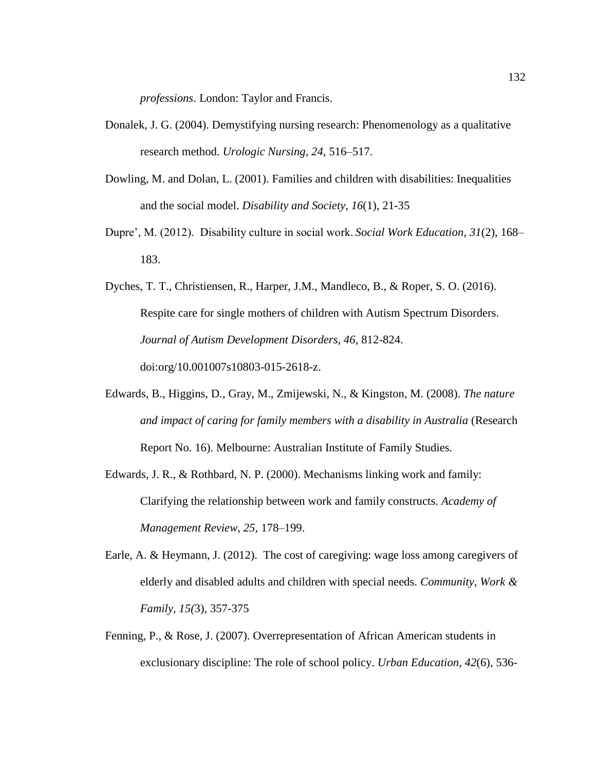*professions*. London: Taylor and Francis.

Donalek, J. G. (2004). Demystifying nursing research: Phenomenology as a qualitative research method. *Urologic Nursing, 24*, 516–517.

Dowling, M. and Dolan, L. (2001). Families and children with disabilities: Inequalities and the social model. *Disability and Society, 16*(1), 21-35

Dupre', M. (2012). Disability culture in social work. *Social Work Education, 31*(2), 168–183.

Dyches, T. T., Christiensen, R., Harper, J.M., Mandleco, B., & Roper, S. O. (2016). Respite care for single mothers of children with Autism Spectrum Disorders. *Journal of Autism Development Disorders, 46*, 812-824. doi:org/10.001007s10803-015-2618-z.

Edwards, B., Higgins, D., Gray, M., Zmijewski, N., & Kingston, M. (2008). *The nature and impact of caring for family members with a disability in Australia* (Research Report No. 16). Melbourne: Australian Institute of Family Studies.

Edwards, J. R., & Rothbard, N. P. (2000). Mechanisms linking work and family: Clarifying the relationship between work and family constructs. *Academy of Management Review, 25*, 178–199.

Earle, A. & Heymann, J. (2012). The cost of caregiving: wage loss among caregivers of elderly and disabled adults and children with special needs. *Community, Work & Family, 15(*3), 357-375

Fenning, P., & Rose, J. (2007). Overrepresentation of African American students in exclusionary discipline: The role of school policy. *Urban Education, 42*(6), 536-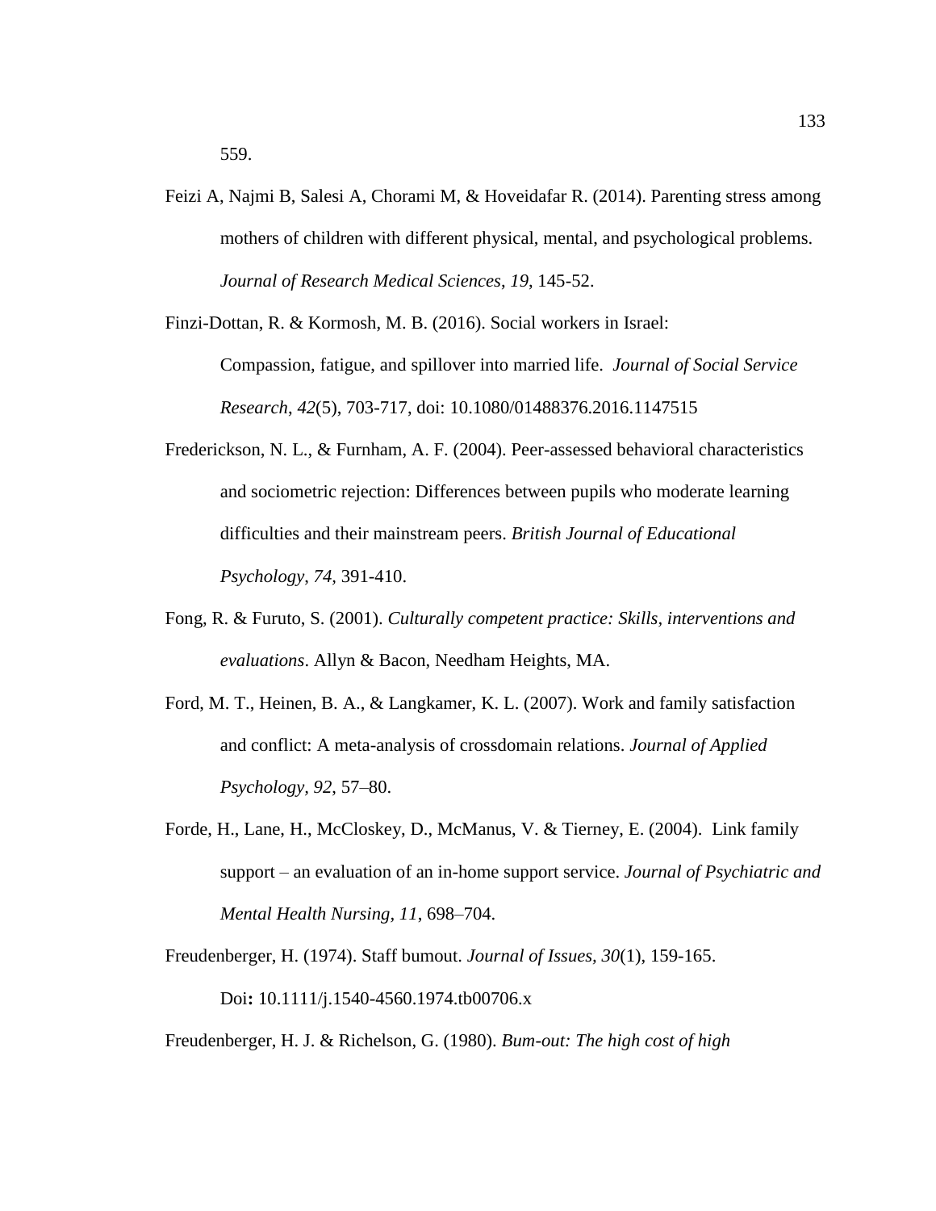559.

Feizi A, Najmi B, Salesi A, Chorami M, & Hoveidafar R. (2014). Parenting stress among mothers of children with different physical, mental, and psychological problems. *Journal of Research Medical Sciences*, *19*, 145-52.

Finzi-Dottan, R. & Kormosh, M. B. (2016). Social workers in Israel: Compassion, fatigue, and spillover into married life. *Journal of Social Service Research*, *42*(5), 703-717, doi: 10.1080/01488376.2016.1147515

Frederickson, N. L., & Furnham, A. F. (2004). Peer-assessed behavioral characteristics and sociometric rejection: Differences between pupils who moderate learning difficulties and their mainstream peers. *British Journal of Educational Psychology*, *74*, 391-410.

Fong, R. & Furuto, S. (2001). *Culturally competent practice: Skills, interventions and evaluations*. Allyn & Bacon, Needham Heights, MA.

Ford, M. T., Heinen, B. A., & Langkamer, K. L. (2007). Work and family satisfaction and conflict: A meta-analysis of crossdomain relations. *Journal of Applied Psychology, 92*, 57–80.

Forde, H., Lane, H., McCloskey, D., McManus, V. & Tierney, E. (2004). Link family support – an evaluation of an in-home support service. *Journal of Psychiatric and Mental Health Nursing, 11*, 698–704.

Freudenberger, H. (1974). Staff bumout. *Journal of Issues, 30*(1), 159-165. Doi**:** 10.1111/j.1540-4560.1974.tb00706.x

Freudenberger, H. J. & Richelson, G. (1980). *Bum-out: The high cost of high*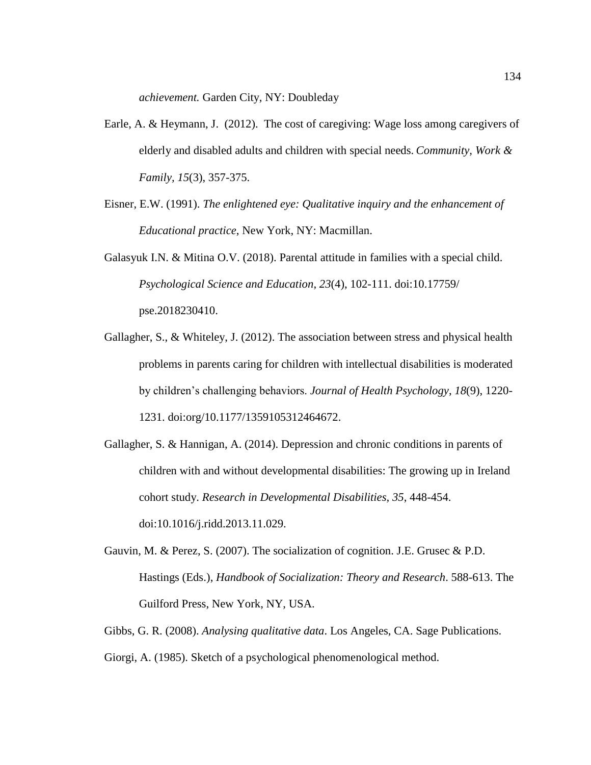*achievement.* Garden City, NY: Doubleday

Earle, A. & Heymann, J. (2012). The cost of caregiving: Wage loss among caregivers of elderly and disabled adults and children with special needs. *Community, Work & Family, 15*(3), 357-375.

Eisner, E.W. (1991). *The enlightened eye: Qualitative inquiry and the enhancement of Educational practice*, New York, NY: Macmillan.

Galasyuk I.N. & Mitina O.V. (2018). Parental attitude in families with a special child. *Psychological Science and Education*, *23*(4), 102-111. doi:10.17759/ pse.2018230410.

Gallagher, S., & Whiteley, J. (2012). The association between stress and physical health problems in parents caring for children with intellectual disabilities is moderated by children's challenging behaviors. *Journal of Health Psychology*, *18*(9), 1220-1231. doi:org/10.1177/1359105312464672.

Gallagher, S. & Hannigan, A. (2014). Depression and chronic conditions in parents of children with and without developmental disabilities: The growing up in Ireland cohort study. *Research in Developmental Disabilities, 35*, 448-454. doi:10.1016/j.ridd.2013.11.029.

Gauvin, M. & Perez, S. (2007). The socialization of cognition. J.E. Grusec & P.D. Hastings (Eds.), *Handbook of Socialization: Theory and Research*. 588-613. The Guilford Press, New York, NY, USA.

Gibbs, G. R. (2008). *Analysing qualitative data*. Los Angeles, CA. Sage Publications.

Giorgi, A. (1985). Sketch of a psychological phenomenological method.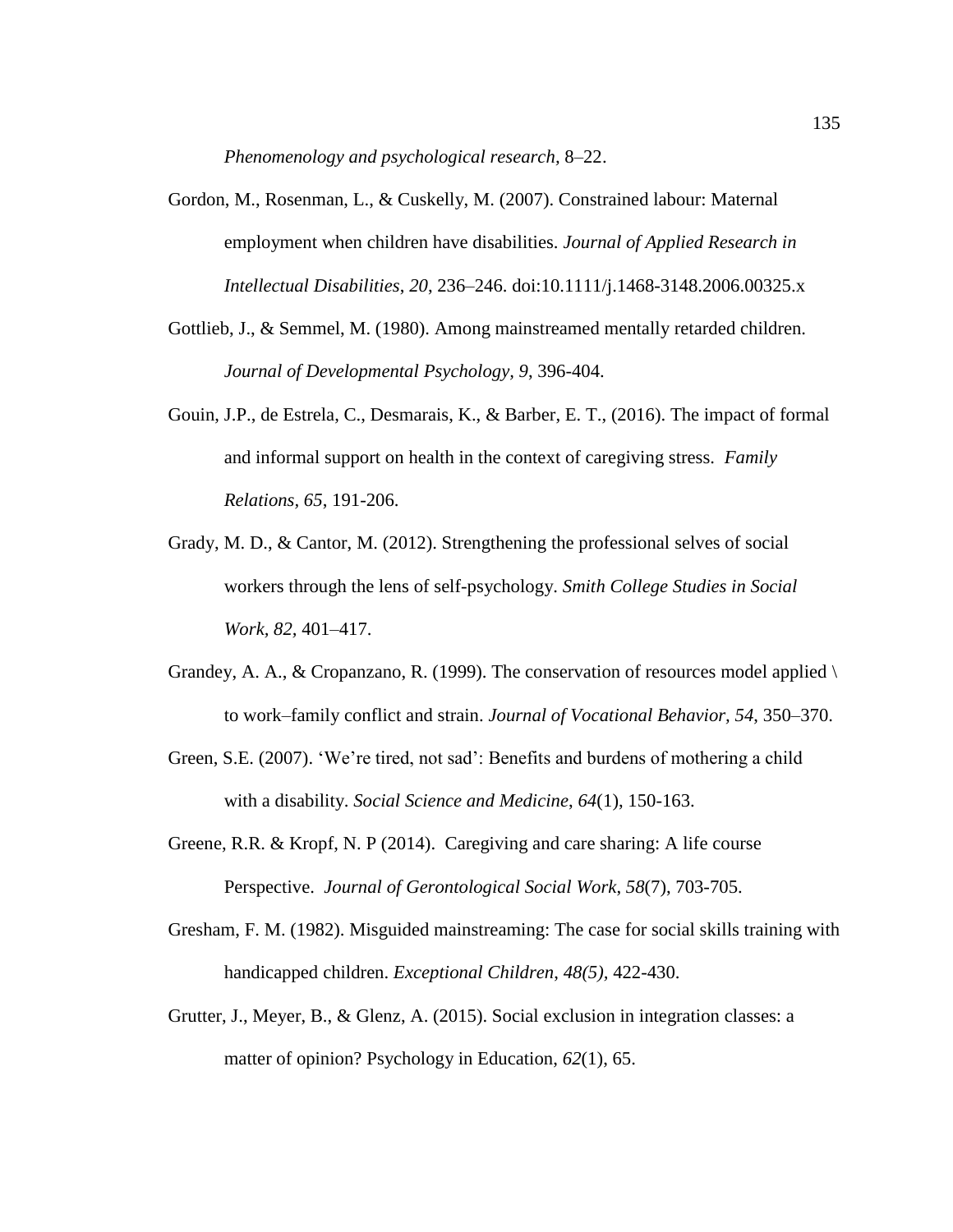*Phenomenology and psychological research*, 8–22.

Gordon, M., Rosenman, L., & Cuskelly, M. (2007). Constrained labour: Maternal employment when children have disabilities. *Journal of Applied Research in Intellectual Disabilities*, *20*, 236–246. doi:10.1111/j.1468-3148.2006.00325.x

Gottlieb, J., & Semmel, M. (1980). Among mainstreamed mentally retarded children. *Journal of Developmental Psychology*, *9*, 396-404.

Gouin, J.P., de Estrela, C., Desmarais, K., & Barber, E. T., (2016). The impact of formal and informal support on health in the context of caregiving stress. *Family Relations*, *65*, 191-206.

Grady, M. D., & Cantor, M. (2012). Strengthening the professional selves of social workers through the lens of self-psychology. *Smith College Studies in Social Work*, *82*, 401–417.

Grandey, A. A., & Cropanzano, R. (1999). The conservation of resources model applied \ to work–family conflict and strain. *Journal of Vocational Behavior*, *54*, 350–370.

Green, S.E. (2007). 'We're tired, not sad': Benefits and burdens of mothering a child with a disability. *Social Science and Medicine*, *64*(1), 150-163.

Greene, R.R. & Kropf, N. P (2014). Caregiving and care sharing: A life course Perspective. *Journal of Gerontological Social Work*, *58*(7), 703-705.

Gresham, F. M. (1982). Misguided mainstreaming: The case for social skills training with handicapped children. *Exceptional Children*, *48(5)*, 422-430.

Grutter, J., Meyer, B., & Glenz, A. (2015). Social exclusion in integration classes: a matter of opinion? Psychology in Education, *62*(1), 65.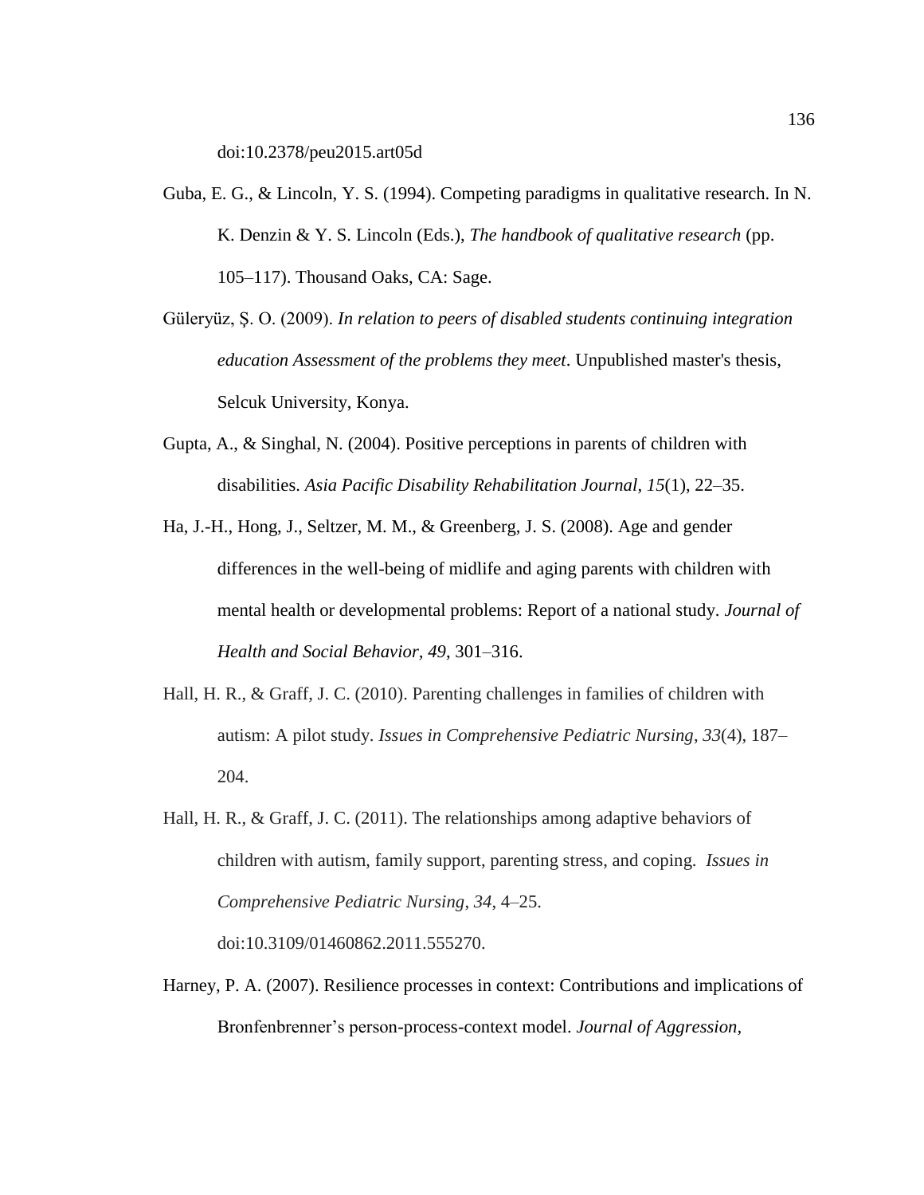doi:10.2378/peu2015.art05d

Guba, E. G., & Lincoln, Y. S. (1994). Competing paradigms in qualitative research. In N. K. Denzin & Y. S. Lincoln (Eds.), *The handbook of qualitative research* (pp. 105–117). Thousand Oaks, CA: Sage.

Güleryüz, Ş. O. (2009). *In relation to peers of disabled students continuing integration education Assessment of the problems they meet*. Unpublished master's thesis, Selcuk University, Konya.

Gupta, A., & Singhal, N. (2004). Positive perceptions in parents of children with disabilities. *Asia Pacific Disability Rehabilitation Journal*, *15*(1), 22–35.

Ha, J.-H., Hong, J., Seltzer, M. M., & Greenberg, J. S. (2008). Age and gender differences in the well-being of midlife and aging parents with children with mental health or developmental problems: Report of a national study. *Journal of Health and Social Behavior*, *49*, 301–316.

Hall, H. R., & Graff, J. C. (2010). Parenting challenges in families of children with autism: A pilot study. *Issues in Comprehensive Pediatric Nursing*, *33*(4), 187–204.

Hall, H. R., & Graff, J. C. (2011). The relationships among adaptive behaviors of children with autism, family support, parenting stress, and coping. *Issues in Comprehensive Pediatric Nursing*, *34*, 4–25. doi:10.3109/01460862.2011.555270.

Harney, P. A. (2007). Resilience processes in context: Contributions and implications of Bronfenbrenner's person-process-context model. *Journal of Aggression,*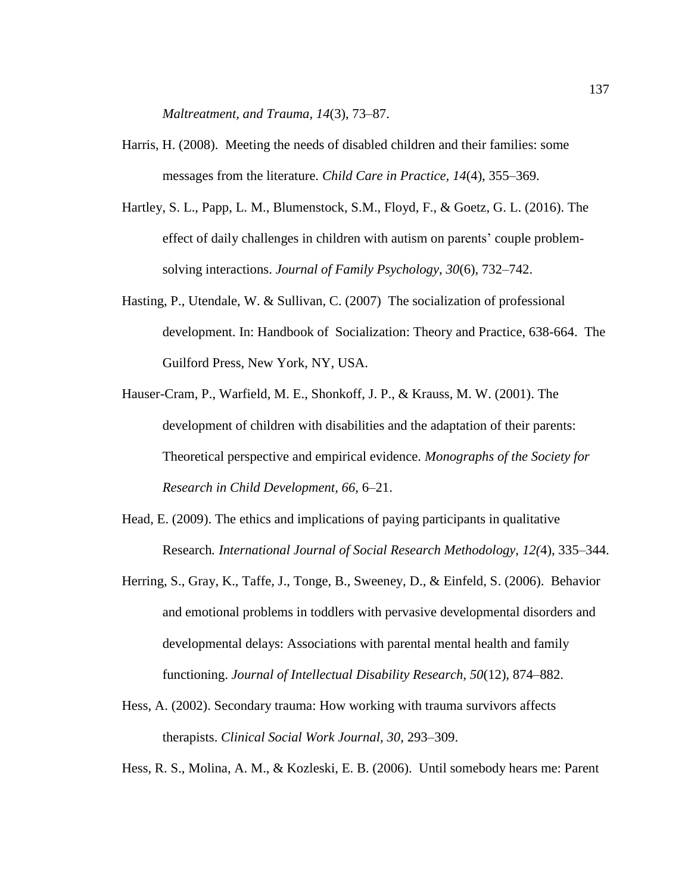*Maltreatment, and Trauma, 14*(3), 73–87.

Harris, H. (2008). Meeting the needs of disabled children and their families: some messages from the literature. *Child Care in Practice, 14*(4), 355–369.

Hartley, S. L., Papp, L. M., Blumenstock, S.M., Floyd, F., & Goetz, G. L. (2016). The effect of daily challenges in children with autism on parents' couple problem-solving interactions. *Journal of Family Psychology, 30*(6), 732–742.

Hasting, P., Utendale, W. & Sullivan, C. (2007) The socialization of professional development. In: Handbook of Socialization: Theory and Practice, 638-664. The Guilford Press, New York, NY, USA.

Hauser-Cram, P., Warfield, M. E., Shonkoff, J. P., & Krauss, M. W. (2001). The development of children with disabilities and the adaptation of their parents: Theoretical perspective and empirical evidence. *Monographs of the Society for Research in Child Development, 66*, 6–21.

Head, E. (2009). The ethics and implications of paying participants in qualitative Research*. International Journal of Social Research Methodology, 12(*4), 335–344.

Herring, S., Gray, K., Taffe, J., Tonge, B., Sweeney, D., & Einfeld, S. (2006). Behavior and emotional problems in toddlers with pervasive developmental disorders and developmental delays: Associations with parental mental health and family functioning. *Journal of Intellectual Disability Research, 50*(12), 874–882.

Hess, A. (2002). Secondary trauma: How working with trauma survivors affects therapists. *Clinical Social Work Journal, 30*, 293–309.

Hess, R. S., Molina, A. M., & Kozleski, E. B. (2006). Until somebody hears me: Parent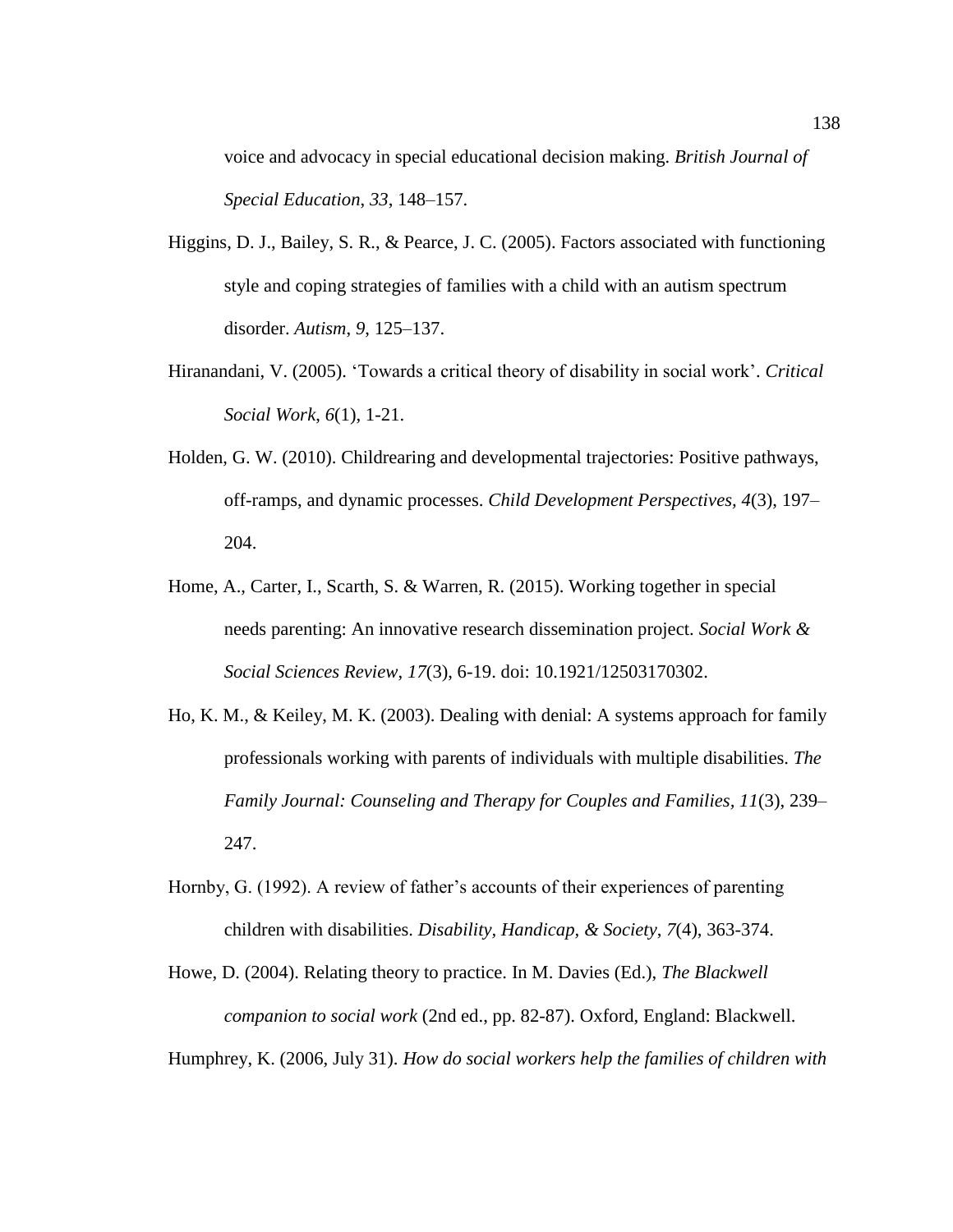voice and advocacy in special educational decision making. *British Journal of Special Education*, *33*, 148–157.

Higgins, D. J., Bailey, S. R., & Pearce, J. C. (2005). Factors associated with functioning style and coping strategies of families with a child with an autism spectrum disorder. *Autism*, *9*, 125–137.

Hiranandani, V. (2005). 'Towards a critical theory of disability in social work'. *Critical Social Work*, *6*(1), 1-21.

Holden, G. W. (2010). Childrearing and developmental trajectories: Positive pathways, off-ramps, and dynamic processes. *Child Development Perspectives, 4*(3), 197–204.

Home, A., Carter, I., Scarth, S. & Warren, R. (2015). Working together in special needs parenting: An innovative research dissemination project. *Social Work & Social Sciences Review, 17*(3), 6-19. doi: 10.1921/12503170302.

Ho, K. M., & Keiley, M. K. (2003). Dealing with denial: A systems approach for family professionals working with parents of individuals with multiple disabilities. *The Family Journal: Counseling and Therapy for Couples and Families, 11*(3), 239–247.

Hornby, G. (1992). A review of father's accounts of their experiences of parenting children with disabilities. *Disability, Handicap, & Society*, *7*(4), 363-374.

Howe, D. (2004). Relating theory to practice. In M. Davies (Ed.), *The Blackwell companion to social work* (2nd ed., pp. 82-87). Oxford, England: Blackwell.

Humphrey, K. (2006, July 31). *How do social workers help the families of children with*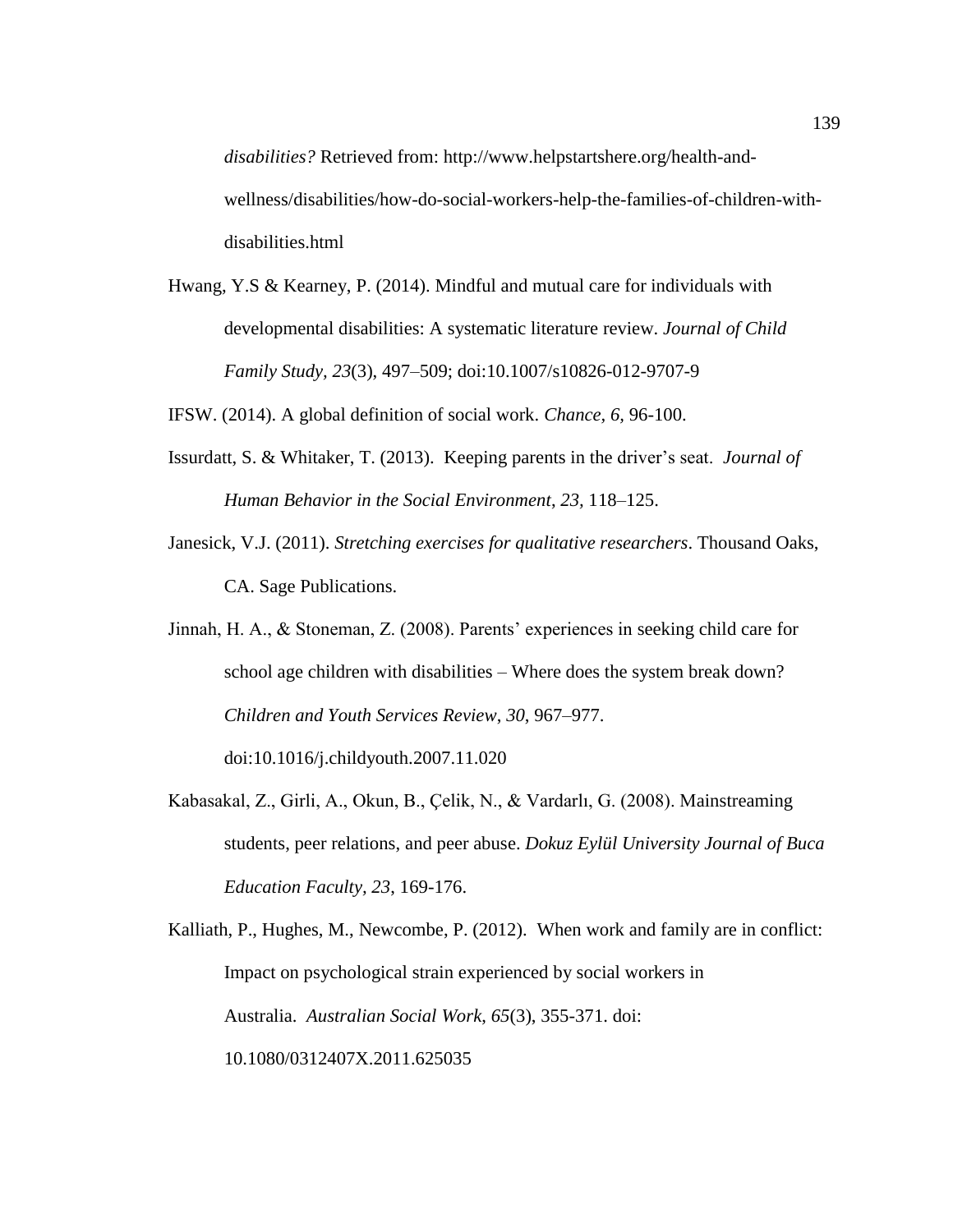*disabilities?* Retrieved from: http://www.helpstartshere.org/health-and-wellness/disabilities/how-do-social-workers-help-the-families-of-children-with-disabilities.html

Hwang, Y.S & Kearney, P. (2014). Mindful and mutual care for individuals with developmental disabilities: A systematic literature review. *Journal of Child Family Study, 23*(3), 497–509; doi:10.1007/s10826-012-9707-9

IFSW. (2014). A global definition of social work. *Chance, 6,* 96-100.

Issurdatt, S. & Whitaker, T. (2013). Keeping parents in the driver's seat. *Journal of Human Behavior in the Social Environment, 23,* 118–125.

Janesick, V.J. (2011). *Stretching exercises for qualitative researchers*. Thousand Oaks, CA. Sage Publications.

Jinnah, H. A., & Stoneman, Z. (2008). Parents' experiences in seeking child care for school age children with disabilities – Where does the system break down? *Children and Youth Services Review*, *30*, 967–977. doi:10.1016/j.childyouth.2007.11.020

Kabasakal, Z., Girli, A., Okun, B., Çelik, N., & Vardarlı, G. (2008). Mainstreaming students, peer relations, and peer abuse. *Dokuz Eylül University Journal of Buca Education Faculty, 23*, 169-176.

Kalliath, P., Hughes, M., Newcombe, P. (2012). When work and family are in conflict: Impact on psychological strain experienced by social workers in Australia. *Australian Social Work, 65*(3), 355-371. doi: 10.1080/0312407X.2011.625035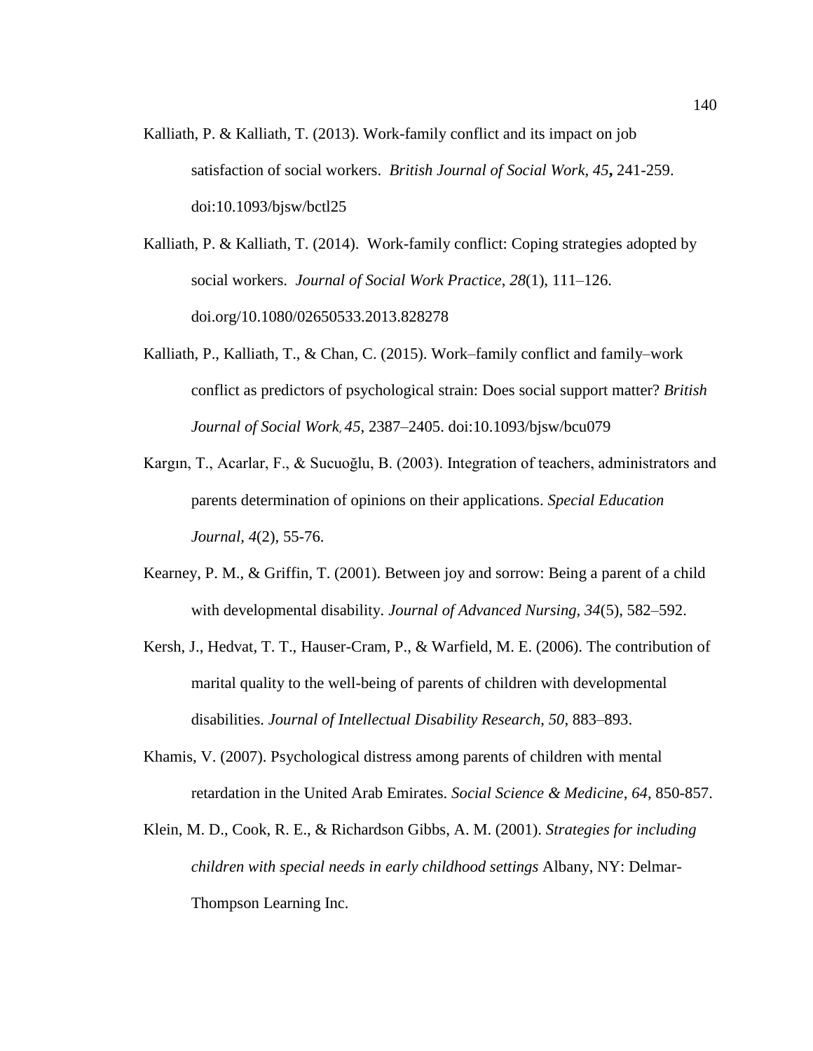Kalliath, P. & Kalliath, T. (2013). Work-family conflict and its impact on job satisfaction of social workers. *British Journal of Social Work*, *45***,** 241-259. doi:10.1093/bjsw/bctl25

Kalliath, P. & Kalliath, T. (2014). Work-family conflict: Coping strategies adopted by social workers. *Journal of Social Work Practice*, *28*(1), 111–126. doi.org/10.1080/02650533.2013.828278

Kalliath, P., Kalliath, T., & Chan, C. (2015). Work–family conflict and family–work conflict as predictors of psychological strain: Does social support matter? *British Journal of Social Work*, *45*, 2387–2405. doi:10.1093/bjsw/bcu079

Kargın, T., Acarlar, F., & Sucuoğlu, B. (2003). Integration of teachers, administrators and parents determination of opinions on their applications. *Special Education Journal*, *4*(2), 55-76.

Kearney, P. M., & Griffin, T. (2001). Between joy and sorrow: Being a parent of a child with developmental disability. *Journal of Advanced Nursing*, *34*(5), 582–592.

Kersh, J., Hedvat, T. T., Hauser-Cram, P., & Warfield, M. E. (2006). The contribution of marital quality to the well-being of parents of children with developmental disabilities. *Journal of Intellectual Disability Research*, *50*, 883–893.

Khamis, V. (2007). Psychological distress among parents of children with mental retardation in the United Arab Emirates. *Social Science & Medicine*, *64*, 850-857.

Klein, M. D., Cook, R. E., & Richardson Gibbs, A. M. (2001). *Strategies for including children with special needs in early childhood settings* Albany, NY: Delmar-Thompson Learning Inc.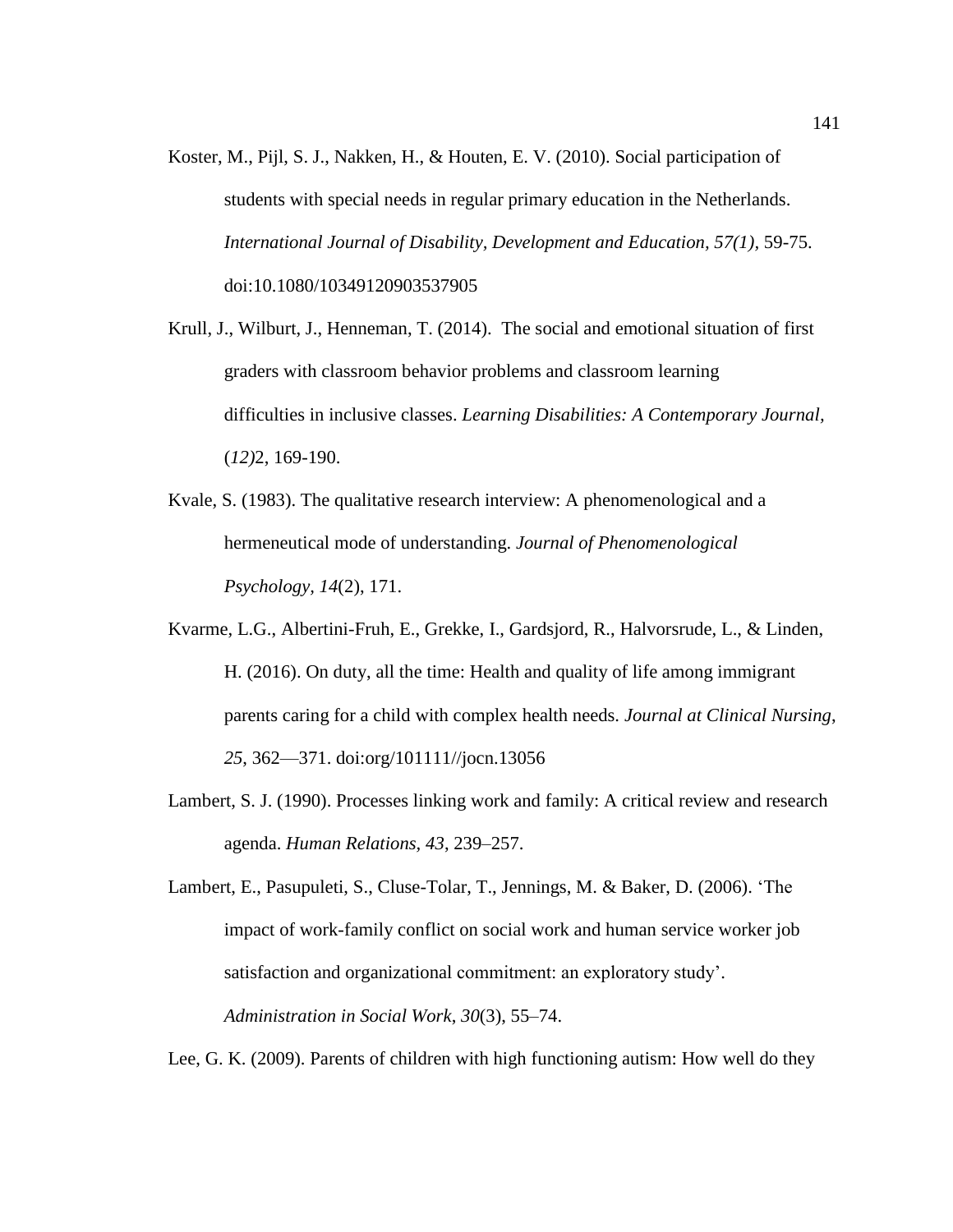Koster, M., Pijl, S. J., Nakken, H., & Houten, E. V. (2010). Social participation of students with special needs in regular primary education in the Netherlands. *International Journal of Disability, Development and Education, 57(1),* 59-75. doi:10.1080/10349120903537905

Krull, J., Wilburt, J., Henneman, T. (2014). The social and emotional situation of first graders with classroom behavior problems and classroom learning difficulties in inclusive classes. *Learning Disabilities: A Contemporary Journal,* (*12)*2, 169-190.

Kvale, S. (1983). The qualitative research interview: A phenomenological and a hermeneutical mode of understanding. *Journal of Phenomenological Psychology, 14*(2), 171.

Kvarme, L.G., Albertini-Fruh, E., Grekke, I., Gardsjord, R., Halvorsrude, L., & Linden, H. (2016). On duty, all the time: Health and quality of life among immigrant parents caring for a child with complex health needs. *Journal at Clinical Nursing, 25*, 362—371. doi:org/101111//jocn.13056

Lambert, S. J. (1990). Processes linking work and family: A critical review and research agenda. *Human Relations*, *43*, 239–257.

Lambert, E., Pasupuleti, S., Cluse-Tolar, T., Jennings, M. & Baker, D. (2006). 'The impact of work-family conflict on social work and human service worker job satisfaction and organizational commitment: an exploratory study'. *Administration in Social Work*, *30*(3), 55–74.

Lee, G. K. (2009). Parents of children with high functioning autism: How well do they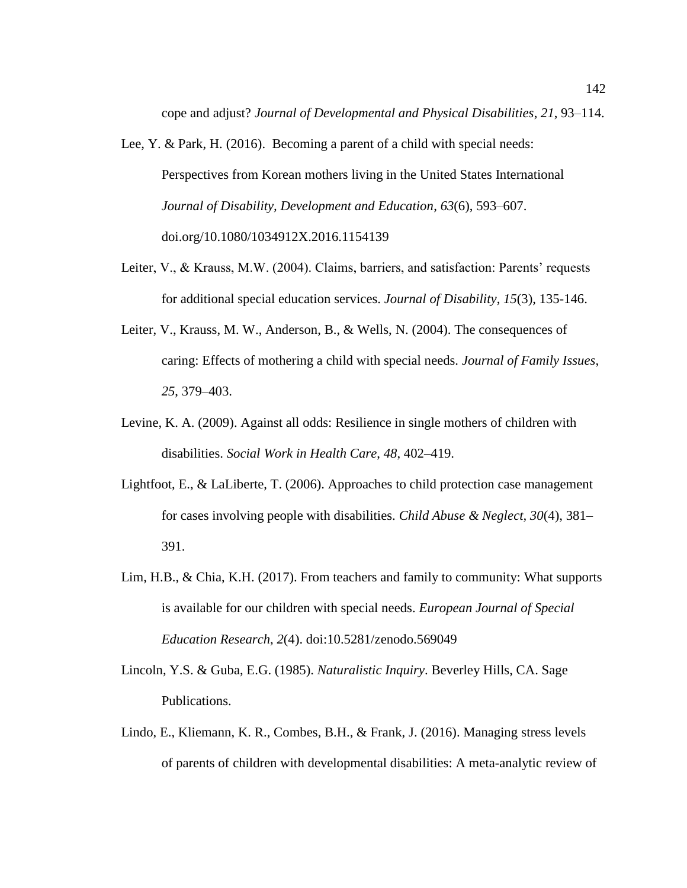cope and adjust? *Journal of Developmental and Physical Disabilities*, *21*, 93–114.

Lee, Y. & Park, H. (2016). Becoming a parent of a child with special needs: Perspectives from Korean mothers living in the United States International *Journal of Disability, Development and Education*, *63*(6), 593–607. doi.org/10.1080/1034912X.2016.1154139

Leiter, V., & Krauss, M.W. (2004). Claims, barriers, and satisfaction: Parents' requests for additional special education services. *Journal of Disability*, *15*(3), 135-146.

Leiter, V., Krauss, M. W., Anderson, B., & Wells, N. (2004). The consequences of caring: Effects of mothering a child with special needs. *Journal of Family Issues*, *25*, 379–403.

Levine, K. A. (2009). Against all odds: Resilience in single mothers of children with disabilities. *Social Work in Health Care*, *48*, 402–419.

Lightfoot, E., & LaLiberte, T. (2006). Approaches to child protection case management for cases involving people with disabilities. *Child Abuse & Neglect*, *30*(4), 381–391.

Lim, H.B., & Chia, K.H. (2017). From teachers and family to community: What supports is available for our children with special needs. *European Journal of Special Education Research*, *2*(4). doi:10.5281/zenodo.569049

Lincoln, Y.S. & Guba, E.G. (1985). *Naturalistic Inquiry*. Beverley Hills, CA. Sage Publications.

Lindo, E., Kliemann, K. R., Combes, B.H., & Frank, J. (2016). Managing stress levels of parents of children with developmental disabilities: A meta-analytic review of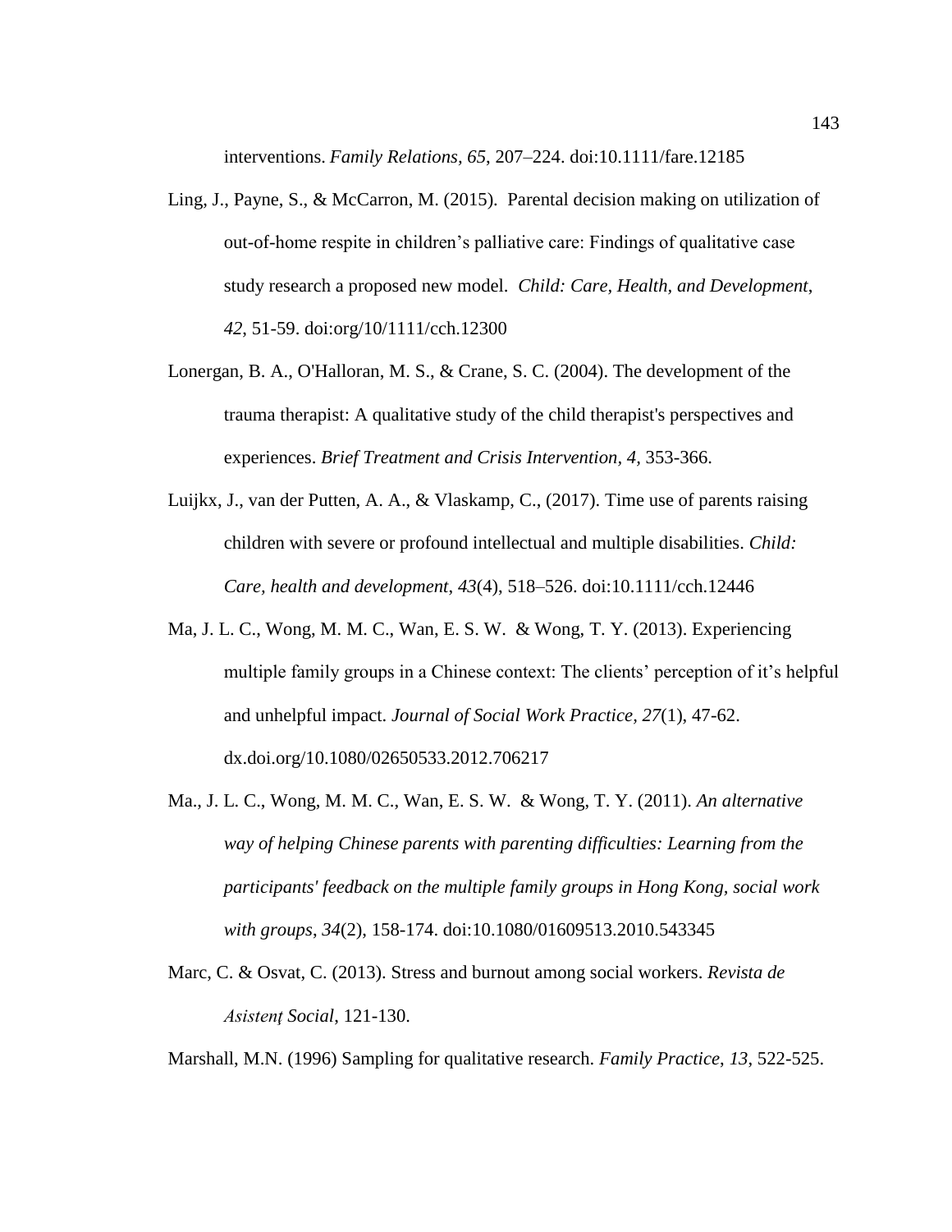interventions. *Family Relations, 65*, 207–224. doi:10.1111/fare.12185

Ling, J., Payne, S., & McCarron, M. (2015). Parental decision making on utilization of out-of-home respite in children's palliative care: Findings of qualitative case study research a proposed new model. *Child: Care, Health, and Development*, *42,* 51-59. doi:org/10/1111/cch.12300

Lonergan, B. A., O'Halloran, M. S., & Crane, S. C. (2004). The development of the trauma therapist: A qualitative study of the child therapist's perspectives and experiences. *Brief Treatment and Crisis Intervention, 4,* 353-366.

Luijkx, J., van der Putten, A. A., & Vlaskamp, C., (2017). Time use of parents raising children with severe or profound intellectual and multiple disabilities. *Child: Care, health and development*, *43*(4), 518–526. doi:10.1111/cch.12446

Ma, J. L. C., Wong, M. M. C., Wan, E. S. W. & Wong, T. Y. (2013). Experiencing multiple family groups in a Chinese context: The clients' perception of it's helpful and unhelpful impact. *Journal of Social Work Practice*, *27*(1), 47-62. dx.doi.org/10.1080/02650533.2012.706217

Ma., J. L. C., Wong, M. M. C., Wan, E. S. W. & Wong, T. Y. (2011). *An alternative way of helping Chinese parents with parenting difficulties: Learning from the participants' feedback on the multiple family groups in Hong Kong, social work with groups*, *34*(2), 158-174. doi:10.1080/01609513.2010.543345

Marc, C. & Osvat, C. (2013). Stress and burnout among social workers. *Revista de Asistenţ Social*, 121-130.

Marshall, M.N. (1996) Sampling for qualitative research. *Family Practice*, *13*, 522-525.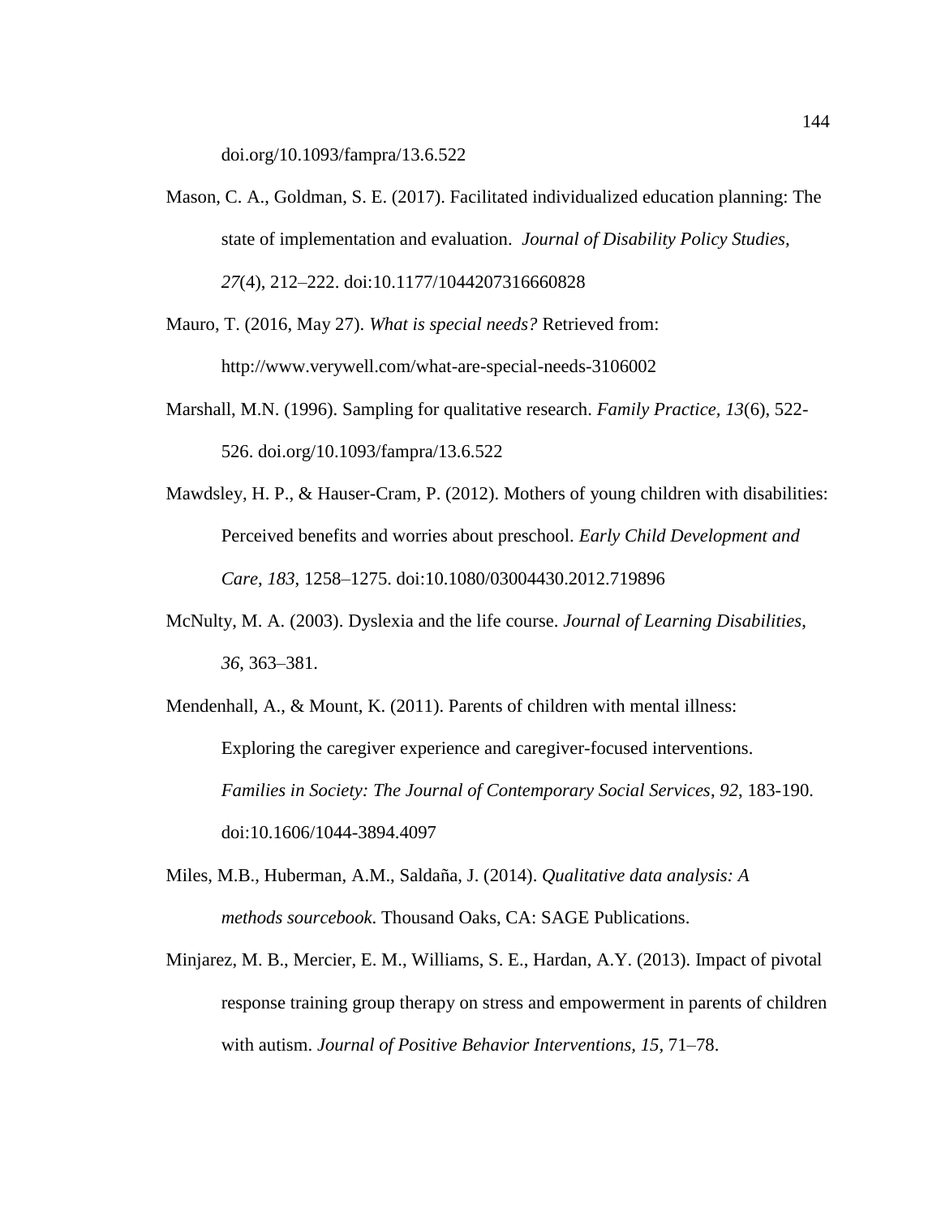doi.org/10.1093/fampra/13.6.522

Mason, C. A., Goldman, S. E. (2017). Facilitated individualized education planning: The state of implementation and evaluation. *Journal of Disability Policy Studies*, *27*(4), 212–222. doi:10.1177/1044207316660828

Mauro, T. (2016, May 27). *What is special needs?* Retrieved from: http://www.verywell.com/what-are-special-needs-3106002

Marshall, M.N. (1996). Sampling for qualitative research. *Family Practice*, *13*(6), 522-526. doi.org/10.1093/fampra/13.6.522

Mawdsley, H. P., & Hauser-Cram, P. (2012). Mothers of young children with disabilities: Perceived benefits and worries about preschool. *Early Child Development and Care*, *183*, 1258–1275. doi:10.1080/03004430.2012.719896

McNulty, M. A. (2003). Dyslexia and the life course. *Journal of Learning Disabilities*, *36*, 363–381.

Mendenhall, A., & Mount, K. (2011). Parents of children with mental illness: Exploring the caregiver experience and caregiver-focused interventions. *Families in Society: The Journal of Contemporary Social Services*, *92*, 183-190. doi:10.1606/1044-3894.4097

Miles, M.B., Huberman, A.M., Saldaña, J. (2014). *Qualitative data analysis: A methods sourcebook*. Thousand Oaks, CA: SAGE Publications.

Minjarez, M. B., Mercier, E. M., Williams, S. E., Hardan, A.Y. (2013). Impact of pivotal response training group therapy on stress and empowerment in parents of children with autism. *Journal of Positive Behavior Interventions, 15*, 71–78.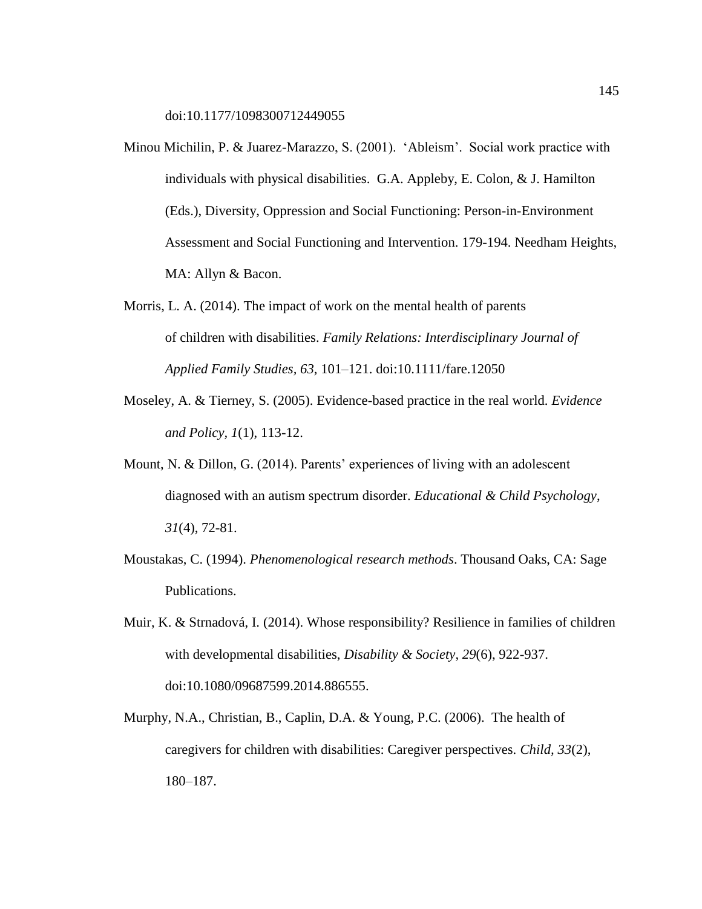doi:10.1177/1098300712449055

Minou Michilin, P. & Juarez-Marazzo, S. (2001). 'Ableism'. Social work practice with individuals with physical disabilities. G.A. Appleby, E. Colon, & J. Hamilton (Eds.), Diversity, Oppression and Social Functioning: Person-in-Environment Assessment and Social Functioning and Intervention. 179-194. Needham Heights, MA: Allyn & Bacon.

Morris, L. A. (2014). The impact of work on the mental health of parents of children with disabilities. *Family Relations: Interdisciplinary Journal of Applied Family Studies, 63*, 101–121. doi:10.1111/fare.12050

Moseley, A. & Tierney, S. (2005). Evidence-based practice in the real world. *Evidence and Policy, 1*(1), 113-12.

Mount, N. & Dillon, G. (2014). Parents' experiences of living with an adolescent diagnosed with an autism spectrum disorder. *Educational & Child Psychology, 31*(4), 72-81.

Moustakas, C. (1994). *Phenomenological research methods*. Thousand Oaks, CA: Sage Publications.

Muir, K. & Strnadová, I. (2014). Whose responsibility? Resilience in families of children with developmental disabilities, *Disability & Society, 29*(6), 922-937. doi:10.1080/09687599.2014.886555.

Murphy, N.A., Christian, B., Caplin, D.A. & Young, P.C. (2006). The health of caregivers for children with disabilities: Caregiver perspectives. *Child, 33*(2), 180–187.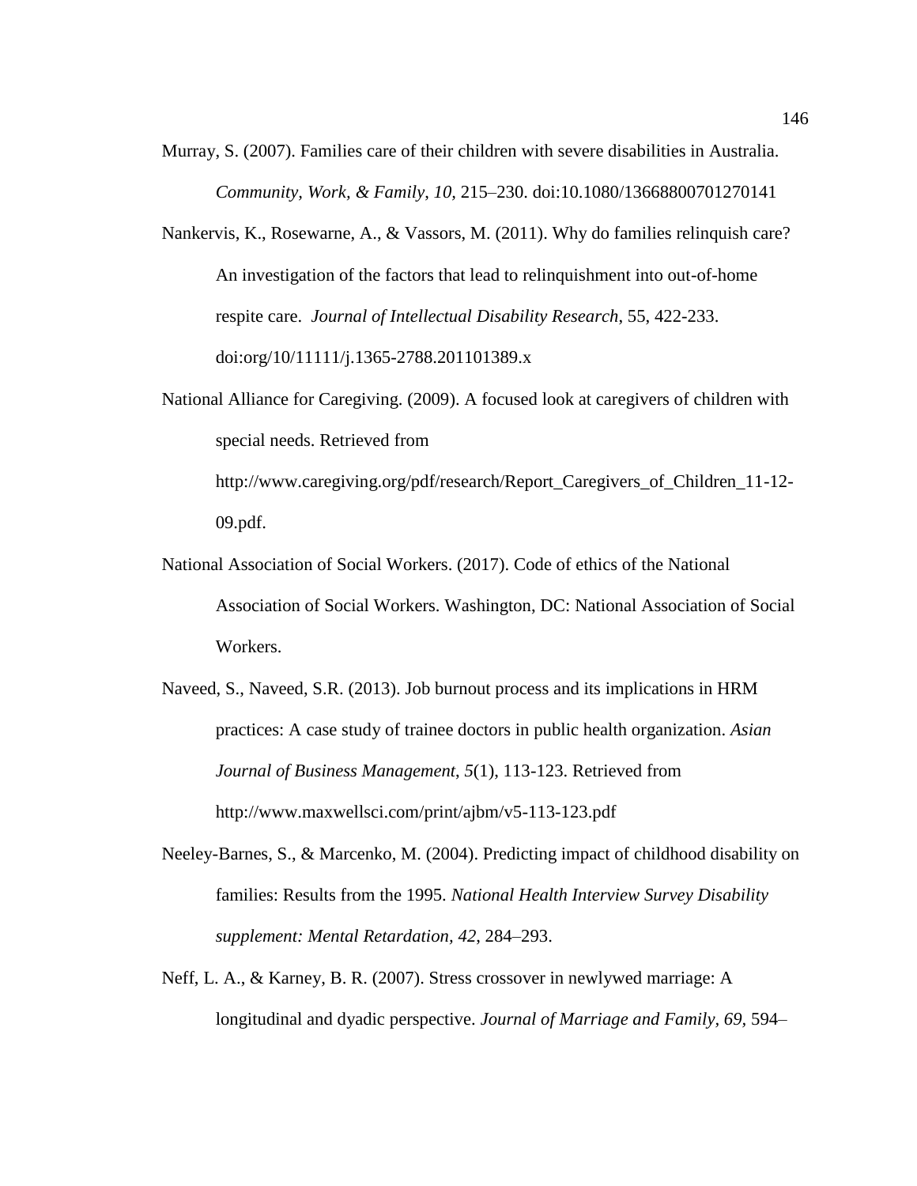Murray, S. (2007). Families care of their children with severe disabilities in Australia. *Community, Work, & Family*, *10*, 215–230. doi:10.1080/13668800701270141

Nankervis, K., Rosewarne, A., & Vassors, M. (2011). Why do families relinquish care? An investigation of the factors that lead to relinquishment into out-of-home respite care. *Journal of Intellectual Disability Research*, 55, 422-233. doi:org/10/11111/j.1365-2788.201101389.x

National Alliance for Caregiving. (2009). A focused look at caregivers of children with special needs. Retrieved from http://www.caregiving.org/pdf/research/Report_Caregivers_of_Children_11-12-09.pdf.

National Association of Social Workers. (2017). Code of ethics of the National Association of Social Workers. Washington, DC: National Association of Social Workers.

Naveed, S., Naveed, S.R. (2013). Job burnout process and its implications in HRM practices: A case study of trainee doctors in public health organization. *Asian Journal of Business Management*, *5*(1), 113-123. Retrieved from http://www.maxwellsci.com/print/ajbm/v5-113-123.pdf

Neeley-Barnes, S., & Marcenko, M. (2004). Predicting impact of childhood disability on families: Results from the 1995. *National Health Interview Survey Disability supplement: Mental Retardation*, *42*, 284–293.

Neff, L. A., & Karney, B. R. (2007). Stress crossover in newlywed marriage: A longitudinal and dyadic perspective. *Journal of Marriage and Family, 69*, 594–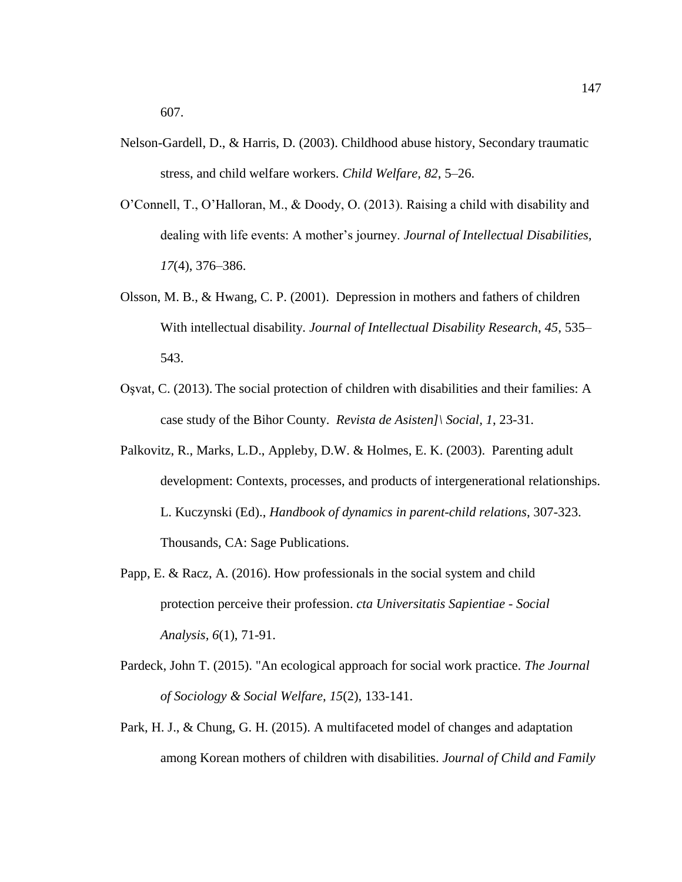607.

Nelson-Gardell, D., & Harris, D. (2003). Childhood abuse history, Secondary traumatic stress, and child welfare workers. *Child Welfare, 82*, 5–26.

O'Connell, T., O'Halloran, M., & Doody, O. (2013). Raising a child with disability and dealing with life events: A mother's journey. *Journal of Intellectual Disabilities, 17*(4), 376–386.

Olsson, M. B., & Hwang, C. P. (2001). Depression in mothers and fathers of children With intellectual disability. *Journal of Intellectual Disability Research*, *45*, 535–543.

Oşvat, C. (2013). The social protection of children with disabilities and their families: A case study of the Bihor County. *Revista de Asisten]\ Social*, *1*, 23-31.

Palkovitz, R., Marks, L.D., Appleby, D.W. & Holmes, E. K. (2003). Parenting adult development: Contexts, processes, and products of intergenerational relationships. L. Kuczynski (Ed)., *Handbook of dynamics in parent-child relations*, 307-323. Thousands, CA: Sage Publications.

Papp, E. & Racz, A. (2016). How professionals in the social system and child protection perceive their profession. *cta Universitatis Sapientiae - Social Analysis*, *6*(1), 71-91.

Pardeck, John T. (2015). "An ecological approach for social work practice. *The Journal of Sociology & Social Welfare*, *15*(2), 133-141.

Park, H. J., & Chung, G. H. (2015). A multifaceted model of changes and adaptation among Korean mothers of children with disabilities. *Journal of Child and Family*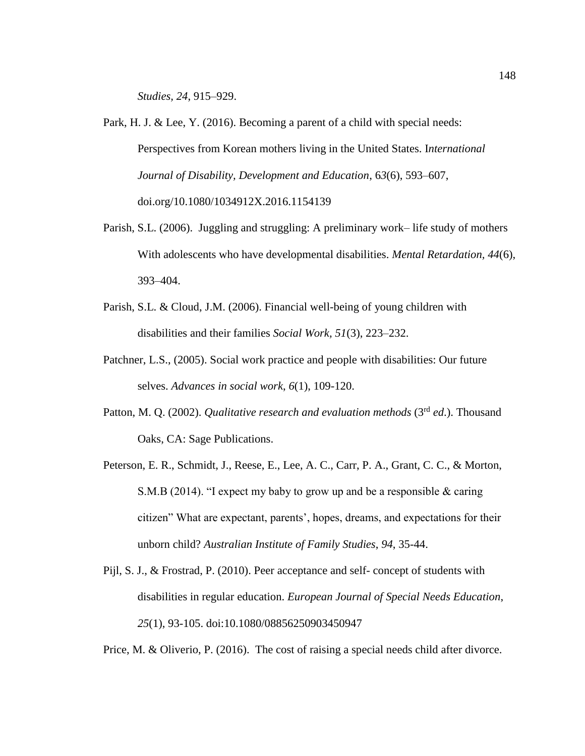*Studies, 24*, 915–929.

Park, H. J. & Lee, Y. (2016). Becoming a parent of a child with special needs: Perspectives from Korean mothers living in the United States. I*nternational Journal of Disability, Development and Education*, 6*3*(6), 593–607, doi.org/10.1080/1034912X.2016.1154139

Parish, S.L. (2006). Juggling and struggling: A preliminary work– life study of mothers With adolescents who have developmental disabilities. *Mental Retardation, 44*(6), 393–404.

Parish, S.L. & Cloud, J.M. (2006). Financial well-being of young children with disabilities and their families *Social Work, 51*(3), 223–232.

Patchner, L.S., (2005). Social work practice and people with disabilities: Our future selves. *Advances in social work*, *6*(1), 109-120.

Patton, M. Q. (2002). *Qualitative research and evaluation methods* (3rd *ed*.). Thousand Oaks, CA: Sage Publications.

Peterson, E. R., Schmidt, J., Reese, E., Lee, A. C., Carr, P. A., Grant, C. C., & Morton, S.M.B (2014). "I expect my baby to grow up and be a responsible & caring citizen" What are expectant, parents', hopes, dreams, and expectations for their unborn child? *Australian Institute of Family Studies*, *94*, 35-44.

Pijl, S. J., & Frostrad, P. (2010). Peer acceptance and self- concept of students with disabilities in regular education. *European Journal of Special Needs Education*, *25*(1), 93-105. doi:10.1080/08856250903450947

Price, M. & Oliverio, P. (2016). The cost of raising a special needs child after divorce.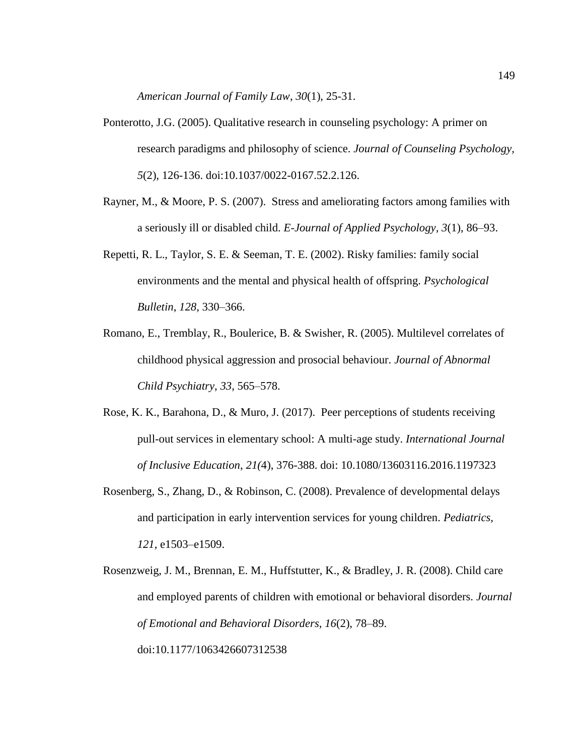*American Journal of Family Law*, *30*(1), 25-31.

Ponterotto, J.G. (2005). Qualitative research in counseling psychology: A primer on research paradigms and philosophy of science. *Journal of Counseling Psychology, 5*(2), 126-136. doi:10.1037/0022-0167.52.2.126.

Rayner, M., & Moore, P. S. (2007). Stress and ameliorating factors among families with a seriously ill or disabled child. *E-Journal of Applied Psychology*, *3*(1), 86–93.

Repetti, R. L., Taylor, S. E. & Seeman, T. E. (2002). Risky families: family social environments and the mental and physical health of offspring. *Psychological Bulletin*, *128*, 330–366.

Romano, E., Tremblay, R., Boulerice, B. & Swisher, R. (2005). Multilevel correlates of childhood physical aggression and prosocial behaviour. *Journal of Abnormal Child Psychiatry*, *33*, 565–578.

Rose, K. K., Barahona, D., & Muro, J. (2017). Peer perceptions of students receiving pull-out services in elementary school: A multi-age study. *International Journal of Inclusive Education*, *21(*4), 376-388. doi: 10.1080/13603116.2016.1197323

Rosenberg, S., Zhang, D., & Robinson, C. (2008). Prevalence of developmental delays and participation in early intervention services for young children. *Pediatrics*, *121*, e1503–e1509.

Rosenzweig, J. M., Brennan, E. M., Huffstutter, K., & Bradley, J. R. (2008). Child care and employed parents of children with emotional or behavioral disorders. *Journal of Emotional and Behavioral Disorders*, *16*(2), 78–89. doi:10.1177/1063426607312538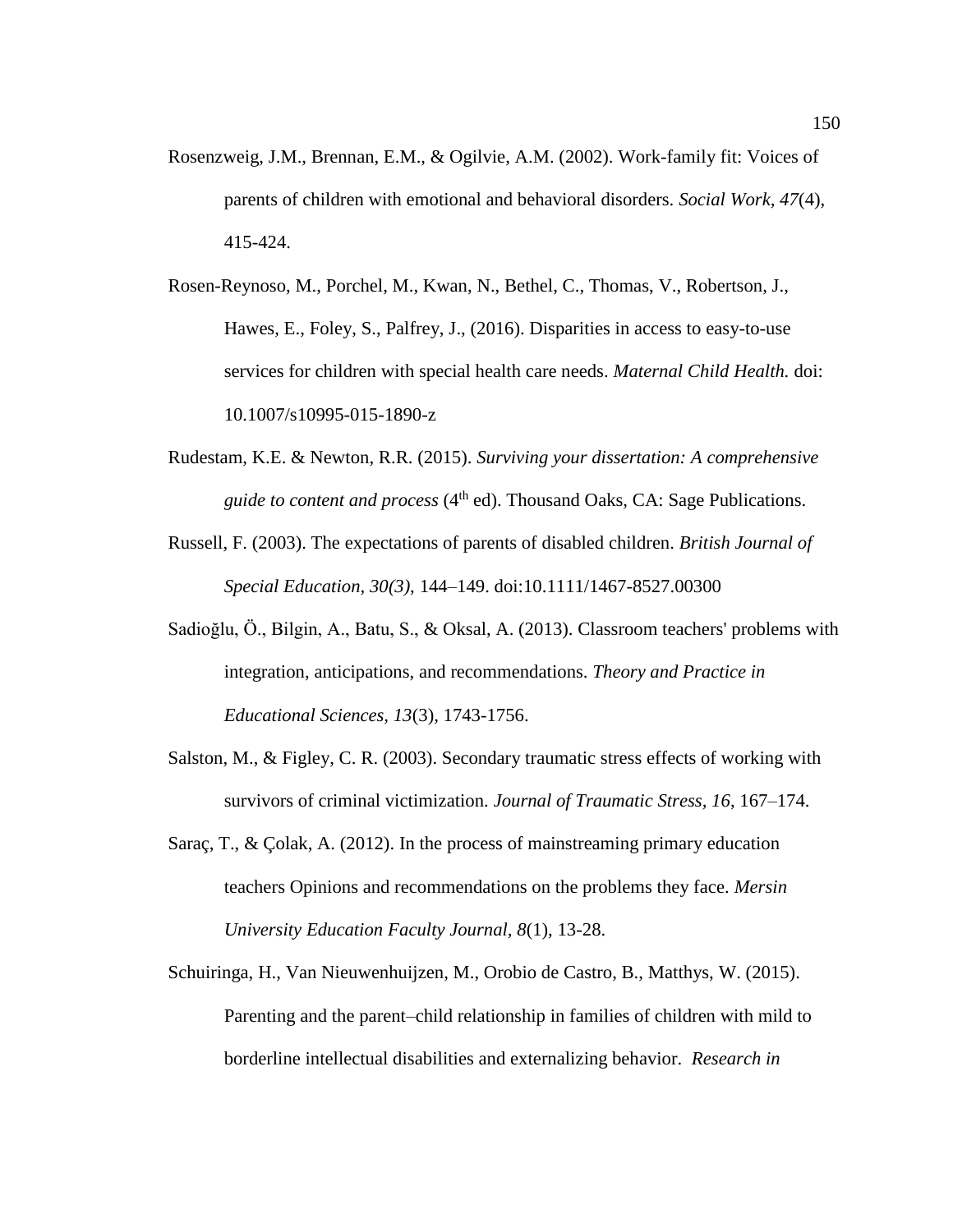Rosenzweig, J.M., Brennan, E.M., & Ogilvie, A.M. (2002). Work-family fit: Voices of parents of children with emotional and behavioral disorders. *Social Work*, *47*(4), 415-424.

Rosen-Reynoso, M., Porchel, M., Kwan, N., Bethel, C., Thomas, V., Robertson, J., Hawes, E., Foley, S., Palfrey, J., (2016). Disparities in access to easy-to-use services for children with special health care needs. *Maternal Child Health.* doi: 10.1007/s10995-015-1890-z

Rudestam, K.E. & Newton, R.R. (2015). *Surviving your dissertation: A comprehensive guide to content and process* (4th ed). Thousand Oaks, CA: Sage Publications.

Russell, F. (2003). The expectations of parents of disabled children. *British Journal of Special Education, 30(3),* 144–149. doi:10.1111/1467-8527.00300

Sadioğlu, Ö., Bilgin, A., Batu, S., & Oksal, A. (2013). Classroom teachers' problems with integration, anticipations, and recommendations. *Theory and Practice in Educational Sciences, 13*(3), 1743-1756.

Salston, M., & Figley, C. R. (2003). Secondary traumatic stress effects of working with survivors of criminal victimization. *Journal of Traumatic Stress, 16*, 167–174.

Saraç, T., & Çolak, A. (2012). In the process of mainstreaming primary education teachers Opinions and recommendations on the problems they face. *Mersin University Education Faculty Journal, 8*(1), 13-28.

Schuiringa, H., Van Nieuwenhuijzen, M., Orobio de Castro, B., Matthys, W. (2015). Parenting and the parent–child relationship in families of children with mild to borderline intellectual disabilities and externalizing behavior. *Research in*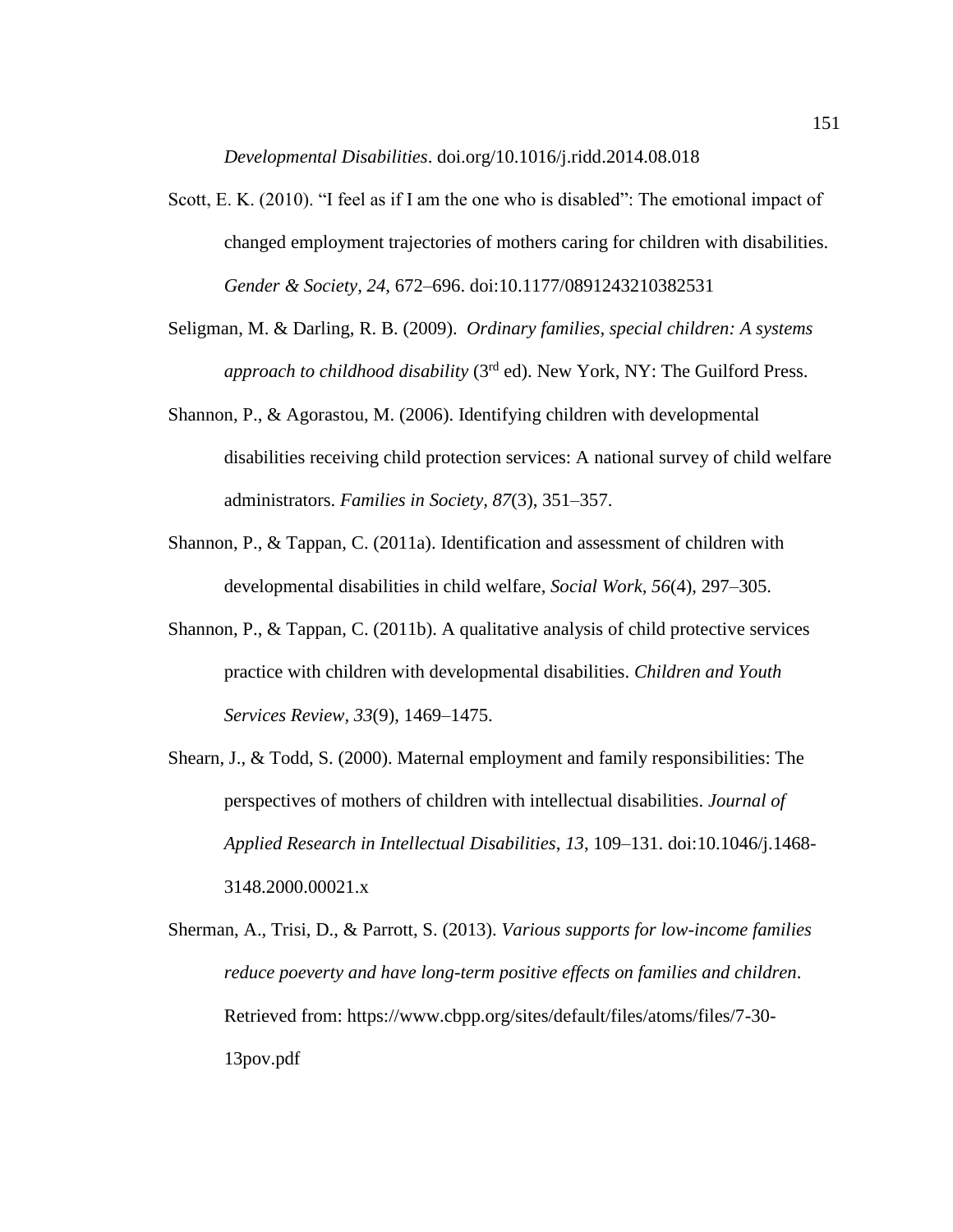*Developmental Disabilities*. doi.org/10.1016/j.ridd.2014.08.018

Scott, E. K. (2010). "I feel as if I am the one who is disabled": The emotional impact of changed employment trajectories of mothers caring for children with disabilities. *Gender & Society*, *24*, 672–696. doi:10.1177/0891243210382531

Seligman, M. & Darling, R. B. (2009). *Ordinary families, special children: A systems approach to childhood disability* (3rd ed). New York, NY: The Guilford Press.

Shannon, P., & Agorastou, M. (2006). Identifying children with developmental disabilities receiving child protection services: A national survey of child welfare administrators. *Families in Society, 87*(3), 351–357.

Shannon, P., & Tappan, C. (2011a). Identification and assessment of children with developmental disabilities in child welfare, *Social Work, 56*(4), 297–305.

Shannon, P., & Tappan, C. (2011b). A qualitative analysis of child protective services practice with children with developmental disabilities. *Children and Youth Services Review*, *33*(9), 1469–1475.

Shearn, J., & Todd, S. (2000). Maternal employment and family responsibilities: The perspectives of mothers of children with intellectual disabilities. *Journal of Applied Research in Intellectual Disabilities*, *13*, 109–131. doi:10.1046/j.1468-3148.2000.00021.x

Sherman, A., Trisi, D., & Parrott, S. (2013). *Various supports for low-income families reduce poeverty and have long-term positive effects on families and children*. Retrieved from: https://www.cbpp.org/sites/default/files/atoms/files/7-30-13pov.pdf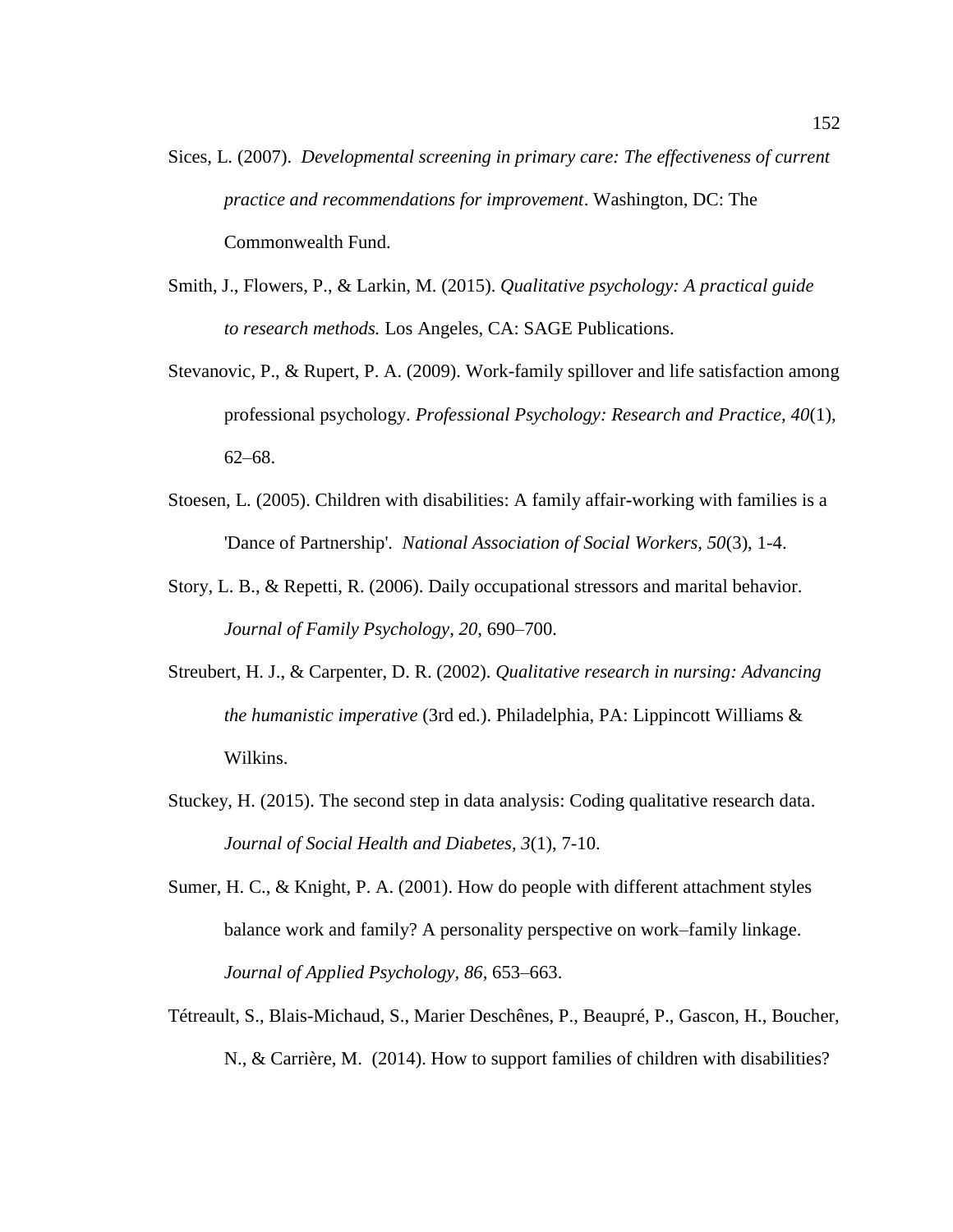Sices, L. (2007). *Developmental screening in primary care: The effectiveness of current practice and recommendations for improvement*. Washington, DC: The Commonwealth Fund.

Smith, J., Flowers, P., & Larkin, M. (2015). *Qualitative psychology: A practical guide to research methods.* Los Angeles, CA: SAGE Publications.

Stevanovic, P., & Rupert, P. A. (2009). Work-family spillover and life satisfaction among professional psychology. *Professional Psychology: Research and Practice, 40*(1), 62–68.

Stoesen, L. (2005). Children with disabilities: A family affair-working with families is a 'Dance of Partnership'. *National Association of Social Workers, 50*(3), 1-4.

Story, L. B., & Repetti, R. (2006). Daily occupational stressors and marital behavior. *Journal of Family Psychology, 20*, 690–700.

Streubert, H. J., & Carpenter, D. R. (2002). *Qualitative research in nursing: Advancing the humanistic imperative* (3rd ed.). Philadelphia, PA: Lippincott Williams & Wilkins.

Stuckey, H. (2015). The second step in data analysis: Coding qualitative research data. *Journal of Social Health and Diabetes, 3*(1), 7-10.

Sumer, H. C., & Knight, P. A. (2001). How do people with different attachment styles balance work and family? A personality perspective on work–family linkage. *Journal of Applied Psychology, 86*, 653–663.

Tétreault, S., Blais-Michaud, S., Marier Deschênes, P., Beaupré, P., Gascon, H., Boucher, N., & Carrière, M. (2014). How to support families of children with disabilities?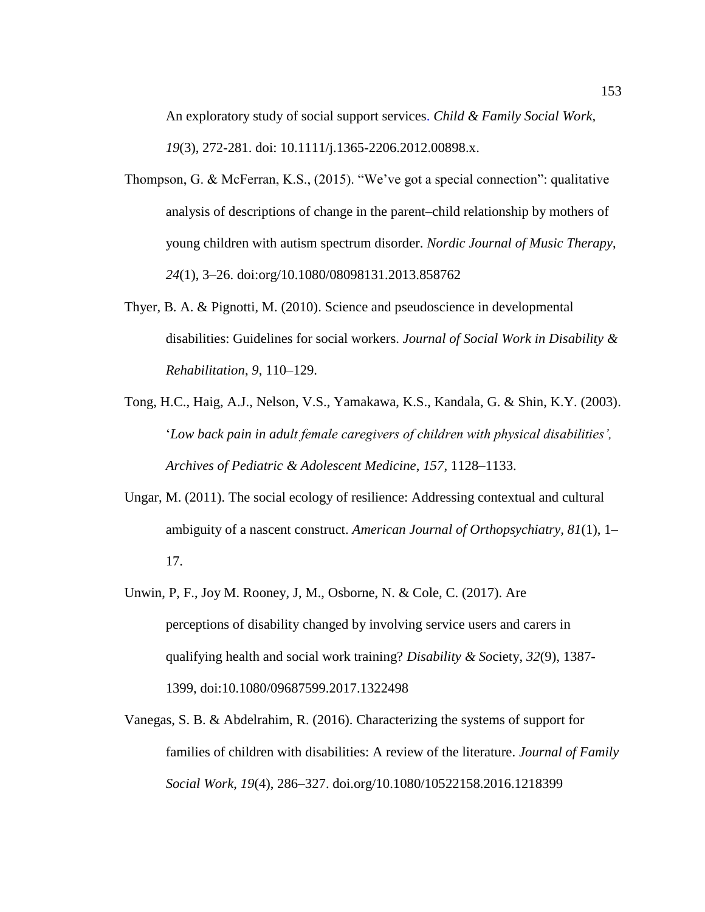An exploratory study of social support services. *Child & Family Social Work*, *19*(3), 272-281. doi: 10.1111/j.1365-2206.2012.00898.x.

Thompson, G. & McFerran, K.S., (2015). "We've got a special connection": qualitative analysis of descriptions of change in the parent–child relationship by mothers of young children with autism spectrum disorder. *Nordic Journal of Music Therapy*, *24*(1), 3–26. doi:org/10.1080/08098131.2013.858762

Thyer, B. A. & Pignotti, M. (2010). Science and pseudoscience in developmental disabilities: Guidelines for social workers. *Journal of Social Work in Disability & Rehabilitation*, *9*, 110–129.

Tong, H.C., Haig, A.J., Nelson, V.S., Yamakawa, K.S., Kandala, G. & Shin, K.Y. (2003). '*Low back pain in adult female caregivers of children with physical disabilities', Archives of Pediatric & Adolescent Medicine*, *157*, 1128–1133.

Ungar, M. (2011). The social ecology of resilience: Addressing contextual and cultural ambiguity of a nascent construct. *American Journal of Orthopsychiatry, 81*(1), 1–17.

Unwin, P, F., Joy M. Rooney, J, M., Osborne, N. & Cole, C. (2017). Are perceptions of disability changed by involving service users and carers in qualifying health and social work training? *Disability & So*ciety, *32*(9), 1387-1399, doi:10.1080/09687599.2017.1322498

Vanegas, S. B. & Abdelrahim, R. (2016). Characterizing the systems of support for families of children with disabilities: A review of the literature. *Journal of Family Social Work*, *19*(4), 286–327. doi.org/10.1080/10522158.2016.1218399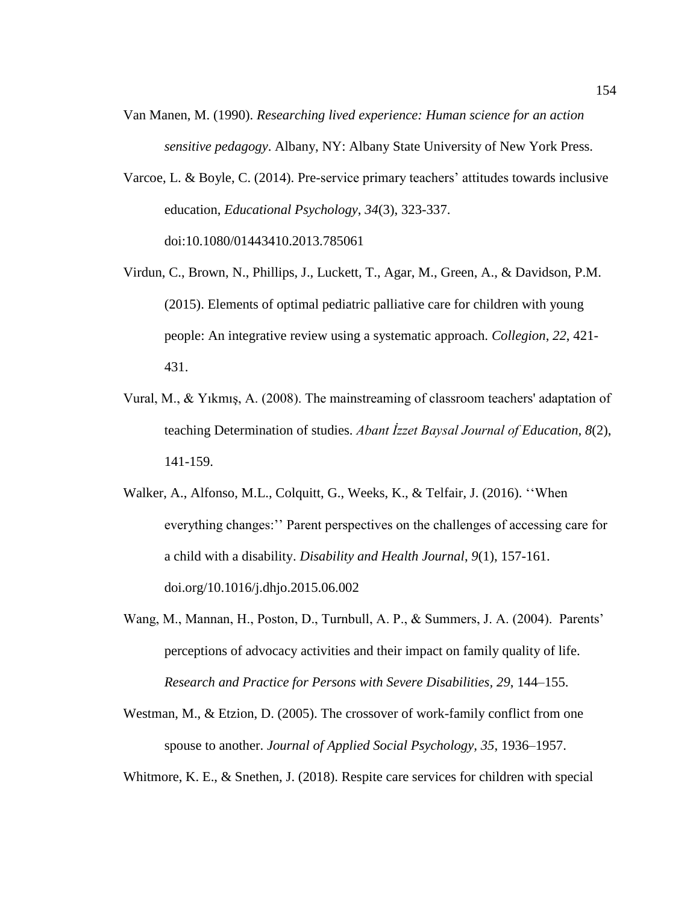Van Manen, M. (1990). *Researching lived experience: Human science for an action sensitive pedagogy*. Albany, NY: Albany State University of New York Press.

Varcoe, L. & Boyle, C. (2014). Pre-service primary teachers' attitudes towards inclusive education, *Educational Psychology*, *34*(3), 323-337. doi:10.1080/01443410.2013.785061

Virdun, C., Brown, N., Phillips, J., Luckett, T., Agar, M., Green, A., & Davidson, P.M. (2015). Elements of optimal pediatric palliative care for children with young people: An integrative review using a systematic approach. *Collegion*, *22*, 421-431.

Vural, M., & Yıkmış, A. (2008). The mainstreaming of classroom teachers' adaptation of teaching Determination of studies. *Abant İzzet Baysal Journal of Education*, *8*(2), 141-159.

Walker, A., Alfonso, M.L., Colquitt, G., Weeks, K., & Telfair, J. (2016). ''When everything changes:'' Parent perspectives on the challenges of accessing care for a child with a disability. *Disability and Health Journal*, *9*(1), 157-161. doi.org/10.1016/j.dhjo.2015.06.002

Wang, M., Mannan, H., Poston, D., Turnbull, A. P., & Summers, J. A. (2004). Parents' perceptions of advocacy activities and their impact on family quality of life. *Research and Practice for Persons with Severe Disabilities, 29*, 144–155.

Westman, M., & Etzion, D. (2005). The crossover of work-family conflict from one spouse to another. *Journal of Applied Social Psychology, 35*, 1936–1957.

Whitmore, K. E., & Snethen, J. (2018). Respite care services for children with special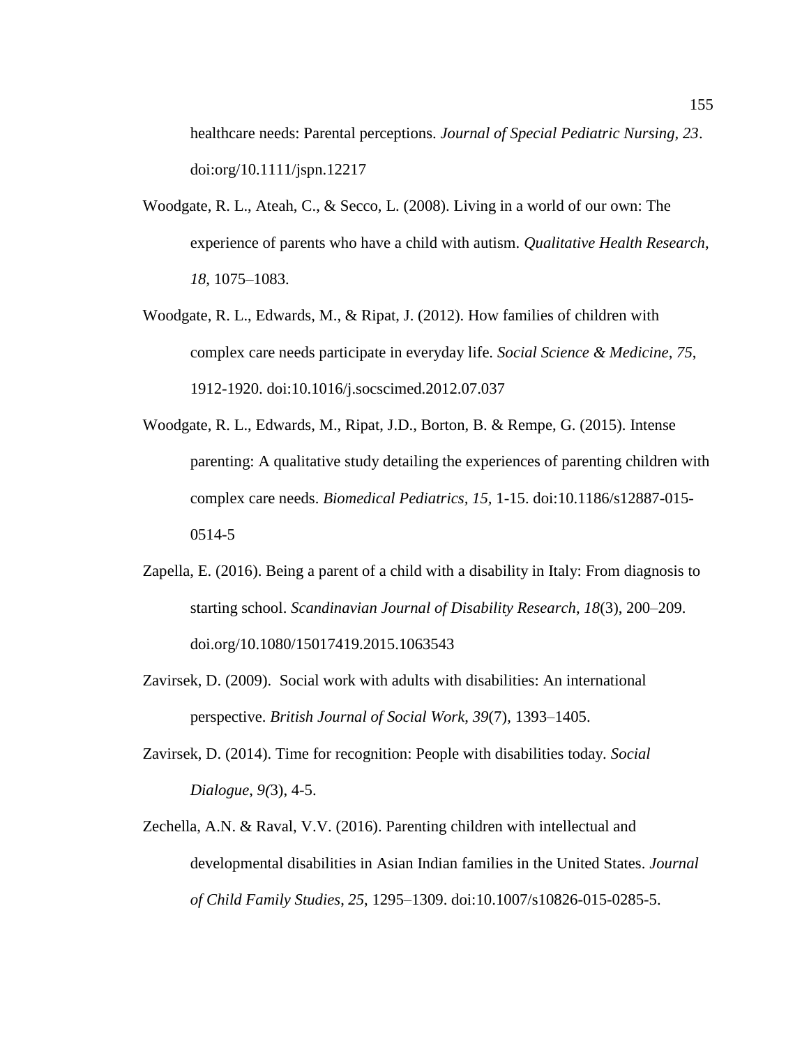healthcare needs: Parental perceptions. *Journal of Special Pediatric Nursing*, *23*. doi:org/10.1111/jspn.12217

Woodgate, R. L., Ateah, C., & Secco, L. (2008). Living in a world of our own: The experience of parents who have a child with autism. *Qualitative Health Research*, *18*, 1075–1083.

Woodgate, R. L., Edwards, M., & Ripat, J. (2012). How families of children with complex care needs participate in everyday life. *Social Science & Medicine*, *75*, 1912-1920. doi:10.1016/j.socscimed.2012.07.037

Woodgate, R. L., Edwards, M., Ripat, J.D., Borton, B. & Rempe, G. (2015). Intense parenting: A qualitative study detailing the experiences of parenting children with complex care needs. *Biomedical Pediatrics*, *15*, 1-15. doi:10.1186/s12887-015-0514-5

Zapella, E. (2016). Being a parent of a child with a disability in Italy: From diagnosis to starting school. *Scandinavian Journal of Disability Research*, *18*(3), 200–209. doi.org/10.1080/15017419.2015.1063543

Zavirsek, D. (2009). Social work with adults with disabilities: An international perspective. *British Journal of Social Work*, *39*(7), 1393–1405.

Zavirsek, D. (2014). Time for recognition: People with disabilities today. *Social Dialogue*, *9(*3), 4-5.

Zechella, A.N. & Raval, V.V. (2016). Parenting children with intellectual and developmental disabilities in Asian Indian families in the United States. *Journal of Child Family Studies*, *25*, 1295–1309. doi:10.1007/s10826-015-0285-5.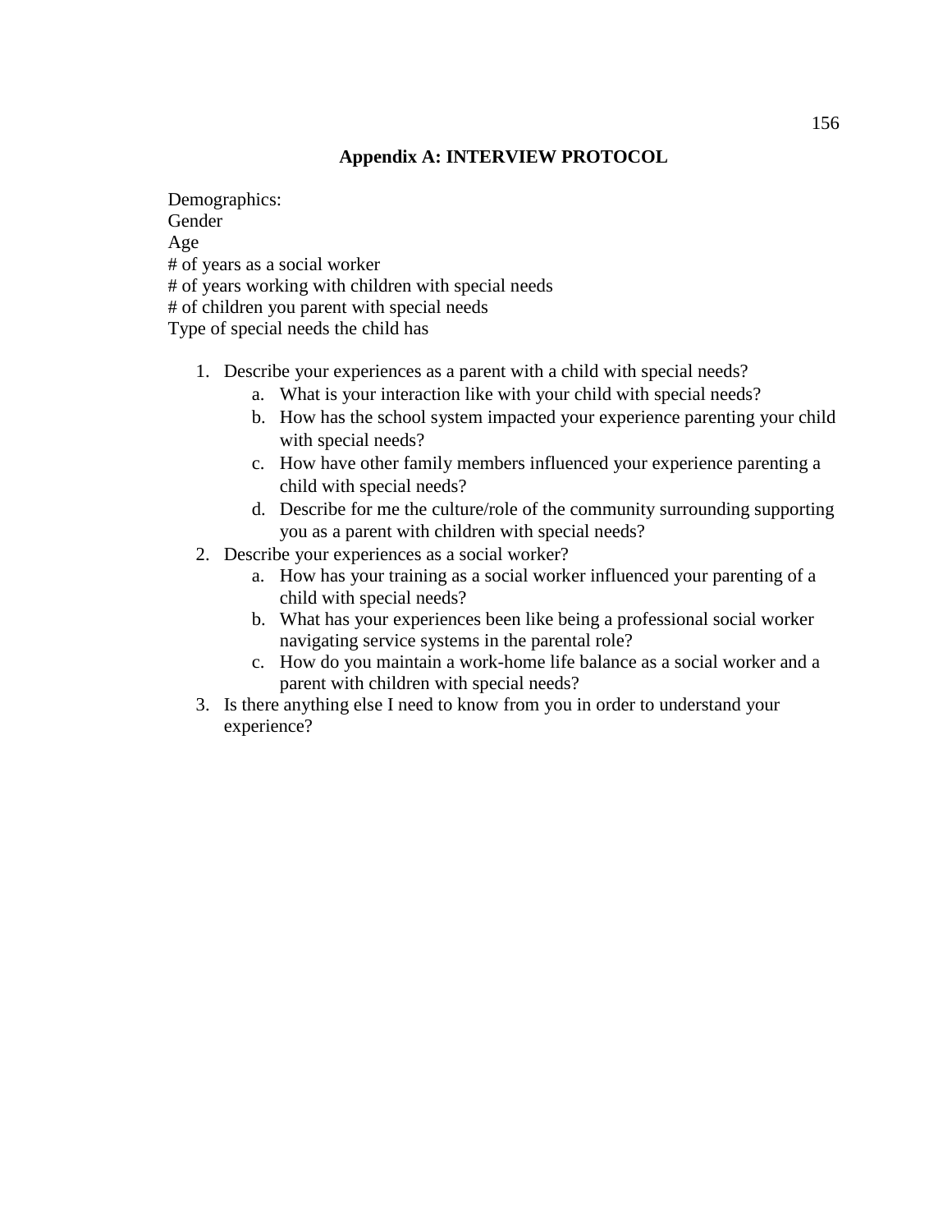## Appendix A: INTERVIEW PROTOCOL

Demographics:
Gender
Age
# of years as a social worker
# of years working with children with special needs
# of children you parent with special needs
Type of special needs the child has

1. Describe your experiences as a parent with a child with special needs?
    a. What is your interaction like with your child with special needs?
    b. How has the school system impacted your experience parenting your child with special needs?
    c. How have other family members influenced your experience parenting a child with special needs?
    d. Describe for me the culture/role of the community surrounding supporting you as a parent with children with special needs?
2. Describe your experiences as a social worker?
    a. How has your training as a social worker influenced your parenting of a child with special needs?
    b. What has your experiences been like being a professional social worker navigating service systems in the parental role?
    c. How do you maintain a work-home life balance as a social worker and a parent with children with special needs?
3. Is there anything else I need to know from you in order to understand your experience?